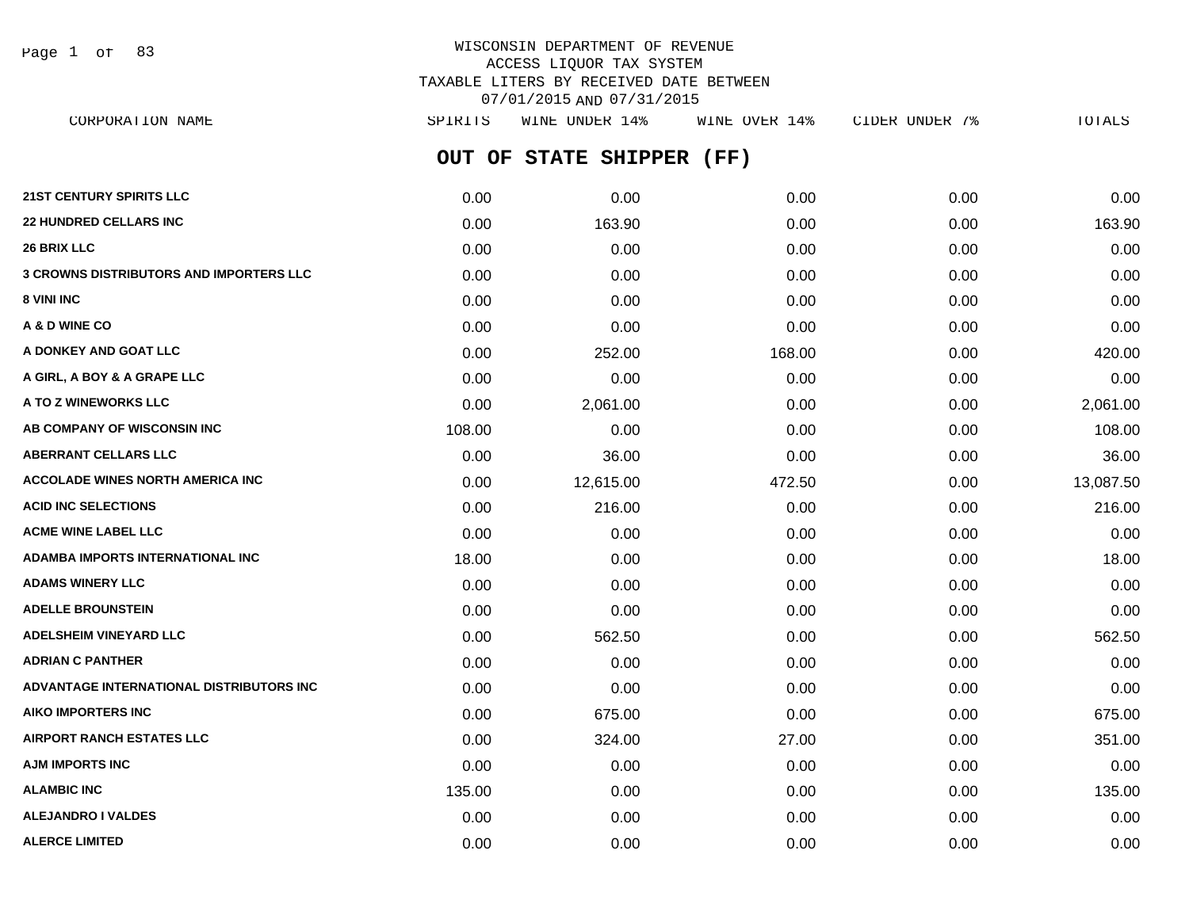WISCONSIN DEPARTMENT OF REVENUE
ACCESS LIQUOR TAX SYSTEM
TAXABLE LITERS BY RECEIVED DATE BETWEEN
07/01/2015 AND 07/31/2015

## OUT OF STATE SHIPPER (FF)

| CORPORATION NAME | SPIRITS | WINE UNDER 14% | WINE OVER 14% | CIDER UNDER 7% | TOTALS |
|---|---|---|---|---|---|
| 21ST CENTURY SPIRITS LLC | 0.00 | 0.00 | 0.00 | 0.00 | 0.00 |
| 22 HUNDRED CELLARS INC | 0.00 | 163.90 | 0.00 | 0.00 | 163.90 |
| 26 BRIX LLC | 0.00 | 0.00 | 0.00 | 0.00 | 0.00 |
| 3 CROWNS DISTRIBUTORS AND IMPORTERS LLC | 0.00 | 0.00 | 0.00 | 0.00 | 0.00 |
| 8 VINI INC | 0.00 | 0.00 | 0.00 | 0.00 | 0.00 |
| A & D WINE CO | 0.00 | 0.00 | 0.00 | 0.00 | 0.00 |
| A DONKEY AND GOAT LLC | 0.00 | 252.00 | 168.00 | 0.00 | 420.00 |
| A GIRL, A BOY & A GRAPE LLC | 0.00 | 0.00 | 0.00 | 0.00 | 0.00 |
| A TO Z WINEWORKS LLC | 0.00 | 2,061.00 | 0.00 | 0.00 | 2,061.00 |
| AB COMPANY OF WISCONSIN INC | 108.00 | 0.00 | 0.00 | 0.00 | 108.00 |
| ABERRANT CELLARS LLC | 0.00 | 36.00 | 0.00 | 0.00 | 36.00 |
| ACCOLADE WINES NORTH AMERICA INC | 0.00 | 12,615.00 | 472.50 | 0.00 | 13,087.50 |
| ACID INC SELECTIONS | 0.00 | 216.00 | 0.00 | 0.00 | 216.00 |
| ACME WINE LABEL LLC | 0.00 | 0.00 | 0.00 | 0.00 | 0.00 |
| ADAMBA IMPORTS INTERNATIONAL INC | 18.00 | 0.00 | 0.00 | 0.00 | 18.00 |
| ADAMS WINERY LLC | 0.00 | 0.00 | 0.00 | 0.00 | 0.00 |
| ADELLE BROUNSTEIN | 0.00 | 0.00 | 0.00 | 0.00 | 0.00 |
| ADELSHEIM VINEYARD LLC | 0.00 | 562.50 | 0.00 | 0.00 | 562.50 |
| ADRIAN C PANTHER | 0.00 | 0.00 | 0.00 | 0.00 | 0.00 |
| ADVANTAGE INTERNATIONAL DISTRIBUTORS INC | 0.00 | 0.00 | 0.00 | 0.00 | 0.00 |
| AIKO IMPORTERS INC | 0.00 | 675.00 | 0.00 | 0.00 | 675.00 |
| AIRPORT RANCH ESTATES LLC | 0.00 | 324.00 | 27.00 | 0.00 | 351.00 |
| AJM IMPORTS INC | 0.00 | 0.00 | 0.00 | 0.00 | 0.00 |
| ALAMBIC INC | 135.00 | 0.00 | 0.00 | 0.00 | 135.00 |
| ALEJANDRO I VALDES | 0.00 | 0.00 | 0.00 | 0.00 | 0.00 |
| ALERCE LIMITED | 0.00 | 0.00 | 0.00 | 0.00 | 0.00 |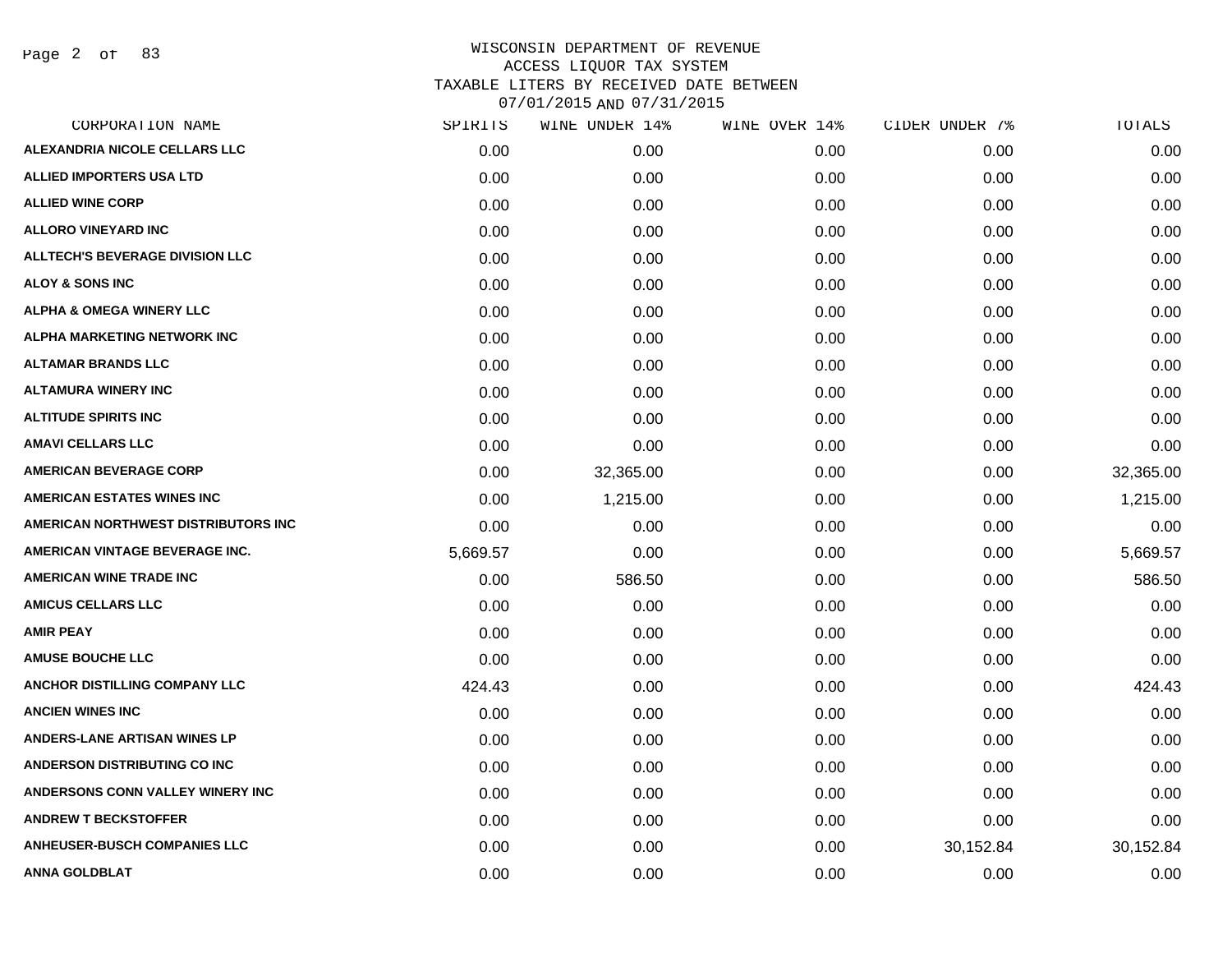# WISCONSIN DEPARTMENT OF REVENUE
## ACCESS LIQUOR TAX SYSTEM
### TAXABLE LITERS BY RECEIVED DATE BETWEEN 07/01/2015 AND 07/31/2015

| CORPORATION NAME | SPIRITS | WINE UNDER 14% | WINE OVER 14% | CIDER UNDER 7% | TOTALS |
|---|---|---|---|---|---|
| ALEXANDRIA NICOLE CELLARS LLC | 0.00 | 0.00 | 0.00 | 0.00 | 0.00 |
| ALLIED IMPORTERS USA LTD | 0.00 | 0.00 | 0.00 | 0.00 | 0.00 |
| ALLIED WINE CORP | 0.00 | 0.00 | 0.00 | 0.00 | 0.00 |
| ALLORO VINEYARD INC | 0.00 | 0.00 | 0.00 | 0.00 | 0.00 |
| ALLTECH'S BEVERAGE DIVISION LLC | 0.00 | 0.00 | 0.00 | 0.00 | 0.00 |
| ALOY & SONS INC | 0.00 | 0.00 | 0.00 | 0.00 | 0.00 |
| ALPHA & OMEGA WINERY LLC | 0.00 | 0.00 | 0.00 | 0.00 | 0.00 |
| ALPHA MARKETING NETWORK INC | 0.00 | 0.00 | 0.00 | 0.00 | 0.00 |
| ALTAMAR BRANDS LLC | 0.00 | 0.00 | 0.00 | 0.00 | 0.00 |
| ALTAMURA WINERY INC | 0.00 | 0.00 | 0.00 | 0.00 | 0.00 |
| ALTITUDE SPIRITS INC | 0.00 | 0.00 | 0.00 | 0.00 | 0.00 |
| AMAVI CELLARS LLC | 0.00 | 0.00 | 0.00 | 0.00 | 0.00 |
| AMERICAN BEVERAGE CORP | 0.00 | 32,365.00 | 0.00 | 0.00 | 32,365.00 |
| AMERICAN ESTATES WINES INC | 0.00 | 1,215.00 | 0.00 | 0.00 | 1,215.00 |
| AMERICAN NORTHWEST DISTRIBUTORS INC | 0.00 | 0.00 | 0.00 | 0.00 | 0.00 |
| AMERICAN VINTAGE BEVERAGE INC. | 5,669.57 | 0.00 | 0.00 | 0.00 | 5,669.57 |
| AMERICAN WINE TRADE INC | 0.00 | 586.50 | 0.00 | 0.00 | 586.50 |
| AMICUS CELLARS LLC | 0.00 | 0.00 | 0.00 | 0.00 | 0.00 |
| AMIR PEAY | 0.00 | 0.00 | 0.00 | 0.00 | 0.00 |
| AMUSE BOUCHE LLC | 0.00 | 0.00 | 0.00 | 0.00 | 0.00 |
| ANCHOR DISTILLING COMPANY LLC | 424.43 | 0.00 | 0.00 | 0.00 | 424.43 |
| ANCIEN WINES INC | 0.00 | 0.00 | 0.00 | 0.00 | 0.00 |
| ANDERS-LANE ARTISAN WINES LP | 0.00 | 0.00 | 0.00 | 0.00 | 0.00 |
| ANDERSON DISTRIBUTING CO INC | 0.00 | 0.00 | 0.00 | 0.00 | 0.00 |
| ANDERSONS CONN VALLEY WINERY INC | 0.00 | 0.00 | 0.00 | 0.00 | 0.00 |
| ANDREW T BECKSTOFFER | 0.00 | 0.00 | 0.00 | 0.00 | 0.00 |
| ANHEUSER-BUSCH COMPANIES LLC | 0.00 | 0.00 | 0.00 | 30,152.84 | 30,152.84 |
| ANNA GOLDBLAT | 0.00 | 0.00 | 0.00 | 0.00 | 0.00 |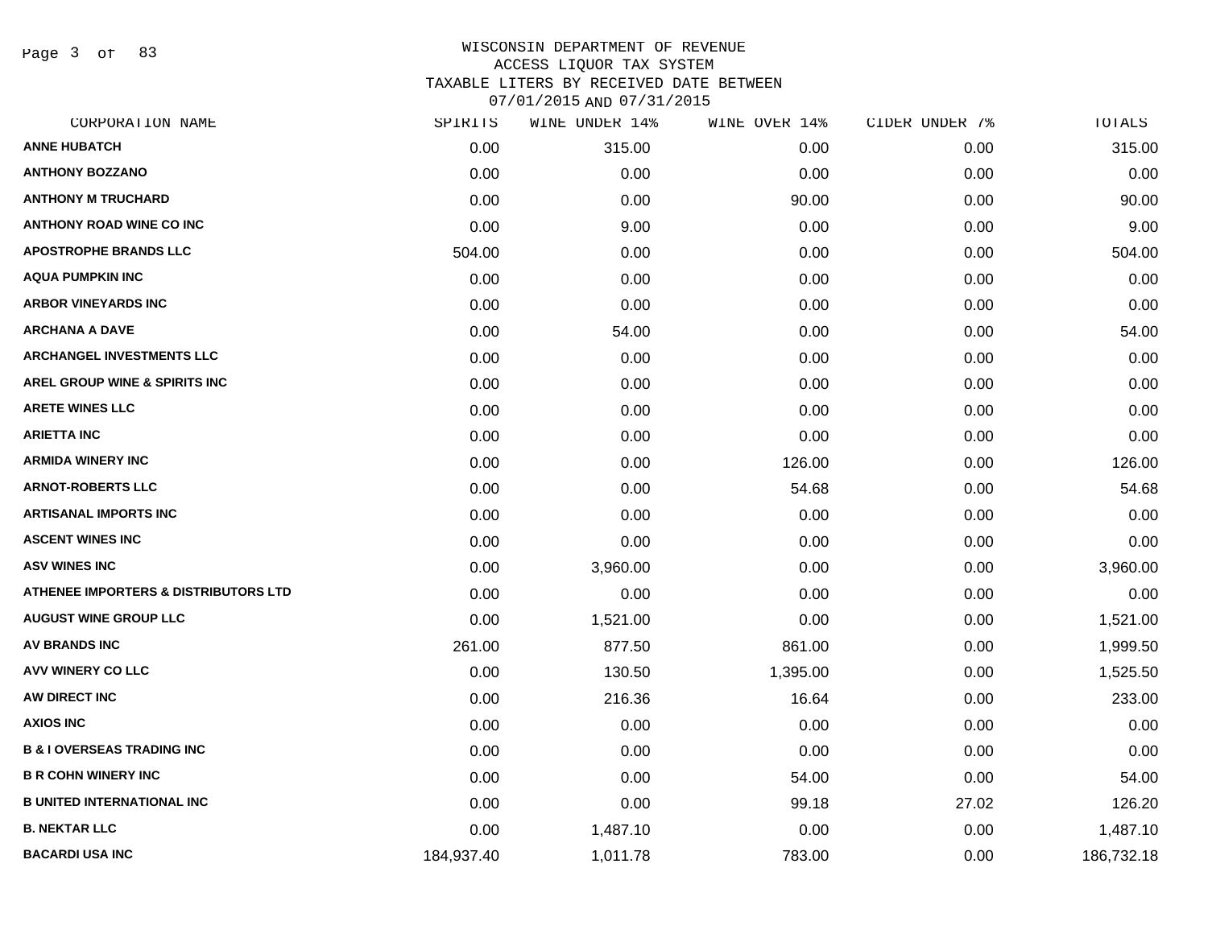# WISCONSIN DEPARTMENT OF REVENUE
## ACCESS LIQUOR TAX SYSTEM
### TAXABLE LITERS BY RECEIVED DATE BETWEEN 07/01/2015 AND 07/31/2015

| CORPORATION NAME | SPIRITS | WINE UNDER 14% | WINE OVER 14% | CIDER UNDER 7% | TOTALS |
|---|---|---|---|---|---|
| ANNE HUBATCH | 0.00 | 315.00 | 0.00 | 0.00 | 315.00 |
| ANTHONY BOZZANO | 0.00 | 0.00 | 0.00 | 0.00 | 0.00 |
| ANTHONY M TRUCHARD | 0.00 | 0.00 | 90.00 | 0.00 | 90.00 |
| ANTHONY ROAD WINE CO INC | 0.00 | 9.00 | 0.00 | 0.00 | 9.00 |
| APOSTROPHE BRANDS LLC | 504.00 | 0.00 | 0.00 | 0.00 | 504.00 |
| AQUA PUMPKIN INC | 0.00 | 0.00 | 0.00 | 0.00 | 0.00 |
| ARBOR VINEYARDS INC | 0.00 | 0.00 | 0.00 | 0.00 | 0.00 |
| ARCHANA A DAVE | 0.00 | 54.00 | 0.00 | 0.00 | 54.00 |
| ARCHANGEL INVESTMENTS LLC | 0.00 | 0.00 | 0.00 | 0.00 | 0.00 |
| AREL GROUP WINE & SPIRITS INC | 0.00 | 0.00 | 0.00 | 0.00 | 0.00 |
| ARETE WINES LLC | 0.00 | 0.00 | 0.00 | 0.00 | 0.00 |
| ARIETTA INC | 0.00 | 0.00 | 0.00 | 0.00 | 0.00 |
| ARMIDA WINERY INC | 0.00 | 0.00 | 126.00 | 0.00 | 126.00 |
| ARNOT-ROBERTS LLC | 0.00 | 0.00 | 54.68 | 0.00 | 54.68 |
| ARTISANAL IMPORTS INC | 0.00 | 0.00 | 0.00 | 0.00 | 0.00 |
| ASCENT WINES INC | 0.00 | 0.00 | 0.00 | 0.00 | 0.00 |
| ASV WINES INC | 0.00 | 3,960.00 | 0.00 | 0.00 | 3,960.00 |
| ATHENEE IMPORTERS & DISTRIBUTORS LTD | 0.00 | 0.00 | 0.00 | 0.00 | 0.00 |
| AUGUST WINE GROUP LLC | 0.00 | 1,521.00 | 0.00 | 0.00 | 1,521.00 |
| AV BRANDS INC | 261.00 | 877.50 | 861.00 | 0.00 | 1,999.50 |
| AVV WINERY CO LLC | 0.00 | 130.50 | 1,395.00 | 0.00 | 1,525.50 |
| AW DIRECT INC | 0.00 | 216.36 | 16.64 | 0.00 | 233.00 |
| AXIOS INC | 0.00 | 0.00 | 0.00 | 0.00 | 0.00 |
| B & I OVERSEAS TRADING INC | 0.00 | 0.00 | 0.00 | 0.00 | 0.00 |
| B R COHN WINERY INC | 0.00 | 0.00 | 54.00 | 0.00 | 54.00 |
| B UNITED INTERNATIONAL INC | 0.00 | 0.00 | 99.18 | 27.02 | 126.20 |
| B. NEKTAR LLC | 0.00 | 1,487.10 | 0.00 | 0.00 | 1,487.10 |
| BACARDI USA INC | 184,937.40 | 1,011.78 | 783.00 | 0.00 | 186,732.18 |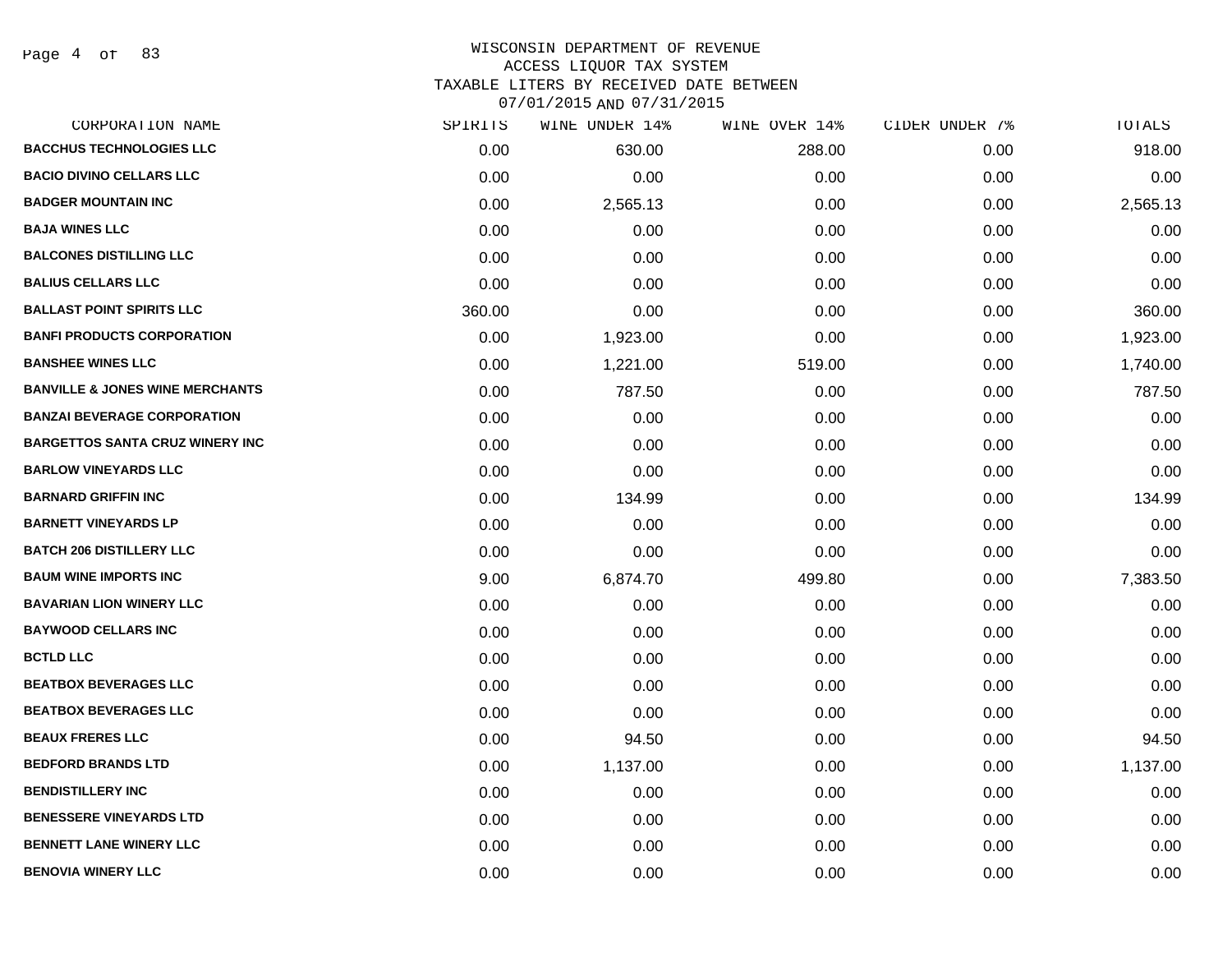# WISCONSIN DEPARTMENT OF REVENUE
## ACCESS LIQUOR TAX SYSTEM
## TAXABLE LITERS BY RECEIVED DATE BETWEEN 07/01/2015 AND 07/31/2015

| CORPORATION NAME | SPIRITS | WINE UNDER 14% | WINE OVER 14% | CIDER UNDER 7% | TOTALS |
|---|---|---|---|---|---|
| **BACCHUS TECHNOLOGIES LLC** | 0.00 | 630.00 | 288.00 | 0.00 | 918.00 |
| **BACIO DIVINO CELLARS LLC** | 0.00 | 0.00 | 0.00 | 0.00 | 0.00 |
| **BADGER MOUNTAIN INC** | 0.00 | 2,565.13 | 0.00 | 0.00 | 2,565.13 |
| **BAJA WINES LLC** | 0.00 | 0.00 | 0.00 | 0.00 | 0.00 |
| **BALCONES DISTILLING LLC** | 0.00 | 0.00 | 0.00 | 0.00 | 0.00 |
| **BALIUS CELLARS LLC** | 0.00 | 0.00 | 0.00 | 0.00 | 0.00 |
| **BALLAST POINT SPIRITS LLC** | 360.00 | 0.00 | 0.00 | 0.00 | 360.00 |
| **BANFI PRODUCTS CORPORATION** | 0.00 | 1,923.00 | 0.00 | 0.00 | 1,923.00 |
| **BANSHEE WINES LLC** | 0.00 | 1,221.00 | 519.00 | 0.00 | 1,740.00 |
| **BANVILLE & JONES WINE MERCHANTS** | 0.00 | 787.50 | 0.00 | 0.00 | 787.50 |
| **BANZAI BEVERAGE CORPORATION** | 0.00 | 0.00 | 0.00 | 0.00 | 0.00 |
| **BARGETTOS SANTA CRUZ WINERY INC** | 0.00 | 0.00 | 0.00 | 0.00 | 0.00 |
| **BARLOW VINEYARDS LLC** | 0.00 | 0.00 | 0.00 | 0.00 | 0.00 |
| **BARNARD GRIFFIN INC** | 0.00 | 134.99 | 0.00 | 0.00 | 134.99 |
| **BARNETT VINEYARDS LP** | 0.00 | 0.00 | 0.00 | 0.00 | 0.00 |
| **BATCH 206 DISTILLERY LLC** | 0.00 | 0.00 | 0.00 | 0.00 | 0.00 |
| **BAUM WINE IMPORTS INC** | 9.00 | 6,874.70 | 499.80 | 0.00 | 7,383.50 |
| **BAVARIAN LION WINERY LLC** | 0.00 | 0.00 | 0.00 | 0.00 | 0.00 |
| **BAYWOOD CELLARS INC** | 0.00 | 0.00 | 0.00 | 0.00 | 0.00 |
| **BCTLD LLC** | 0.00 | 0.00 | 0.00 | 0.00 | 0.00 |
| **BEATBOX BEVERAGES LLC** | 0.00 | 0.00 | 0.00 | 0.00 | 0.00 |
| **BEATBOX BEVERAGES LLC** | 0.00 | 0.00 | 0.00 | 0.00 | 0.00 |
| **BEAUX FRERES LLC** | 0.00 | 94.50 | 0.00 | 0.00 | 94.50 |
| **BEDFORD BRANDS LTD** | 0.00 | 1,137.00 | 0.00 | 0.00 | 1,137.00 |
| **BENDISTILLERY INC** | 0.00 | 0.00 | 0.00 | 0.00 | 0.00 |
| **BENESSERE VINEYARDS LTD** | 0.00 | 0.00 | 0.00 | 0.00 | 0.00 |
| **BENNETT LANE WINERY LLC** | 0.00 | 0.00 | 0.00 | 0.00 | 0.00 |
| **BENOVIA WINERY LLC** | 0.00 | 0.00 | 0.00 | 0.00 | 0.00 |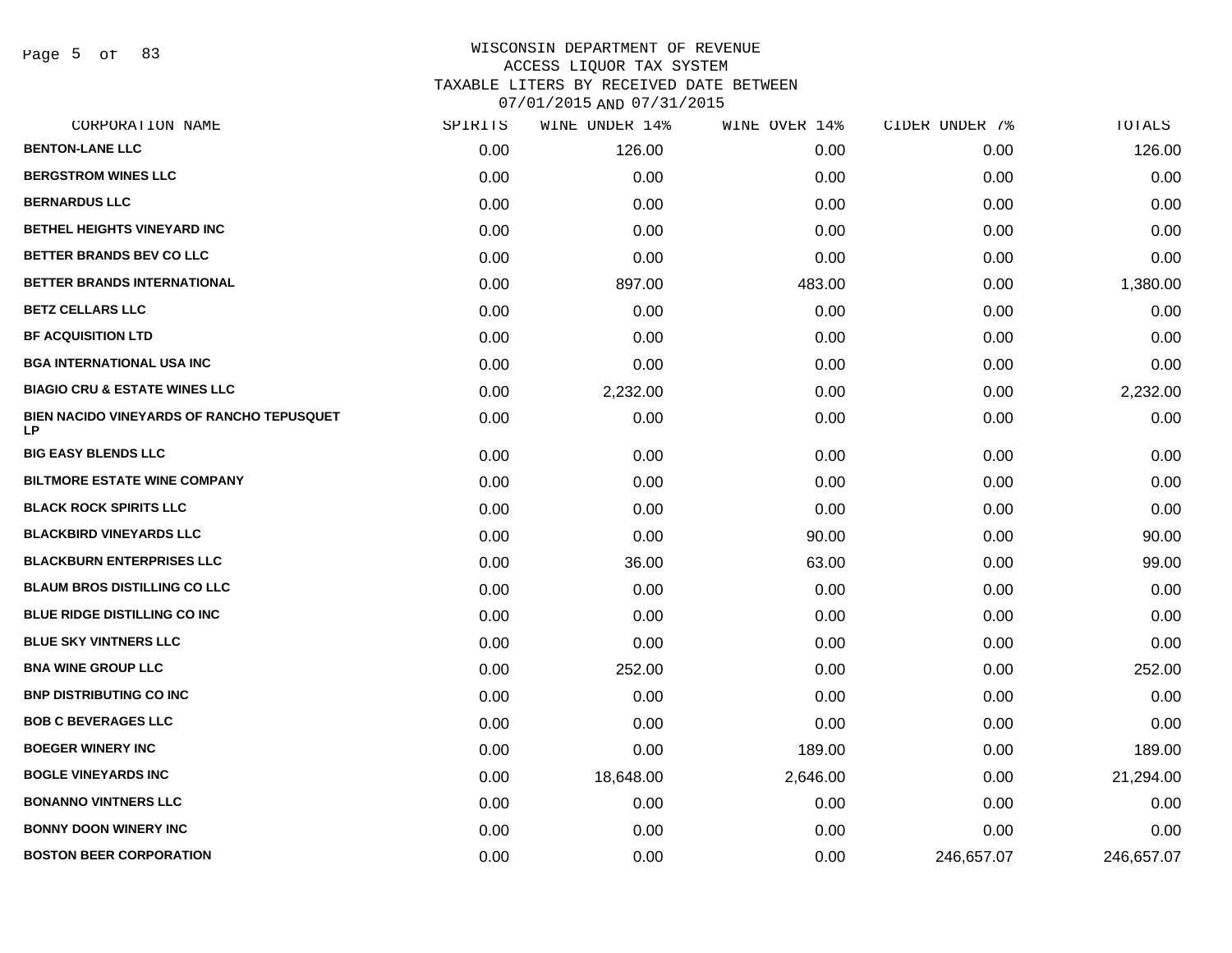# WISCONSIN DEPARTMENT OF REVENUE
## ACCESS LIQUOR TAX SYSTEM
## TAXABLE LITERS BY RECEIVED DATE BETWEEN 07/01/2015 AND 07/31/2015

| CORPORATION NAME | SPIRITS | WINE UNDER 14% | WINE OVER 14% | CIDER UNDER 7% | TOTALS |
|---|---|---|---|---|---|
| BENTON-LANE LLC | 0.00 | 126.00 | 0.00 | 0.00 | 126.00 |
| BERGSTROM WINES LLC | 0.00 | 0.00 | 0.00 | 0.00 | 0.00 |
| BERNARDUS LLC | 0.00 | 0.00 | 0.00 | 0.00 | 0.00 |
| BETHEL HEIGHTS VINEYARD INC | 0.00 | 0.00 | 0.00 | 0.00 | 0.00 |
| BETTER BRANDS BEV CO LLC | 0.00 | 0.00 | 0.00 | 0.00 | 0.00 |
| BETTER BRANDS INTERNATIONAL | 0.00 | 897.00 | 483.00 | 0.00 | 1,380.00 |
| BETZ CELLARS LLC | 0.00 | 0.00 | 0.00 | 0.00 | 0.00 |
| BF ACQUISITION LTD | 0.00 | 0.00 | 0.00 | 0.00 | 0.00 |
| BGA INTERNATIONAL USA INC | 0.00 | 0.00 | 0.00 | 0.00 | 0.00 |
| BIAGIO CRU & ESTATE WINES LLC | 0.00 | 2,232.00 | 0.00 | 0.00 | 2,232.00 |
| BIEN NACIDO VINEYARDS OF RANCHO TEPUSQUET LP | 0.00 | 0.00 | 0.00 | 0.00 | 0.00 |
| BIG EASY BLENDS LLC | 0.00 | 0.00 | 0.00 | 0.00 | 0.00 |
| BILTMORE ESTATE WINE COMPANY | 0.00 | 0.00 | 0.00 | 0.00 | 0.00 |
| BLACK ROCK SPIRITS LLC | 0.00 | 0.00 | 0.00 | 0.00 | 0.00 |
| BLACKBIRD VINEYARDS LLC | 0.00 | 0.00 | 90.00 | 0.00 | 90.00 |
| BLACKBURN ENTERPRISES LLC | 0.00 | 36.00 | 63.00 | 0.00 | 99.00 |
| BLAUM BROS DISTILLING CO LLC | 0.00 | 0.00 | 0.00 | 0.00 | 0.00 |
| BLUE RIDGE DISTILLING CO INC | 0.00 | 0.00 | 0.00 | 0.00 | 0.00 |
| BLUE SKY VINTNERS LLC | 0.00 | 0.00 | 0.00 | 0.00 | 0.00 |
| BNA WINE GROUP LLC | 0.00 | 252.00 | 0.00 | 0.00 | 252.00 |
| BNP DISTRIBUTING CO INC | 0.00 | 0.00 | 0.00 | 0.00 | 0.00 |
| BOB C BEVERAGES LLC | 0.00 | 0.00 | 0.00 | 0.00 | 0.00 |
| BOEGER WINERY INC | 0.00 | 0.00 | 189.00 | 0.00 | 189.00 |
| BOGLE VINEYARDS INC | 0.00 | 18,648.00 | 2,646.00 | 0.00 | 21,294.00 |
| BONANNO VINTNERS LLC | 0.00 | 0.00 | 0.00 | 0.00 | 0.00 |
| BONNY DOON WINERY INC | 0.00 | 0.00 | 0.00 | 0.00 | 0.00 |
| BOSTON BEER CORPORATION | 0.00 | 0.00 | 0.00 | 246,657.07 | 246,657.07 |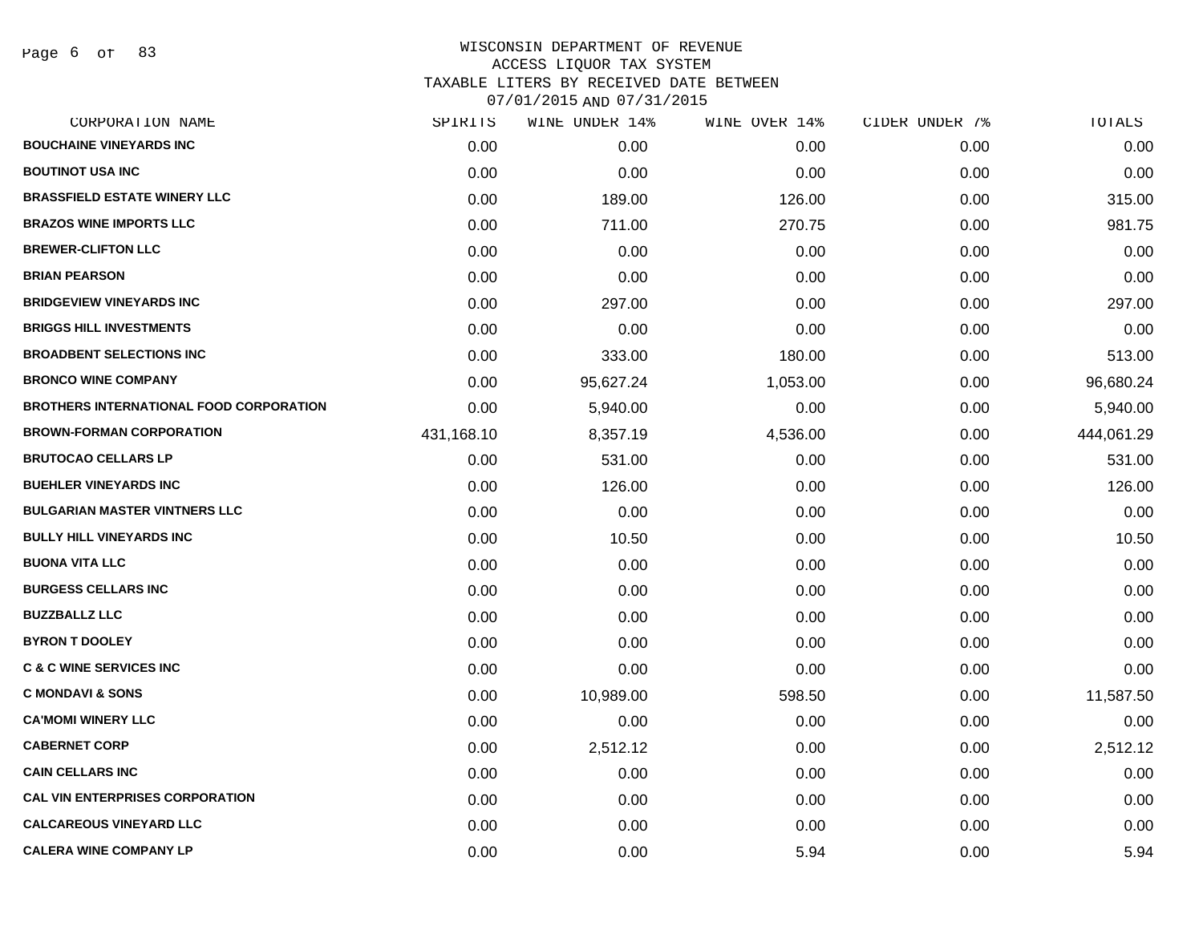WISCONSIN DEPARTMENT OF REVENUE
ACCESS LIQUOR TAX SYSTEM
TAXABLE LITERS BY RECEIVED DATE BETWEEN
07/01/2015 AND 07/31/2015

| CORPORATION NAME | SPIRITS | WINE UNDER 14% | WINE OVER 14% | CIDER UNDER 7% | TOTALS |
|---|---|---|---|---|---|
| **BOUCHAINE VINEYARDS INC** | 0.00 | 0.00 | 0.00 | 0.00 | 0.00 |
| **BOUTINOT USA INC** | 0.00 | 0.00 | 0.00 | 0.00 | 0.00 |
| **BRASSFIELD ESTATE WINERY LLC** | 0.00 | 189.00 | 126.00 | 0.00 | 315.00 |
| **BRAZOS WINE IMPORTS LLC** | 0.00 | 711.00 | 270.75 | 0.00 | 981.75 |
| **BREWER-CLIFTON LLC** | 0.00 | 0.00 | 0.00 | 0.00 | 0.00 |
| **BRIAN PEARSON** | 0.00 | 0.00 | 0.00 | 0.00 | 0.00 |
| **BRIDGEVIEW VINEYARDS INC** | 0.00 | 297.00 | 0.00 | 0.00 | 297.00 |
| **BRIGGS HILL INVESTMENTS** | 0.00 | 0.00 | 0.00 | 0.00 | 0.00 |
| **BROADBENT SELECTIONS INC** | 0.00 | 333.00 | 180.00 | 0.00 | 513.00 |
| **BRONCO WINE COMPANY** | 0.00 | 95,627.24 | 1,053.00 | 0.00 | 96,680.24 |
| **BROTHERS INTERNATIONAL FOOD CORPORATION** | 0.00 | 5,940.00 | 0.00 | 0.00 | 5,940.00 |
| **BROWN-FORMAN CORPORATION** | 431,168.10 | 8,357.19 | 4,536.00 | 0.00 | 444,061.29 |
| **BRUTOCAO CELLARS LP** | 0.00 | 531.00 | 0.00 | 0.00 | 531.00 |
| **BUEHLER VINEYARDS INC** | 0.00 | 126.00 | 0.00 | 0.00 | 126.00 |
| **BULGARIAN MASTER VINTNERS LLC** | 0.00 | 0.00 | 0.00 | 0.00 | 0.00 |
| **BULLY HILL VINEYARDS INC** | 0.00 | 10.50 | 0.00 | 0.00 | 10.50 |
| **BUONA VITA LLC** | 0.00 | 0.00 | 0.00 | 0.00 | 0.00 |
| **BURGESS CELLARS INC** | 0.00 | 0.00 | 0.00 | 0.00 | 0.00 |
| **BUZZBALLZ LLC** | 0.00 | 0.00 | 0.00 | 0.00 | 0.00 |
| **BYRON T DOOLEY** | 0.00 | 0.00 | 0.00 | 0.00 | 0.00 |
| **C & C WINE SERVICES INC** | 0.00 | 0.00 | 0.00 | 0.00 | 0.00 |
| **C MONDAVI & SONS** | 0.00 | 10,989.00 | 598.50 | 0.00 | 11,587.50 |
| **CA'MOMI WINERY LLC** | 0.00 | 0.00 | 0.00 | 0.00 | 0.00 |
| **CABERNET CORP** | 0.00 | 2,512.12 | 0.00 | 0.00 | 2,512.12 |
| **CAIN CELLARS INC** | 0.00 | 0.00 | 0.00 | 0.00 | 0.00 |
| **CAL VIN ENTERPRISES CORPORATION** | 0.00 | 0.00 | 0.00 | 0.00 | 0.00 |
| **CALCAREOUS VINEYARD LLC** | 0.00 | 0.00 | 0.00 | 0.00 | 0.00 |
| **CALERA WINE COMPANY LP** | 0.00 | 0.00 | 5.94 | 0.00 | 5.94 |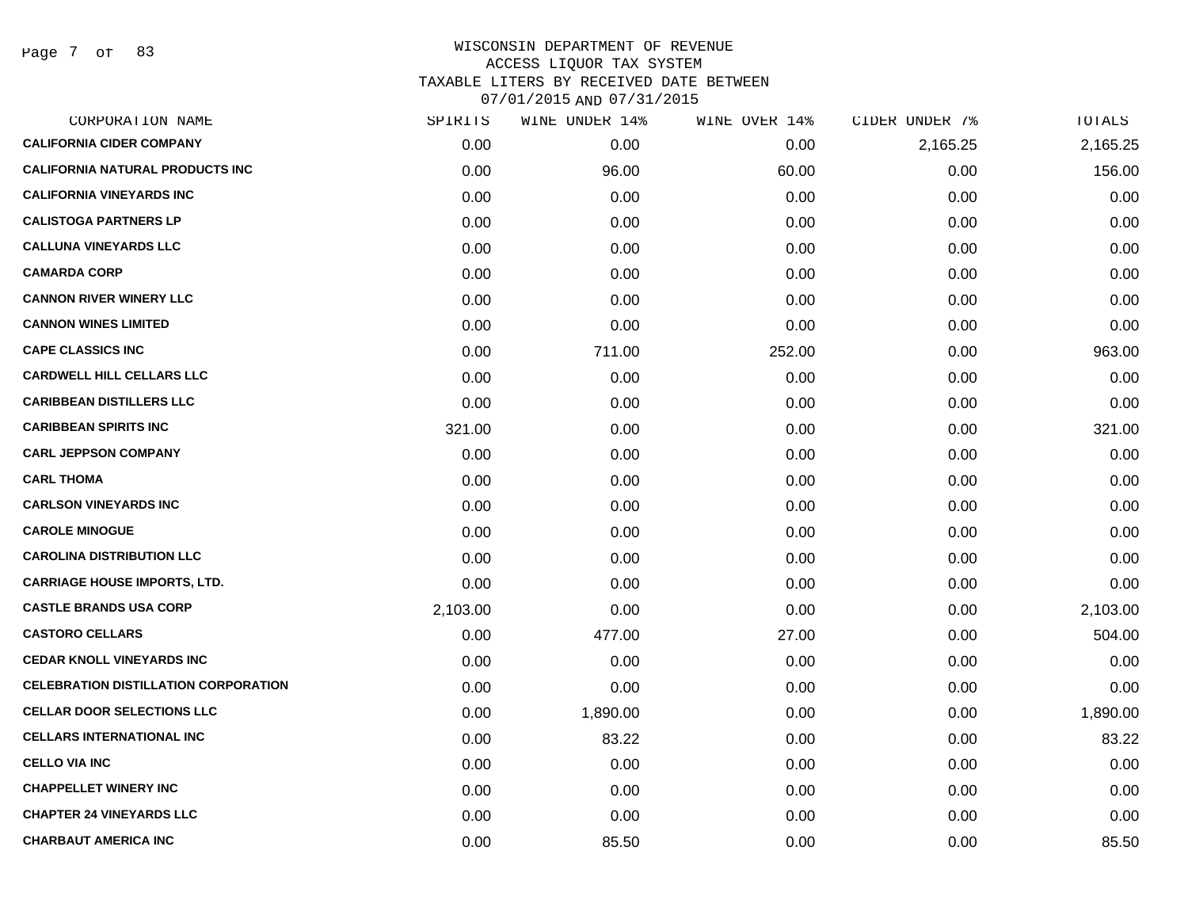# WISCONSIN DEPARTMENT OF REVENUE
## ACCESS LIQUOR TAX SYSTEM
### TAXABLE LITERS BY RECEIVED DATE BETWEEN 07/01/2015 AND 07/31/2015

| CORPORATION NAME | SPIRITS | WINE UNDER 14% | WINE OVER 14% | CIDER UNDER 7% | TOTALS |
|---|---|---|---|---|---|
| **CALIFORNIA CIDER COMPANY** | 0.00 | 0.00 | 0.00 | 2,165.25 | 2,165.25 |
| **CALIFORNIA NATURAL PRODUCTS INC** | 0.00 | 96.00 | 60.00 | 0.00 | 156.00 |
| **CALIFORNIA VINEYARDS INC** | 0.00 | 0.00 | 0.00 | 0.00 | 0.00 |
| **CALISTOGA PARTNERS LP** | 0.00 | 0.00 | 0.00 | 0.00 | 0.00 |
| **CALLUNA VINEYARDS LLC** | 0.00 | 0.00 | 0.00 | 0.00 | 0.00 |
| **CAMARDA CORP** | 0.00 | 0.00 | 0.00 | 0.00 | 0.00 |
| **CANNON RIVER WINERY LLC** | 0.00 | 0.00 | 0.00 | 0.00 | 0.00 |
| **CANNON WINES LIMITED** | 0.00 | 0.00 | 0.00 | 0.00 | 0.00 |
| **CAPE CLASSICS INC** | 0.00 | 711.00 | 252.00 | 0.00 | 963.00 |
| **CARDWELL HILL CELLARS LLC** | 0.00 | 0.00 | 0.00 | 0.00 | 0.00 |
| **CARIBBEAN DISTILLERS LLC** | 0.00 | 0.00 | 0.00 | 0.00 | 0.00 |
| **CARIBBEAN SPIRITS INC** | 321.00 | 0.00 | 0.00 | 0.00 | 321.00 |
| **CARL JEPPSON COMPANY** | 0.00 | 0.00 | 0.00 | 0.00 | 0.00 |
| **CARL THOMA** | 0.00 | 0.00 | 0.00 | 0.00 | 0.00 |
| **CARLSON VINEYARDS INC** | 0.00 | 0.00 | 0.00 | 0.00 | 0.00 |
| **CAROLE MINOGUE** | 0.00 | 0.00 | 0.00 | 0.00 | 0.00 |
| **CAROLINA DISTRIBUTION LLC** | 0.00 | 0.00 | 0.00 | 0.00 | 0.00 |
| **CARRIAGE HOUSE IMPORTS, LTD.** | 0.00 | 0.00 | 0.00 | 0.00 | 0.00 |
| **CASTLE BRANDS USA CORP** | 2,103.00 | 0.00 | 0.00 | 0.00 | 2,103.00 |
| **CASTORO CELLARS** | 0.00 | 477.00 | 27.00 | 0.00 | 504.00 |
| **CEDAR KNOLL VINEYARDS INC** | 0.00 | 0.00 | 0.00 | 0.00 | 0.00 |
| **CELEBRATION DISTILLATION CORPORATION** | 0.00 | 0.00 | 0.00 | 0.00 | 0.00 |
| **CELLAR DOOR SELECTIONS LLC** | 0.00 | 1,890.00 | 0.00 | 0.00 | 1,890.00 |
| **CELLARS INTERNATIONAL INC** | 0.00 | 83.22 | 0.00 | 0.00 | 83.22 |
| **CELLO VIA INC** | 0.00 | 0.00 | 0.00 | 0.00 | 0.00 |
| **CHAPPELLET WINERY INC** | 0.00 | 0.00 | 0.00 | 0.00 | 0.00 |
| **CHAPTER 24 VINEYARDS LLC** | 0.00 | 0.00 | 0.00 | 0.00 | 0.00 |
| **CHARBAUT AMERICA INC** | 0.00 | 85.50 | 0.00 | 0.00 | 85.50 |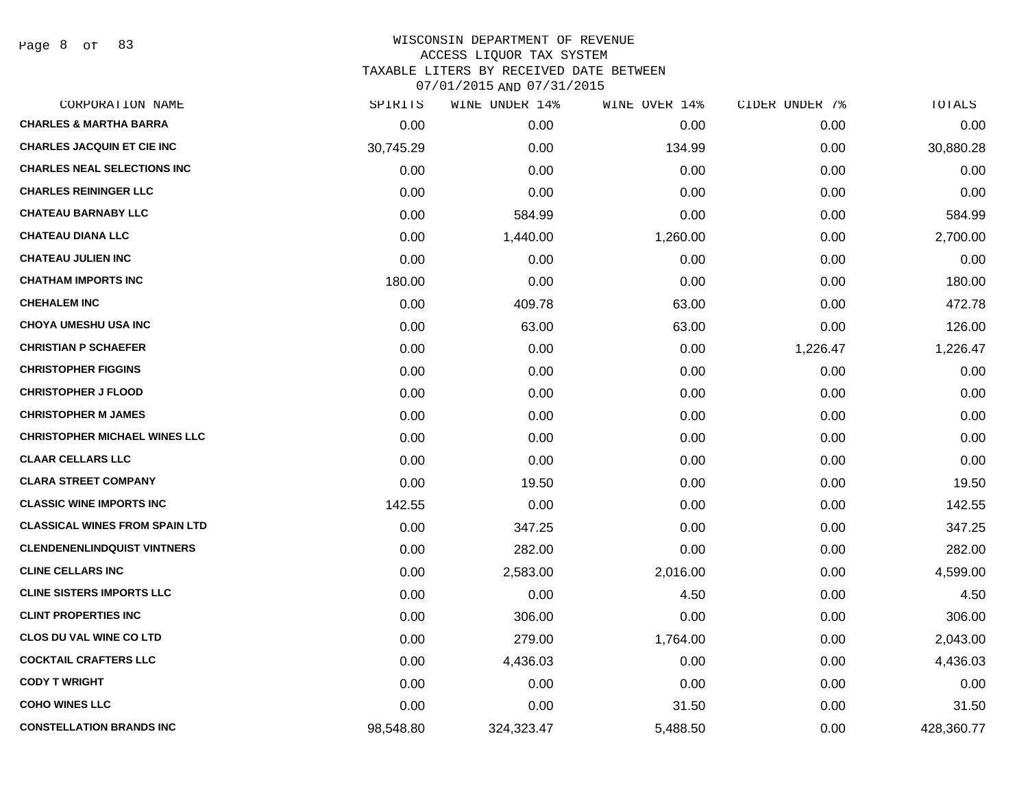# WISCONSIN DEPARTMENT OF REVENUE
## ACCESS LIQUOR TAX SYSTEM
### TAXABLE LITERS BY RECEIVED DATE BETWEEN 07/01/2015 AND 07/31/2015

| CORPORATION NAME | SPIRITS | WINE UNDER 14% | WINE OVER 14% | CIDER UNDER 7% | TOTALS |
|---|---|---|---|---|---|
| CHARLES & MARTHA BARRA | 0.00 | 0.00 | 0.00 | 0.00 | 0.00 |
| CHARLES JACQUIN ET CIE INC | 30,745.29 | 0.00 | 134.99 | 0.00 | 30,880.28 |
| CHARLES NEAL SELECTIONS INC | 0.00 | 0.00 | 0.00 | 0.00 | 0.00 |
| CHARLES REININGER LLC | 0.00 | 0.00 | 0.00 | 0.00 | 0.00 |
| CHATEAU BARNABY LLC | 0.00 | 584.99 | 0.00 | 0.00 | 584.99 |
| CHATEAU DIANA LLC | 0.00 | 1,440.00 | 1,260.00 | 0.00 | 2,700.00 |
| CHATEAU JULIEN INC | 0.00 | 0.00 | 0.00 | 0.00 | 0.00 |
| CHATHAM IMPORTS INC | 180.00 | 0.00 | 0.00 | 0.00 | 180.00 |
| CHEHALEM INC | 0.00 | 409.78 | 63.00 | 0.00 | 472.78 |
| CHOYA UMESHU USA INC | 0.00 | 63.00 | 63.00 | 0.00 | 126.00 |
| CHRISTIAN P SCHAEFER | 0.00 | 0.00 | 0.00 | 1,226.47 | 1,226.47 |
| CHRISTOPHER FIGGINS | 0.00 | 0.00 | 0.00 | 0.00 | 0.00 |
| CHRISTOPHER J FLOOD | 0.00 | 0.00 | 0.00 | 0.00 | 0.00 |
| CHRISTOPHER M JAMES | 0.00 | 0.00 | 0.00 | 0.00 | 0.00 |
| CHRISTOPHER MICHAEL WINES LLC | 0.00 | 0.00 | 0.00 | 0.00 | 0.00 |
| CLAAR CELLARS LLC | 0.00 | 0.00 | 0.00 | 0.00 | 0.00 |
| CLARA STREET COMPANY | 0.00 | 19.50 | 0.00 | 0.00 | 19.50 |
| CLASSIC WINE IMPORTS INC | 142.55 | 0.00 | 0.00 | 0.00 | 142.55 |
| CLASSICAL WINES FROM SPAIN LTD | 0.00 | 347.25 | 0.00 | 0.00 | 347.25 |
| CLENDENENLINDQUIST VINTNERS | 0.00 | 282.00 | 0.00 | 0.00 | 282.00 |
| CLINE CELLARS INC | 0.00 | 2,583.00 | 2,016.00 | 0.00 | 4,599.00 |
| CLINE SISTERS IMPORTS LLC | 0.00 | 0.00 | 4.50 | 0.00 | 4.50 |
| CLINT PROPERTIES INC | 0.00 | 306.00 | 0.00 | 0.00 | 306.00 |
| CLOS DU VAL WINE CO LTD | 0.00 | 279.00 | 1,764.00 | 0.00 | 2,043.00 |
| COCKTAIL CRAFTERS LLC | 0.00 | 4,436.03 | 0.00 | 0.00 | 4,436.03 |
| CODY T WRIGHT | 0.00 | 0.00 | 0.00 | 0.00 | 0.00 |
| COHO WINES LLC | 0.00 | 0.00 | 31.50 | 0.00 | 31.50 |
| CONSTELLATION BRANDS INC | 98,548.80 | 324,323.47 | 5,488.50 | 0.00 | 428,360.77 |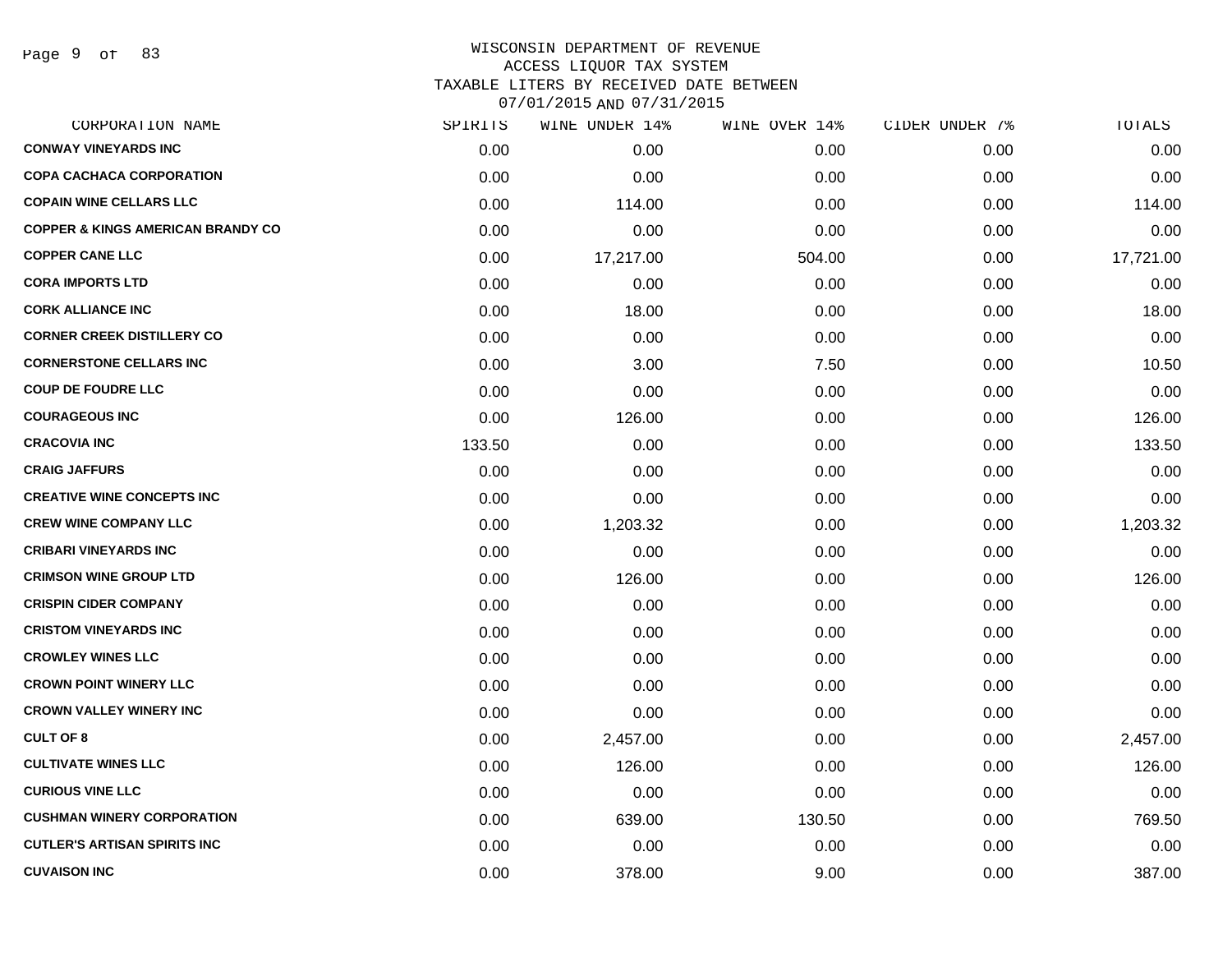# WISCONSIN DEPARTMENT OF REVENUE
## ACCESS LIQUOR TAX SYSTEM
### TAXABLE LITERS BY RECEIVED DATE BETWEEN 07/01/2015 AND 07/31/2015

| CORPORATION NAME | SPIRITS | WINE UNDER 14% | WINE OVER 14% | CIDER UNDER 7% | TOTALS |
|---|---|---|---|---|---|
| CONWAY VINEYARDS INC | 0.00 | 0.00 | 0.00 | 0.00 | 0.00 |
| COPA CACHACA CORPORATION | 0.00 | 0.00 | 0.00 | 0.00 | 0.00 |
| COPAIN WINE CELLARS LLC | 0.00 | 114.00 | 0.00 | 0.00 | 114.00 |
| COPPER & KINGS AMERICAN BRANDY CO | 0.00 | 0.00 | 0.00 | 0.00 | 0.00 |
| COPPER CANE LLC | 0.00 | 17,217.00 | 504.00 | 0.00 | 17,721.00 |
| CORA IMPORTS LTD | 0.00 | 0.00 | 0.00 | 0.00 | 0.00 |
| CORK ALLIANCE INC | 0.00 | 18.00 | 0.00 | 0.00 | 18.00 |
| CORNER CREEK DISTILLERY CO | 0.00 | 0.00 | 0.00 | 0.00 | 0.00 |
| CORNERSTONE CELLARS INC | 0.00 | 3.00 | 7.50 | 0.00 | 10.50 |
| COUP DE FOUDRE LLC | 0.00 | 0.00 | 0.00 | 0.00 | 0.00 |
| COURAGEOUS INC | 0.00 | 126.00 | 0.00 | 0.00 | 126.00 |
| CRACOVIA INC | 133.50 | 0.00 | 0.00 | 0.00 | 133.50 |
| CRAIG JAFFURS | 0.00 | 0.00 | 0.00 | 0.00 | 0.00 |
| CREATIVE WINE CONCEPTS INC | 0.00 | 0.00 | 0.00 | 0.00 | 0.00 |
| CREW WINE COMPANY LLC | 0.00 | 1,203.32 | 0.00 | 0.00 | 1,203.32 |
| CRIBARI VINEYARDS INC | 0.00 | 0.00 | 0.00 | 0.00 | 0.00 |
| CRIMSON WINE GROUP LTD | 0.00 | 126.00 | 0.00 | 0.00 | 126.00 |
| CRISPIN CIDER COMPANY | 0.00 | 0.00 | 0.00 | 0.00 | 0.00 |
| CRISTOM VINEYARDS INC | 0.00 | 0.00 | 0.00 | 0.00 | 0.00 |
| CROWLEY WINES LLC | 0.00 | 0.00 | 0.00 | 0.00 | 0.00 |
| CROWN POINT WINERY LLC | 0.00 | 0.00 | 0.00 | 0.00 | 0.00 |
| CROWN VALLEY WINERY INC | 0.00 | 0.00 | 0.00 | 0.00 | 0.00 |
| CULT OF 8 | 0.00 | 2,457.00 | 0.00 | 0.00 | 2,457.00 |
| CULTIVATE WINES LLC | 0.00 | 126.00 | 0.00 | 0.00 | 126.00 |
| CURIOUS VINE LLC | 0.00 | 0.00 | 0.00 | 0.00 | 0.00 |
| CUSHMAN WINERY CORPORATION | 0.00 | 639.00 | 130.50 | 0.00 | 769.50 |
| CUTLER'S ARTISAN SPIRITS INC | 0.00 | 0.00 | 0.00 | 0.00 | 0.00 |
| CUVAISON INC | 0.00 | 378.00 | 9.00 | 0.00 | 387.00 |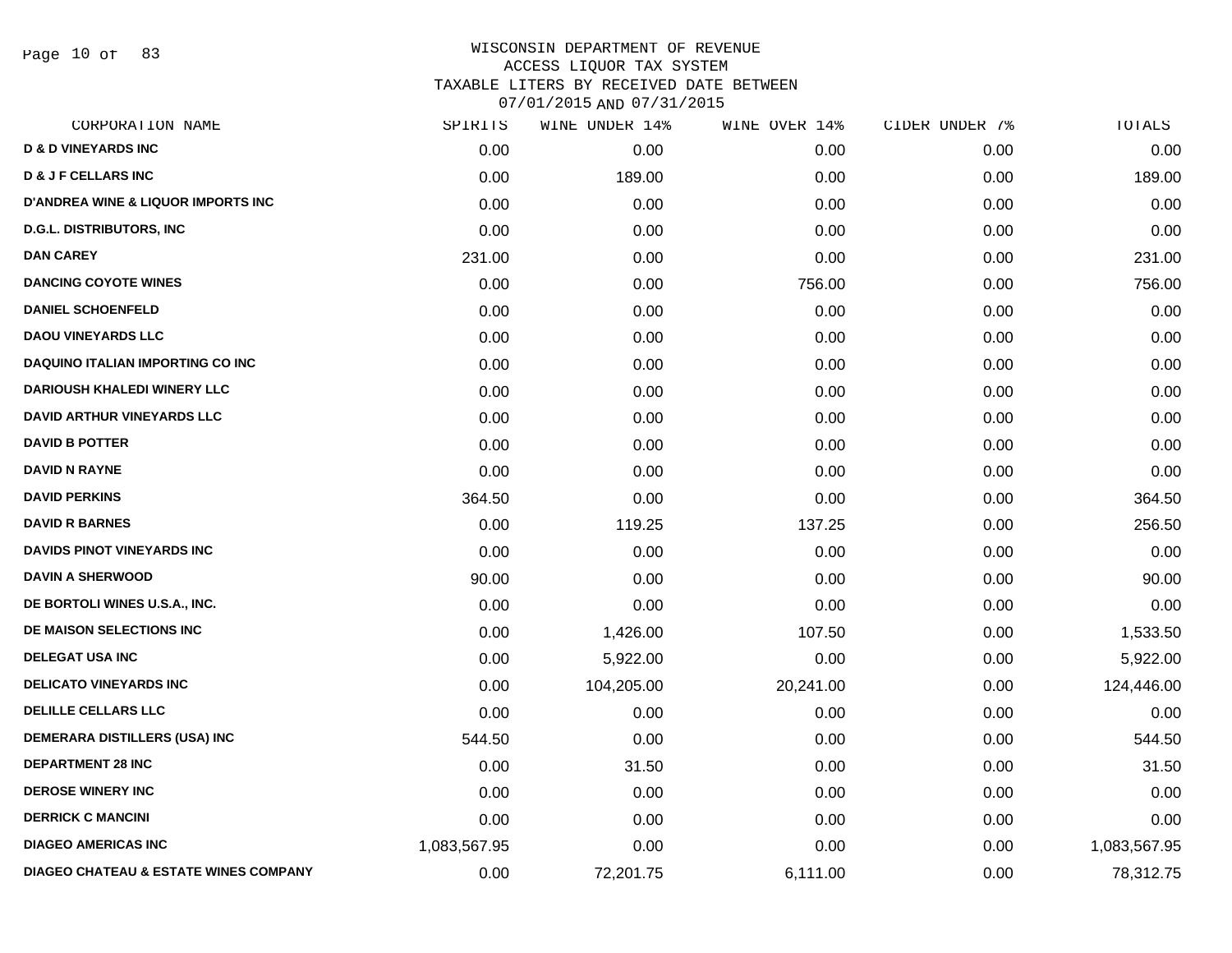# WISCONSIN DEPARTMENT OF REVENUE
## ACCESS LIQUOR TAX SYSTEM
## TAXABLE LITERS BY RECEIVED DATE BETWEEN 07/01/2015 AND 07/31/2015

| CORPORATION NAME | SPIRITS | WINE UNDER 14% | WINE OVER 14% | CIDER UNDER 7% | TOTALS |
|---|---|---|---|---|---|
| D & D VINEYARDS INC | 0.00 | 0.00 | 0.00 | 0.00 | 0.00 |
| D & J F CELLARS INC | 0.00 | 189.00 | 0.00 | 0.00 | 189.00 |
| D'ANDREA WINE & LIQUOR IMPORTS INC | 0.00 | 0.00 | 0.00 | 0.00 | 0.00 |
| D.G.L. DISTRIBUTORS, INC | 0.00 | 0.00 | 0.00 | 0.00 | 0.00 |
| DAN CAREY | 231.00 | 0.00 | 0.00 | 0.00 | 231.00 |
| DANCING COYOTE WINES | 0.00 | 0.00 | 756.00 | 0.00 | 756.00 |
| DANIEL SCHOENFELD | 0.00 | 0.00 | 0.00 | 0.00 | 0.00 |
| DAOU VINEYARDS LLC | 0.00 | 0.00 | 0.00 | 0.00 | 0.00 |
| DAQUINO ITALIAN IMPORTING CO INC | 0.00 | 0.00 | 0.00 | 0.00 | 0.00 |
| DARIOUSH KHALEDI WINERY LLC | 0.00 | 0.00 | 0.00 | 0.00 | 0.00 |
| DAVID ARTHUR VINEYARDS LLC | 0.00 | 0.00 | 0.00 | 0.00 | 0.00 |
| DAVID B POTTER | 0.00 | 0.00 | 0.00 | 0.00 | 0.00 |
| DAVID N RAYNE | 0.00 | 0.00 | 0.00 | 0.00 | 0.00 |
| DAVID PERKINS | 364.50 | 0.00 | 0.00 | 0.00 | 364.50 |
| DAVID R BARNES | 0.00 | 119.25 | 137.25 | 0.00 | 256.50 |
| DAVIDS PINOT VINEYARDS INC | 0.00 | 0.00 | 0.00 | 0.00 | 0.00 |
| DAVIN A SHERWOOD | 90.00 | 0.00 | 0.00 | 0.00 | 90.00 |
| DE BORTOLI WINES U.S.A., INC. | 0.00 | 0.00 | 0.00 | 0.00 | 0.00 |
| DE MAISON SELECTIONS INC | 0.00 | 1,426.00 | 107.50 | 0.00 | 1,533.50 |
| DELEGAT USA INC | 0.00 | 5,922.00 | 0.00 | 0.00 | 5,922.00 |
| DELICATO VINEYARDS INC | 0.00 | 104,205.00 | 20,241.00 | 0.00 | 124,446.00 |
| DELILLE CELLARS LLC | 0.00 | 0.00 | 0.00 | 0.00 | 0.00 |
| DEMERARA DISTILLERS (USA) INC | 544.50 | 0.00 | 0.00 | 0.00 | 544.50 |
| DEPARTMENT 28 INC | 0.00 | 31.50 | 0.00 | 0.00 | 31.50 |
| DEROSE WINERY INC | 0.00 | 0.00 | 0.00 | 0.00 | 0.00 |
| DERRICK C MANCINI | 0.00 | 0.00 | 0.00 | 0.00 | 0.00 |
| DIAGEO AMERICAS INC | 1,083,567.95 | 0.00 | 0.00 | 0.00 | 1,083,567.95 |
| DIAGEO CHATEAU & ESTATE WINES COMPANY | 0.00 | 72,201.75 | 6,111.00 | 0.00 | 78,312.75 |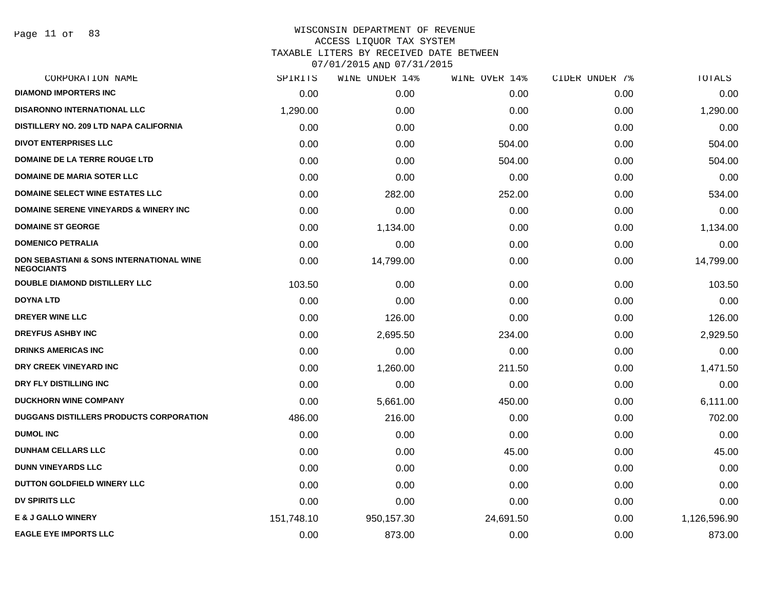# WISCONSIN DEPARTMENT OF REVENUE
## ACCESS LIQUOR TAX SYSTEM
## TAXABLE LITERS BY RECEIVED DATE BETWEEN 07/01/2015 AND 07/31/2015

| CORPORATION NAME | SPIRITS | WINE UNDER 14% | WINE OVER 14% | CIDER UNDER 7% | TOTALS |
|---|---|---|---|---|---|
| DIAMOND IMPORTERS INC | 0.00 | 0.00 | 0.00 | 0.00 | 0.00 |
| DISARONNO INTERNATIONAL LLC | 1,290.00 | 0.00 | 0.00 | 0.00 | 1,290.00 |
| DISTILLERY NO. 209 LTD NAPA CALIFORNIA | 0.00 | 0.00 | 0.00 | 0.00 | 0.00 |
| DIVOT ENTERPRISES LLC | 0.00 | 0.00 | 504.00 | 0.00 | 504.00 |
| DOMAINE DE LA TERRE ROUGE LTD | 0.00 | 0.00 | 504.00 | 0.00 | 504.00 |
| DOMAINE DE MARIA SOTER LLC | 0.00 | 0.00 | 0.00 | 0.00 | 0.00 |
| DOMAINE SELECT WINE ESTATES LLC | 0.00 | 282.00 | 252.00 | 0.00 | 534.00 |
| DOMAINE SERENE VINEYARDS & WINERY INC | 0.00 | 0.00 | 0.00 | 0.00 | 0.00 |
| DOMAINE ST GEORGE | 0.00 | 1,134.00 | 0.00 | 0.00 | 1,134.00 |
| DOMENICO PETRALIA | 0.00 | 0.00 | 0.00 | 0.00 | 0.00 |
| DON SEBASTIANI & SONS INTERNATIONAL WINE NEGOCIANTS | 0.00 | 14,799.00 | 0.00 | 0.00 | 14,799.00 |
| DOUBLE DIAMOND DISTILLERY LLC | 103.50 | 0.00 | 0.00 | 0.00 | 103.50 |
| DOYNA LTD | 0.00 | 0.00 | 0.00 | 0.00 | 0.00 |
| DREYER WINE LLC | 0.00 | 126.00 | 0.00 | 0.00 | 126.00 |
| DREYFUS ASHBY INC | 0.00 | 2,695.50 | 234.00 | 0.00 | 2,929.50 |
| DRINKS AMERICAS INC | 0.00 | 0.00 | 0.00 | 0.00 | 0.00 |
| DRY CREEK VINEYARD INC | 0.00 | 1,260.00 | 211.50 | 0.00 | 1,471.50 |
| DRY FLY DISTILLING INC | 0.00 | 0.00 | 0.00 | 0.00 | 0.00 |
| DUCKHORN WINE COMPANY | 0.00 | 5,661.00 | 450.00 | 0.00 | 6,111.00 |
| DUGGANS DISTILLERS PRODUCTS CORPORATION | 486.00 | 216.00 | 0.00 | 0.00 | 702.00 |
| DUMOL INC | 0.00 | 0.00 | 0.00 | 0.00 | 0.00 |
| DUNHAM CELLARS LLC | 0.00 | 0.00 | 45.00 | 0.00 | 45.00 |
| DUNN VINEYARDS LLC | 0.00 | 0.00 | 0.00 | 0.00 | 0.00 |
| DUTTON GOLDFIELD WINERY LLC | 0.00 | 0.00 | 0.00 | 0.00 | 0.00 |
| DV SPIRITS LLC | 0.00 | 0.00 | 0.00 | 0.00 | 0.00 |
| E & J GALLO WINERY | 151,748.10 | 950,157.30 | 24,691.50 | 0.00 | 1,126,596.90 |
| EAGLE EYE IMPORTS LLC | 0.00 | 873.00 | 0.00 | 0.00 | 873.00 |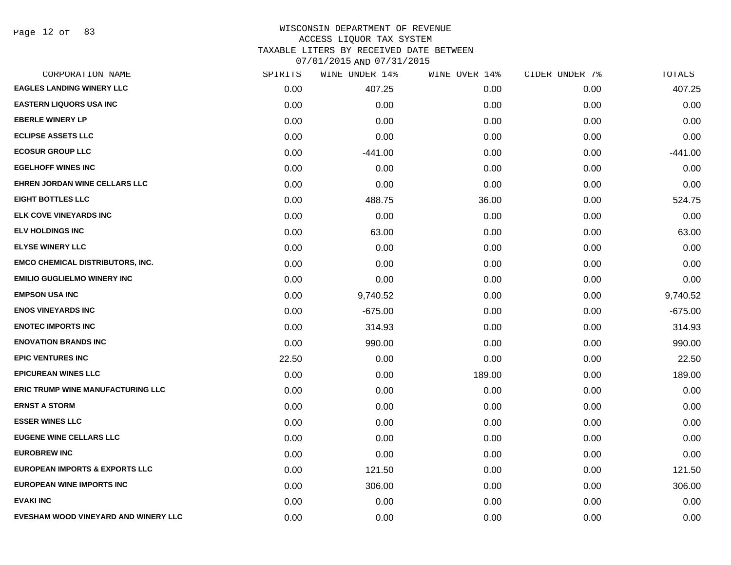# WISCONSIN DEPARTMENT OF REVENUE
## ACCESS LIQUOR TAX SYSTEM
### TAXABLE LITERS BY RECEIVED DATE BETWEEN 07/01/2015 AND 07/31/2015

| CORPORATION NAME | SPIRITS | WINE UNDER 14% | WINE OVER 14% | CIDER UNDER 7% | TOTALS |
|---|---|---|---|---|---|
| EAGLES LANDING WINERY LLC | 0.00 | 407.25 | 0.00 | 0.00 | 407.25 |
| EASTERN LIQUORS USA INC | 0.00 | 0.00 | 0.00 | 0.00 | 0.00 |
| EBERLE WINERY LP | 0.00 | 0.00 | 0.00 | 0.00 | 0.00 |
| ECLIPSE ASSETS LLC | 0.00 | 0.00 | 0.00 | 0.00 | 0.00 |
| ECOSUR GROUP LLC | 0.00 | -441.00 | 0.00 | 0.00 | -441.00 |
| EGELHOFF WINES INC | 0.00 | 0.00 | 0.00 | 0.00 | 0.00 |
| EHREN JORDAN WINE CELLARS LLC | 0.00 | 0.00 | 0.00 | 0.00 | 0.00 |
| EIGHT BOTTLES LLC | 0.00 | 488.75 | 36.00 | 0.00 | 524.75 |
| ELK COVE VINEYARDS INC | 0.00 | 0.00 | 0.00 | 0.00 | 0.00 |
| ELV HOLDINGS INC | 0.00 | 63.00 | 0.00 | 0.00 | 63.00 |
| ELYSE WINERY LLC | 0.00 | 0.00 | 0.00 | 0.00 | 0.00 |
| EMCO CHEMICAL DISTRIBUTORS, INC. | 0.00 | 0.00 | 0.00 | 0.00 | 0.00 |
| EMILIO GUGLIELMO WINERY INC | 0.00 | 0.00 | 0.00 | 0.00 | 0.00 |
| EMPSON USA INC | 0.00 | 9,740.52 | 0.00 | 0.00 | 9,740.52 |
| ENOS VINEYARDS INC | 0.00 | -675.00 | 0.00 | 0.00 | -675.00 |
| ENOTEC IMPORTS INC | 0.00 | 314.93 | 0.00 | 0.00 | 314.93 |
| ENOVATION BRANDS INC | 0.00 | 990.00 | 0.00 | 0.00 | 990.00 |
| EPIC VENTURES INC | 22.50 | 0.00 | 0.00 | 0.00 | 22.50 |
| EPICUREAN WINES LLC | 0.00 | 0.00 | 189.00 | 0.00 | 189.00 |
| ERIC TRUMP WINE MANUFACTURING LLC | 0.00 | 0.00 | 0.00 | 0.00 | 0.00 |
| ERNST A STORM | 0.00 | 0.00 | 0.00 | 0.00 | 0.00 |
| ESSER WINES LLC | 0.00 | 0.00 | 0.00 | 0.00 | 0.00 |
| EUGENE WINE CELLARS LLC | 0.00 | 0.00 | 0.00 | 0.00 | 0.00 |
| EUROBREW INC | 0.00 | 0.00 | 0.00 | 0.00 | 0.00 |
| EUROPEAN IMPORTS & EXPORTS LLC | 0.00 | 121.50 | 0.00 | 0.00 | 121.50 |
| EUROPEAN WINE IMPORTS INC | 0.00 | 306.00 | 0.00 | 0.00 | 306.00 |
| EVAKI INC | 0.00 | 0.00 | 0.00 | 0.00 | 0.00 |
| EVESHAM WOOD VINEYARD AND WINERY LLC | 0.00 | 0.00 | 0.00 | 0.00 | 0.00 |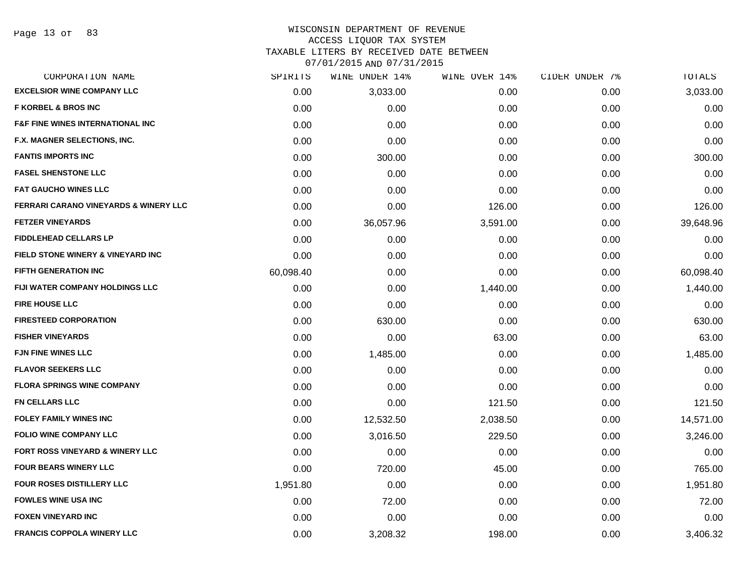# WISCONSIN DEPARTMENT OF REVENUE
## ACCESS LIQUOR TAX SYSTEM
### TAXABLE LITERS BY RECEIVED DATE BETWEEN 07/01/2015 AND 07/31/2015

| CORPORATION NAME | SPIRITS | WINE UNDER 14% | WINE OVER 14% | CIDER UNDER 7% | TOTALS |
|---|---|---|---|---|---|
| EXCELSIOR WINE COMPANY LLC | 0.00 | 3,033.00 | 0.00 | 0.00 | 3,033.00 |
| F KORBEL & BROS INC | 0.00 | 0.00 | 0.00 | 0.00 | 0.00 |
| F&F FINE WINES INTERNATIONAL INC | 0.00 | 0.00 | 0.00 | 0.00 | 0.00 |
| F.X. MAGNER SELECTIONS, INC. | 0.00 | 0.00 | 0.00 | 0.00 | 0.00 |
| FANTIS IMPORTS INC | 0.00 | 300.00 | 0.00 | 0.00 | 300.00 |
| FASEL SHENSTONE LLC | 0.00 | 0.00 | 0.00 | 0.00 | 0.00 |
| FAT GAUCHO WINES LLC | 0.00 | 0.00 | 0.00 | 0.00 | 0.00 |
| FERRARI CARANO VINEYARDS & WINERY LLC | 0.00 | 0.00 | 126.00 | 0.00 | 126.00 |
| FETZER VINEYARDS | 0.00 | 36,057.96 | 3,591.00 | 0.00 | 39,648.96 |
| FIDDLEHEAD CELLARS LP | 0.00 | 0.00 | 0.00 | 0.00 | 0.00 |
| FIELD STONE WINERY & VINEYARD INC | 0.00 | 0.00 | 0.00 | 0.00 | 0.00 |
| FIFTH GENERATION INC | 60,098.40 | 0.00 | 0.00 | 0.00 | 60,098.40 |
| FIJI WATER COMPANY HOLDINGS LLC | 0.00 | 0.00 | 1,440.00 | 0.00 | 1,440.00 |
| FIRE HOUSE LLC | 0.00 | 0.00 | 0.00 | 0.00 | 0.00 |
| FIRESTEED CORPORATION | 0.00 | 630.00 | 0.00 | 0.00 | 630.00 |
| FISHER VINEYARDS | 0.00 | 0.00 | 63.00 | 0.00 | 63.00 |
| FJN FINE WINES LLC | 0.00 | 1,485.00 | 0.00 | 0.00 | 1,485.00 |
| FLAVOR SEEKERS LLC | 0.00 | 0.00 | 0.00 | 0.00 | 0.00 |
| FLORA SPRINGS WINE COMPANY | 0.00 | 0.00 | 0.00 | 0.00 | 0.00 |
| FN CELLARS LLC | 0.00 | 0.00 | 121.50 | 0.00 | 121.50 |
| FOLEY FAMILY WINES INC | 0.00 | 12,532.50 | 2,038.50 | 0.00 | 14,571.00 |
| FOLIO WINE COMPANY LLC | 0.00 | 3,016.50 | 229.50 | 0.00 | 3,246.00 |
| FORT ROSS VINEYARD & WINERY LLC | 0.00 | 0.00 | 0.00 | 0.00 | 0.00 |
| FOUR BEARS WINERY LLC | 0.00 | 720.00 | 45.00 | 0.00 | 765.00 |
| FOUR ROSES DISTILLERY LLC | 1,951.80 | 0.00 | 0.00 | 0.00 | 1,951.80 |
| FOWLES WINE USA INC | 0.00 | 72.00 | 0.00 | 0.00 | 72.00 |
| FOXEN VINEYARD INC | 0.00 | 0.00 | 0.00 | 0.00 | 0.00 |
| FRANCIS COPPOLA WINERY LLC | 0.00 | 3,208.32 | 198.00 | 0.00 | 3,406.32 |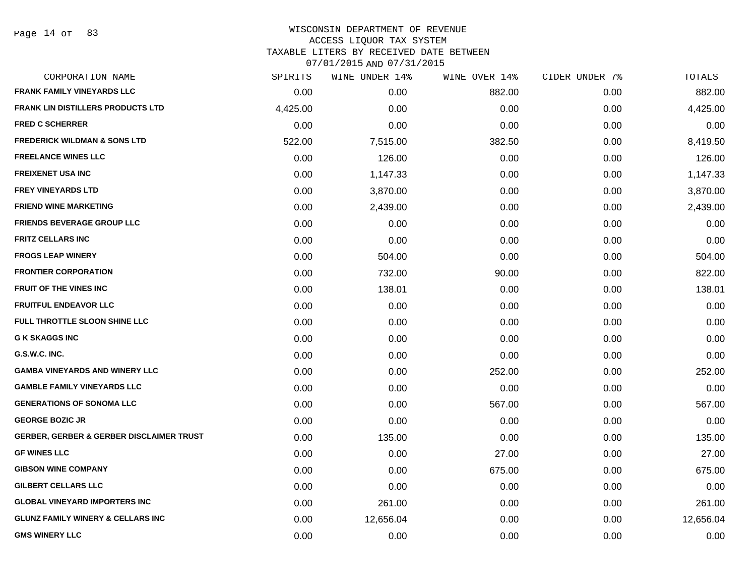# WISCONSIN DEPARTMENT OF REVENUE
## ACCESS LIQUOR TAX SYSTEM
## TAXABLE LITERS BY RECEIVED DATE BETWEEN 07/01/2015 AND 07/31/2015

| CORPORATION NAME | SPIRITS | WINE UNDER 14% | WINE OVER 14% | CIDER UNDER 7% | TOTALS |
|---|---|---|---|---|---|
| FRANK FAMILY VINEYARDS LLC | 0.00 | 0.00 | 882.00 | 0.00 | 882.00 |
| FRANK LIN DISTILLERS PRODUCTS LTD | 4,425.00 | 0.00 | 0.00 | 0.00 | 4,425.00 |
| FRED C SCHERRER | 0.00 | 0.00 | 0.00 | 0.00 | 0.00 |
| FREDERICK WILDMAN & SONS LTD | 522.00 | 7,515.00 | 382.50 | 0.00 | 8,419.50 |
| FREELANCE WINES LLC | 0.00 | 126.00 | 0.00 | 0.00 | 126.00 |
| FREIXENET USA INC | 0.00 | 1,147.33 | 0.00 | 0.00 | 1,147.33 |
| FREY VINEYARDS LTD | 0.00 | 3,870.00 | 0.00 | 0.00 | 3,870.00 |
| FRIEND WINE MARKETING | 0.00 | 2,439.00 | 0.00 | 0.00 | 2,439.00 |
| FRIENDS BEVERAGE GROUP LLC | 0.00 | 0.00 | 0.00 | 0.00 | 0.00 |
| FRITZ CELLARS INC | 0.00 | 0.00 | 0.00 | 0.00 | 0.00 |
| FROGS LEAP WINERY | 0.00 | 504.00 | 0.00 | 0.00 | 504.00 |
| FRONTIER CORPORATION | 0.00 | 732.00 | 90.00 | 0.00 | 822.00 |
| FRUIT OF THE VINES INC | 0.00 | 138.01 | 0.00 | 0.00 | 138.01 |
| FRUITFUL ENDEAVOR LLC | 0.00 | 0.00 | 0.00 | 0.00 | 0.00 |
| FULL THROTTLE SLOON SHINE LLC | 0.00 | 0.00 | 0.00 | 0.00 | 0.00 |
| G K SKAGGS INC | 0.00 | 0.00 | 0.00 | 0.00 | 0.00 |
| G.S.W.C. INC. | 0.00 | 0.00 | 0.00 | 0.00 | 0.00 |
| GAMBA VINEYARDS AND WINERY LLC | 0.00 | 0.00 | 252.00 | 0.00 | 252.00 |
| GAMBLE FAMILY VINEYARDS LLC | 0.00 | 0.00 | 0.00 | 0.00 | 0.00 |
| GENERATIONS OF SONOMA LLC | 0.00 | 0.00 | 567.00 | 0.00 | 567.00 |
| GEORGE BOZIC JR | 0.00 | 0.00 | 0.00 | 0.00 | 0.00 |
| GERBER, GERBER & GERBER DISCLAIMER TRUST | 0.00 | 135.00 | 0.00 | 0.00 | 135.00 |
| GF WINES LLC | 0.00 | 0.00 | 27.00 | 0.00 | 27.00 |
| GIBSON WINE COMPANY | 0.00 | 0.00 | 675.00 | 0.00 | 675.00 |
| GILBERT CELLARS LLC | 0.00 | 0.00 | 0.00 | 0.00 | 0.00 |
| GLOBAL VINEYARD IMPORTERS INC | 0.00 | 261.00 | 0.00 | 0.00 | 261.00 |
| GLUNZ FAMILY WINERY & CELLARS INC | 0.00 | 12,656.04 | 0.00 | 0.00 | 12,656.04 |
| GMS WINERY LLC | 0.00 | 0.00 | 0.00 | 0.00 | 0.00 |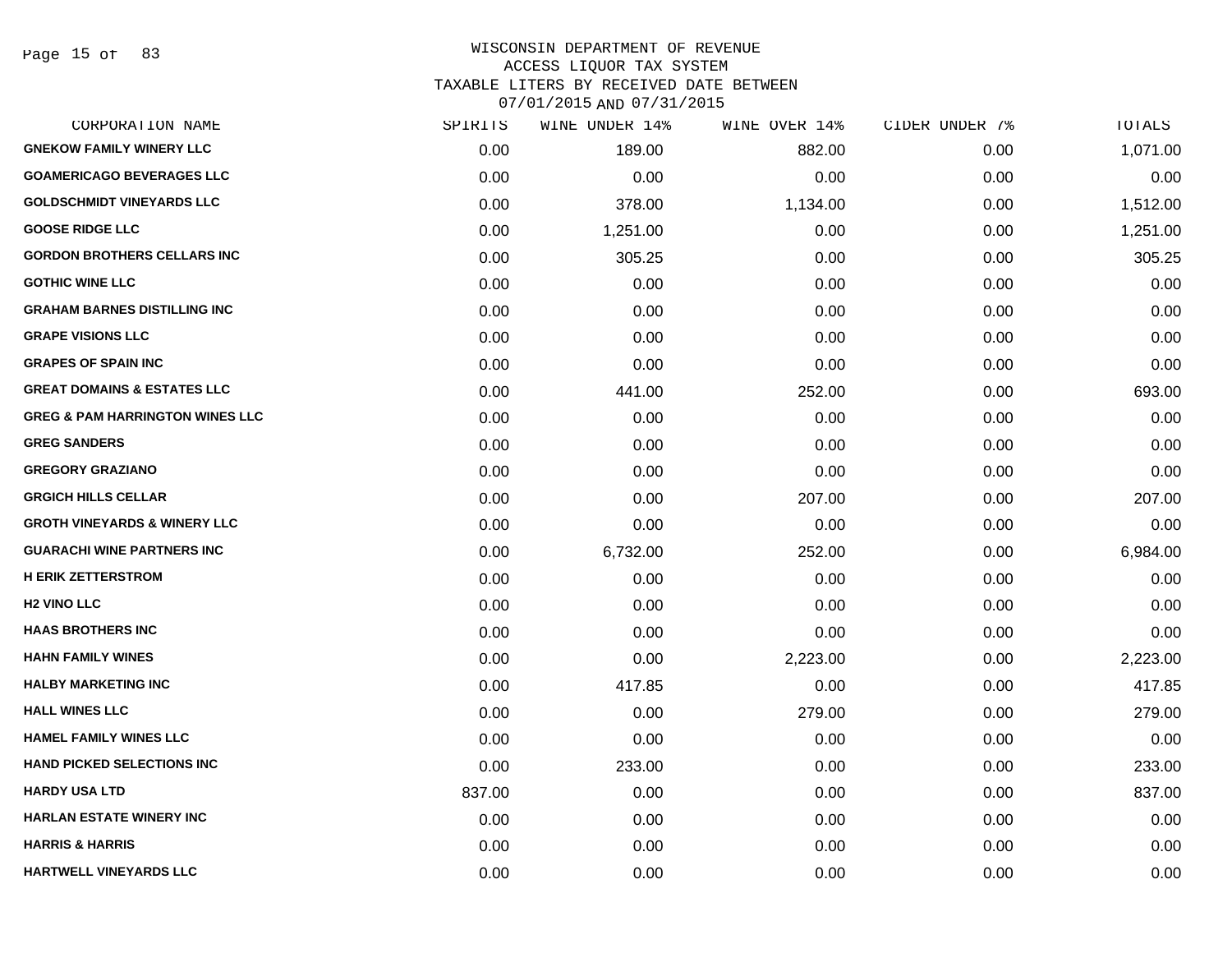WISCONSIN DEPARTMENT OF REVENUE
ACCESS LIQUOR TAX SYSTEM
TAXABLE LITERS BY RECEIVED DATE BETWEEN
07/01/2015 AND 07/31/2015

| CORPORATION NAME | SPIRITS | WINE UNDER 14% | WINE OVER 14% | CIDER UNDER 7% | TOTALS |
|---|---|---|---|---|---|
| GNEKOW FAMILY WINERY LLC | 0.00 | 189.00 | 882.00 | 0.00 | 1,071.00 |
| GOAMERICAGO BEVERAGES LLC | 0.00 | 0.00 | 0.00 | 0.00 | 0.00 |
| GOLDSCHMIDT VINEYARDS LLC | 0.00 | 378.00 | 1,134.00 | 0.00 | 1,512.00 |
| GOOSE RIDGE LLC | 0.00 | 1,251.00 | 0.00 | 0.00 | 1,251.00 |
| GORDON BROTHERS CELLARS INC | 0.00 | 305.25 | 0.00 | 0.00 | 305.25 |
| GOTHIC WINE LLC | 0.00 | 0.00 | 0.00 | 0.00 | 0.00 |
| GRAHAM BARNES DISTILLING INC | 0.00 | 0.00 | 0.00 | 0.00 | 0.00 |
| GRAPE VISIONS LLC | 0.00 | 0.00 | 0.00 | 0.00 | 0.00 |
| GRAPES OF SPAIN INC | 0.00 | 0.00 | 0.00 | 0.00 | 0.00 |
| GREAT DOMAINS & ESTATES LLC | 0.00 | 441.00 | 252.00 | 0.00 | 693.00 |
| GREG & PAM HARRINGTON WINES LLC | 0.00 | 0.00 | 0.00 | 0.00 | 0.00 |
| GREG SANDERS | 0.00 | 0.00 | 0.00 | 0.00 | 0.00 |
| GREGORY GRAZIANO | 0.00 | 0.00 | 0.00 | 0.00 | 0.00 |
| GRGICH HILLS CELLAR | 0.00 | 0.00 | 207.00 | 0.00 | 207.00 |
| GROTH VINEYARDS & WINERY LLC | 0.00 | 0.00 | 0.00 | 0.00 | 0.00 |
| GUARACHI WINE PARTNERS INC | 0.00 | 6,732.00 | 252.00 | 0.00 | 6,984.00 |
| H ERIK ZETTERSTROM | 0.00 | 0.00 | 0.00 | 0.00 | 0.00 |
| H2 VINO LLC | 0.00 | 0.00 | 0.00 | 0.00 | 0.00 |
| HAAS BROTHERS INC | 0.00 | 0.00 | 0.00 | 0.00 | 0.00 |
| HAHN FAMILY WINES | 0.00 | 0.00 | 2,223.00 | 0.00 | 2,223.00 |
| HALBY MARKETING INC | 0.00 | 417.85 | 0.00 | 0.00 | 417.85 |
| HALL WINES LLC | 0.00 | 0.00 | 279.00 | 0.00 | 279.00 |
| HAMEL FAMILY WINES LLC | 0.00 | 0.00 | 0.00 | 0.00 | 0.00 |
| HAND PICKED SELECTIONS INC | 0.00 | 233.00 | 0.00 | 0.00 | 233.00 |
| HARDY USA LTD | 837.00 | 0.00 | 0.00 | 0.00 | 837.00 |
| HARLAN ESTATE WINERY INC | 0.00 | 0.00 | 0.00 | 0.00 | 0.00 |
| HARRIS & HARRIS | 0.00 | 0.00 | 0.00 | 0.00 | 0.00 |
| HARTWELL VINEYARDS LLC | 0.00 | 0.00 | 0.00 | 0.00 | 0.00 |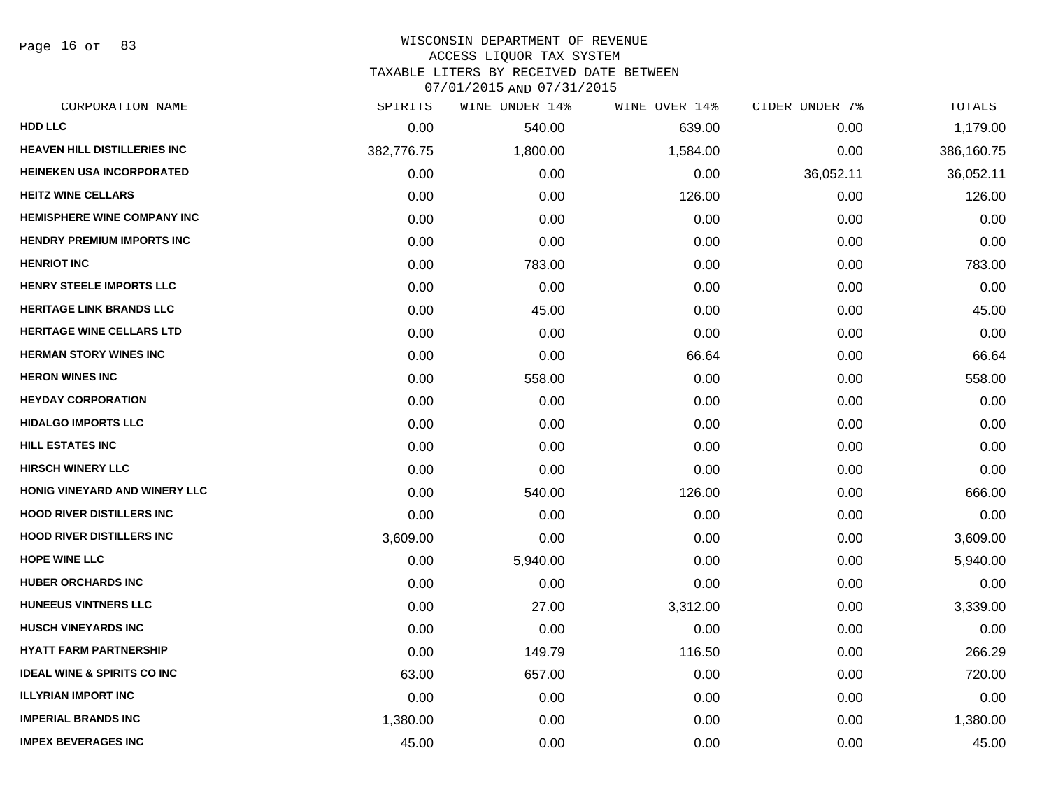WISCONSIN DEPARTMENT OF REVENUE
ACCESS LIQUOR TAX SYSTEM
TAXABLE LITERS BY RECEIVED DATE BETWEEN
07/01/2015 AND 07/31/2015

| CORPORATION NAME | SPIRITS | WINE UNDER 14% | WINE OVER 14% | CIDER UNDER 7% | TOTALS |
|---|---|---|---|---|---|
| HDD LLC | 0.00 | 540.00 | 639.00 | 0.00 | 1,179.00 |
| HEAVEN HILL DISTILLERIES INC | 382,776.75 | 1,800.00 | 1,584.00 | 0.00 | 386,160.75 |
| HEINEKEN USA INCORPORATED | 0.00 | 0.00 | 0.00 | 36,052.11 | 36,052.11 |
| HEITZ WINE CELLARS | 0.00 | 0.00 | 126.00 | 0.00 | 126.00 |
| HEMISPHERE WINE COMPANY INC | 0.00 | 0.00 | 0.00 | 0.00 | 0.00 |
| HENDRY PREMIUM IMPORTS INC | 0.00 | 0.00 | 0.00 | 0.00 | 0.00 |
| HENRIOT INC | 0.00 | 783.00 | 0.00 | 0.00 | 783.00 |
| HENRY STEELE IMPORTS LLC | 0.00 | 0.00 | 0.00 | 0.00 | 0.00 |
| HERITAGE LINK BRANDS LLC | 0.00 | 45.00 | 0.00 | 0.00 | 45.00 |
| HERITAGE WINE CELLARS LTD | 0.00 | 0.00 | 0.00 | 0.00 | 0.00 |
| HERMAN STORY WINES INC | 0.00 | 0.00 | 66.64 | 0.00 | 66.64 |
| HERON WINES INC | 0.00 | 558.00 | 0.00 | 0.00 | 558.00 |
| HEYDAY CORPORATION | 0.00 | 0.00 | 0.00 | 0.00 | 0.00 |
| HIDALGO IMPORTS LLC | 0.00 | 0.00 | 0.00 | 0.00 | 0.00 |
| HILL ESTATES INC | 0.00 | 0.00 | 0.00 | 0.00 | 0.00 |
| HIRSCH WINERY LLC | 0.00 | 0.00 | 0.00 | 0.00 | 0.00 |
| HONIG VINEYARD AND WINERY LLC | 0.00 | 540.00 | 126.00 | 0.00 | 666.00 |
| HOOD RIVER DISTILLERS INC | 0.00 | 0.00 | 0.00 | 0.00 | 0.00 |
| HOOD RIVER DISTILLERS INC | 3,609.00 | 0.00 | 0.00 | 0.00 | 3,609.00 |
| HOPE WINE LLC | 0.00 | 5,940.00 | 0.00 | 0.00 | 5,940.00 |
| HUBER ORCHARDS INC | 0.00 | 0.00 | 0.00 | 0.00 | 0.00 |
| HUNEEUS VINTNERS LLC | 0.00 | 27.00 | 3,312.00 | 0.00 | 3,339.00 |
| HUSCH VINEYARDS INC | 0.00 | 0.00 | 0.00 | 0.00 | 0.00 |
| HYATT FARM PARTNERSHIP | 0.00 | 149.79 | 116.50 | 0.00 | 266.29 |
| IDEAL WINE & SPIRITS CO INC | 63.00 | 657.00 | 0.00 | 0.00 | 720.00 |
| ILLYRIAN IMPORT INC | 0.00 | 0.00 | 0.00 | 0.00 | 0.00 |
| IMPERIAL BRANDS INC | 1,380.00 | 0.00 | 0.00 | 0.00 | 1,380.00 |
| IMPEX BEVERAGES INC | 45.00 | 0.00 | 0.00 | 0.00 | 45.00 |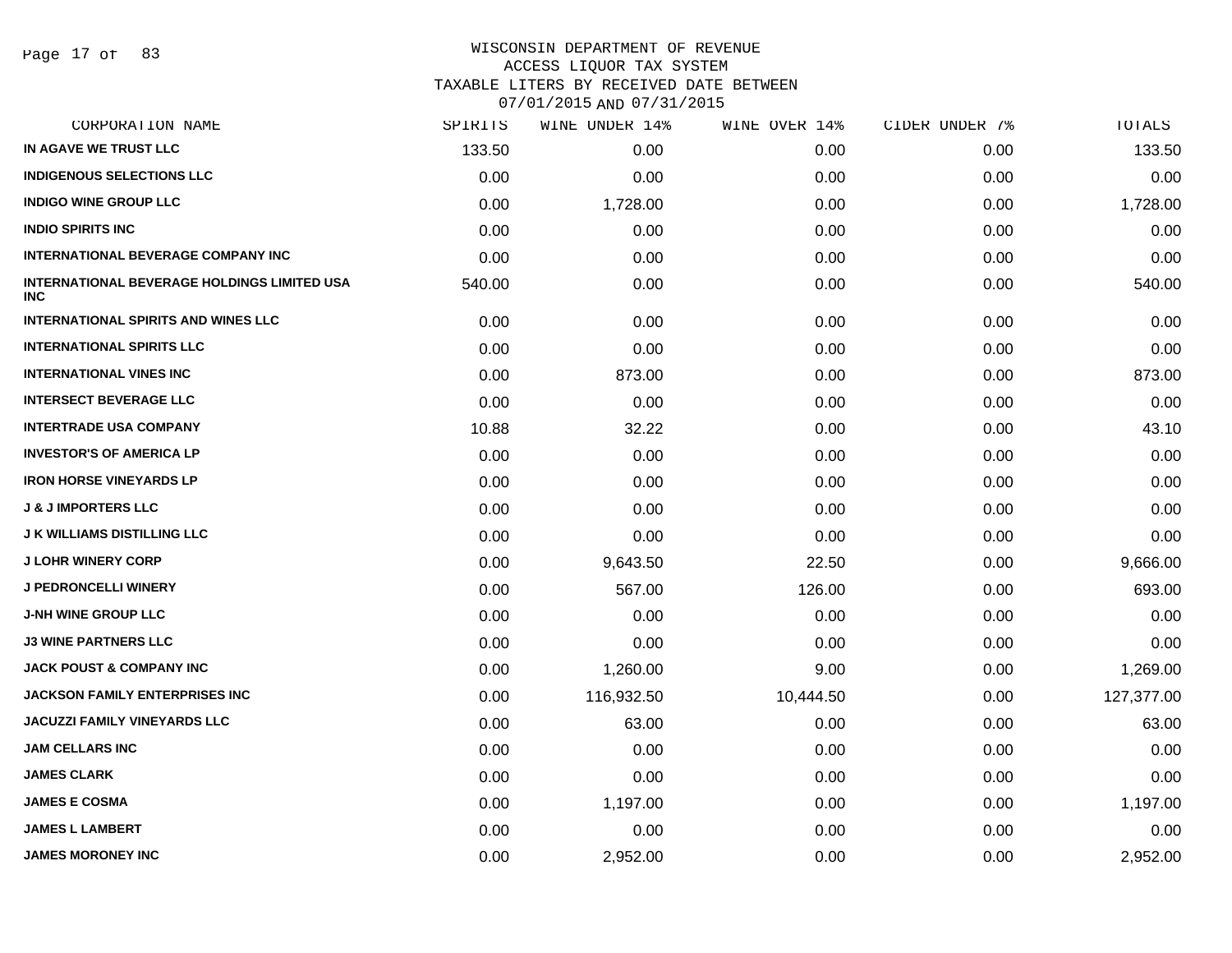WISCONSIN DEPARTMENT OF REVENUE
ACCESS LIQUOR TAX SYSTEM
TAXABLE LITERS BY RECEIVED DATE BETWEEN
07/01/2015 AND 07/31/2015

| CORPORATION NAME | SPIRITS | WINE UNDER 14% | WINE OVER 14% | CIDER UNDER 7% | TOTALS |
|---|---|---|---|---|---|
| IN AGAVE WE TRUST LLC | 133.50 | 0.00 | 0.00 | 0.00 | 133.50 |
| INDIGENOUS SELECTIONS LLC | 0.00 | 0.00 | 0.00 | 0.00 | 0.00 |
| INDIGO WINE GROUP LLC | 0.00 | 1,728.00 | 0.00 | 0.00 | 1,728.00 |
| INDIO SPIRITS INC | 0.00 | 0.00 | 0.00 | 0.00 | 0.00 |
| INTERNATIONAL BEVERAGE COMPANY INC | 0.00 | 0.00 | 0.00 | 0.00 | 0.00 |
| INTERNATIONAL BEVERAGE HOLDINGS LIMITED USA INC | 540.00 | 0.00 | 0.00 | 0.00 | 540.00 |
| INTERNATIONAL SPIRITS AND WINES LLC | 0.00 | 0.00 | 0.00 | 0.00 | 0.00 |
| INTERNATIONAL SPIRITS LLC | 0.00 | 0.00 | 0.00 | 0.00 | 0.00 |
| INTERNATIONAL VINES INC | 0.00 | 873.00 | 0.00 | 0.00 | 873.00 |
| INTERSECT BEVERAGE LLC | 0.00 | 0.00 | 0.00 | 0.00 | 0.00 |
| INTERTRADE USA COMPANY | 10.88 | 32.22 | 0.00 | 0.00 | 43.10 |
| INVESTOR'S OF AMERICA LP | 0.00 | 0.00 | 0.00 | 0.00 | 0.00 |
| IRON HORSE VINEYARDS LP | 0.00 | 0.00 | 0.00 | 0.00 | 0.00 |
| J & J IMPORTERS LLC | 0.00 | 0.00 | 0.00 | 0.00 | 0.00 |
| J K WILLIAMS DISTILLING LLC | 0.00 | 0.00 | 0.00 | 0.00 | 0.00 |
| J LOHR WINERY CORP | 0.00 | 9,643.50 | 22.50 | 0.00 | 9,666.00 |
| J PEDRONCELLI WINERY | 0.00 | 567.00 | 126.00 | 0.00 | 693.00 |
| J-NH WINE GROUP LLC | 0.00 | 0.00 | 0.00 | 0.00 | 0.00 |
| J3 WINE PARTNERS LLC | 0.00 | 0.00 | 0.00 | 0.00 | 0.00 |
| JACK POUST & COMPANY INC | 0.00 | 1,260.00 | 9.00 | 0.00 | 1,269.00 |
| JACKSON FAMILY ENTERPRISES INC | 0.00 | 116,932.50 | 10,444.50 | 0.00 | 127,377.00 |
| JACUZZI FAMILY VINEYARDS LLC | 0.00 | 63.00 | 0.00 | 0.00 | 63.00 |
| JAM CELLARS INC | 0.00 | 0.00 | 0.00 | 0.00 | 0.00 |
| JAMES CLARK | 0.00 | 0.00 | 0.00 | 0.00 | 0.00 |
| JAMES E COSMA | 0.00 | 1,197.00 | 0.00 | 0.00 | 1,197.00 |
| JAMES L LAMBERT | 0.00 | 0.00 | 0.00 | 0.00 | 0.00 |
| JAMES MORONEY INC | 0.00 | 2,952.00 | 0.00 | 0.00 | 2,952.00 |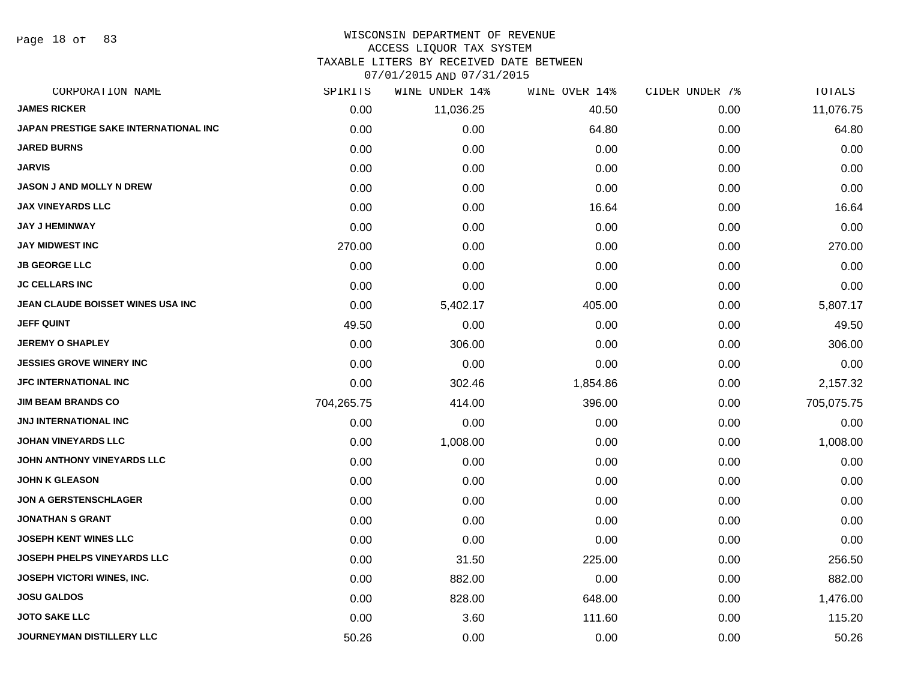WISCONSIN DEPARTMENT OF REVENUE
ACCESS LIQUOR TAX SYSTEM
TAXABLE LITERS BY RECEIVED DATE BETWEEN
07/01/2015 AND 07/31/2015

| CORPORATION NAME | SPIRITS | WINE UNDER 14% | WINE OVER 14% | CIDER UNDER 7% | TOTALS |
|---|---|---|---|---|---|
| JAMES RICKER | 0.00 | 11,036.25 | 40.50 | 0.00 | 11,076.75 |
| JAPAN PRESTIGE SAKE INTERNATIONAL INC | 0.00 | 0.00 | 64.80 | 0.00 | 64.80 |
| JARED BURNS | 0.00 | 0.00 | 0.00 | 0.00 | 0.00 |
| JARVIS | 0.00 | 0.00 | 0.00 | 0.00 | 0.00 |
| JASON J AND MOLLY N DREW | 0.00 | 0.00 | 0.00 | 0.00 | 0.00 |
| JAX VINEYARDS LLC | 0.00 | 0.00 | 16.64 | 0.00 | 16.64 |
| JAY J HEMINWAY | 0.00 | 0.00 | 0.00 | 0.00 | 0.00 |
| JAY MIDWEST INC | 270.00 | 0.00 | 0.00 | 0.00 | 270.00 |
| JB GEORGE LLC | 0.00 | 0.00 | 0.00 | 0.00 | 0.00 |
| JC CELLARS INC | 0.00 | 0.00 | 0.00 | 0.00 | 0.00 |
| JEAN CLAUDE BOISSET WINES USA INC | 0.00 | 5,402.17 | 405.00 | 0.00 | 5,807.17 |
| JEFF QUINT | 49.50 | 0.00 | 0.00 | 0.00 | 49.50 |
| JEREMY O SHAPLEY | 0.00 | 306.00 | 0.00 | 0.00 | 306.00 |
| JESSIES GROVE WINERY INC | 0.00 | 0.00 | 0.00 | 0.00 | 0.00 |
| JFC INTERNATIONAL INC | 0.00 | 302.46 | 1,854.86 | 0.00 | 2,157.32 |
| JIM BEAM BRANDS CO | 704,265.75 | 414.00 | 396.00 | 0.00 | 705,075.75 |
| JNJ INTERNATIONAL INC | 0.00 | 0.00 | 0.00 | 0.00 | 0.00 |
| JOHAN VINEYARDS LLC | 0.00 | 1,008.00 | 0.00 | 0.00 | 1,008.00 |
| JOHN ANTHONY VINEYARDS LLC | 0.00 | 0.00 | 0.00 | 0.00 | 0.00 |
| JOHN K GLEASON | 0.00 | 0.00 | 0.00 | 0.00 | 0.00 |
| JON A GERSTENSCHLAGER | 0.00 | 0.00 | 0.00 | 0.00 | 0.00 |
| JONATHAN S GRANT | 0.00 | 0.00 | 0.00 | 0.00 | 0.00 |
| JOSEPH KENT WINES LLC | 0.00 | 0.00 | 0.00 | 0.00 | 0.00 |
| JOSEPH PHELPS VINEYARDS LLC | 0.00 | 31.50 | 225.00 | 0.00 | 256.50 |
| JOSEPH VICTORI WINES, INC. | 0.00 | 882.00 | 0.00 | 0.00 | 882.00 |
| JOSU GALDOS | 0.00 | 828.00 | 648.00 | 0.00 | 1,476.00 |
| JOTO SAKE LLC | 0.00 | 3.60 | 111.60 | 0.00 | 115.20 |
| JOURNEYMAN DISTILLERY LLC | 50.26 | 0.00 | 0.00 | 0.00 | 50.26 |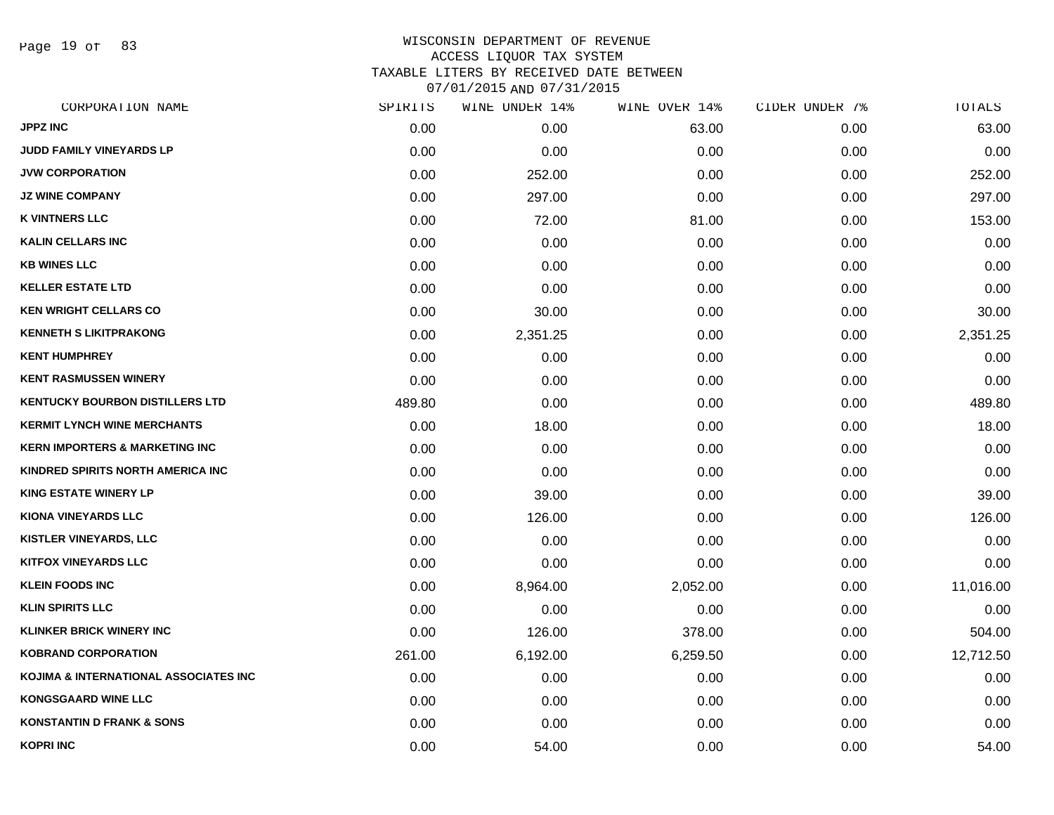# WISCONSIN DEPARTMENT OF REVENUE
## ACCESS LIQUOR TAX SYSTEM
## TAXABLE LITERS BY RECEIVED DATE BETWEEN 07/01/2015 AND 07/31/2015

| CORPORATION NAME | SPIRITS | WINE UNDER 14% | WINE OVER 14% | CIDER UNDER 7% | TOTALS |
|---|---|---|---|---|---|
| JPPZ INC | 0.00 | 0.00 | 63.00 | 0.00 | 63.00 |
| JUDD FAMILY VINEYARDS LP | 0.00 | 0.00 | 0.00 | 0.00 | 0.00 |
| JVW CORPORATION | 0.00 | 252.00 | 0.00 | 0.00 | 252.00 |
| JZ WINE COMPANY | 0.00 | 297.00 | 0.00 | 0.00 | 297.00 |
| K VINTNERS LLC | 0.00 | 72.00 | 81.00 | 0.00 | 153.00 |
| KALIN CELLARS INC | 0.00 | 0.00 | 0.00 | 0.00 | 0.00 |
| KB WINES LLC | 0.00 | 0.00 | 0.00 | 0.00 | 0.00 |
| KELLER ESTATE LTD | 0.00 | 0.00 | 0.00 | 0.00 | 0.00 |
| KEN WRIGHT CELLARS CO | 0.00 | 30.00 | 0.00 | 0.00 | 30.00 |
| KENNETH S LIKITPRAKONG | 0.00 | 2,351.25 | 0.00 | 0.00 | 2,351.25 |
| KENT HUMPHREY | 0.00 | 0.00 | 0.00 | 0.00 | 0.00 |
| KENT RASMUSSEN WINERY | 0.00 | 0.00 | 0.00 | 0.00 | 0.00 |
| KENTUCKY BOURBON DISTILLERS LTD | 489.80 | 0.00 | 0.00 | 0.00 | 489.80 |
| KERMIT LYNCH WINE MERCHANTS | 0.00 | 18.00 | 0.00 | 0.00 | 18.00 |
| KERN IMPORTERS & MARKETING INC | 0.00 | 0.00 | 0.00 | 0.00 | 0.00 |
| KINDRED SPIRITS NORTH AMERICA INC | 0.00 | 0.00 | 0.00 | 0.00 | 0.00 |
| KING ESTATE WINERY LP | 0.00 | 39.00 | 0.00 | 0.00 | 39.00 |
| KIONA VINEYARDS LLC | 0.00 | 126.00 | 0.00 | 0.00 | 126.00 |
| KISTLER VINEYARDS, LLC | 0.00 | 0.00 | 0.00 | 0.00 | 0.00 |
| KITFOX VINEYARDS LLC | 0.00 | 0.00 | 0.00 | 0.00 | 0.00 |
| KLEIN FOODS INC | 0.00 | 8,964.00 | 2,052.00 | 0.00 | 11,016.00 |
| KLIN SPIRITS LLC | 0.00 | 0.00 | 0.00 | 0.00 | 0.00 |
| KLINKER BRICK WINERY INC | 0.00 | 126.00 | 378.00 | 0.00 | 504.00 |
| KOBRAND CORPORATION | 261.00 | 6,192.00 | 6,259.50 | 0.00 | 12,712.50 |
| KOJIMA & INTERNATIONAL ASSOCIATES INC | 0.00 | 0.00 | 0.00 | 0.00 | 0.00 |
| KONGSGAARD WINE LLC | 0.00 | 0.00 | 0.00 | 0.00 | 0.00 |
| KONSTANTIN D FRANK & SONS | 0.00 | 0.00 | 0.00 | 0.00 | 0.00 |
| KOPRI INC | 0.00 | 54.00 | 0.00 | 0.00 | 54.00 |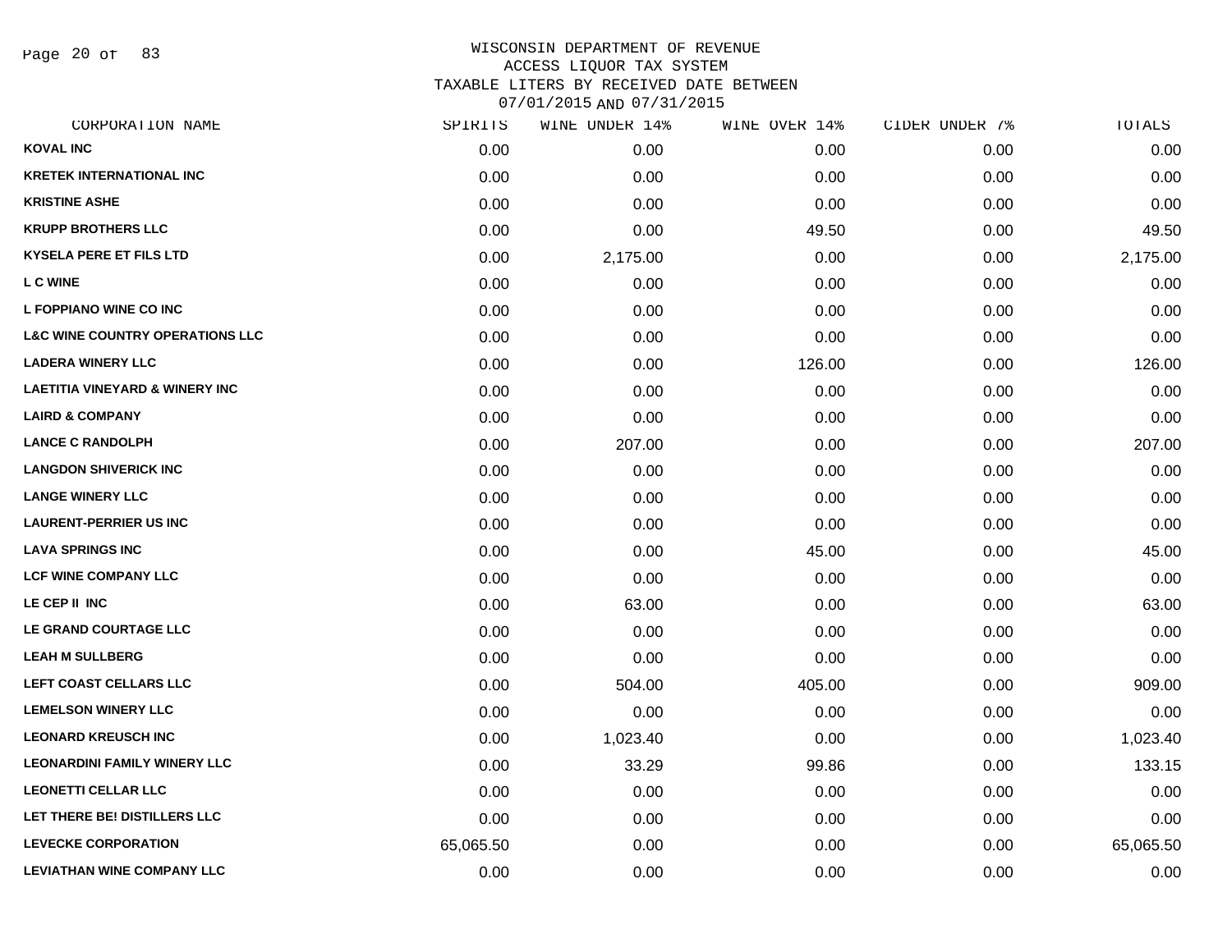# WISCONSIN DEPARTMENT OF REVENUE
## ACCESS LIQUOR TAX SYSTEM
### TAXABLE LITERS BY RECEIVED DATE BETWEEN 07/01/2015 AND 07/31/2015

| CORPORATION NAME | SPIRITS | WINE UNDER 14% | WINE OVER 14% | CIDER UNDER 7% | TOTALS |
|---|---|---|---|---|---|
| KOVAL INC | 0.00 | 0.00 | 0.00 | 0.00 | 0.00 |
| KRETEK INTERNATIONAL INC | 0.00 | 0.00 | 0.00 | 0.00 | 0.00 |
| KRISTINE ASHE | 0.00 | 0.00 | 0.00 | 0.00 | 0.00 |
| KRUPP BROTHERS LLC | 0.00 | 0.00 | 49.50 | 0.00 | 49.50 |
| KYSELA PERE ET FILS LTD | 0.00 | 2,175.00 | 0.00 | 0.00 | 2,175.00 |
| L C WINE | 0.00 | 0.00 | 0.00 | 0.00 | 0.00 |
| L FOPPIANO WINE CO INC | 0.00 | 0.00 | 0.00 | 0.00 | 0.00 |
| L&C WINE COUNTRY OPERATIONS LLC | 0.00 | 0.00 | 0.00 | 0.00 | 0.00 |
| LADERA WINERY LLC | 0.00 | 0.00 | 126.00 | 0.00 | 126.00 |
| LAETITIA VINEYARD & WINERY INC | 0.00 | 0.00 | 0.00 | 0.00 | 0.00 |
| LAIRD & COMPANY | 0.00 | 0.00 | 0.00 | 0.00 | 0.00 |
| LANCE C RANDOLPH | 0.00 | 207.00 | 0.00 | 0.00 | 207.00 |
| LANGDON SHIVERICK INC | 0.00 | 0.00 | 0.00 | 0.00 | 0.00 |
| LANGE WINERY LLC | 0.00 | 0.00 | 0.00 | 0.00 | 0.00 |
| LAURENT-PERRIER US INC | 0.00 | 0.00 | 0.00 | 0.00 | 0.00 |
| LAVA SPRINGS INC | 0.00 | 0.00 | 45.00 | 0.00 | 45.00 |
| LCF WINE COMPANY LLC | 0.00 | 0.00 | 0.00 | 0.00 | 0.00 |
| LE CEP II INC | 0.00 | 63.00 | 0.00 | 0.00 | 63.00 |
| LE GRAND COURTAGE LLC | 0.00 | 0.00 | 0.00 | 0.00 | 0.00 |
| LEAH M SULLBERG | 0.00 | 0.00 | 0.00 | 0.00 | 0.00 |
| LEFT COAST CELLARS LLC | 0.00 | 504.00 | 405.00 | 0.00 | 909.00 |
| LEMELSON WINERY LLC | 0.00 | 0.00 | 0.00 | 0.00 | 0.00 |
| LEONARD KREUSCH INC | 0.00 | 1,023.40 | 0.00 | 0.00 | 1,023.40 |
| LEONARDINI FAMILY WINERY LLC | 0.00 | 33.29 | 99.86 | 0.00 | 133.15 |
| LEONETTI CELLAR LLC | 0.00 | 0.00 | 0.00 | 0.00 | 0.00 |
| LET THERE BE! DISTILLERS LLC | 0.00 | 0.00 | 0.00 | 0.00 | 0.00 |
| LEVECKE CORPORATION | 65,065.50 | 0.00 | 0.00 | 0.00 | 65,065.50 |
| LEVIATHAN WINE COMPANY LLC | 0.00 | 0.00 | 0.00 | 0.00 | 0.00 |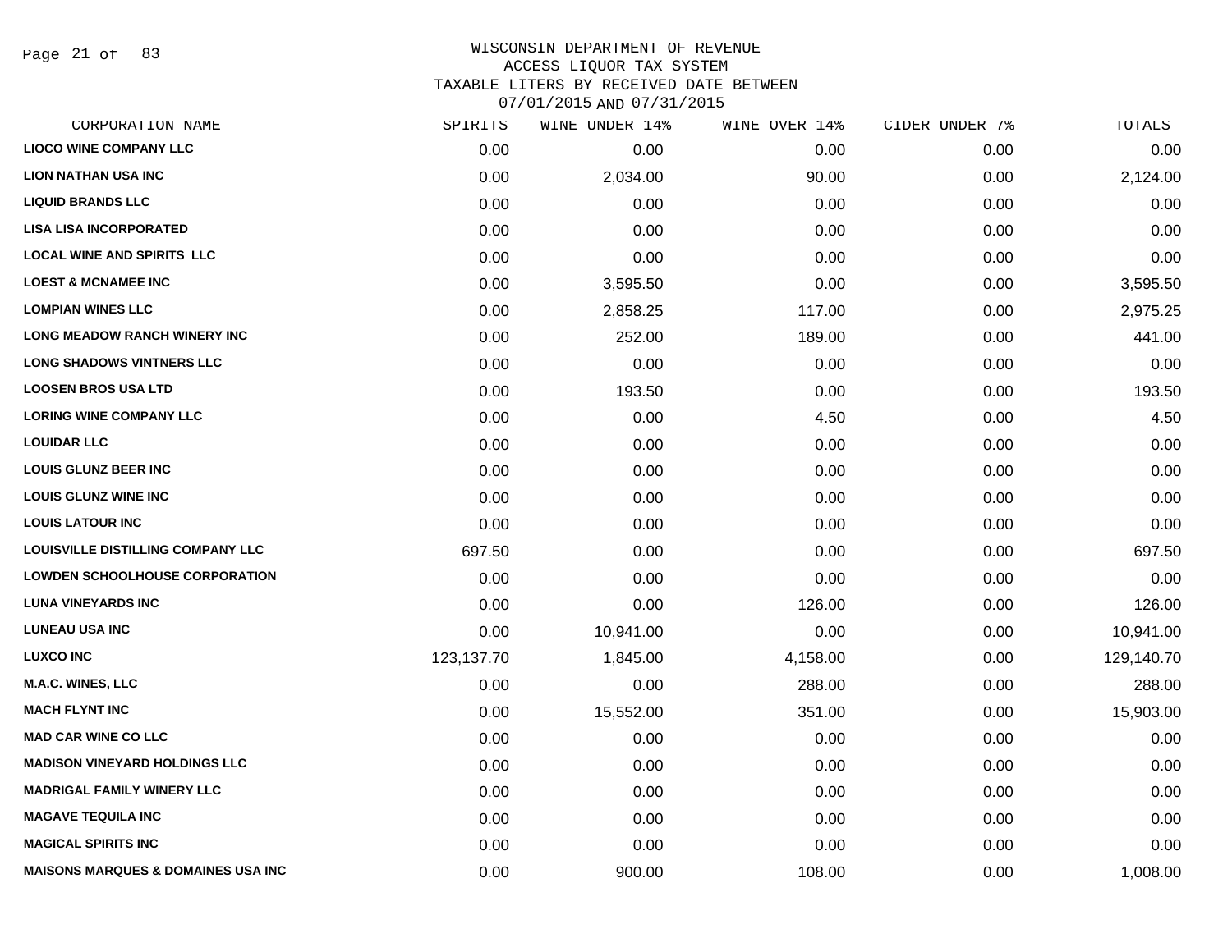# WISCONSIN DEPARTMENT OF REVENUE
## ACCESS LIQUOR TAX SYSTEM
### TAXABLE LITERS BY RECEIVED DATE BETWEEN 07/01/2015 AND 07/31/2015

| CORPORATION NAME | SPIRITS | WINE UNDER 14% | WINE OVER 14% | CIDER UNDER 7% | TOTALS |
|---|---|---|---|---|---|
| LIOCO WINE COMPANY LLC | 0.00 | 0.00 | 0.00 | 0.00 | 0.00 |
| LION NATHAN USA INC | 0.00 | 2,034.00 | 90.00 | 0.00 | 2,124.00 |
| LIQUID BRANDS LLC | 0.00 | 0.00 | 0.00 | 0.00 | 0.00 |
| LISA LISA INCORPORATED | 0.00 | 0.00 | 0.00 | 0.00 | 0.00 |
| LOCAL WINE AND SPIRITS LLC | 0.00 | 0.00 | 0.00 | 0.00 | 0.00 |
| LOEST & MCNAMEE INC | 0.00 | 3,595.50 | 0.00 | 0.00 | 3,595.50 |
| LOMPIAN WINES LLC | 0.00 | 2,858.25 | 117.00 | 0.00 | 2,975.25 |
| LONG MEADOW RANCH WINERY INC | 0.00 | 252.00 | 189.00 | 0.00 | 441.00 |
| LONG SHADOWS VINTNERS LLC | 0.00 | 0.00 | 0.00 | 0.00 | 0.00 |
| LOOSEN BROS USA LTD | 0.00 | 193.50 | 0.00 | 0.00 | 193.50 |
| LORING WINE COMPANY LLC | 0.00 | 0.00 | 4.50 | 0.00 | 4.50 |
| LOUIDAR LLC | 0.00 | 0.00 | 0.00 | 0.00 | 0.00 |
| LOUIS GLUNZ BEER INC | 0.00 | 0.00 | 0.00 | 0.00 | 0.00 |
| LOUIS GLUNZ WINE INC | 0.00 | 0.00 | 0.00 | 0.00 | 0.00 |
| LOUIS LATOUR INC | 0.00 | 0.00 | 0.00 | 0.00 | 0.00 |
| LOUISVILLE DISTILLING COMPANY LLC | 697.50 | 0.00 | 0.00 | 0.00 | 697.50 |
| LOWDEN SCHOOLHOUSE CORPORATION | 0.00 | 0.00 | 0.00 | 0.00 | 0.00 |
| LUNA VINEYARDS INC | 0.00 | 0.00 | 126.00 | 0.00 | 126.00 |
| LUNEAU USA INC | 0.00 | 10,941.00 | 0.00 | 0.00 | 10,941.00 |
| LUXCO INC | 123,137.70 | 1,845.00 | 4,158.00 | 0.00 | 129,140.70 |
| M.A.C. WINES, LLC | 0.00 | 0.00 | 288.00 | 0.00 | 288.00 |
| MACH FLYNT INC | 0.00 | 15,552.00 | 351.00 | 0.00 | 15,903.00 |
| MAD CAR WINE CO LLC | 0.00 | 0.00 | 0.00 | 0.00 | 0.00 |
| MADISON VINEYARD HOLDINGS LLC | 0.00 | 0.00 | 0.00 | 0.00 | 0.00 |
| MADRIGAL FAMILY WINERY LLC | 0.00 | 0.00 | 0.00 | 0.00 | 0.00 |
| MAGAVE TEQUILA INC | 0.00 | 0.00 | 0.00 | 0.00 | 0.00 |
| MAGICAL SPIRITS INC | 0.00 | 0.00 | 0.00 | 0.00 | 0.00 |
| MAISONS MARQUES & DOMAINES USA INC | 0.00 | 900.00 | 108.00 | 0.00 | 1,008.00 |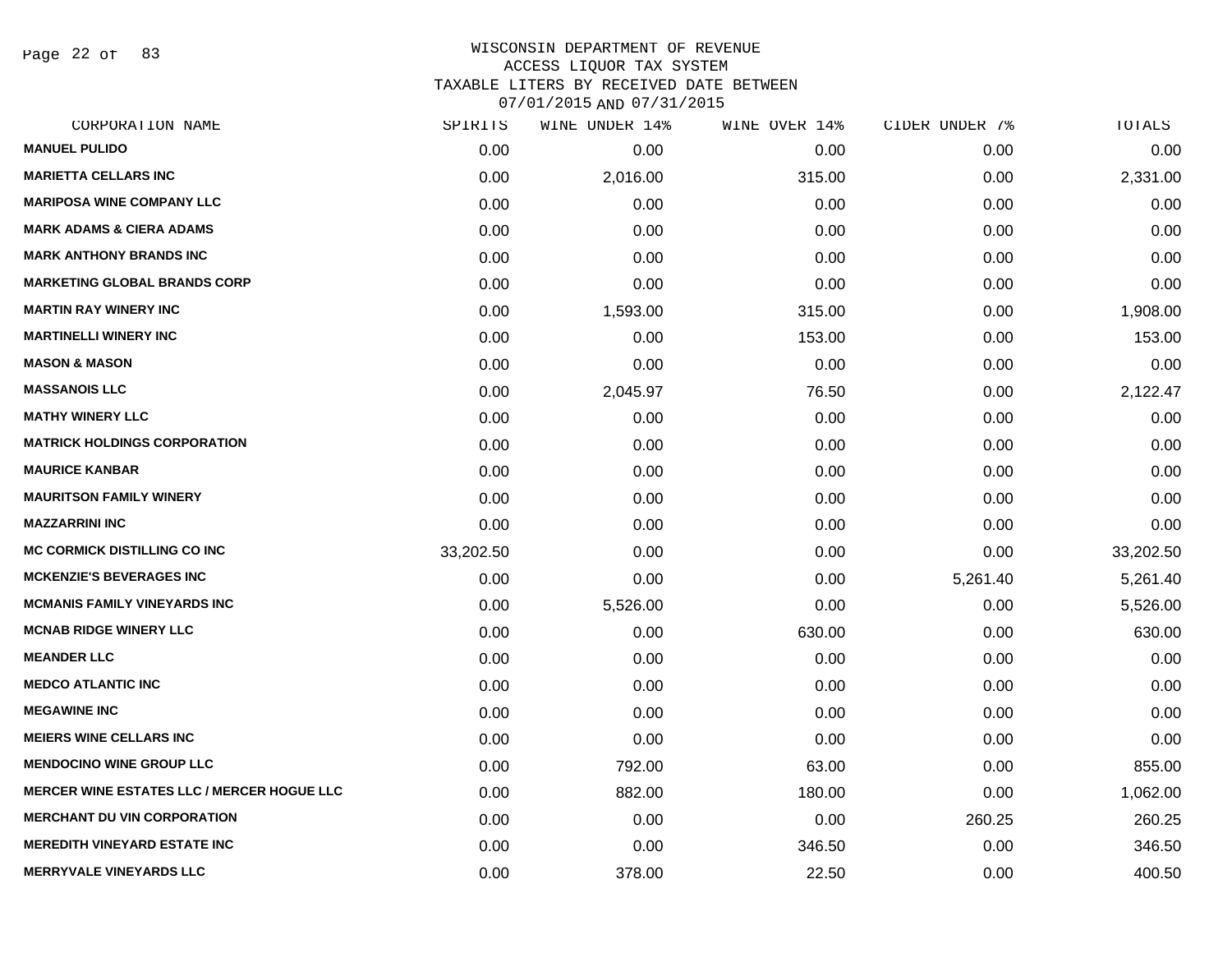WISCONSIN DEPARTMENT OF REVENUE
ACCESS LIQUOR TAX SYSTEM
TAXABLE LITERS BY RECEIVED DATE BETWEEN
07/01/2015 AND 07/31/2015

| CORPORATION NAME | SPIRITS | WINE UNDER 14% | WINE OVER 14% | CIDER UNDER 7% | TOTALS |
|---|---|---|---|---|---|
| **MANUEL PULIDO** | 0.00 | 0.00 | 0.00 | 0.00 | 0.00 |
| **MARIETTA CELLARS INC** | 0.00 | 2,016.00 | 315.00 | 0.00 | 2,331.00 |
| **MARIPOSA WINE COMPANY LLC** | 0.00 | 0.00 | 0.00 | 0.00 | 0.00 |
| **MARK ADAMS & CIERA ADAMS** | 0.00 | 0.00 | 0.00 | 0.00 | 0.00 |
| **MARK ANTHONY BRANDS INC** | 0.00 | 0.00 | 0.00 | 0.00 | 0.00 |
| **MARKETING GLOBAL BRANDS CORP** | 0.00 | 0.00 | 0.00 | 0.00 | 0.00 |
| **MARTIN RAY WINERY INC** | 0.00 | 1,593.00 | 315.00 | 0.00 | 1,908.00 |
| **MARTINELLI WINERY INC** | 0.00 | 0.00 | 153.00 | 0.00 | 153.00 |
| **MASON & MASON** | 0.00 | 0.00 | 0.00 | 0.00 | 0.00 |
| **MASSANOIS LLC** | 0.00 | 2,045.97 | 76.50 | 0.00 | 2,122.47 |
| **MATHY WINERY LLC** | 0.00 | 0.00 | 0.00 | 0.00 | 0.00 |
| **MATRICK HOLDINGS CORPORATION** | 0.00 | 0.00 | 0.00 | 0.00 | 0.00 |
| **MAURICE KANBAR** | 0.00 | 0.00 | 0.00 | 0.00 | 0.00 |
| **MAURITSON FAMILY WINERY** | 0.00 | 0.00 | 0.00 | 0.00 | 0.00 |
| **MAZZARRINI INC** | 0.00 | 0.00 | 0.00 | 0.00 | 0.00 |
| **MC CORMICK DISTILLING CO INC** | 33,202.50 | 0.00 | 0.00 | 0.00 | 33,202.50 |
| **MCKENZIE'S BEVERAGES INC** | 0.00 | 0.00 | 0.00 | 5,261.40 | 5,261.40 |
| **MCMANIS FAMILY VINEYARDS INC** | 0.00 | 5,526.00 | 0.00 | 0.00 | 5,526.00 |
| **MCNAB RIDGE WINERY LLC** | 0.00 | 0.00 | 630.00 | 0.00 | 630.00 |
| **MEANDER LLC** | 0.00 | 0.00 | 0.00 | 0.00 | 0.00 |
| **MEDCO ATLANTIC INC** | 0.00 | 0.00 | 0.00 | 0.00 | 0.00 |
| **MEGAWINE INC** | 0.00 | 0.00 | 0.00 | 0.00 | 0.00 |
| **MEIERS WINE CELLARS INC** | 0.00 | 0.00 | 0.00 | 0.00 | 0.00 |
| **MENDOCINO WINE GROUP LLC** | 0.00 | 792.00 | 63.00 | 0.00 | 855.00 |
| **MERCER WINE ESTATES LLC / MERCER HOGUE LLC** | 0.00 | 882.00 | 180.00 | 0.00 | 1,062.00 |
| **MERCHANT DU VIN CORPORATION** | 0.00 | 0.00 | 0.00 | 260.25 | 260.25 |
| **MEREDITH VINEYARD ESTATE INC** | 0.00 | 0.00 | 346.50 | 0.00 | 346.50 |
| **MERRYVALE VINEYARDS LLC** | 0.00 | 378.00 | 22.50 | 0.00 | 400.50 |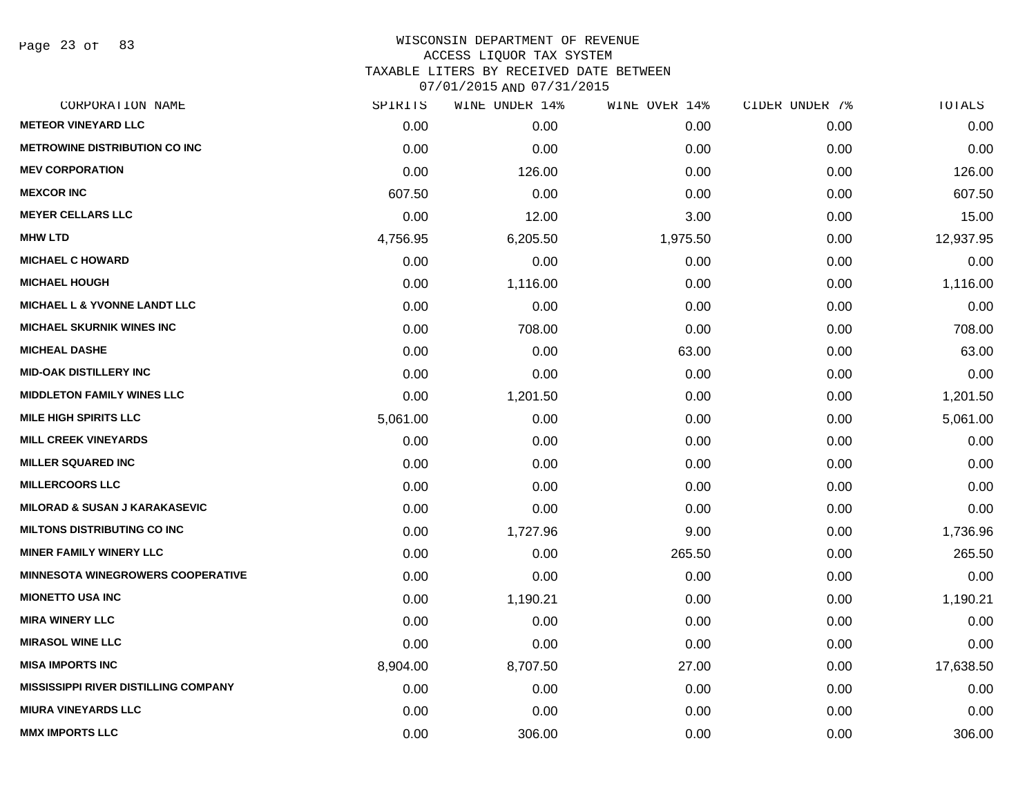WISCONSIN DEPARTMENT OF REVENUE
ACCESS LIQUOR TAX SYSTEM
TAXABLE LITERS BY RECEIVED DATE BETWEEN
07/01/2015 AND 07/31/2015

| CORPORATION NAME | SPIRITS | WINE UNDER 14% | WINE OVER 14% | CIDER UNDER 7% | TOTALS |
|---|---|---|---|---|---|
| **METEOR VINEYARD LLC** | 0.00 | 0.00 | 0.00 | 0.00 | 0.00 |
| **METROWINE DISTRIBUTION CO INC** | 0.00 | 0.00 | 0.00 | 0.00 | 0.00 |
| **MEV CORPORATION** | 0.00 | 126.00 | 0.00 | 0.00 | 126.00 |
| **MEXCOR INC** | 607.50 | 0.00 | 0.00 | 0.00 | 607.50 |
| **MEYER CELLARS LLC** | 0.00 | 12.00 | 3.00 | 0.00 | 15.00 |
| **MHW LTD** | 4,756.95 | 6,205.50 | 1,975.50 | 0.00 | 12,937.95 |
| **MICHAEL C HOWARD** | 0.00 | 0.00 | 0.00 | 0.00 | 0.00 |
| **MICHAEL HOUGH** | 0.00 | 1,116.00 | 0.00 | 0.00 | 1,116.00 |
| **MICHAEL L & YVONNE LANDT LLC** | 0.00 | 0.00 | 0.00 | 0.00 | 0.00 |
| **MICHAEL SKURNIK WINES INC** | 0.00 | 708.00 | 0.00 | 0.00 | 708.00 |
| **MICHEAL DASHE** | 0.00 | 0.00 | 63.00 | 0.00 | 63.00 |
| **MID-OAK DISTILLERY INC** | 0.00 | 0.00 | 0.00 | 0.00 | 0.00 |
| **MIDDLETON FAMILY WINES LLC** | 0.00 | 1,201.50 | 0.00 | 0.00 | 1,201.50 |
| **MILE HIGH SPIRITS LLC** | 5,061.00 | 0.00 | 0.00 | 0.00 | 5,061.00 |
| **MILL CREEK VINEYARDS** | 0.00 | 0.00 | 0.00 | 0.00 | 0.00 |
| **MILLER SQUARED INC** | 0.00 | 0.00 | 0.00 | 0.00 | 0.00 |
| **MILLERCOORS LLC** | 0.00 | 0.00 | 0.00 | 0.00 | 0.00 |
| **MILORAD & SUSAN J KARAKASEVIC** | 0.00 | 0.00 | 0.00 | 0.00 | 0.00 |
| **MILTONS DISTRIBUTING CO INC** | 0.00 | 1,727.96 | 9.00 | 0.00 | 1,736.96 |
| **MINER FAMILY WINERY LLC** | 0.00 | 0.00 | 265.50 | 0.00 | 265.50 |
| **MINNESOTA WINEGROWERS COOPERATIVE** | 0.00 | 0.00 | 0.00 | 0.00 | 0.00 |
| **MIONETTO USA INC** | 0.00 | 1,190.21 | 0.00 | 0.00 | 1,190.21 |
| **MIRA WINERY LLC** | 0.00 | 0.00 | 0.00 | 0.00 | 0.00 |
| **MIRASOL WINE LLC** | 0.00 | 0.00 | 0.00 | 0.00 | 0.00 |
| **MISA IMPORTS INC** | 8,904.00 | 8,707.50 | 27.00 | 0.00 | 17,638.50 |
| **MISSISSIPPI RIVER DISTILLING COMPANY** | 0.00 | 0.00 | 0.00 | 0.00 | 0.00 |
| **MIURA VINEYARDS LLC** | 0.00 | 0.00 | 0.00 | 0.00 | 0.00 |
| **MMX IMPORTS LLC** | 0.00 | 306.00 | 0.00 | 0.00 | 306.00 |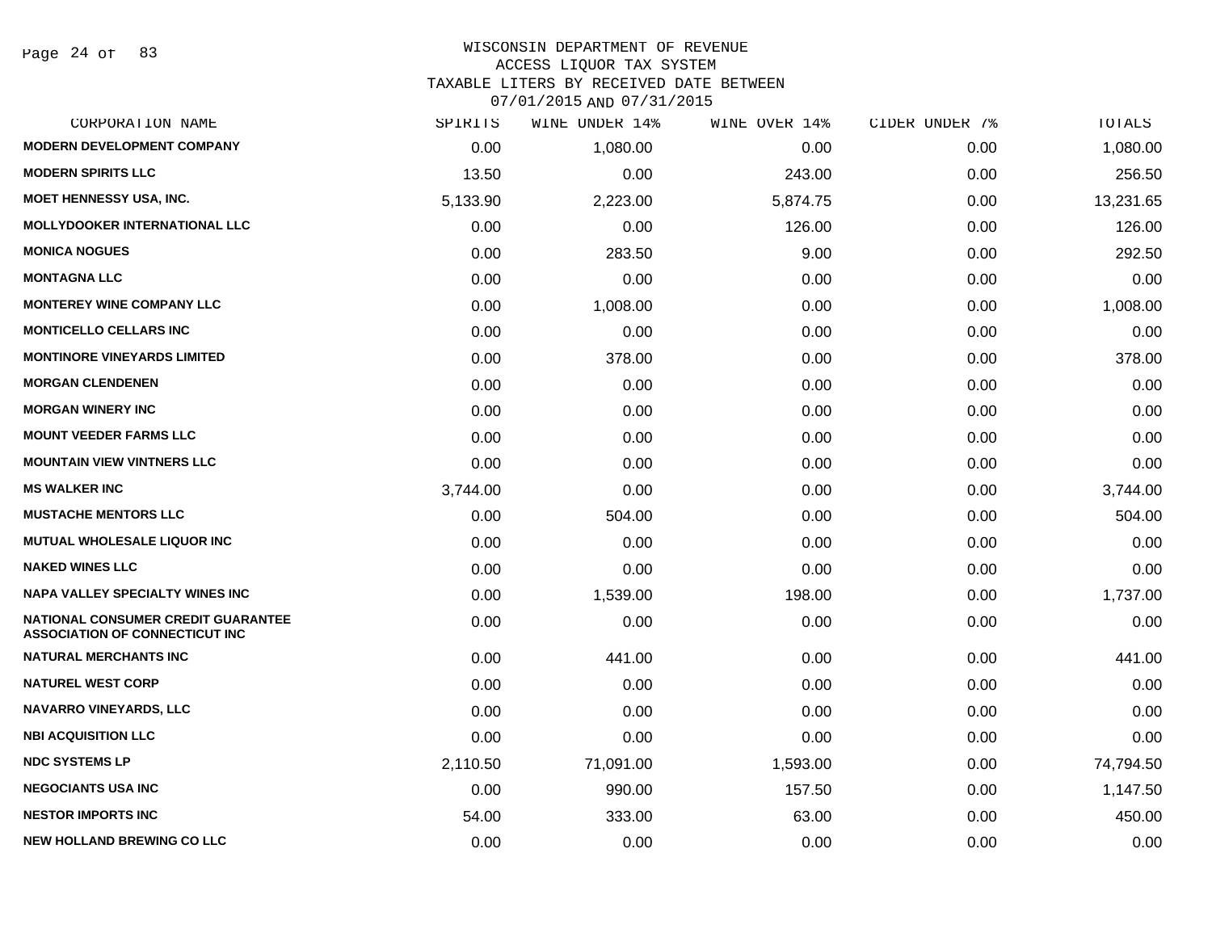WISCONSIN DEPARTMENT OF REVENUE
ACCESS LIQUOR TAX SYSTEM
TAXABLE LITERS BY RECEIVED DATE BETWEEN
07/01/2015 AND 07/31/2015

| CORPORATION NAME | SPIRITS | WINE UNDER 14% | WINE OVER 14% | CIDER UNDER 7% | TOTALS |
|---|---|---|---|---|---|
| MODERN DEVELOPMENT COMPANY | 0.00 | 1,080.00 | 0.00 | 0.00 | 1,080.00 |
| MODERN SPIRITS LLC | 13.50 | 0.00 | 243.00 | 0.00 | 256.50 |
| MOET HENNESSY USA, INC. | 5,133.90 | 2,223.00 | 5,874.75 | 0.00 | 13,231.65 |
| MOLLYDOOKER INTERNATIONAL LLC | 0.00 | 0.00 | 126.00 | 0.00 | 126.00 |
| MONICA NOGUES | 0.00 | 283.50 | 9.00 | 0.00 | 292.50 |
| MONTAGNA LLC | 0.00 | 0.00 | 0.00 | 0.00 | 0.00 |
| MONTEREY WINE COMPANY LLC | 0.00 | 1,008.00 | 0.00 | 0.00 | 1,008.00 |
| MONTICELLO CELLARS INC | 0.00 | 0.00 | 0.00 | 0.00 | 0.00 |
| MONTINORE VINEYARDS LIMITED | 0.00 | 378.00 | 0.00 | 0.00 | 378.00 |
| MORGAN CLENDENEN | 0.00 | 0.00 | 0.00 | 0.00 | 0.00 |
| MORGAN WINERY INC | 0.00 | 0.00 | 0.00 | 0.00 | 0.00 |
| MOUNT VEEDER FARMS LLC | 0.00 | 0.00 | 0.00 | 0.00 | 0.00 |
| MOUNTAIN VIEW VINTNERS LLC | 0.00 | 0.00 | 0.00 | 0.00 | 0.00 |
| MS WALKER INC | 3,744.00 | 0.00 | 0.00 | 0.00 | 3,744.00 |
| MUSTACHE MENTORS LLC | 0.00 | 504.00 | 0.00 | 0.00 | 504.00 |
| MUTUAL WHOLESALE LIQUOR INC | 0.00 | 0.00 | 0.00 | 0.00 | 0.00 |
| NAKED WINES LLC | 0.00 | 0.00 | 0.00 | 0.00 | 0.00 |
| NAPA VALLEY SPECIALTY WINES INC | 0.00 | 1,539.00 | 198.00 | 0.00 | 1,737.00 |
| NATIONAL CONSUMER CREDIT GUARANTEE ASSOCIATION OF CONNECTICUT INC | 0.00 | 0.00 | 0.00 | 0.00 | 0.00 |
| NATURAL MERCHANTS INC | 0.00 | 441.00 | 0.00 | 0.00 | 441.00 |
| NATUREL WEST CORP | 0.00 | 0.00 | 0.00 | 0.00 | 0.00 |
| NAVARRO VINEYARDS, LLC | 0.00 | 0.00 | 0.00 | 0.00 | 0.00 |
| NBI ACQUISITION LLC | 0.00 | 0.00 | 0.00 | 0.00 | 0.00 |
| NDC SYSTEMS LP | 2,110.50 | 71,091.00 | 1,593.00 | 0.00 | 74,794.50 |
| NEGOCIANTS USA INC | 0.00 | 990.00 | 157.50 | 0.00 | 1,147.50 |
| NESTOR IMPORTS INC | 54.00 | 333.00 | 63.00 | 0.00 | 450.00 |
| NEW HOLLAND BREWING CO LLC | 0.00 | 0.00 | 0.00 | 0.00 | 0.00 |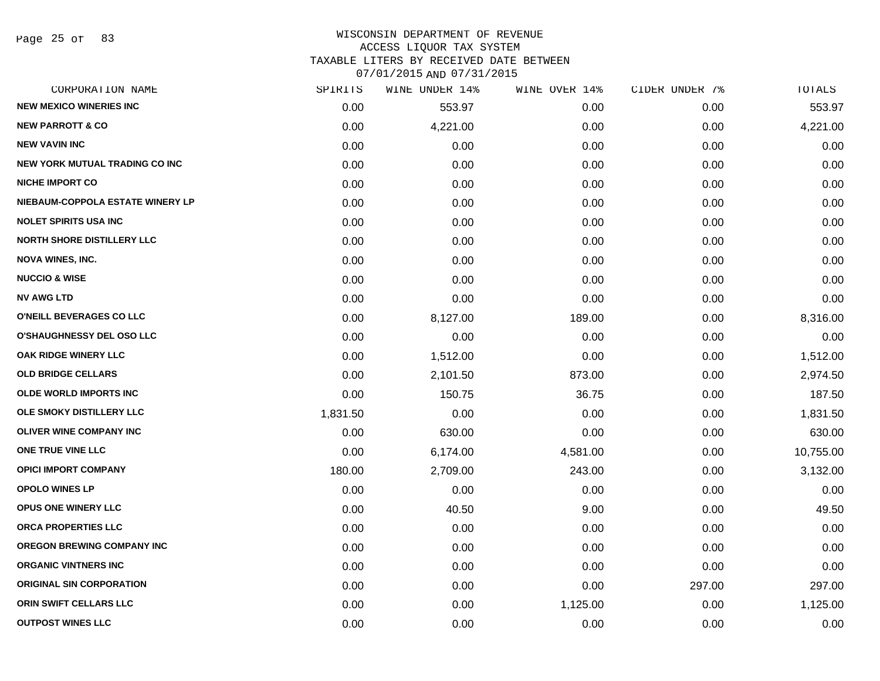WISCONSIN DEPARTMENT OF REVENUE
ACCESS LIQUOR TAX SYSTEM
TAXABLE LITERS BY RECEIVED DATE BETWEEN
07/01/2015 AND 07/31/2015

| CORPORATION NAME | SPIRITS | WINE UNDER 14% | WINE OVER 14% | CIDER UNDER 7% | TOTALS |
|---|---|---|---|---|---|
| NEW MEXICO WINERIES INC | 0.00 | 553.97 | 0.00 | 0.00 | 553.97 |
| NEW PARROTT & CO | 0.00 | 4,221.00 | 0.00 | 0.00 | 4,221.00 |
| NEW VAVIN INC | 0.00 | 0.00 | 0.00 | 0.00 | 0.00 |
| NEW YORK MUTUAL TRADING CO INC | 0.00 | 0.00 | 0.00 | 0.00 | 0.00 |
| NICHE IMPORT CO | 0.00 | 0.00 | 0.00 | 0.00 | 0.00 |
| NIEBAUM-COPPOLA ESTATE WINERY LP | 0.00 | 0.00 | 0.00 | 0.00 | 0.00 |
| NOLET SPIRITS USA INC | 0.00 | 0.00 | 0.00 | 0.00 | 0.00 |
| NORTH SHORE DISTILLERY LLC | 0.00 | 0.00 | 0.00 | 0.00 | 0.00 |
| NOVA WINES, INC. | 0.00 | 0.00 | 0.00 | 0.00 | 0.00 |
| NUCCIO & WISE | 0.00 | 0.00 | 0.00 | 0.00 | 0.00 |
| NV AWG LTD | 0.00 | 0.00 | 0.00 | 0.00 | 0.00 |
| O'NEILL BEVERAGES CO LLC | 0.00 | 8,127.00 | 189.00 | 0.00 | 8,316.00 |
| O'SHAUGHNESSY DEL OSO LLC | 0.00 | 0.00 | 0.00 | 0.00 | 0.00 |
| OAK RIDGE WINERY LLC | 0.00 | 1,512.00 | 0.00 | 0.00 | 1,512.00 |
| OLD BRIDGE CELLARS | 0.00 | 2,101.50 | 873.00 | 0.00 | 2,974.50 |
| OLDE WORLD IMPORTS INC | 0.00 | 150.75 | 36.75 | 0.00 | 187.50 |
| OLE SMOKY DISTILLERY LLC | 1,831.50 | 0.00 | 0.00 | 0.00 | 1,831.50 |
| OLIVER WINE COMPANY INC | 0.00 | 630.00 | 0.00 | 0.00 | 630.00 |
| ONE TRUE VINE LLC | 0.00 | 6,174.00 | 4,581.00 | 0.00 | 10,755.00 |
| OPICI IMPORT COMPANY | 180.00 | 2,709.00 | 243.00 | 0.00 | 3,132.00 |
| OPOLO WINES LP | 0.00 | 0.00 | 0.00 | 0.00 | 0.00 |
| OPUS ONE WINERY LLC | 0.00 | 40.50 | 9.00 | 0.00 | 49.50 |
| ORCA PROPERTIES LLC | 0.00 | 0.00 | 0.00 | 0.00 | 0.00 |
| OREGON BREWING COMPANY INC | 0.00 | 0.00 | 0.00 | 0.00 | 0.00 |
| ORGANIC VINTNERS INC | 0.00 | 0.00 | 0.00 | 0.00 | 0.00 |
| ORIGINAL SIN CORPORATION | 0.00 | 0.00 | 0.00 | 297.00 | 297.00 |
| ORIN SWIFT CELLARS LLC | 0.00 | 0.00 | 1,125.00 | 0.00 | 1,125.00 |
| OUTPOST WINES LLC | 0.00 | 0.00 | 0.00 | 0.00 | 0.00 |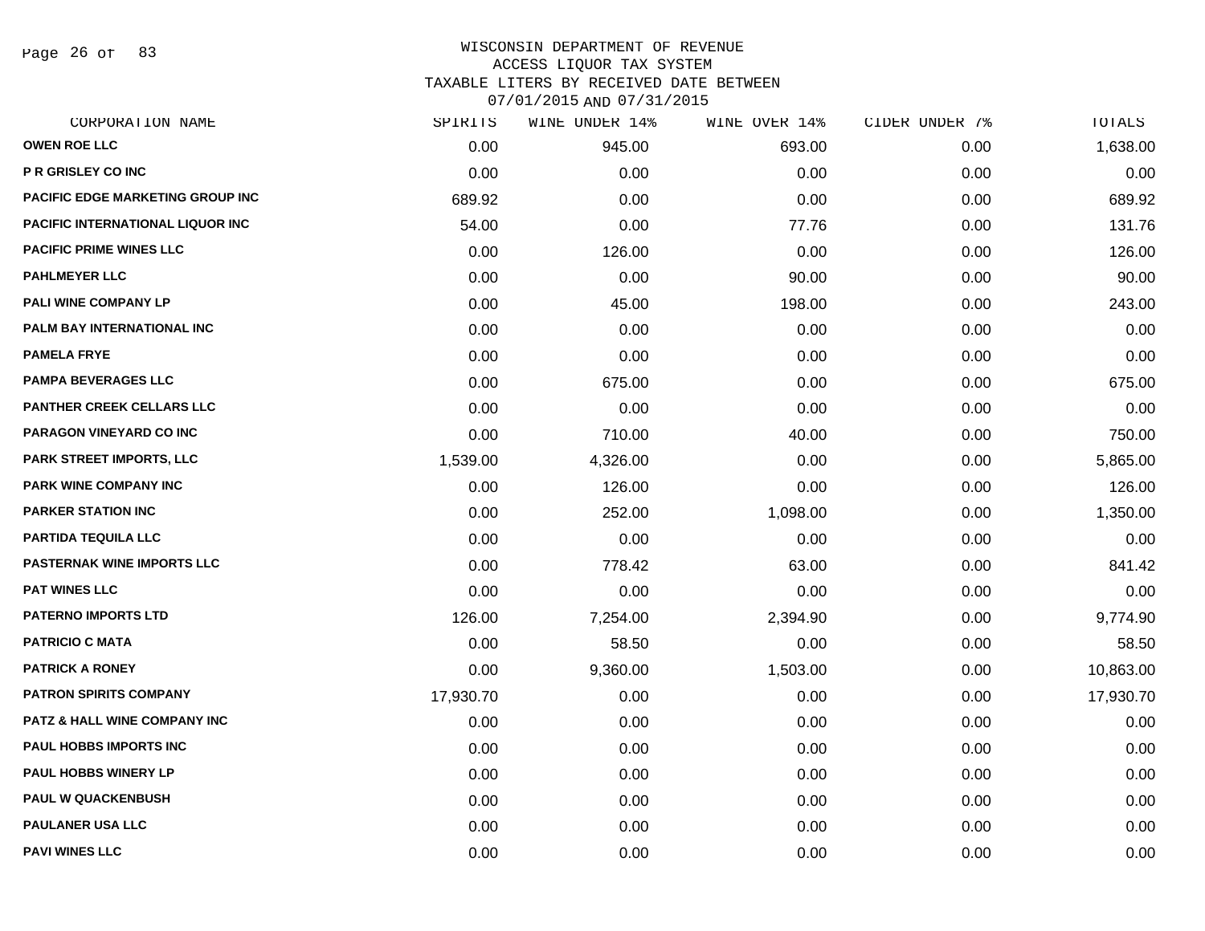# WISCONSIN DEPARTMENT OF REVENUE
## ACCESS LIQUOR TAX SYSTEM
## TAXABLE LITERS BY RECEIVED DATE BETWEEN 07/01/2015 AND 07/31/2015

| CORPORATION NAME | SPIRITS | WINE UNDER 14% | WINE OVER 14% | CIDER UNDER 7% | TOTALS |
|---|---|---|---|---|---|
| OWEN ROE LLC | 0.00 | 945.00 | 693.00 | 0.00 | 1,638.00 |
| P R GRISLEY CO INC | 0.00 | 0.00 | 0.00 | 0.00 | 0.00 |
| PACIFIC EDGE MARKETING GROUP INC | 689.92 | 0.00 | 0.00 | 0.00 | 689.92 |
| PACIFIC INTERNATIONAL LIQUOR INC | 54.00 | 0.00 | 77.76 | 0.00 | 131.76 |
| PACIFIC PRIME WINES LLC | 0.00 | 126.00 | 0.00 | 0.00 | 126.00 |
| PAHLMEYER LLC | 0.00 | 0.00 | 90.00 | 0.00 | 90.00 |
| PALI WINE COMPANY LP | 0.00 | 45.00 | 198.00 | 0.00 | 243.00 |
| PALM BAY INTERNATIONAL INC | 0.00 | 0.00 | 0.00 | 0.00 | 0.00 |
| PAMELA FRYE | 0.00 | 0.00 | 0.00 | 0.00 | 0.00 |
| PAMPA BEVERAGES LLC | 0.00 | 675.00 | 0.00 | 0.00 | 675.00 |
| PANTHER CREEK CELLARS LLC | 0.00 | 0.00 | 0.00 | 0.00 | 0.00 |
| PARAGON VINEYARD CO INC | 0.00 | 710.00 | 40.00 | 0.00 | 750.00 |
| PARK STREET IMPORTS, LLC | 1,539.00 | 4,326.00 | 0.00 | 0.00 | 5,865.00 |
| PARK WINE COMPANY INC | 0.00 | 126.00 | 0.00 | 0.00 | 126.00 |
| PARKER STATION INC | 0.00 | 252.00 | 1,098.00 | 0.00 | 1,350.00 |
| PARTIDA TEQUILA LLC | 0.00 | 0.00 | 0.00 | 0.00 | 0.00 |
| PASTERNAK WINE IMPORTS LLC | 0.00 | 778.42 | 63.00 | 0.00 | 841.42 |
| PAT WINES LLC | 0.00 | 0.00 | 0.00 | 0.00 | 0.00 |
| PATERNO IMPORTS LTD | 126.00 | 7,254.00 | 2,394.90 | 0.00 | 9,774.90 |
| PATRICIO C MATA | 0.00 | 58.50 | 0.00 | 0.00 | 58.50 |
| PATRICK A RONEY | 0.00 | 9,360.00 | 1,503.00 | 0.00 | 10,863.00 |
| PATRON SPIRITS COMPANY | 17,930.70 | 0.00 | 0.00 | 0.00 | 17,930.70 |
| PATZ & HALL WINE COMPANY INC | 0.00 | 0.00 | 0.00 | 0.00 | 0.00 |
| PAUL HOBBS IMPORTS INC | 0.00 | 0.00 | 0.00 | 0.00 | 0.00 |
| PAUL HOBBS WINERY LP | 0.00 | 0.00 | 0.00 | 0.00 | 0.00 |
| PAUL W QUACKENBUSH | 0.00 | 0.00 | 0.00 | 0.00 | 0.00 |
| PAULANER USA LLC | 0.00 | 0.00 | 0.00 | 0.00 | 0.00 |
| PAVI WINES LLC | 0.00 | 0.00 | 0.00 | 0.00 | 0.00 |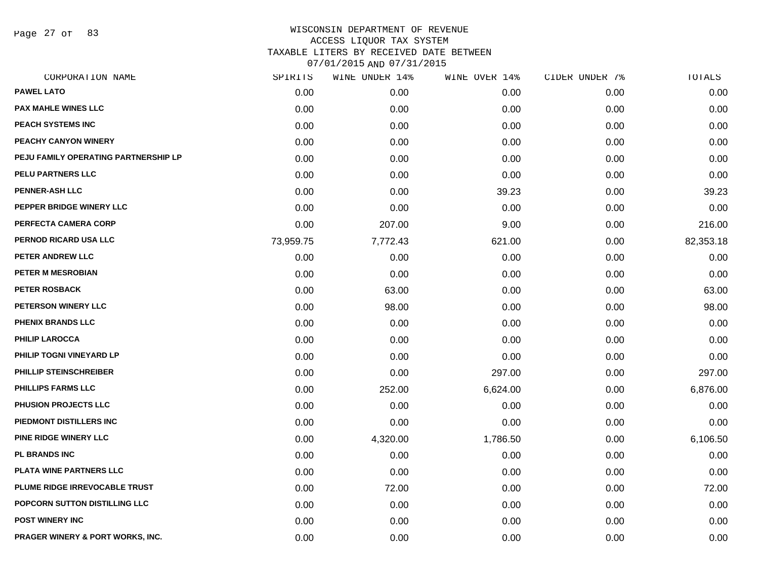# WISCONSIN DEPARTMENT OF REVENUE
## ACCESS LIQUOR TAX SYSTEM
### TAXABLE LITERS BY RECEIVED DATE BETWEEN 07/01/2015 AND 07/31/2015

| CORPORATION NAME | SPIRITS | WINE UNDER 14% | WINE OVER 14% | CIDER UNDER 7% | TOTALS |
|---|---|---|---|---|---|
| PAWEL LATO | 0.00 | 0.00 | 0.00 | 0.00 | 0.00 |
| PAX MAHLE WINES LLC | 0.00 | 0.00 | 0.00 | 0.00 | 0.00 |
| PEACH SYSTEMS INC | 0.00 | 0.00 | 0.00 | 0.00 | 0.00 |
| PEACHY CANYON WINERY | 0.00 | 0.00 | 0.00 | 0.00 | 0.00 |
| PEJU FAMILY OPERATING PARTNERSHIP LP | 0.00 | 0.00 | 0.00 | 0.00 | 0.00 |
| PELU PARTNERS LLC | 0.00 | 0.00 | 0.00 | 0.00 | 0.00 |
| PENNER-ASH LLC | 0.00 | 0.00 | 39.23 | 0.00 | 39.23 |
| PEPPER BRIDGE WINERY LLC | 0.00 | 0.00 | 0.00 | 0.00 | 0.00 |
| PERFECTA CAMERA CORP | 0.00 | 207.00 | 9.00 | 0.00 | 216.00 |
| PERNOD RICARD USA LLC | 73,959.75 | 7,772.43 | 621.00 | 0.00 | 82,353.18 |
| PETER ANDREW LLC | 0.00 | 0.00 | 0.00 | 0.00 | 0.00 |
| PETER M MESROBIAN | 0.00 | 0.00 | 0.00 | 0.00 | 0.00 |
| PETER ROSBACK | 0.00 | 63.00 | 0.00 | 0.00 | 63.00 |
| PETERSON WINERY LLC | 0.00 | 98.00 | 0.00 | 0.00 | 98.00 |
| PHENIX BRANDS LLC | 0.00 | 0.00 | 0.00 | 0.00 | 0.00 |
| PHILIP LAROCCA | 0.00 | 0.00 | 0.00 | 0.00 | 0.00 |
| PHILIP TOGNI VINEYARD LP | 0.00 | 0.00 | 0.00 | 0.00 | 0.00 |
| PHILLIP STEINSCHREIBER | 0.00 | 0.00 | 297.00 | 0.00 | 297.00 |
| PHILLIPS FARMS LLC | 0.00 | 252.00 | 6,624.00 | 0.00 | 6,876.00 |
| PHUSION PROJECTS LLC | 0.00 | 0.00 | 0.00 | 0.00 | 0.00 |
| PIEDMONT DISTILLERS INC | 0.00 | 0.00 | 0.00 | 0.00 | 0.00 |
| PINE RIDGE WINERY LLC | 0.00 | 4,320.00 | 1,786.50 | 0.00 | 6,106.50 |
| PL BRANDS INC | 0.00 | 0.00 | 0.00 | 0.00 | 0.00 |
| PLATA WINE PARTNERS LLC | 0.00 | 0.00 | 0.00 | 0.00 | 0.00 |
| PLUME RIDGE IRREVOCABLE TRUST | 0.00 | 72.00 | 0.00 | 0.00 | 72.00 |
| POPCORN SUTTON DISTILLING LLC | 0.00 | 0.00 | 0.00 | 0.00 | 0.00 |
| POST WINERY INC | 0.00 | 0.00 | 0.00 | 0.00 | 0.00 |
| PRAGER WINERY & PORT WORKS, INC. | 0.00 | 0.00 | 0.00 | 0.00 | 0.00 |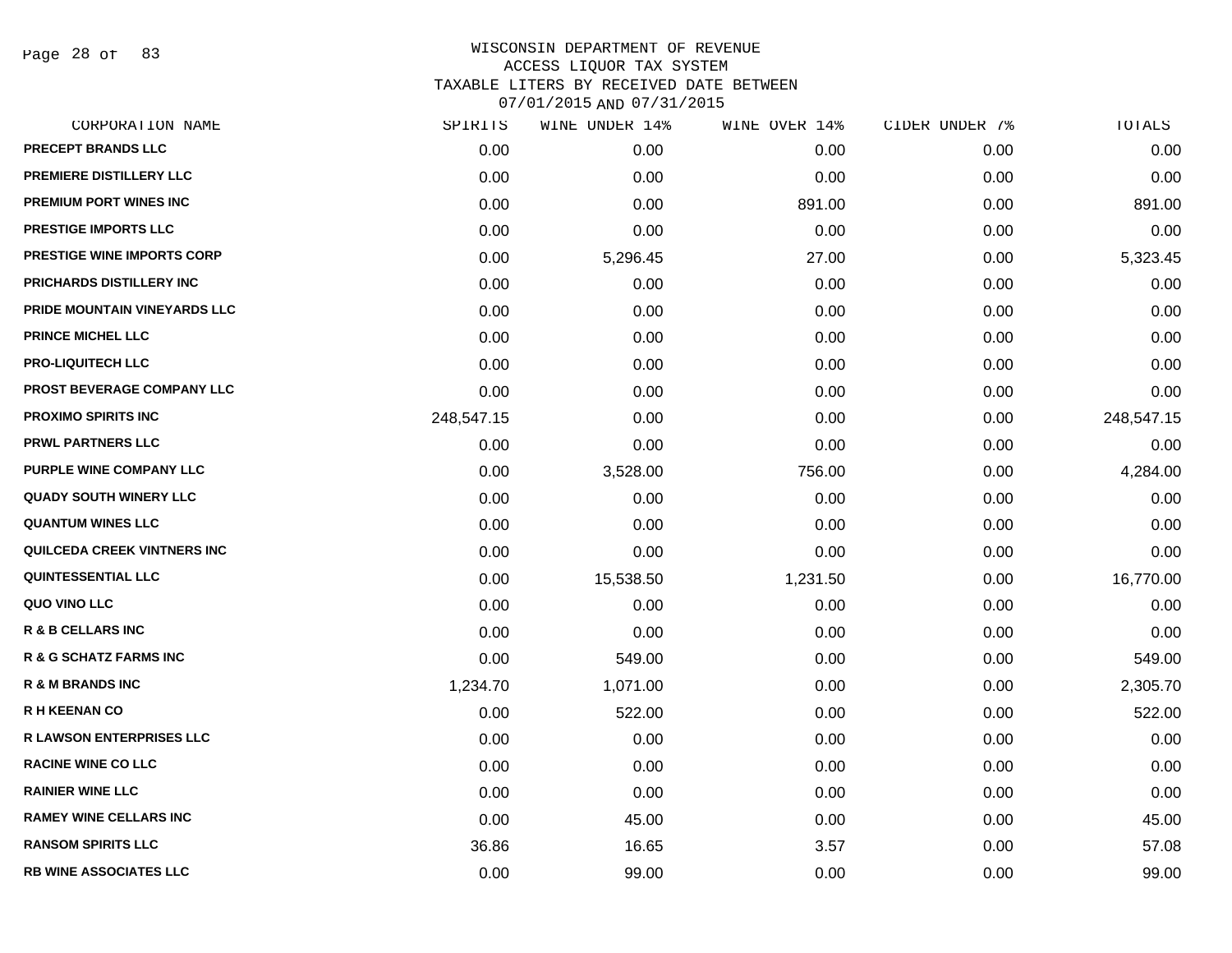WISCONSIN DEPARTMENT OF REVENUE
ACCESS LIQUOR TAX SYSTEM
TAXABLE LITERS BY RECEIVED DATE BETWEEN
07/01/2015 AND 07/31/2015

| CORPORATION NAME | SPIRITS | WINE UNDER 14% | WINE OVER 14% | CIDER UNDER 7% | TOTALS |
|---|---|---|---|---|---|
| PRECEPT BRANDS LLC | 0.00 | 0.00 | 0.00 | 0.00 | 0.00 |
| PREMIERE DISTILLERY LLC | 0.00 | 0.00 | 0.00 | 0.00 | 0.00 |
| PREMIUM PORT WINES INC | 0.00 | 0.00 | 891.00 | 0.00 | 891.00 |
| PRESTIGE IMPORTS LLC | 0.00 | 0.00 | 0.00 | 0.00 | 0.00 |
| PRESTIGE WINE IMPORTS CORP | 0.00 | 5,296.45 | 27.00 | 0.00 | 5,323.45 |
| PRICHARDS DISTILLERY INC | 0.00 | 0.00 | 0.00 | 0.00 | 0.00 |
| PRIDE MOUNTAIN VINEYARDS LLC | 0.00 | 0.00 | 0.00 | 0.00 | 0.00 |
| PRINCE MICHEL LLC | 0.00 | 0.00 | 0.00 | 0.00 | 0.00 |
| PRO-LIQUITECH LLC | 0.00 | 0.00 | 0.00 | 0.00 | 0.00 |
| PROST BEVERAGE COMPANY LLC | 0.00 | 0.00 | 0.00 | 0.00 | 0.00 |
| PROXIMO SPIRITS INC | 248,547.15 | 0.00 | 0.00 | 0.00 | 248,547.15 |
| PRWL PARTNERS LLC | 0.00 | 0.00 | 0.00 | 0.00 | 0.00 |
| PURPLE WINE COMPANY LLC | 0.00 | 3,528.00 | 756.00 | 0.00 | 4,284.00 |
| QUADY SOUTH WINERY LLC | 0.00 | 0.00 | 0.00 | 0.00 | 0.00 |
| QUANTUM WINES LLC | 0.00 | 0.00 | 0.00 | 0.00 | 0.00 |
| QUILCEDA CREEK VINTNERS INC | 0.00 | 0.00 | 0.00 | 0.00 | 0.00 |
| QUINTESSENTIAL LLC | 0.00 | 15,538.50 | 1,231.50 | 0.00 | 16,770.00 |
| QUO VINO LLC | 0.00 | 0.00 | 0.00 | 0.00 | 0.00 |
| R & B CELLARS INC | 0.00 | 0.00 | 0.00 | 0.00 | 0.00 |
| R & G SCHATZ FARMS INC | 0.00 | 549.00 | 0.00 | 0.00 | 549.00 |
| R & M BRANDS INC | 1,234.70 | 1,071.00 | 0.00 | 0.00 | 2,305.70 |
| R H KEENAN CO | 0.00 | 522.00 | 0.00 | 0.00 | 522.00 |
| R LAWSON ENTERPRISES LLC | 0.00 | 0.00 | 0.00 | 0.00 | 0.00 |
| RACINE WINE CO LLC | 0.00 | 0.00 | 0.00 | 0.00 | 0.00 |
| RAINIER WINE LLC | 0.00 | 0.00 | 0.00 | 0.00 | 0.00 |
| RAMEY WINE CELLARS INC | 0.00 | 45.00 | 0.00 | 0.00 | 45.00 |
| RANSOM SPIRITS LLC | 36.86 | 16.65 | 3.57 | 0.00 | 57.08 |
| RB WINE ASSOCIATES LLC | 0.00 | 99.00 | 0.00 | 0.00 | 99.00 |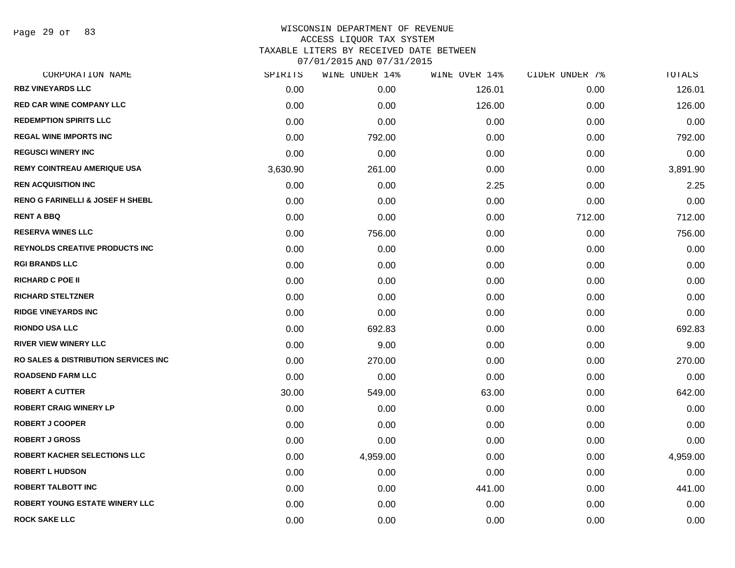WISCONSIN DEPARTMENT OF REVENUE
ACCESS LIQUOR TAX SYSTEM
TAXABLE LITERS BY RECEIVED DATE BETWEEN
07/01/2015 AND 07/31/2015

| CORPORATION NAME | SPIRITS | WINE UNDER 14% | WINE OVER 14% | CIDER UNDER 7% | TOTALS |
|---|---|---|---|---|---|
| RBZ VINEYARDS LLC | 0.00 | 0.00 | 126.01 | 0.00 | 126.01 |
| RED CAR WINE COMPANY LLC | 0.00 | 0.00 | 126.00 | 0.00 | 126.00 |
| REDEMPTION SPIRITS LLC | 0.00 | 0.00 | 0.00 | 0.00 | 0.00 |
| REGAL WINE IMPORTS INC | 0.00 | 792.00 | 0.00 | 0.00 | 792.00 |
| REGUSCI WINERY INC | 0.00 | 0.00 | 0.00 | 0.00 | 0.00 |
| REMY COINTREAU AMERIQUE USA | 3,630.90 | 261.00 | 0.00 | 0.00 | 3,891.90 |
| REN ACQUISITION INC | 0.00 | 0.00 | 2.25 | 0.00 | 2.25 |
| RENO G FARINELLI & JOSEF H SHEBL | 0.00 | 0.00 | 0.00 | 0.00 | 0.00 |
| RENT A BBQ | 0.00 | 0.00 | 0.00 | 712.00 | 712.00 |
| RESERVA WINES LLC | 0.00 | 756.00 | 0.00 | 0.00 | 756.00 |
| REYNOLDS CREATIVE PRODUCTS INC | 0.00 | 0.00 | 0.00 | 0.00 | 0.00 |
| RGI BRANDS LLC | 0.00 | 0.00 | 0.00 | 0.00 | 0.00 |
| RICHARD C POE II | 0.00 | 0.00 | 0.00 | 0.00 | 0.00 |
| RICHARD STELTZNER | 0.00 | 0.00 | 0.00 | 0.00 | 0.00 |
| RIDGE VINEYARDS INC | 0.00 | 0.00 | 0.00 | 0.00 | 0.00 |
| RIONDO USA LLC | 0.00 | 692.83 | 0.00 | 0.00 | 692.83 |
| RIVER VIEW WINERY LLC | 0.00 | 9.00 | 0.00 | 0.00 | 9.00 |
| RO SALES & DISTRIBUTION SERVICES INC | 0.00 | 270.00 | 0.00 | 0.00 | 270.00 |
| ROADSEND FARM LLC | 0.00 | 0.00 | 0.00 | 0.00 | 0.00 |
| ROBERT A CUTTER | 30.00 | 549.00 | 63.00 | 0.00 | 642.00 |
| ROBERT CRAIG WINERY LP | 0.00 | 0.00 | 0.00 | 0.00 | 0.00 |
| ROBERT J COOPER | 0.00 | 0.00 | 0.00 | 0.00 | 0.00 |
| ROBERT J GROSS | 0.00 | 0.00 | 0.00 | 0.00 | 0.00 |
| ROBERT KACHER SELECTIONS LLC | 0.00 | 4,959.00 | 0.00 | 0.00 | 4,959.00 |
| ROBERT L HUDSON | 0.00 | 0.00 | 0.00 | 0.00 | 0.00 |
| ROBERT TALBOTT INC | 0.00 | 0.00 | 441.00 | 0.00 | 441.00 |
| ROBERT YOUNG ESTATE WINERY LLC | 0.00 | 0.00 | 0.00 | 0.00 | 0.00 |
| ROCK SAKE LLC | 0.00 | 0.00 | 0.00 | 0.00 | 0.00 |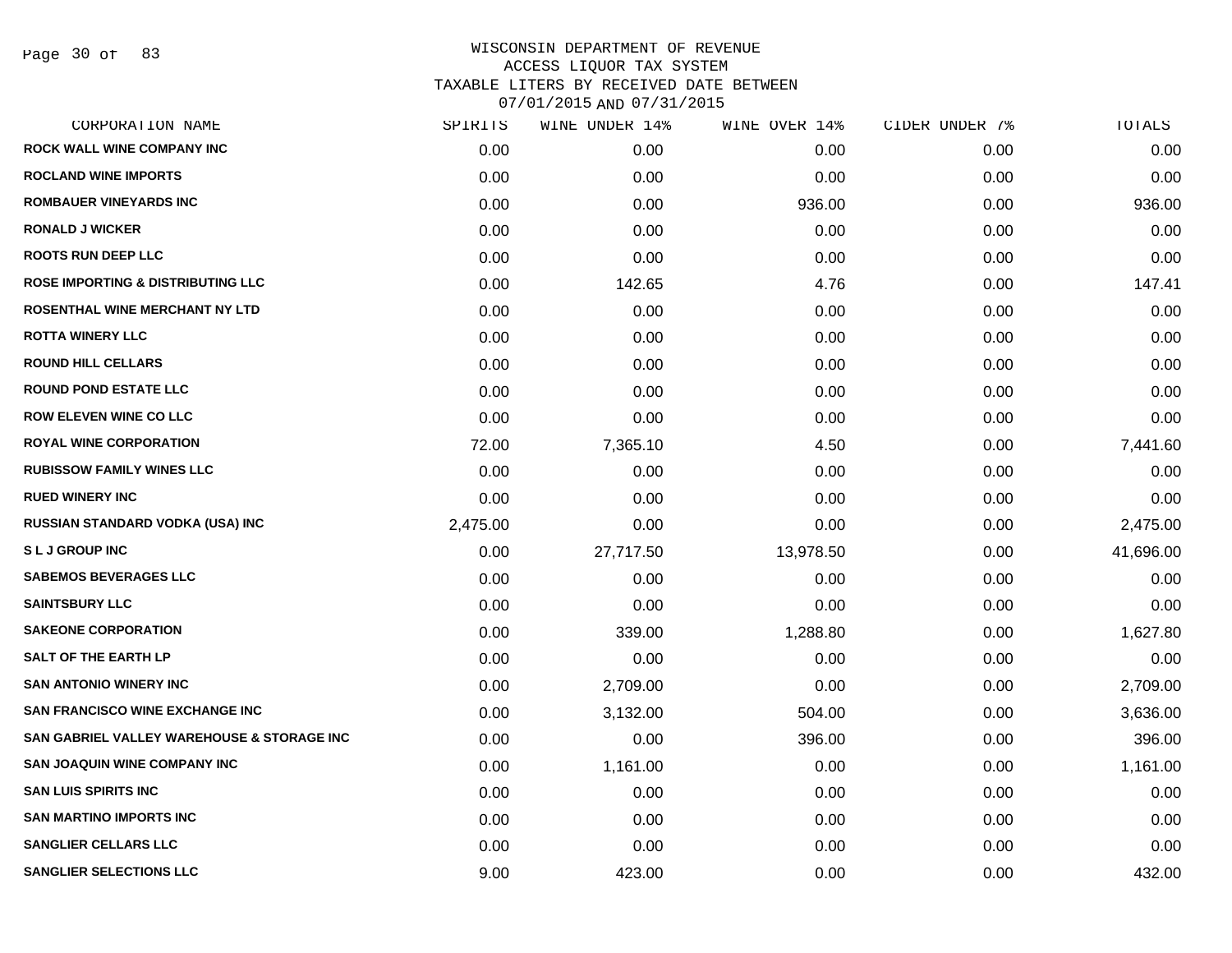# WISCONSIN DEPARTMENT OF REVENUE
## ACCESS LIQUOR TAX SYSTEM
## TAXABLE LITERS BY RECEIVED DATE BETWEEN 07/01/2015 AND 07/31/2015

| CORPORATION NAME | SPIRITS | WINE UNDER 14% | WINE OVER 14% | CIDER UNDER 7% | TOTALS |
|---|---|---|---|---|---|
| ROCK WALL WINE COMPANY INC | 0.00 | 0.00 | 0.00 | 0.00 | 0.00 |
| ROCLAND WINE IMPORTS | 0.00 | 0.00 | 0.00 | 0.00 | 0.00 |
| ROMBAUER VINEYARDS INC | 0.00 | 0.00 | 936.00 | 0.00 | 936.00 |
| RONALD J WICKER | 0.00 | 0.00 | 0.00 | 0.00 | 0.00 |
| ROOTS RUN DEEP LLC | 0.00 | 0.00 | 0.00 | 0.00 | 0.00 |
| ROSE IMPORTING & DISTRIBUTING LLC | 0.00 | 142.65 | 4.76 | 0.00 | 147.41 |
| ROSENTHAL WINE MERCHANT NY LTD | 0.00 | 0.00 | 0.00 | 0.00 | 0.00 |
| ROTTA WINERY LLC | 0.00 | 0.00 | 0.00 | 0.00 | 0.00 |
| ROUND HILL CELLARS | 0.00 | 0.00 | 0.00 | 0.00 | 0.00 |
| ROUND POND ESTATE LLC | 0.00 | 0.00 | 0.00 | 0.00 | 0.00 |
| ROW ELEVEN WINE CO LLC | 0.00 | 0.00 | 0.00 | 0.00 | 0.00 |
| ROYAL WINE CORPORATION | 72.00 | 7,365.10 | 4.50 | 0.00 | 7,441.60 |
| RUBISSOW FAMILY WINES LLC | 0.00 | 0.00 | 0.00 | 0.00 | 0.00 |
| RUED WINERY INC | 0.00 | 0.00 | 0.00 | 0.00 | 0.00 |
| RUSSIAN STANDARD VODKA (USA) INC | 2,475.00 | 0.00 | 0.00 | 0.00 | 2,475.00 |
| S L J GROUP INC | 0.00 | 27,717.50 | 13,978.50 | 0.00 | 41,696.00 |
| SABEMOS BEVERAGES LLC | 0.00 | 0.00 | 0.00 | 0.00 | 0.00 |
| SAINTSBURY LLC | 0.00 | 0.00 | 0.00 | 0.00 | 0.00 |
| SAKEONE CORPORATION | 0.00 | 339.00 | 1,288.80 | 0.00 | 1,627.80 |
| SALT OF THE EARTH LP | 0.00 | 0.00 | 0.00 | 0.00 | 0.00 |
| SAN ANTONIO WINERY INC | 0.00 | 2,709.00 | 0.00 | 0.00 | 2,709.00 |
| SAN FRANCISCO WINE EXCHANGE INC | 0.00 | 3,132.00 | 504.00 | 0.00 | 3,636.00 |
| SAN GABRIEL VALLEY WAREHOUSE & STORAGE INC | 0.00 | 0.00 | 396.00 | 0.00 | 396.00 |
| SAN JOAQUIN WINE COMPANY INC | 0.00 | 1,161.00 | 0.00 | 0.00 | 1,161.00 |
| SAN LUIS SPIRITS INC | 0.00 | 0.00 | 0.00 | 0.00 | 0.00 |
| SAN MARTINO IMPORTS INC | 0.00 | 0.00 | 0.00 | 0.00 | 0.00 |
| SANGLIER CELLARS LLC | 0.00 | 0.00 | 0.00 | 0.00 | 0.00 |
| SANGLIER SELECTIONS LLC | 9.00 | 423.00 | 0.00 | 0.00 | 432.00 |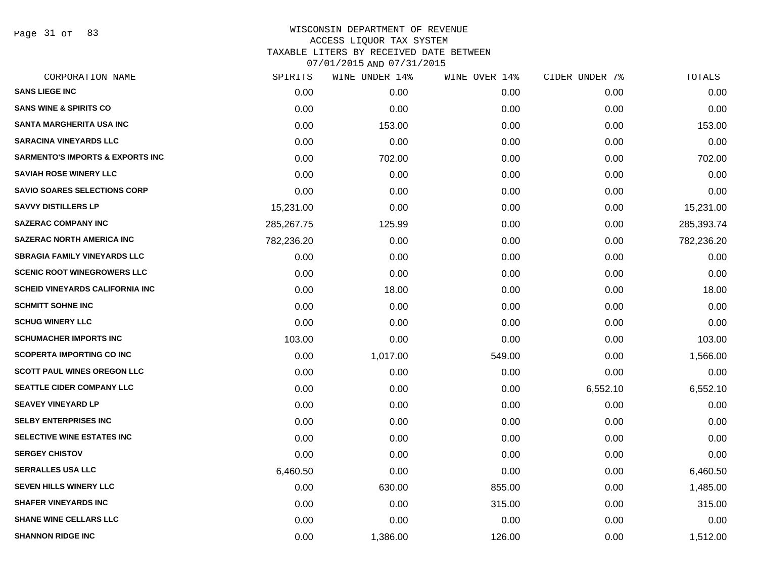WISCONSIN DEPARTMENT OF REVENUE
ACCESS LIQUOR TAX SYSTEM
TAXABLE LITERS BY RECEIVED DATE BETWEEN
07/01/2015 AND 07/31/2015

| CORPORATION NAME | SPIRITS | WINE UNDER 14% | WINE OVER 14% | CIDER UNDER 7% | TOTALS |
|---|---|---|---|---|---|
| SANS LIEGE INC | 0.00 | 0.00 | 0.00 | 0.00 | 0.00 |
| SANS WINE & SPIRITS CO | 0.00 | 0.00 | 0.00 | 0.00 | 0.00 |
| SANTA MARGHERITA USA INC | 0.00 | 153.00 | 0.00 | 0.00 | 153.00 |
| SARACINA VINEYARDS LLC | 0.00 | 0.00 | 0.00 | 0.00 | 0.00 |
| SARMENTO'S IMPORTS & EXPORTS INC | 0.00 | 702.00 | 0.00 | 0.00 | 702.00 |
| SAVIAH ROSE WINERY LLC | 0.00 | 0.00 | 0.00 | 0.00 | 0.00 |
| SAVIO SOARES SELECTIONS CORP | 0.00 | 0.00 | 0.00 | 0.00 | 0.00 |
| SAVVY DISTILLERS LP | 15,231.00 | 0.00 | 0.00 | 0.00 | 15,231.00 |
| SAZERAC COMPANY INC | 285,267.75 | 125.99 | 0.00 | 0.00 | 285,393.74 |
| SAZERAC NORTH AMERICA INC | 782,236.20 | 0.00 | 0.00 | 0.00 | 782,236.20 |
| SBRAGIA FAMILY VINEYARDS LLC | 0.00 | 0.00 | 0.00 | 0.00 | 0.00 |
| SCENIC ROOT WINEGROWERS LLC | 0.00 | 0.00 | 0.00 | 0.00 | 0.00 |
| SCHEID VINEYARDS CALIFORNIA INC | 0.00 | 18.00 | 0.00 | 0.00 | 18.00 |
| SCHMITT SOHNE INC | 0.00 | 0.00 | 0.00 | 0.00 | 0.00 |
| SCHUG WINERY LLC | 0.00 | 0.00 | 0.00 | 0.00 | 0.00 |
| SCHUMACHER IMPORTS INC | 103.00 | 0.00 | 0.00 | 0.00 | 103.00 |
| SCOPERTA IMPORTING CO INC | 0.00 | 1,017.00 | 549.00 | 0.00 | 1,566.00 |
| SCOTT PAUL WINES OREGON LLC | 0.00 | 0.00 | 0.00 | 0.00 | 0.00 |
| SEATTLE CIDER COMPANY LLC | 0.00 | 0.00 | 0.00 | 6,552.10 | 6,552.10 |
| SEAVEY VINEYARD LP | 0.00 | 0.00 | 0.00 | 0.00 | 0.00 |
| SELBY ENTERPRISES INC | 0.00 | 0.00 | 0.00 | 0.00 | 0.00 |
| SELECTIVE WINE ESTATES INC | 0.00 | 0.00 | 0.00 | 0.00 | 0.00 |
| SERGEY CHISTOV | 0.00 | 0.00 | 0.00 | 0.00 | 0.00 |
| SERRALLES USA LLC | 6,460.50 | 0.00 | 0.00 | 0.00 | 6,460.50 |
| SEVEN HILLS WINERY LLC | 0.00 | 630.00 | 855.00 | 0.00 | 1,485.00 |
| SHAFER VINEYARDS INC | 0.00 | 0.00 | 315.00 | 0.00 | 315.00 |
| SHANE WINE CELLARS LLC | 0.00 | 0.00 | 0.00 | 0.00 | 0.00 |
| SHANNON RIDGE INC | 0.00 | 1,386.00 | 126.00 | 0.00 | 1,512.00 |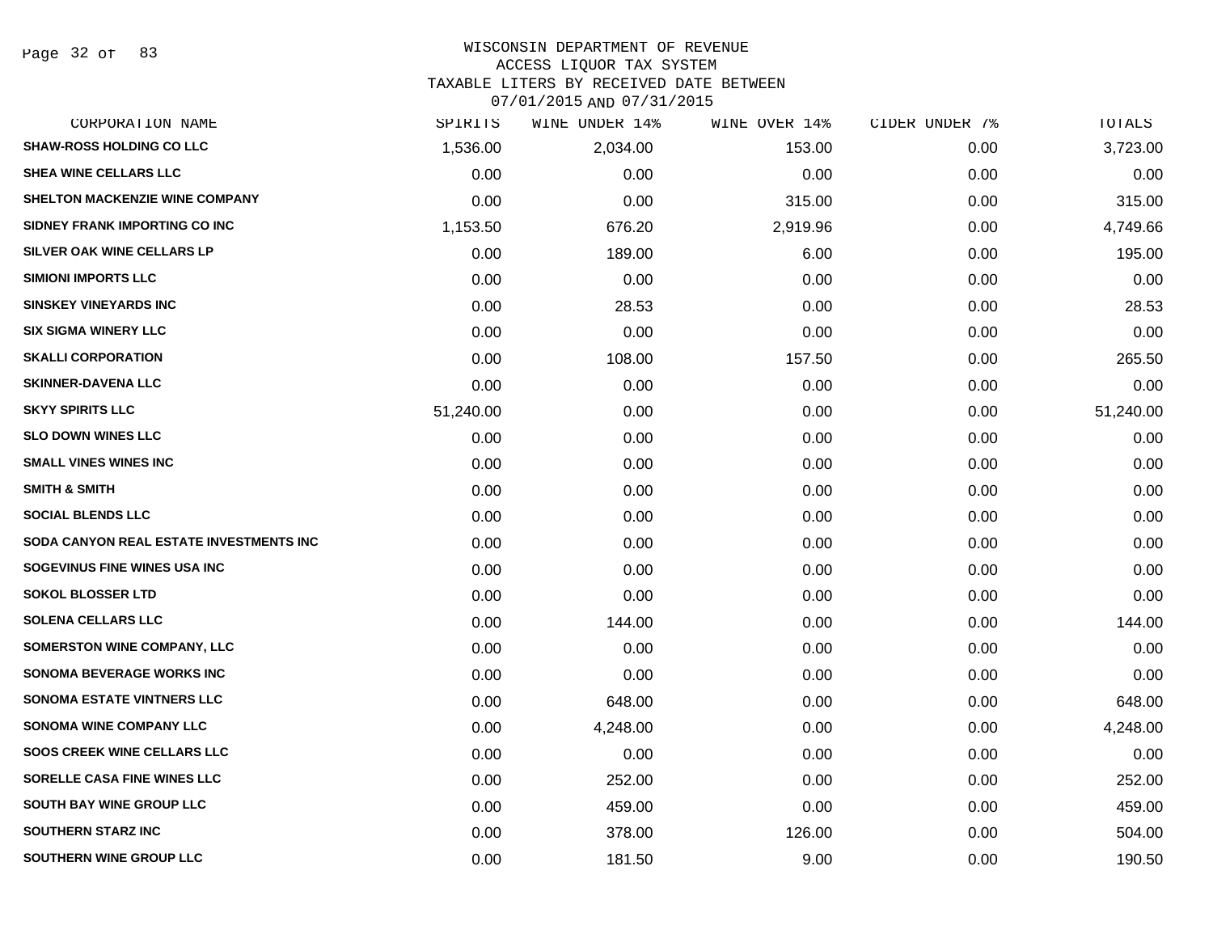WISCONSIN DEPARTMENT OF REVENUE
ACCESS LIQUOR TAX SYSTEM
TAXABLE LITERS BY RECEIVED DATE BETWEEN
07/01/2015 AND 07/31/2015

| CORPORATION NAME | SPIRITS | WINE UNDER 14% | WINE OVER 14% | CIDER UNDER 7% | TOTALS |
|---|---|---|---|---|---|
| SHAW-ROSS HOLDING CO LLC | 1,536.00 | 2,034.00 | 153.00 | 0.00 | 3,723.00 |
| SHEA WINE CELLARS LLC | 0.00 | 0.00 | 0.00 | 0.00 | 0.00 |
| SHELTON MACKENZIE WINE COMPANY | 0.00 | 0.00 | 315.00 | 0.00 | 315.00 |
| SIDNEY FRANK IMPORTING CO INC | 1,153.50 | 676.20 | 2,919.96 | 0.00 | 4,749.66 |
| SILVER OAK WINE CELLARS LP | 0.00 | 189.00 | 6.00 | 0.00 | 195.00 |
| SIMIONI IMPORTS LLC | 0.00 | 0.00 | 0.00 | 0.00 | 0.00 |
| SINSKEY VINEYARDS INC | 0.00 | 28.53 | 0.00 | 0.00 | 28.53 |
| SIX SIGMA WINERY LLC | 0.00 | 0.00 | 0.00 | 0.00 | 0.00 |
| SKALLI CORPORATION | 0.00 | 108.00 | 157.50 | 0.00 | 265.50 |
| SKINNER-DAVENA LLC | 0.00 | 0.00 | 0.00 | 0.00 | 0.00 |
| SKYY SPIRITS LLC | 51,240.00 | 0.00 | 0.00 | 0.00 | 51,240.00 |
| SLO DOWN WINES LLC | 0.00 | 0.00 | 0.00 | 0.00 | 0.00 |
| SMALL VINES WINES INC | 0.00 | 0.00 | 0.00 | 0.00 | 0.00 |
| SMITH & SMITH | 0.00 | 0.00 | 0.00 | 0.00 | 0.00 |
| SOCIAL BLENDS LLC | 0.00 | 0.00 | 0.00 | 0.00 | 0.00 |
| SODA CANYON REAL ESTATE INVESTMENTS INC | 0.00 | 0.00 | 0.00 | 0.00 | 0.00 |
| SOGEVINUS FINE WINES USA INC | 0.00 | 0.00 | 0.00 | 0.00 | 0.00 |
| SOKOL BLOSSER LTD | 0.00 | 0.00 | 0.00 | 0.00 | 0.00 |
| SOLENA CELLARS LLC | 0.00 | 144.00 | 0.00 | 0.00 | 144.00 |
| SOMERSTON WINE COMPANY, LLC | 0.00 | 0.00 | 0.00 | 0.00 | 0.00 |
| SONOMA BEVERAGE WORKS INC | 0.00 | 0.00 | 0.00 | 0.00 | 0.00 |
| SONOMA ESTATE VINTNERS LLC | 0.00 | 648.00 | 0.00 | 0.00 | 648.00 |
| SONOMA WINE COMPANY LLC | 0.00 | 4,248.00 | 0.00 | 0.00 | 4,248.00 |
| SOOS CREEK WINE CELLARS LLC | 0.00 | 0.00 | 0.00 | 0.00 | 0.00 |
| SORELLE CASA FINE WINES LLC | 0.00 | 252.00 | 0.00 | 0.00 | 252.00 |
| SOUTH BAY WINE GROUP LLC | 0.00 | 459.00 | 0.00 | 0.00 | 459.00 |
| SOUTHERN STARZ INC | 0.00 | 378.00 | 126.00 | 0.00 | 504.00 |
| SOUTHERN WINE GROUP LLC | 0.00 | 181.50 | 9.00 | 0.00 | 190.50 |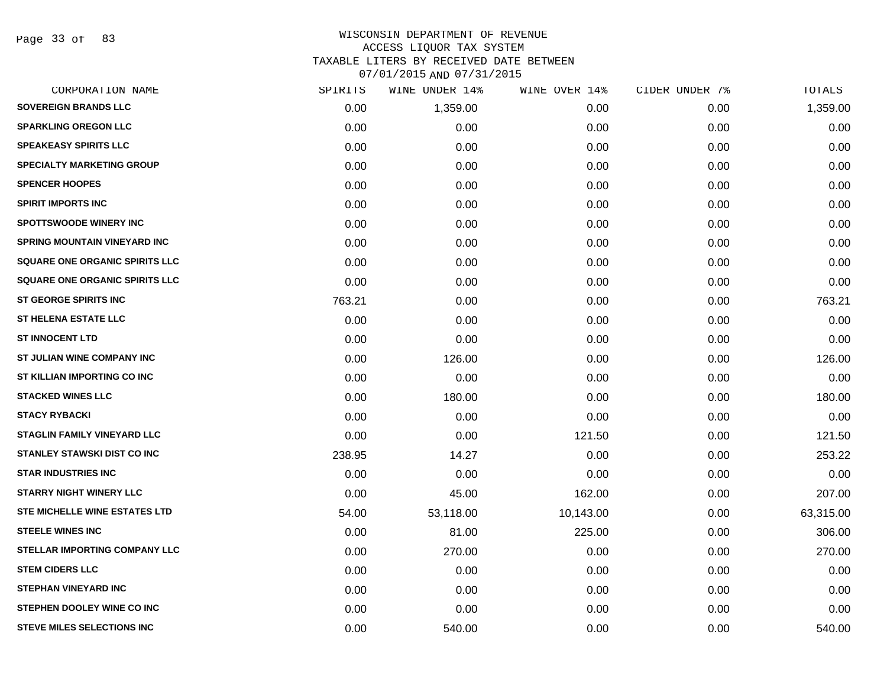# WISCONSIN DEPARTMENT OF REVENUE
## ACCESS LIQUOR TAX SYSTEM
## TAXABLE LITERS BY RECEIVED DATE BETWEEN 07/01/2015 AND 07/31/2015

| CORPORATION NAME | SPIRITS | WINE UNDER 14% | WINE OVER 14% | CIDER UNDER 7% | TOTALS |
|---|---|---|---|---|---|
| SOVEREIGN BRANDS LLC | 0.00 | 1,359.00 | 0.00 | 0.00 | 1,359.00 |
| SPARKLING OREGON LLC | 0.00 | 0.00 | 0.00 | 0.00 | 0.00 |
| SPEAKEASY SPIRITS LLC | 0.00 | 0.00 | 0.00 | 0.00 | 0.00 |
| SPECIALTY MARKETING GROUP | 0.00 | 0.00 | 0.00 | 0.00 | 0.00 |
| SPENCER HOOPES | 0.00 | 0.00 | 0.00 | 0.00 | 0.00 |
| SPIRIT IMPORTS INC | 0.00 | 0.00 | 0.00 | 0.00 | 0.00 |
| SPOTTSWOODE WINERY INC | 0.00 | 0.00 | 0.00 | 0.00 | 0.00 |
| SPRING MOUNTAIN VINEYARD INC | 0.00 | 0.00 | 0.00 | 0.00 | 0.00 |
| SQUARE ONE ORGANIC SPIRITS LLC | 0.00 | 0.00 | 0.00 | 0.00 | 0.00 |
| SQUARE ONE ORGANIC SPIRITS LLC | 0.00 | 0.00 | 0.00 | 0.00 | 0.00 |
| ST GEORGE SPIRITS INC | 763.21 | 0.00 | 0.00 | 0.00 | 763.21 |
| ST HELENA ESTATE LLC | 0.00 | 0.00 | 0.00 | 0.00 | 0.00 |
| ST INNOCENT LTD | 0.00 | 0.00 | 0.00 | 0.00 | 0.00 |
| ST JULIAN WINE COMPANY INC | 0.00 | 126.00 | 0.00 | 0.00 | 126.00 |
| ST KILLIAN IMPORTING CO INC | 0.00 | 0.00 | 0.00 | 0.00 | 0.00 |
| STACKED WINES LLC | 0.00 | 180.00 | 0.00 | 0.00 | 180.00 |
| STACY RYBACKI | 0.00 | 0.00 | 0.00 | 0.00 | 0.00 |
| STAGLIN FAMILY VINEYARD LLC | 0.00 | 0.00 | 121.50 | 0.00 | 121.50 |
| STANLEY STAWSKI DIST CO INC | 238.95 | 14.27 | 0.00 | 0.00 | 253.22 |
| STAR INDUSTRIES INC | 0.00 | 0.00 | 0.00 | 0.00 | 0.00 |
| STARRY NIGHT WINERY LLC | 0.00 | 45.00 | 162.00 | 0.00 | 207.00 |
| STE MICHELLE WINE ESTATES LTD | 54.00 | 53,118.00 | 10,143.00 | 0.00 | 63,315.00 |
| STEELE WINES INC | 0.00 | 81.00 | 225.00 | 0.00 | 306.00 |
| STELLAR IMPORTING COMPANY LLC | 0.00 | 270.00 | 0.00 | 0.00 | 270.00 |
| STEM CIDERS LLC | 0.00 | 0.00 | 0.00 | 0.00 | 0.00 |
| STEPHAN VINEYARD INC | 0.00 | 0.00 | 0.00 | 0.00 | 0.00 |
| STEPHEN DOOLEY WINE CO INC | 0.00 | 0.00 | 0.00 | 0.00 | 0.00 |
| STEVE MILES SELECTIONS INC | 0.00 | 540.00 | 0.00 | 0.00 | 540.00 |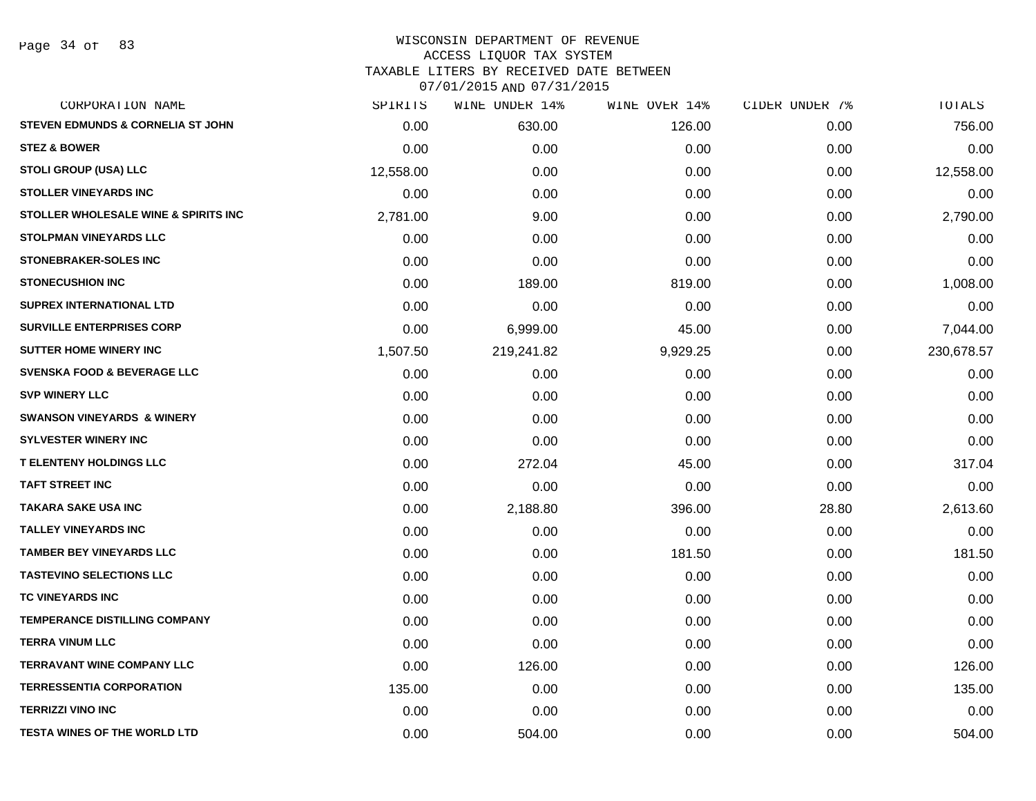WISCONSIN DEPARTMENT OF REVENUE
ACCESS LIQUOR TAX SYSTEM
TAXABLE LITERS BY RECEIVED DATE BETWEEN
07/01/2015 AND 07/31/2015

| CORPORATION NAME | SPIRITS | WINE UNDER 14% | WINE OVER 14% | CIDER UNDER 7% | TOTALS |
|---|---|---|---|---|---|
| STEVEN EDMUNDS & CORNELIA ST JOHN | 0.00 | 630.00 | 126.00 | 0.00 | 756.00 |
| STEZ & BOWER | 0.00 | 0.00 | 0.00 | 0.00 | 0.00 |
| STOLI GROUP (USA) LLC | 12,558.00 | 0.00 | 0.00 | 0.00 | 12,558.00 |
| STOLLER VINEYARDS INC | 0.00 | 0.00 | 0.00 | 0.00 | 0.00 |
| STOLLER WHOLESALE WINE & SPIRITS INC | 2,781.00 | 9.00 | 0.00 | 0.00 | 2,790.00 |
| STOLPMAN VINEYARDS LLC | 0.00 | 0.00 | 0.00 | 0.00 | 0.00 |
| STONEBRAKER-SOLES INC | 0.00 | 0.00 | 0.00 | 0.00 | 0.00 |
| STONECUSHION INC | 0.00 | 189.00 | 819.00 | 0.00 | 1,008.00 |
| SUPREX INTERNATIONAL LTD | 0.00 | 0.00 | 0.00 | 0.00 | 0.00 |
| SURVILLE ENTERPRISES CORP | 0.00 | 6,999.00 | 45.00 | 0.00 | 7,044.00 |
| SUTTER HOME WINERY INC | 1,507.50 | 219,241.82 | 9,929.25 | 0.00 | 230,678.57 |
| SVENSKA FOOD & BEVERAGE LLC | 0.00 | 0.00 | 0.00 | 0.00 | 0.00 |
| SVP WINERY LLC | 0.00 | 0.00 | 0.00 | 0.00 | 0.00 |
| SWANSON VINEYARDS & WINERY | 0.00 | 0.00 | 0.00 | 0.00 | 0.00 |
| SYLVESTER WINERY INC | 0.00 | 0.00 | 0.00 | 0.00 | 0.00 |
| T ELENTENY HOLDINGS LLC | 0.00 | 272.04 | 45.00 | 0.00 | 317.04 |
| TAFT STREET INC | 0.00 | 0.00 | 0.00 | 0.00 | 0.00 |
| TAKARA SAKE USA INC | 0.00 | 2,188.80 | 396.00 | 28.80 | 2,613.60 |
| TALLEY VINEYARDS INC | 0.00 | 0.00 | 0.00 | 0.00 | 0.00 |
| TAMBER BEY VINEYARDS LLC | 0.00 | 0.00 | 181.50 | 0.00 | 181.50 |
| TASTEVINO SELECTIONS LLC | 0.00 | 0.00 | 0.00 | 0.00 | 0.00 |
| TC VINEYARDS INC | 0.00 | 0.00 | 0.00 | 0.00 | 0.00 |
| TEMPERANCE DISTILLING COMPANY | 0.00 | 0.00 | 0.00 | 0.00 | 0.00 |
| TERRA VINUM LLC | 0.00 | 0.00 | 0.00 | 0.00 | 0.00 |
| TERRAVANT WINE COMPANY LLC | 0.00 | 126.00 | 0.00 | 0.00 | 126.00 |
| TERRESSENTIA CORPORATION | 135.00 | 0.00 | 0.00 | 0.00 | 135.00 |
| TERRIZZI VINO INC | 0.00 | 0.00 | 0.00 | 0.00 | 0.00 |
| TESTA WINES OF THE WORLD LTD | 0.00 | 504.00 | 0.00 | 0.00 | 504.00 |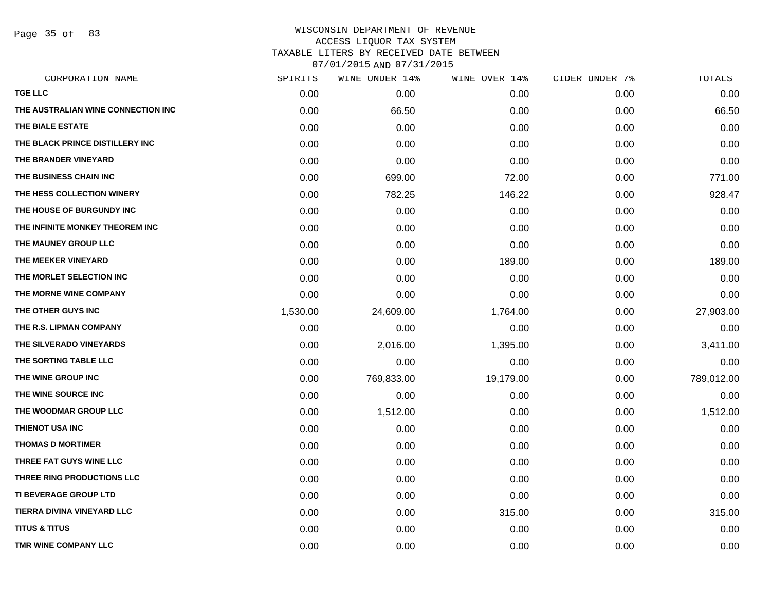# WISCONSIN DEPARTMENT OF REVENUE
## ACCESS LIQUOR TAX SYSTEM
### TAXABLE LITERS BY RECEIVED DATE BETWEEN 07/01/2015 AND 07/31/2015

| CORPORATION NAME | SPIRITS | WINE UNDER 14% | WINE OVER 14% | CIDER UNDER 7% | TOTALS |
|---|---|---|---|---|---|
| TGE LLC | 0.00 | 0.00 | 0.00 | 0.00 | 0.00 |
| THE AUSTRALIAN WINE CONNECTION INC | 0.00 | 66.50 | 0.00 | 0.00 | 66.50 |
| THE BIALE ESTATE | 0.00 | 0.00 | 0.00 | 0.00 | 0.00 |
| THE BLACK PRINCE DISTILLERY INC | 0.00 | 0.00 | 0.00 | 0.00 | 0.00 |
| THE BRANDER VINEYARD | 0.00 | 0.00 | 0.00 | 0.00 | 0.00 |
| THE BUSINESS CHAIN INC | 0.00 | 699.00 | 72.00 | 0.00 | 771.00 |
| THE HESS COLLECTION WINERY | 0.00 | 782.25 | 146.22 | 0.00 | 928.47 |
| THE HOUSE OF BURGUNDY INC | 0.00 | 0.00 | 0.00 | 0.00 | 0.00 |
| THE INFINITE MONKEY THEOREM INC | 0.00 | 0.00 | 0.00 | 0.00 | 0.00 |
| THE MAUNEY GROUP LLC | 0.00 | 0.00 | 0.00 | 0.00 | 0.00 |
| THE MEEKER VINEYARD | 0.00 | 0.00 | 189.00 | 0.00 | 189.00 |
| THE MORLET SELECTION INC | 0.00 | 0.00 | 0.00 | 0.00 | 0.00 |
| THE MORNE WINE COMPANY | 0.00 | 0.00 | 0.00 | 0.00 | 0.00 |
| THE OTHER GUYS INC | 1,530.00 | 24,609.00 | 1,764.00 | 0.00 | 27,903.00 |
| THE R.S. LIPMAN COMPANY | 0.00 | 0.00 | 0.00 | 0.00 | 0.00 |
| THE SILVERADO VINEYARDS | 0.00 | 2,016.00 | 1,395.00 | 0.00 | 3,411.00 |
| THE SORTING TABLE LLC | 0.00 | 0.00 | 0.00 | 0.00 | 0.00 |
| THE WINE GROUP INC | 0.00 | 769,833.00 | 19,179.00 | 0.00 | 789,012.00 |
| THE WINE SOURCE INC | 0.00 | 0.00 | 0.00 | 0.00 | 0.00 |
| THE WOODMAR GROUP LLC | 0.00 | 1,512.00 | 0.00 | 0.00 | 1,512.00 |
| THIENOT USA INC | 0.00 | 0.00 | 0.00 | 0.00 | 0.00 |
| THOMAS D MORTIMER | 0.00 | 0.00 | 0.00 | 0.00 | 0.00 |
| THREE FAT GUYS WINE LLC | 0.00 | 0.00 | 0.00 | 0.00 | 0.00 |
| THREE RING PRODUCTIONS LLC | 0.00 | 0.00 | 0.00 | 0.00 | 0.00 |
| TI BEVERAGE GROUP LTD | 0.00 | 0.00 | 0.00 | 0.00 | 0.00 |
| TIERRA DIVINA VINEYARD LLC | 0.00 | 0.00 | 315.00 | 0.00 | 315.00 |
| TITUS & TITUS | 0.00 | 0.00 | 0.00 | 0.00 | 0.00 |
| TMR WINE COMPANY LLC | 0.00 | 0.00 | 0.00 | 0.00 | 0.00 |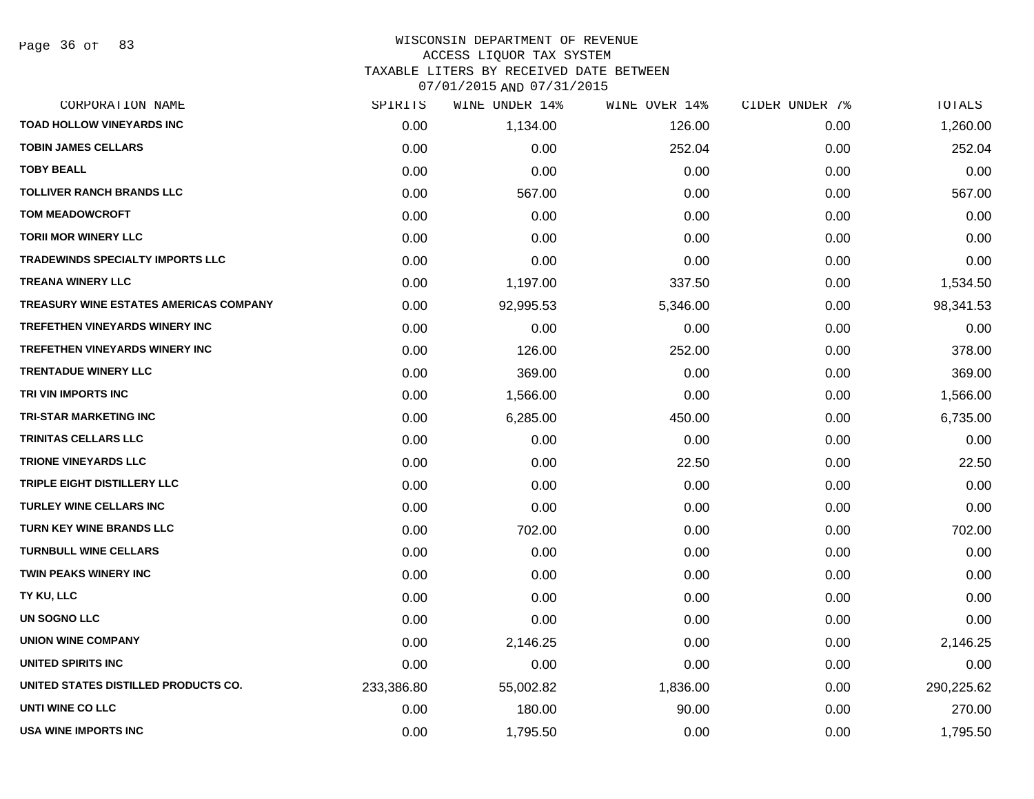WISCONSIN DEPARTMENT OF REVENUE
ACCESS LIQUOR TAX SYSTEM
TAXABLE LITERS BY RECEIVED DATE BETWEEN
07/01/2015 AND 07/31/2015

| CORPORATION NAME | SPIRITS | WINE UNDER 14% | WINE OVER 14% | CIDER UNDER 7% | TOTALS |
|---|---|---|---|---|---|
| TOAD HOLLOW VINEYARDS INC | 0.00 | 1,134.00 | 126.00 | 0.00 | 1,260.00 |
| TOBIN JAMES CELLARS | 0.00 | 0.00 | 252.04 | 0.00 | 252.04 |
| TOBY BEALL | 0.00 | 0.00 | 0.00 | 0.00 | 0.00 |
| TOLLIVER RANCH BRANDS LLC | 0.00 | 567.00 | 0.00 | 0.00 | 567.00 |
| TOM MEADOWCROFT | 0.00 | 0.00 | 0.00 | 0.00 | 0.00 |
| TORII MOR WINERY LLC | 0.00 | 0.00 | 0.00 | 0.00 | 0.00 |
| TRADEWINDS SPECIALTY IMPORTS LLC | 0.00 | 0.00 | 0.00 | 0.00 | 0.00 |
| TREANA WINERY LLC | 0.00 | 1,197.00 | 337.50 | 0.00 | 1,534.50 |
| TREASURY WINE ESTATES AMERICAS COMPANY | 0.00 | 92,995.53 | 5,346.00 | 0.00 | 98,341.53 |
| TREFETHEN VINEYARDS WINERY INC | 0.00 | 0.00 | 0.00 | 0.00 | 0.00 |
| TREFETHEN VINEYARDS WINERY INC | 0.00 | 126.00 | 252.00 | 0.00 | 378.00 |
| TRENTADUE WINERY LLC | 0.00 | 369.00 | 0.00 | 0.00 | 369.00 |
| TRI VIN IMPORTS INC | 0.00 | 1,566.00 | 0.00 | 0.00 | 1,566.00 |
| TRI-STAR MARKETING INC | 0.00 | 6,285.00 | 450.00 | 0.00 | 6,735.00 |
| TRINITAS CELLARS LLC | 0.00 | 0.00 | 0.00 | 0.00 | 0.00 |
| TRIONE VINEYARDS LLC | 0.00 | 0.00 | 22.50 | 0.00 | 22.50 |
| TRIPLE EIGHT DISTILLERY LLC | 0.00 | 0.00 | 0.00 | 0.00 | 0.00 |
| TURLEY WINE CELLARS INC | 0.00 | 0.00 | 0.00 | 0.00 | 0.00 |
| TURN KEY WINE BRANDS LLC | 0.00 | 702.00 | 0.00 | 0.00 | 702.00 |
| TURNBULL WINE CELLARS | 0.00 | 0.00 | 0.00 | 0.00 | 0.00 |
| TWIN PEAKS WINERY INC | 0.00 | 0.00 | 0.00 | 0.00 | 0.00 |
| TY KU, LLC | 0.00 | 0.00 | 0.00 | 0.00 | 0.00 |
| UN SOGNO LLC | 0.00 | 0.00 | 0.00 | 0.00 | 0.00 |
| UNION WINE COMPANY | 0.00 | 2,146.25 | 0.00 | 0.00 | 2,146.25 |
| UNITED SPIRITS INC | 0.00 | 0.00 | 0.00 | 0.00 | 0.00 |
| UNITED STATES DISTILLED PRODUCTS CO. | 233,386.80 | 55,002.82 | 1,836.00 | 0.00 | 290,225.62 |
| UNTI WINE CO LLC | 0.00 | 180.00 | 90.00 | 0.00 | 270.00 |
| USA WINE IMPORTS INC | 0.00 | 1,795.50 | 0.00 | 0.00 | 1,795.50 |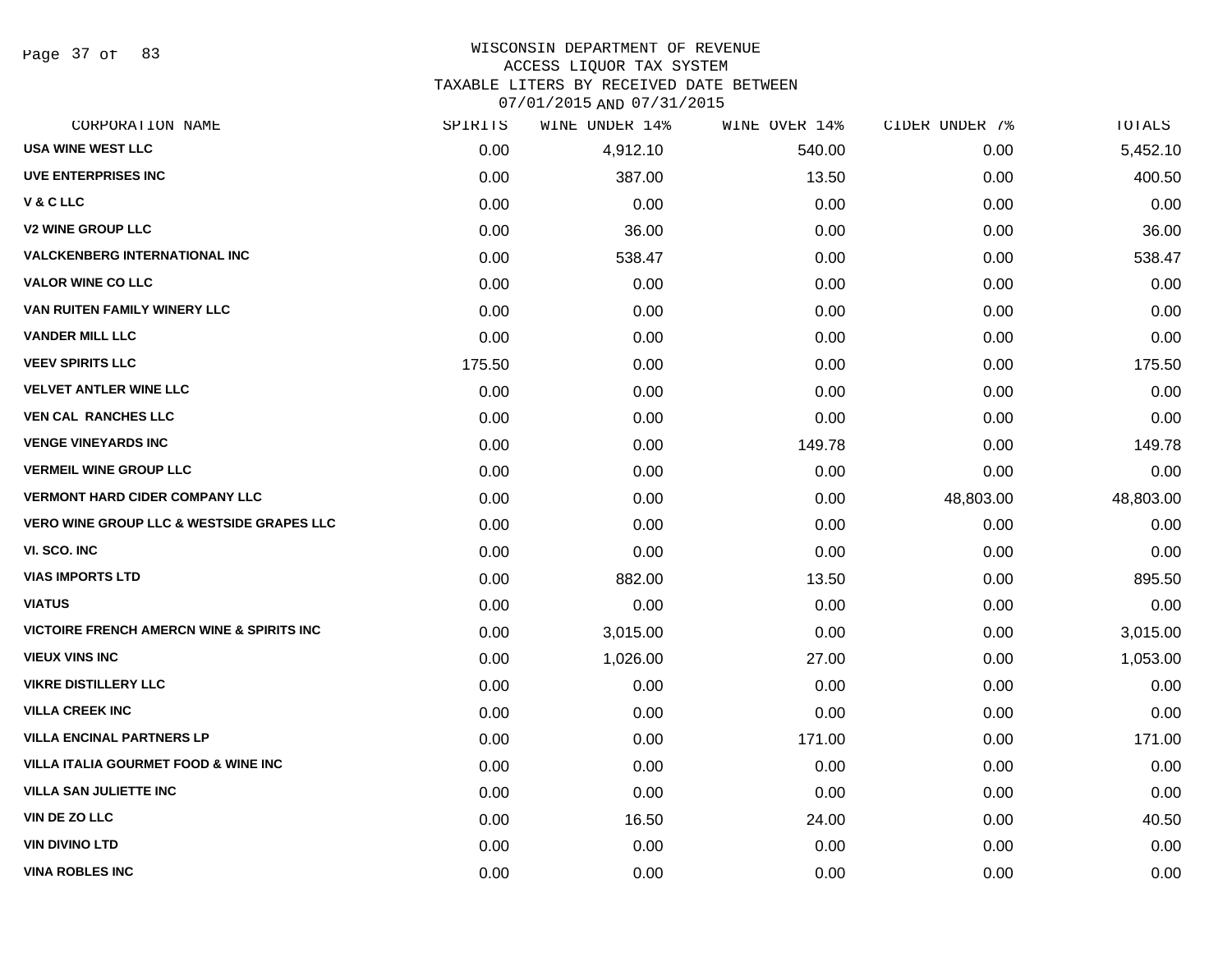# WISCONSIN DEPARTMENT OF REVENUE
## ACCESS LIQUOR TAX SYSTEM
## TAXABLE LITERS BY RECEIVED DATE BETWEEN 07/01/2015 AND 07/31/2015

| CORPORATION NAME | SPIRITS | WINE UNDER 14% | WINE OVER 14% | CIDER UNDER 7% | TOTALS |
|---|---|---|---|---|---|
| USA WINE WEST LLC | 0.00 | 4,912.10 | 540.00 | 0.00 | 5,452.10 |
| UVE ENTERPRISES INC | 0.00 | 387.00 | 13.50 | 0.00 | 400.50 |
| V & C LLC | 0.00 | 0.00 | 0.00 | 0.00 | 0.00 |
| V2 WINE GROUP LLC | 0.00 | 36.00 | 0.00 | 0.00 | 36.00 |
| VALCKENBERG INTERNATIONAL INC | 0.00 | 538.47 | 0.00 | 0.00 | 538.47 |
| VALOR WINE CO LLC | 0.00 | 0.00 | 0.00 | 0.00 | 0.00 |
| VAN RUITEN FAMILY WINERY LLC | 0.00 | 0.00 | 0.00 | 0.00 | 0.00 |
| VANDER MILL LLC | 0.00 | 0.00 | 0.00 | 0.00 | 0.00 |
| VEEV SPIRITS LLC | 175.50 | 0.00 | 0.00 | 0.00 | 175.50 |
| VELVET ANTLER WINE LLC | 0.00 | 0.00 | 0.00 | 0.00 | 0.00 |
| VEN CAL RANCHES LLC | 0.00 | 0.00 | 0.00 | 0.00 | 0.00 |
| VENGE VINEYARDS INC | 0.00 | 0.00 | 149.78 | 0.00 | 149.78 |
| VERMEIL WINE GROUP LLC | 0.00 | 0.00 | 0.00 | 0.00 | 0.00 |
| VERMONT HARD CIDER COMPANY LLC | 0.00 | 0.00 | 0.00 | 48,803.00 | 48,803.00 |
| VERO WINE GROUP LLC & WESTSIDE GRAPES LLC | 0.00 | 0.00 | 0.00 | 0.00 | 0.00 |
| VI. SCO. INC | 0.00 | 0.00 | 0.00 | 0.00 | 0.00 |
| VIAS IMPORTS LTD | 0.00 | 882.00 | 13.50 | 0.00 | 895.50 |
| VIATUS | 0.00 | 0.00 | 0.00 | 0.00 | 0.00 |
| VICTOIRE FRENCH AMERCN WINE & SPIRITS INC | 0.00 | 3,015.00 | 0.00 | 0.00 | 3,015.00 |
| VIEUX VINS INC | 0.00 | 1,026.00 | 27.00 | 0.00 | 1,053.00 |
| VIKRE DISTILLERY LLC | 0.00 | 0.00 | 0.00 | 0.00 | 0.00 |
| VILLA CREEK INC | 0.00 | 0.00 | 0.00 | 0.00 | 0.00 |
| VILLA ENCINAL PARTNERS LP | 0.00 | 0.00 | 171.00 | 0.00 | 171.00 |
| VILLA ITALIA GOURMET FOOD & WINE INC | 0.00 | 0.00 | 0.00 | 0.00 | 0.00 |
| VILLA SAN JULIETTE INC | 0.00 | 0.00 | 0.00 | 0.00 | 0.00 |
| VIN DE ZO LLC | 0.00 | 16.50 | 24.00 | 0.00 | 40.50 |
| VIN DIVINO LTD | 0.00 | 0.00 | 0.00 | 0.00 | 0.00 |
| VINA ROBLES INC | 0.00 | 0.00 | 0.00 | 0.00 | 0.00 |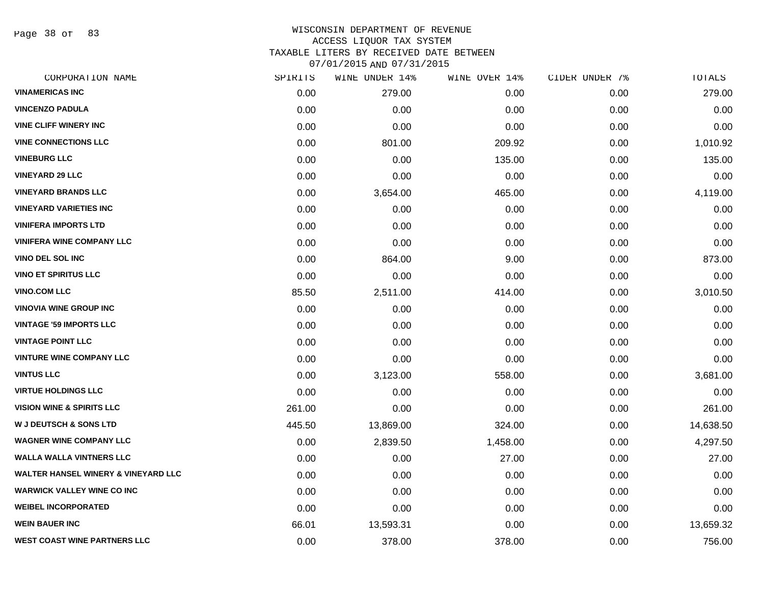# WISCONSIN DEPARTMENT OF REVENUE
## ACCESS LIQUOR TAX SYSTEM
## TAXABLE LITERS BY RECEIVED DATE BETWEEN 07/01/2015 AND 07/31/2015

| CORPORATION NAME | SPIRITS | WINE UNDER 14% | WINE OVER 14% | CIDER UNDER 7% | TOTALS |
|---|---|---|---|---|---|
| VINAMERICAS INC | 0.00 | 279.00 | 0.00 | 0.00 | 279.00 |
| VINCENZO PADULA | 0.00 | 0.00 | 0.00 | 0.00 | 0.00 |
| VINE CLIFF WINERY INC | 0.00 | 0.00 | 0.00 | 0.00 | 0.00 |
| VINE CONNECTIONS LLC | 0.00 | 801.00 | 209.92 | 0.00 | 1,010.92 |
| VINEBURG LLC | 0.00 | 0.00 | 135.00 | 0.00 | 135.00 |
| VINEYARD 29 LLC | 0.00 | 0.00 | 0.00 | 0.00 | 0.00 |
| VINEYARD BRANDS LLC | 0.00 | 3,654.00 | 465.00 | 0.00 | 4,119.00 |
| VINEYARD VARIETIES INC | 0.00 | 0.00 | 0.00 | 0.00 | 0.00 |
| VINIFERA IMPORTS LTD | 0.00 | 0.00 | 0.00 | 0.00 | 0.00 |
| VINIFERA WINE COMPANY LLC | 0.00 | 0.00 | 0.00 | 0.00 | 0.00 |
| VINO DEL SOL INC | 0.00 | 864.00 | 9.00 | 0.00 | 873.00 |
| VINO ET SPIRITUS LLC | 0.00 | 0.00 | 0.00 | 0.00 | 0.00 |
| VINO.COM LLC | 85.50 | 2,511.00 | 414.00 | 0.00 | 3,010.50 |
| VINOVIA WINE GROUP INC | 0.00 | 0.00 | 0.00 | 0.00 | 0.00 |
| VINTAGE '59 IMPORTS LLC | 0.00 | 0.00 | 0.00 | 0.00 | 0.00 |
| VINTAGE POINT LLC | 0.00 | 0.00 | 0.00 | 0.00 | 0.00 |
| VINTURE WINE COMPANY LLC | 0.00 | 0.00 | 0.00 | 0.00 | 0.00 |
| VINTUS LLC | 0.00 | 3,123.00 | 558.00 | 0.00 | 3,681.00 |
| VIRTUE HOLDINGS LLC | 0.00 | 0.00 | 0.00 | 0.00 | 0.00 |
| VISION WINE & SPIRITS LLC | 261.00 | 0.00 | 0.00 | 0.00 | 261.00 |
| W J DEUTSCH & SONS LTD | 445.50 | 13,869.00 | 324.00 | 0.00 | 14,638.50 |
| WAGNER WINE COMPANY LLC | 0.00 | 2,839.50 | 1,458.00 | 0.00 | 4,297.50 |
| WALLA WALLA VINTNERS LLC | 0.00 | 0.00 | 27.00 | 0.00 | 27.00 |
| WALTER HANSEL WINERY & VINEYARD LLC | 0.00 | 0.00 | 0.00 | 0.00 | 0.00 |
| WARWICK VALLEY WINE CO INC | 0.00 | 0.00 | 0.00 | 0.00 | 0.00 |
| WEIBEL INCORPORATED | 0.00 | 0.00 | 0.00 | 0.00 | 0.00 |
| WEIN BAUER INC | 66.01 | 13,593.31 | 0.00 | 0.00 | 13,659.32 |
| WEST COAST WINE PARTNERS LLC | 0.00 | 378.00 | 378.00 | 0.00 | 756.00 |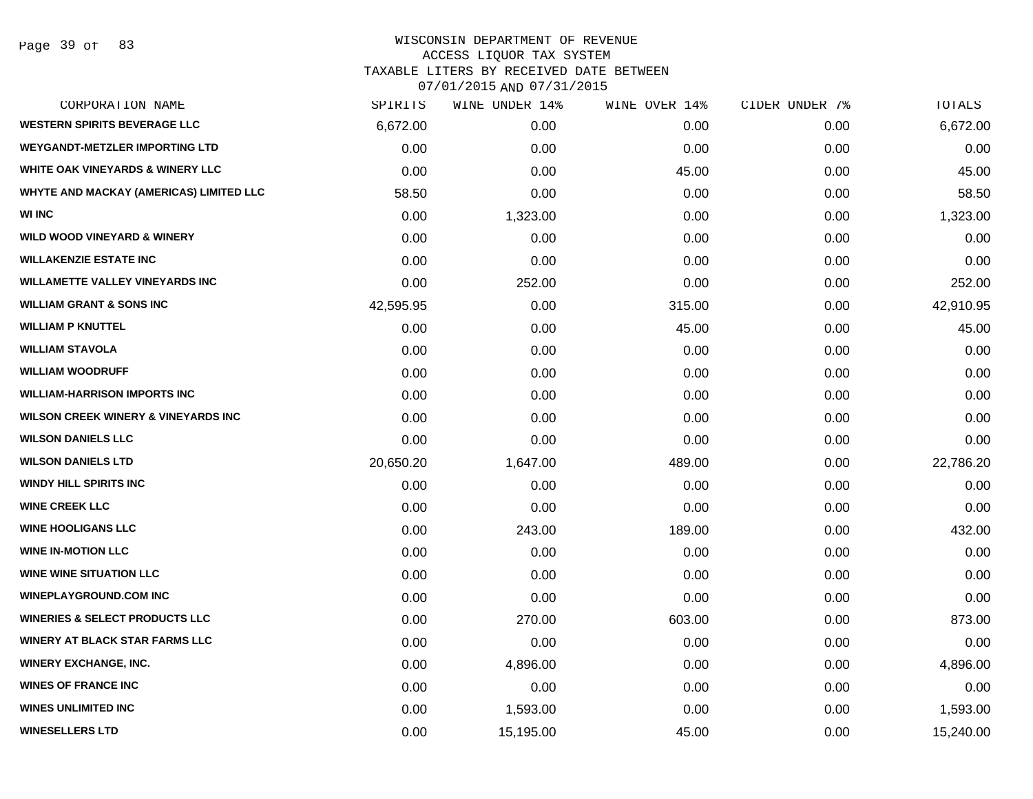# WISCONSIN DEPARTMENT OF REVENUE
## ACCESS LIQUOR TAX SYSTEM
## TAXABLE LITERS BY RECEIVED DATE BETWEEN 07/01/2015 AND 07/31/2015

| CORPORATION NAME | SPIRITS | WINE UNDER 14% | WINE OVER 14% | CIDER UNDER 7% | TOTALS |
|---|---|---|---|---|---|
| WESTERN SPIRITS BEVERAGE LLC | 6,672.00 | 0.00 | 0.00 | 0.00 | 6,672.00 |
| WEYGANDT-METZLER IMPORTING LTD | 0.00 | 0.00 | 0.00 | 0.00 | 0.00 |
| WHITE OAK VINEYARDS & WINERY LLC | 0.00 | 0.00 | 45.00 | 0.00 | 45.00 |
| WHYTE AND MACKAY (AMERICAS) LIMITED LLC | 58.50 | 0.00 | 0.00 | 0.00 | 58.50 |
| WI INC | 0.00 | 1,323.00 | 0.00 | 0.00 | 1,323.00 |
| WILD WOOD VINEYARD & WINERY | 0.00 | 0.00 | 0.00 | 0.00 | 0.00 |
| WILLAKENZIE ESTATE INC | 0.00 | 0.00 | 0.00 | 0.00 | 0.00 |
| WILLAMETTE VALLEY VINEYARDS INC | 0.00 | 252.00 | 0.00 | 0.00 | 252.00 |
| WILLIAM GRANT & SONS INC | 42,595.95 | 0.00 | 315.00 | 0.00 | 42,910.95 |
| WILLIAM P KNUTTEL | 0.00 | 0.00 | 45.00 | 0.00 | 45.00 |
| WILLIAM STAVOLA | 0.00 | 0.00 | 0.00 | 0.00 | 0.00 |
| WILLIAM WOODRUFF | 0.00 | 0.00 | 0.00 | 0.00 | 0.00 |
| WILLIAM-HARRISON IMPORTS INC | 0.00 | 0.00 | 0.00 | 0.00 | 0.00 |
| WILSON CREEK WINERY & VINEYARDS INC | 0.00 | 0.00 | 0.00 | 0.00 | 0.00 |
| WILSON DANIELS LLC | 0.00 | 0.00 | 0.00 | 0.00 | 0.00 |
| WILSON DANIELS LTD | 20,650.20 | 1,647.00 | 489.00 | 0.00 | 22,786.20 |
| WINDY HILL SPIRITS INC | 0.00 | 0.00 | 0.00 | 0.00 | 0.00 |
| WINE CREEK LLC | 0.00 | 0.00 | 0.00 | 0.00 | 0.00 |
| WINE HOOLIGANS LLC | 0.00 | 243.00 | 189.00 | 0.00 | 432.00 |
| WINE IN-MOTION LLC | 0.00 | 0.00 | 0.00 | 0.00 | 0.00 |
| WINE WINE SITUATION LLC | 0.00 | 0.00 | 0.00 | 0.00 | 0.00 |
| WINEPLAYGROUND.COM INC | 0.00 | 0.00 | 0.00 | 0.00 | 0.00 |
| WINERIES & SELECT PRODUCTS LLC | 0.00 | 270.00 | 603.00 | 0.00 | 873.00 |
| WINERY AT BLACK STAR FARMS LLC | 0.00 | 0.00 | 0.00 | 0.00 | 0.00 |
| WINERY EXCHANGE, INC. | 0.00 | 4,896.00 | 0.00 | 0.00 | 4,896.00 |
| WINES OF FRANCE INC | 0.00 | 0.00 | 0.00 | 0.00 | 0.00 |
| WINES UNLIMITED INC | 0.00 | 1,593.00 | 0.00 | 0.00 | 1,593.00 |
| WINESELLERS LTD | 0.00 | 15,195.00 | 45.00 | 0.00 | 15,240.00 |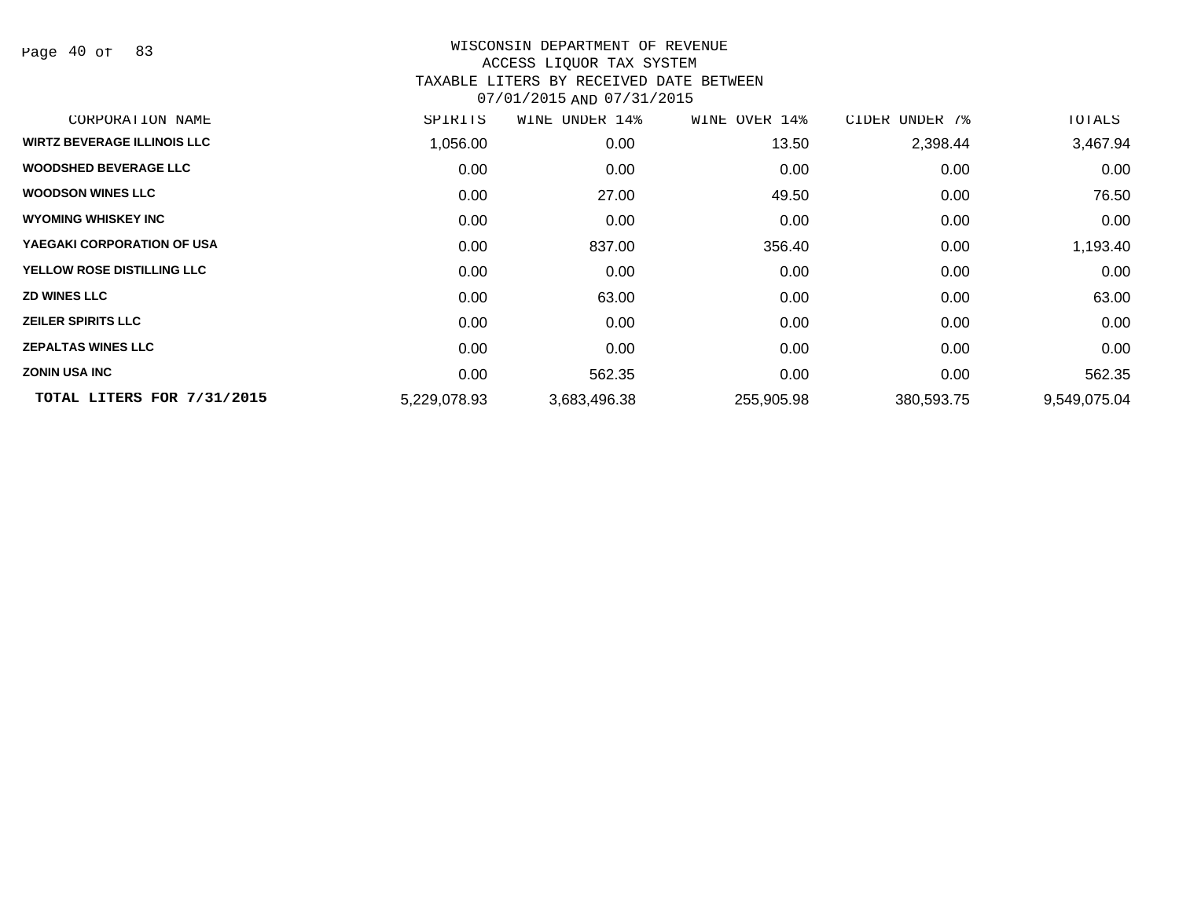WISCONSIN DEPARTMENT OF REVENUE
ACCESS LIQUOR TAX SYSTEM
TAXABLE LITERS BY RECEIVED DATE BETWEEN
07/01/2015 AND 07/31/2015

| CORPORATION NAME | SPIRITS | WINE UNDER 14% | WINE OVER 14% | CIDER UNDER 7% | TOTALS |
|---|---|---|---|---|---|
| WIRTZ BEVERAGE ILLINOIS LLC | 1,056.00 | 0.00 | 13.50 | 2,398.44 | 3,467.94 |
| WOODSHED BEVERAGE LLC | 0.00 | 0.00 | 0.00 | 0.00 | 0.00 |
| WOODSON WINES LLC | 0.00 | 27.00 | 49.50 | 0.00 | 76.50 |
| WYOMING WHISKEY INC | 0.00 | 0.00 | 0.00 | 0.00 | 0.00 |
| YAEGAKI CORPORATION OF USA | 0.00 | 837.00 | 356.40 | 0.00 | 1,193.40 |
| YELLOW ROSE DISTILLING LLC | 0.00 | 0.00 | 0.00 | 0.00 | 0.00 |
| ZD WINES LLC | 0.00 | 63.00 | 0.00 | 0.00 | 63.00 |
| ZEILER SPIRITS LLC | 0.00 | 0.00 | 0.00 | 0.00 | 0.00 |
| ZEPALTAS WINES LLC | 0.00 | 0.00 | 0.00 | 0.00 | 0.00 |
| ZONIN USA INC | 0.00 | 562.35 | 0.00 | 0.00 | 562.35 |
| **TOTAL LITERS FOR 7/31/2015** | 5,229,078.93 | 3,683,496.38 | 255,905.98 | 380,593.75 | 9,549,075.04 |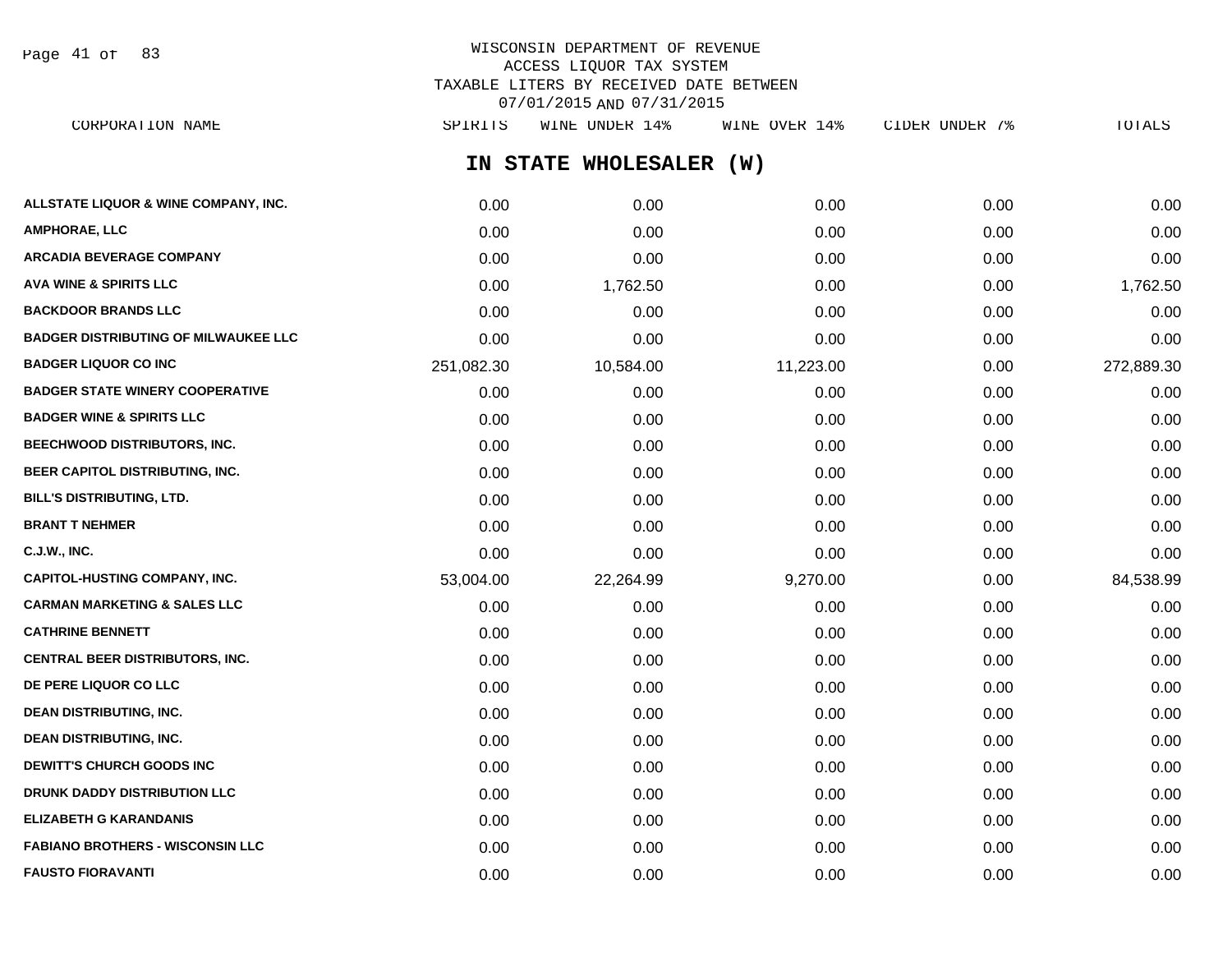WISCONSIN DEPARTMENT OF REVENUE
ACCESS LIQUOR TAX SYSTEM
TAXABLE LITERS BY RECEIVED DATE BETWEEN
07/01/2015 AND 07/31/2015

## IN STATE WHOLESALER (W)

| CORPORATION NAME | SPIRITS | WINE UNDER 14% | WINE OVER 14% | CIDER UNDER 7% | TOTALS |
|---|---|---|---|---|---|
| ALLSTATE LIQUOR & WINE COMPANY, INC. | 0.00 | 0.00 | 0.00 | 0.00 | 0.00 |
| AMPHORAE, LLC | 0.00 | 0.00 | 0.00 | 0.00 | 0.00 |
| ARCADIA BEVERAGE COMPANY | 0.00 | 0.00 | 0.00 | 0.00 | 0.00 |
| AVA WINE & SPIRITS LLC | 0.00 | 1,762.50 | 0.00 | 0.00 | 1,762.50 |
| BACKDOOR BRANDS LLC | 0.00 | 0.00 | 0.00 | 0.00 | 0.00 |
| BADGER DISTRIBUTING OF MILWAUKEE LLC | 0.00 | 0.00 | 0.00 | 0.00 | 0.00 |
| BADGER LIQUOR CO INC | 251,082.30 | 10,584.00 | 11,223.00 | 0.00 | 272,889.30 |
| BADGER STATE WINERY COOPERATIVE | 0.00 | 0.00 | 0.00 | 0.00 | 0.00 |
| BADGER WINE & SPIRITS LLC | 0.00 | 0.00 | 0.00 | 0.00 | 0.00 |
| BEECHWOOD DISTRIBUTORS, INC. | 0.00 | 0.00 | 0.00 | 0.00 | 0.00 |
| BEER CAPITOL DISTRIBUTING, INC. | 0.00 | 0.00 | 0.00 | 0.00 | 0.00 |
| BILL'S DISTRIBUTING, LTD. | 0.00 | 0.00 | 0.00 | 0.00 | 0.00 |
| BRANT T NEHMER | 0.00 | 0.00 | 0.00 | 0.00 | 0.00 |
| C.J.W., INC. | 0.00 | 0.00 | 0.00 | 0.00 | 0.00 |
| CAPITOL-HUSTING COMPANY, INC. | 53,004.00 | 22,264.99 | 9,270.00 | 0.00 | 84,538.99 |
| CARMAN MARKETING & SALES LLC | 0.00 | 0.00 | 0.00 | 0.00 | 0.00 |
| CATHRINE BENNETT | 0.00 | 0.00 | 0.00 | 0.00 | 0.00 |
| CENTRAL BEER DISTRIBUTORS, INC. | 0.00 | 0.00 | 0.00 | 0.00 | 0.00 |
| DE PERE LIQUOR CO LLC | 0.00 | 0.00 | 0.00 | 0.00 | 0.00 |
| DEAN DISTRIBUTING, INC. | 0.00 | 0.00 | 0.00 | 0.00 | 0.00 |
| DEAN DISTRIBUTING, INC. | 0.00 | 0.00 | 0.00 | 0.00 | 0.00 |
| DEWITT'S CHURCH GOODS INC | 0.00 | 0.00 | 0.00 | 0.00 | 0.00 |
| DRUNK DADDY DISTRIBUTION LLC | 0.00 | 0.00 | 0.00 | 0.00 | 0.00 |
| ELIZABETH G KARANDANIS | 0.00 | 0.00 | 0.00 | 0.00 | 0.00 |
| FABIANO BROTHERS - WISCONSIN LLC | 0.00 | 0.00 | 0.00 | 0.00 | 0.00 |
| FAUSTO FIORAVANTI | 0.00 | 0.00 | 0.00 | 0.00 | 0.00 |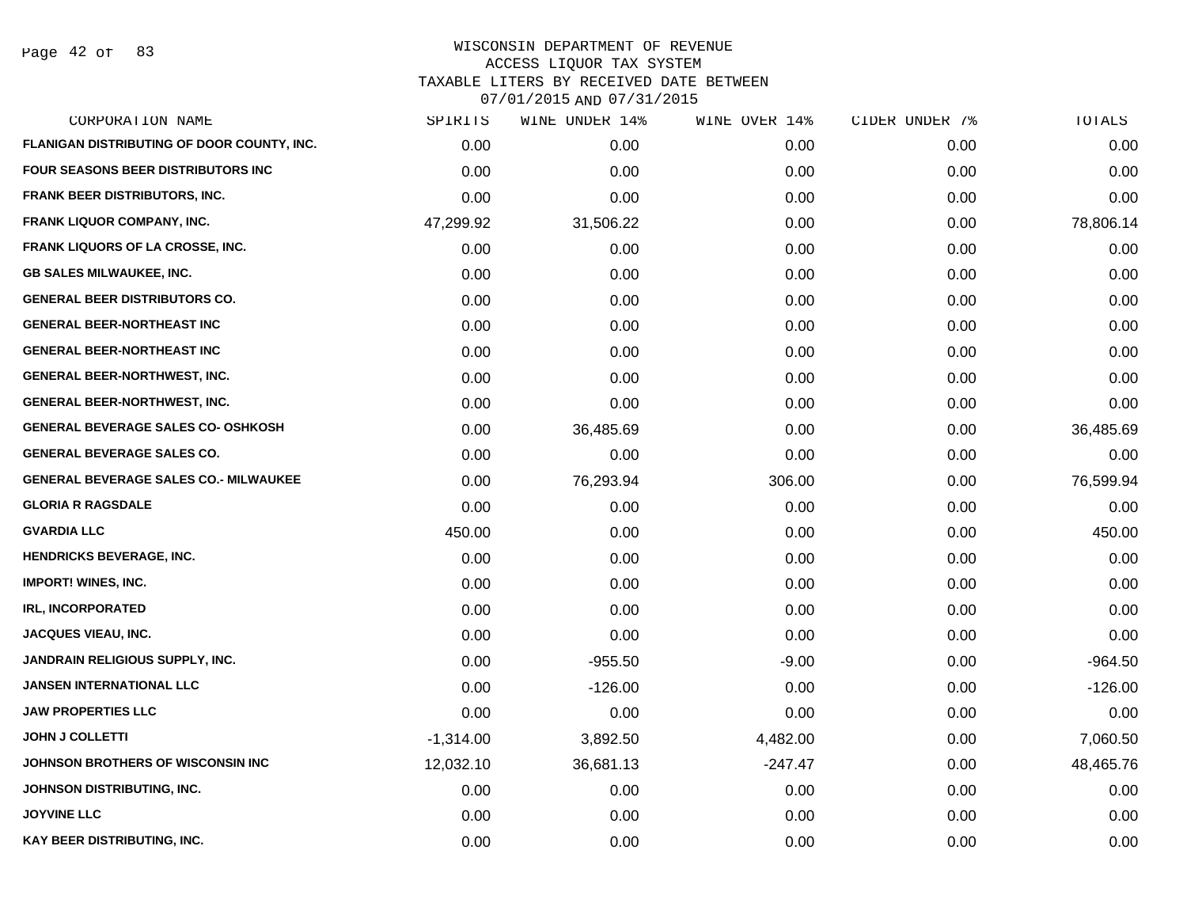WISCONSIN DEPARTMENT OF REVENUE
ACCESS LIQUOR TAX SYSTEM
TAXABLE LITERS BY RECEIVED DATE BETWEEN
07/01/2015 AND 07/31/2015

| CORPORATION NAME | SPIRITS | WINE UNDER 14% | WINE OVER 14% | CIDER UNDER 7% | TOTALS |
|---|---|---|---|---|---|
| FLANIGAN DISTRIBUTING OF DOOR COUNTY, INC. | 0.00 | 0.00 | 0.00 | 0.00 | 0.00 |
| FOUR SEASONS BEER DISTRIBUTORS INC | 0.00 | 0.00 | 0.00 | 0.00 | 0.00 |
| FRANK BEER DISTRIBUTORS, INC. | 0.00 | 0.00 | 0.00 | 0.00 | 0.00 |
| FRANK LIQUOR COMPANY, INC. | 47,299.92 | 31,506.22 | 0.00 | 0.00 | 78,806.14 |
| FRANK LIQUORS OF LA CROSSE, INC. | 0.00 | 0.00 | 0.00 | 0.00 | 0.00 |
| GB SALES MILWAUKEE, INC. | 0.00 | 0.00 | 0.00 | 0.00 | 0.00 |
| GENERAL BEER DISTRIBUTORS CO. | 0.00 | 0.00 | 0.00 | 0.00 | 0.00 |
| GENERAL BEER-NORTHEAST INC | 0.00 | 0.00 | 0.00 | 0.00 | 0.00 |
| GENERAL BEER-NORTHEAST INC | 0.00 | 0.00 | 0.00 | 0.00 | 0.00 |
| GENERAL BEER-NORTHWEST, INC. | 0.00 | 0.00 | 0.00 | 0.00 | 0.00 |
| GENERAL BEER-NORTHWEST, INC. | 0.00 | 0.00 | 0.00 | 0.00 | 0.00 |
| GENERAL BEVERAGE SALES CO- OSHKOSH | 0.00 | 36,485.69 | 0.00 | 0.00 | 36,485.69 |
| GENERAL BEVERAGE SALES CO. | 0.00 | 0.00 | 0.00 | 0.00 | 0.00 |
| GENERAL BEVERAGE SALES CO.- MILWAUKEE | 0.00 | 76,293.94 | 306.00 | 0.00 | 76,599.94 |
| GLORIA R RAGSDALE | 0.00 | 0.00 | 0.00 | 0.00 | 0.00 |
| GVARDIA LLC | 450.00 | 0.00 | 0.00 | 0.00 | 450.00 |
| HENDRICKS BEVERAGE, INC. | 0.00 | 0.00 | 0.00 | 0.00 | 0.00 |
| IMPORT! WINES, INC. | 0.00 | 0.00 | 0.00 | 0.00 | 0.00 |
| IRL, INCORPORATED | 0.00 | 0.00 | 0.00 | 0.00 | 0.00 |
| JACQUES VIEAU, INC. | 0.00 | 0.00 | 0.00 | 0.00 | 0.00 |
| JANDRAIN RELIGIOUS SUPPLY, INC. | 0.00 | -955.50 | -9.00 | 0.00 | -964.50 |
| JANSEN INTERNATIONAL LLC | 0.00 | -126.00 | 0.00 | 0.00 | -126.00 |
| JAW PROPERTIES LLC | 0.00 | 0.00 | 0.00 | 0.00 | 0.00 |
| JOHN J COLLETTI | -1,314.00 | 3,892.50 | 4,482.00 | 0.00 | 7,060.50 |
| JOHNSON BROTHERS OF WISCONSIN INC | 12,032.10 | 36,681.13 | -247.47 | 0.00 | 48,465.76 |
| JOHNSON DISTRIBUTING, INC. | 0.00 | 0.00 | 0.00 | 0.00 | 0.00 |
| JOYVINE LLC | 0.00 | 0.00 | 0.00 | 0.00 | 0.00 |
| KAY BEER DISTRIBUTING, INC. | 0.00 | 0.00 | 0.00 | 0.00 | 0.00 |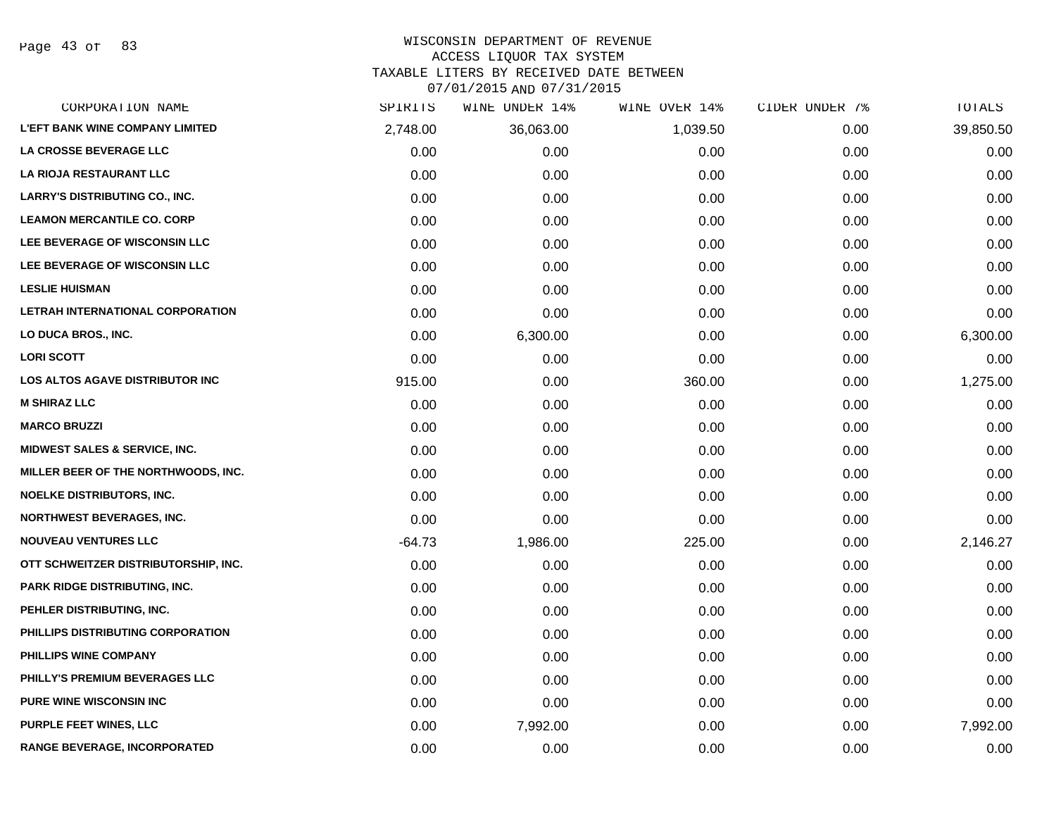WISCONSIN DEPARTMENT OF REVENUE
ACCESS LIQUOR TAX SYSTEM
TAXABLE LITERS BY RECEIVED DATE BETWEEN
07/01/2015 AND 07/31/2015

| CORPORATION NAME | SPIRITS | WINE UNDER 14% | WINE OVER 14% | CIDER UNDER 7% | TOTALS |
|---|---|---|---|---|---|
| L'EFT BANK WINE COMPANY LIMITED | 2,748.00 | 36,063.00 | 1,039.50 | 0.00 | 39,850.50 |
| LA CROSSE BEVERAGE LLC | 0.00 | 0.00 | 0.00 | 0.00 | 0.00 |
| LA RIOJA RESTAURANT LLC | 0.00 | 0.00 | 0.00 | 0.00 | 0.00 |
| LARRY'S DISTRIBUTING CO., INC. | 0.00 | 0.00 | 0.00 | 0.00 | 0.00 |
| LEAMON MERCANTILE CO. CORP | 0.00 | 0.00 | 0.00 | 0.00 | 0.00 |
| LEE BEVERAGE OF WISCONSIN LLC | 0.00 | 0.00 | 0.00 | 0.00 | 0.00 |
| LEE BEVERAGE OF WISCONSIN LLC | 0.00 | 0.00 | 0.00 | 0.00 | 0.00 |
| LESLIE HUISMAN | 0.00 | 0.00 | 0.00 | 0.00 | 0.00 |
| LETRAH INTERNATIONAL CORPORATION | 0.00 | 0.00 | 0.00 | 0.00 | 0.00 |
| LO DUCA BROS., INC. | 0.00 | 6,300.00 | 0.00 | 0.00 | 6,300.00 |
| LORI SCOTT | 0.00 | 0.00 | 0.00 | 0.00 | 0.00 |
| LOS ALTOS AGAVE DISTRIBUTOR INC | 915.00 | 0.00 | 360.00 | 0.00 | 1,275.00 |
| M SHIRAZ LLC | 0.00 | 0.00 | 0.00 | 0.00 | 0.00 |
| MARCO BRUZZI | 0.00 | 0.00 | 0.00 | 0.00 | 0.00 |
| MIDWEST SALES & SERVICE, INC. | 0.00 | 0.00 | 0.00 | 0.00 | 0.00 |
| MILLER BEER OF THE NORTHWOODS, INC. | 0.00 | 0.00 | 0.00 | 0.00 | 0.00 |
| NOELKE DISTRIBUTORS, INC. | 0.00 | 0.00 | 0.00 | 0.00 | 0.00 |
| NORTHWEST BEVERAGES, INC. | 0.00 | 0.00 | 0.00 | 0.00 | 0.00 |
| NOUVEAU VENTURES LLC | -64.73 | 1,986.00 | 225.00 | 0.00 | 2,146.27 |
| OTT SCHWEITZER DISTRIBUTORSHIP, INC. | 0.00 | 0.00 | 0.00 | 0.00 | 0.00 |
| PARK RIDGE DISTRIBUTING, INC. | 0.00 | 0.00 | 0.00 | 0.00 | 0.00 |
| PEHLER DISTRIBUTING, INC. | 0.00 | 0.00 | 0.00 | 0.00 | 0.00 |
| PHILLIPS DISTRIBUTING CORPORATION | 0.00 | 0.00 | 0.00 | 0.00 | 0.00 |
| PHILLIPS WINE COMPANY | 0.00 | 0.00 | 0.00 | 0.00 | 0.00 |
| PHILLY'S PREMIUM BEVERAGES LLC | 0.00 | 0.00 | 0.00 | 0.00 | 0.00 |
| PURE WINE WISCONSIN INC | 0.00 | 0.00 | 0.00 | 0.00 | 0.00 |
| PURPLE FEET WINES, LLC | 0.00 | 7,992.00 | 0.00 | 0.00 | 7,992.00 |
| RANGE BEVERAGE, INCORPORATED | 0.00 | 0.00 | 0.00 | 0.00 | 0.00 |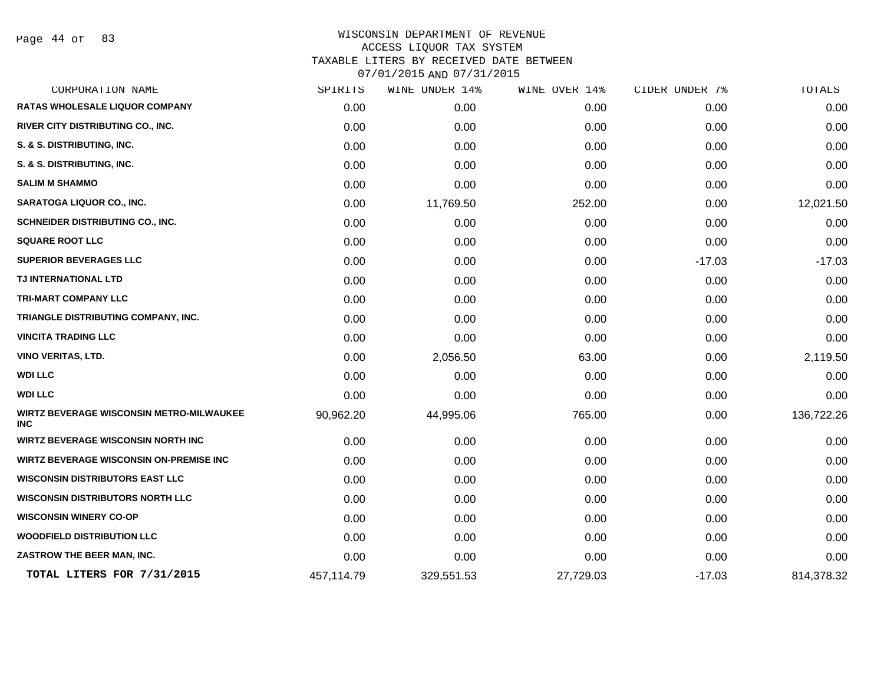WISCONSIN DEPARTMENT OF REVENUE
ACCESS LIQUOR TAX SYSTEM
TAXABLE LITERS BY RECEIVED DATE BETWEEN
07/01/2015 AND 07/31/2015

| CORPORATION NAME | SPIRITS | WINE UNDER 14% | WINE OVER 14% | CIDER UNDER 7% | TOTALS |
|---|---|---|---|---|---|
| RATAS WHOLESALE LIQUOR COMPANY | 0.00 | 0.00 | 0.00 | 0.00 | 0.00 |
| RIVER CITY DISTRIBUTING CO., INC. | 0.00 | 0.00 | 0.00 | 0.00 | 0.00 |
| S. & S. DISTRIBUTING, INC. | 0.00 | 0.00 | 0.00 | 0.00 | 0.00 |
| S. & S. DISTRIBUTING, INC. | 0.00 | 0.00 | 0.00 | 0.00 | 0.00 |
| SALIM M SHAMMO | 0.00 | 0.00 | 0.00 | 0.00 | 0.00 |
| SARATOGA LIQUOR CO., INC. | 0.00 | 11,769.50 | 252.00 | 0.00 | 12,021.50 |
| SCHNEIDER DISTRIBUTING CO., INC. | 0.00 | 0.00 | 0.00 | 0.00 | 0.00 |
| SQUARE ROOT LLC | 0.00 | 0.00 | 0.00 | 0.00 | 0.00 |
| SUPERIOR BEVERAGES LLC | 0.00 | 0.00 | 0.00 | -17.03 | -17.03 |
| TJ INTERNATIONAL LTD | 0.00 | 0.00 | 0.00 | 0.00 | 0.00 |
| TRI-MART COMPANY LLC | 0.00 | 0.00 | 0.00 | 0.00 | 0.00 |
| TRIANGLE DISTRIBUTING COMPANY, INC. | 0.00 | 0.00 | 0.00 | 0.00 | 0.00 |
| VINCITA TRADING LLC | 0.00 | 0.00 | 0.00 | 0.00 | 0.00 |
| VINO VERITAS, LTD. | 0.00 | 2,056.50 | 63.00 | 0.00 | 2,119.50 |
| WDI LLC | 0.00 | 0.00 | 0.00 | 0.00 | 0.00 |
| WDI LLC | 0.00 | 0.00 | 0.00 | 0.00 | 0.00 |
| WIRTZ BEVERAGE WISCONSIN METRO-MILWAUKEE INC | 90,962.20 | 44,995.06 | 765.00 | 0.00 | 136,722.26 |
| WIRTZ BEVERAGE WISCONSIN NORTH INC | 0.00 | 0.00 | 0.00 | 0.00 | 0.00 |
| WIRTZ BEVERAGE WISCONSIN ON-PREMISE INC | 0.00 | 0.00 | 0.00 | 0.00 | 0.00 |
| WISCONSIN DISTRIBUTORS EAST LLC | 0.00 | 0.00 | 0.00 | 0.00 | 0.00 |
| WISCONSIN DISTRIBUTORS NORTH LLC | 0.00 | 0.00 | 0.00 | 0.00 | 0.00 |
| WISCONSIN WINERY CO-OP | 0.00 | 0.00 | 0.00 | 0.00 | 0.00 |
| WOODFIELD DISTRIBUTION LLC | 0.00 | 0.00 | 0.00 | 0.00 | 0.00 |
| ZASTROW THE BEER MAN, INC. | 0.00 | 0.00 | 0.00 | 0.00 | 0.00 |
| **TOTAL LITERS FOR 7/31/2015** | 457,114.79 | 329,551.53 | 27,729.03 | -17.03 | 814,378.32 |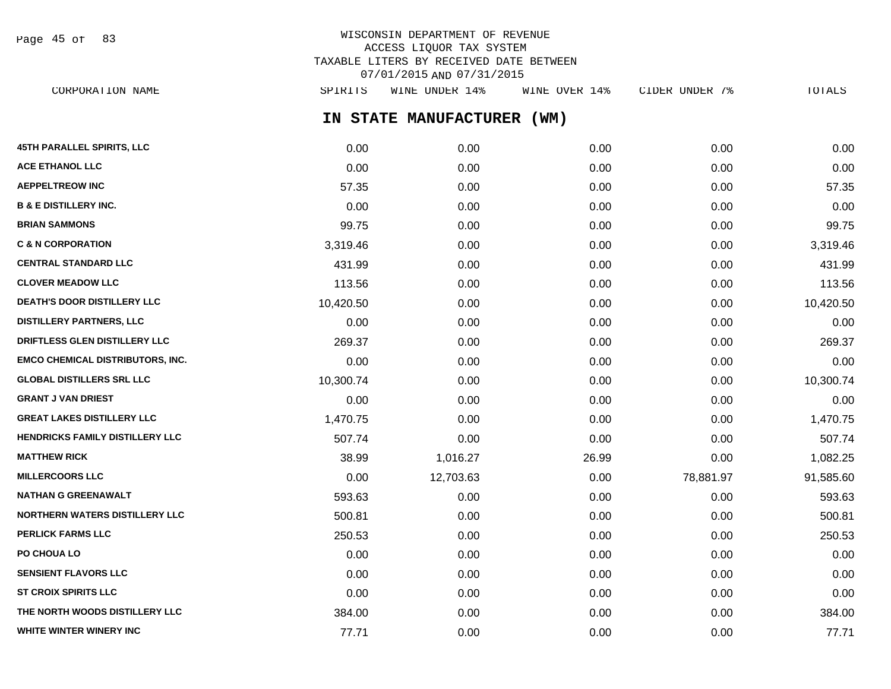WISCONSIN DEPARTMENT OF REVENUE
ACCESS LIQUOR TAX SYSTEM
TAXABLE LITERS BY RECEIVED DATE BETWEEN
07/01/2015 AND 07/31/2015

## IN STATE MANUFACTURER (WM)

| CORPORATION NAME | SPIRITS | WINE UNDER 14% | WINE OVER 14% | CIDER UNDER 7% | TOTALS |
|---|---|---|---|---|---|
| 45TH PARALLEL SPIRITS, LLC | 0.00 | 0.00 | 0.00 | 0.00 | 0.00 |
| ACE ETHANOL LLC | 0.00 | 0.00 | 0.00 | 0.00 | 0.00 |
| AEPPELTREOW INC | 57.35 | 0.00 | 0.00 | 0.00 | 57.35 |
| B & E DISTILLERY INC. | 0.00 | 0.00 | 0.00 | 0.00 | 0.00 |
| BRIAN SAMMONS | 99.75 | 0.00 | 0.00 | 0.00 | 99.75 |
| C & N CORPORATION | 3,319.46 | 0.00 | 0.00 | 0.00 | 3,319.46 |
| CENTRAL STANDARD LLC | 431.99 | 0.00 | 0.00 | 0.00 | 431.99 |
| CLOVER MEADOW LLC | 113.56 | 0.00 | 0.00 | 0.00 | 113.56 |
| DEATH'S DOOR DISTILLERY LLC | 10,420.50 | 0.00 | 0.00 | 0.00 | 10,420.50 |
| DISTILLERY PARTNERS, LLC | 0.00 | 0.00 | 0.00 | 0.00 | 0.00 |
| DRIFTLESS GLEN DISTILLERY LLC | 269.37 | 0.00 | 0.00 | 0.00 | 269.37 |
| EMCO CHEMICAL DISTRIBUTORS, INC. | 0.00 | 0.00 | 0.00 | 0.00 | 0.00 |
| GLOBAL DISTILLERS SRL LLC | 10,300.74 | 0.00 | 0.00 | 0.00 | 10,300.74 |
| GRANT J VAN DRIEST | 0.00 | 0.00 | 0.00 | 0.00 | 0.00 |
| GREAT LAKES DISTILLERY LLC | 1,470.75 | 0.00 | 0.00 | 0.00 | 1,470.75 |
| HENDRICKS FAMILY DISTILLERY LLC | 507.74 | 0.00 | 0.00 | 0.00 | 507.74 |
| MATTHEW RICK | 38.99 | 1,016.27 | 26.99 | 0.00 | 1,082.25 |
| MILLERCOORS LLC | 0.00 | 12,703.63 | 0.00 | 78,881.97 | 91,585.60 |
| NATHAN G GREENAWALT | 593.63 | 0.00 | 0.00 | 0.00 | 593.63 |
| NORTHERN WATERS DISTILLERY LLC | 500.81 | 0.00 | 0.00 | 0.00 | 500.81 |
| PERLICK FARMS LLC | 250.53 | 0.00 | 0.00 | 0.00 | 250.53 |
| PO CHOUA LO | 0.00 | 0.00 | 0.00 | 0.00 | 0.00 |
| SENSIENT FLAVORS LLC | 0.00 | 0.00 | 0.00 | 0.00 | 0.00 |
| ST CROIX SPIRITS LLC | 0.00 | 0.00 | 0.00 | 0.00 | 0.00 |
| THE NORTH WOODS DISTILLERY LLC | 384.00 | 0.00 | 0.00 | 0.00 | 384.00 |
| WHITE WINTER WINERY INC | 77.71 | 0.00 | 0.00 | 0.00 | 77.71 |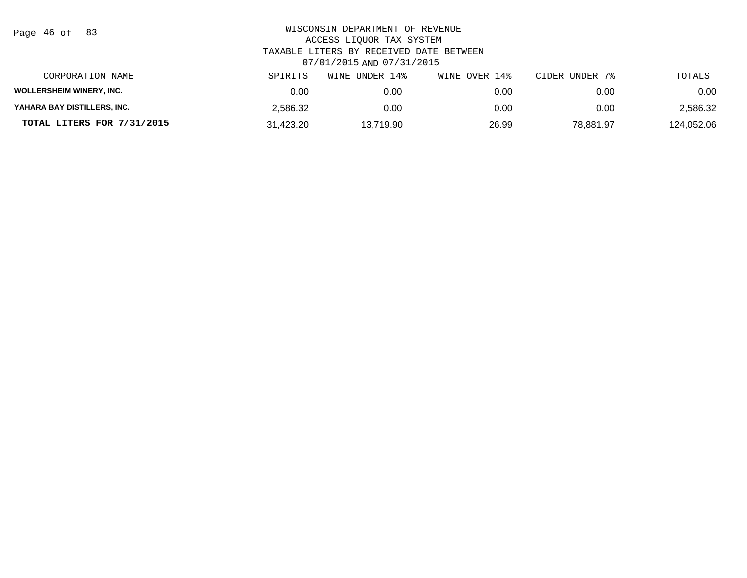WISCONSIN DEPARTMENT OF REVENUE
ACCESS LIQUOR TAX SYSTEM
TAXABLE LITERS BY RECEIVED DATE BETWEEN
07/01/2015 AND 07/31/2015

| CORPORATION NAME | SPIRITS | WINE UNDER 14% | WINE OVER 14% | CIDER UNDER 7% | TOTALS |
|---|---|---|---|---|---|
| WOLLERSHEIM WINERY, INC. | 0.00 | 0.00 | 0.00 | 0.00 | 0.00 |
| YAHARA BAY DISTILLERS, INC. | 2,586.32 | 0.00 | 0.00 | 0.00 | 2,586.32 |
| **TOTAL LITERS FOR 7/31/2015** | 31,423.20 | 13,719.90 | 26.99 | 78,881.97 | 124,052.06 |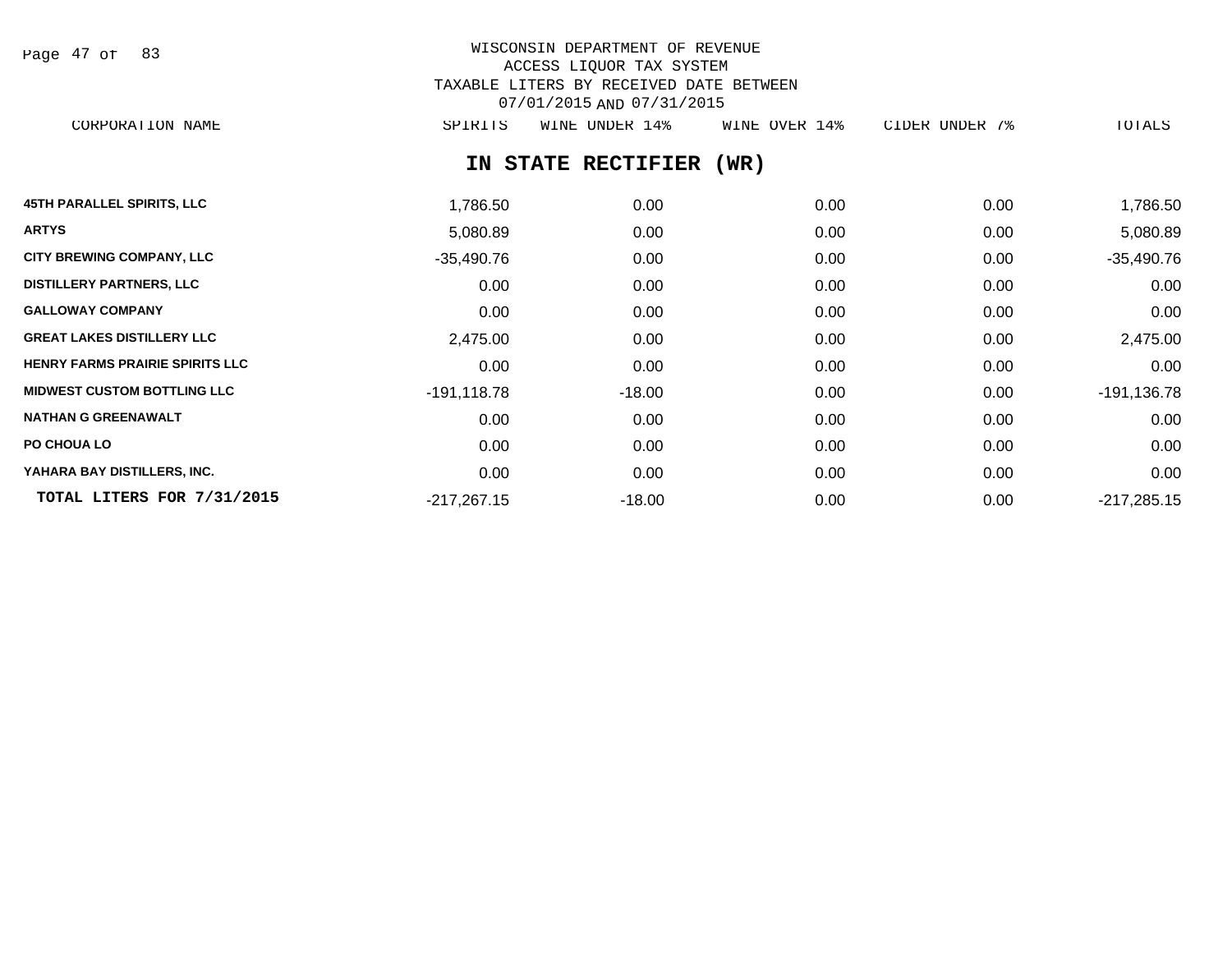WISCONSIN DEPARTMENT OF REVENUE
ACCESS LIQUOR TAX SYSTEM
TAXABLE LITERS BY RECEIVED DATE BETWEEN
07/01/2015 AND 07/31/2015

## IN STATE RECTIFIER (WR)

| CORPORATION NAME | SPIRITS | WINE UNDER 14% | WINE OVER 14% | CIDER UNDER 7% | TOTALS |
|---|---|---|---|---|---|
| 45TH PARALLEL SPIRITS, LLC | 1,786.50 | 0.00 | 0.00 | 0.00 | 1,786.50 |
| ARTYS | 5,080.89 | 0.00 | 0.00 | 0.00 | 5,080.89 |
| CITY BREWING COMPANY, LLC | -35,490.76 | 0.00 | 0.00 | 0.00 | -35,490.76 |
| DISTILLERY PARTNERS, LLC | 0.00 | 0.00 | 0.00 | 0.00 | 0.00 |
| GALLOWAY COMPANY | 0.00 | 0.00 | 0.00 | 0.00 | 0.00 |
| GREAT LAKES DISTILLERY LLC | 2,475.00 | 0.00 | 0.00 | 0.00 | 2,475.00 |
| HENRY FARMS PRAIRIE SPIRITS LLC | 0.00 | 0.00 | 0.00 | 0.00 | 0.00 |
| MIDWEST CUSTOM BOTTLING LLC | -191,118.78 | -18.00 | 0.00 | 0.00 | -191,136.78 |
| NATHAN G GREENAWALT | 0.00 | 0.00 | 0.00 | 0.00 | 0.00 |
| PO CHOUA LO | 0.00 | 0.00 | 0.00 | 0.00 | 0.00 |
| YAHARA BAY DISTILLERS, INC. | 0.00 | 0.00 | 0.00 | 0.00 | 0.00 |
| **TOTAL LITERS FOR 7/31/2015** | -217,267.15 | -18.00 | 0.00 | 0.00 | -217,285.15 |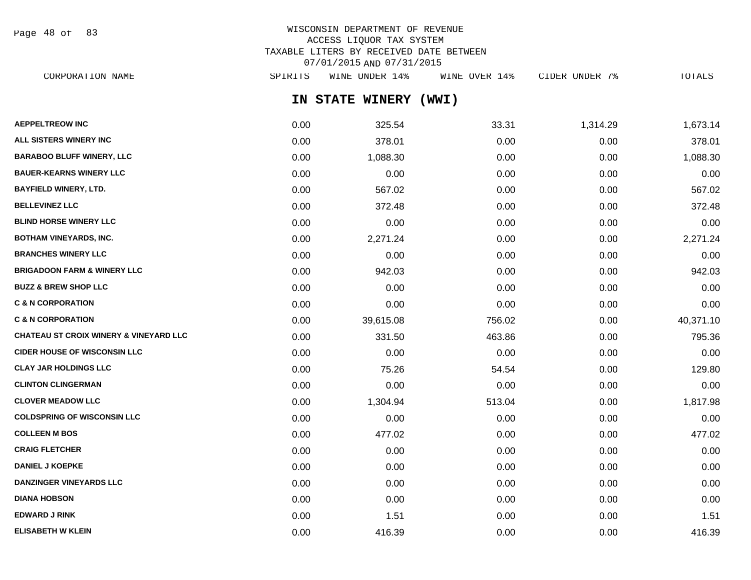WISCONSIN DEPARTMENT OF REVENUE
ACCESS LIQUOR TAX SYSTEM
TAXABLE LITERS BY RECEIVED DATE BETWEEN
07/01/2015 AND 07/31/2015

## IN STATE WINERY (WWI)

| CORPORATION NAME | SPIRITS | WINE UNDER 14% | WINE OVER 14% | CIDER UNDER 7% | TOTALS |
|---|---|---|---|---|---|
| AEPPELTREOW INC | 0.00 | 325.54 | 33.31 | 1,314.29 | 1,673.14 |
| ALL SISTERS WINERY INC | 0.00 | 378.01 | 0.00 | 0.00 | 378.01 |
| BARABOO BLUFF WINERY, LLC | 0.00 | 1,088.30 | 0.00 | 0.00 | 1,088.30 |
| BAUER-KEARNS WINERY LLC | 0.00 | 0.00 | 0.00 | 0.00 | 0.00 |
| BAYFIELD WINERY, LTD. | 0.00 | 567.02 | 0.00 | 0.00 | 567.02 |
| BELLEVINEZ LLC | 0.00 | 372.48 | 0.00 | 0.00 | 372.48 |
| BLIND HORSE WINERY LLC | 0.00 | 0.00 | 0.00 | 0.00 | 0.00 |
| BOTHAM VINEYARDS, INC. | 0.00 | 2,271.24 | 0.00 | 0.00 | 2,271.24 |
| BRANCHES WINERY LLC | 0.00 | 0.00 | 0.00 | 0.00 | 0.00 |
| BRIGADOON FARM & WINERY LLC | 0.00 | 942.03 | 0.00 | 0.00 | 942.03 |
| BUZZ & BREW SHOP LLC | 0.00 | 0.00 | 0.00 | 0.00 | 0.00 |
| C & N CORPORATION | 0.00 | 0.00 | 0.00 | 0.00 | 0.00 |
| C & N CORPORATION | 0.00 | 39,615.08 | 756.02 | 0.00 | 40,371.10 |
| CHATEAU ST CROIX WINERY & VINEYARD LLC | 0.00 | 331.50 | 463.86 | 0.00 | 795.36 |
| CIDER HOUSE OF WISCONSIN LLC | 0.00 | 0.00 | 0.00 | 0.00 | 0.00 |
| CLAY JAR HOLDINGS LLC | 0.00 | 75.26 | 54.54 | 0.00 | 129.80 |
| CLINTON CLINGERMAN | 0.00 | 0.00 | 0.00 | 0.00 | 0.00 |
| CLOVER MEADOW LLC | 0.00 | 1,304.94 | 513.04 | 0.00 | 1,817.98 |
| COLDSPRING OF WISCONSIN LLC | 0.00 | 0.00 | 0.00 | 0.00 | 0.00 |
| COLLEEN M BOS | 0.00 | 477.02 | 0.00 | 0.00 | 477.02 |
| CRAIG FLETCHER | 0.00 | 0.00 | 0.00 | 0.00 | 0.00 |
| DANIEL J KOEPKE | 0.00 | 0.00 | 0.00 | 0.00 | 0.00 |
| DANZINGER VINEYARDS LLC | 0.00 | 0.00 | 0.00 | 0.00 | 0.00 |
| DIANA HOBSON | 0.00 | 0.00 | 0.00 | 0.00 | 0.00 |
| EDWARD J RINK | 0.00 | 1.51 | 0.00 | 0.00 | 1.51 |
| ELISABETH W KLEIN | 0.00 | 416.39 | 0.00 | 0.00 | 416.39 |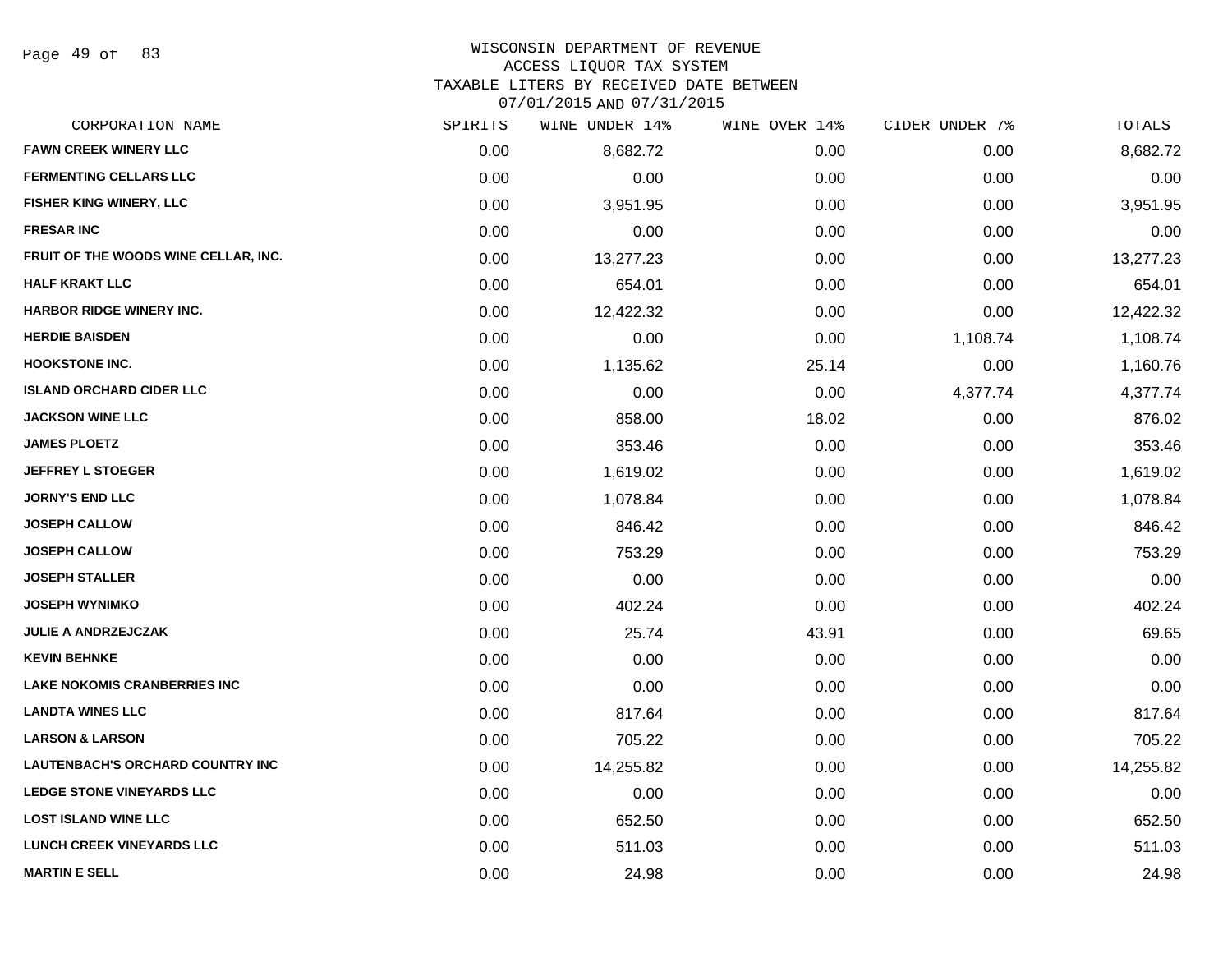WISCONSIN DEPARTMENT OF REVENUE
ACCESS LIQUOR TAX SYSTEM
TAXABLE LITERS BY RECEIVED DATE BETWEEN
07/01/2015 AND 07/31/2015

| CORPORATION NAME | SPIRITS | WINE UNDER 14% | WINE OVER 14% | CIDER UNDER 7% | TOTALS |
|---|---|---|---|---|---|
| FAWN CREEK WINERY LLC | 0.00 | 8,682.72 | 0.00 | 0.00 | 8,682.72 |
| FERMENTING CELLARS LLC | 0.00 | 0.00 | 0.00 | 0.00 | 0.00 |
| FISHER KING WINERY, LLC | 0.00 | 3,951.95 | 0.00 | 0.00 | 3,951.95 |
| FRESAR INC | 0.00 | 0.00 | 0.00 | 0.00 | 0.00 |
| FRUIT OF THE WOODS WINE CELLAR, INC. | 0.00 | 13,277.23 | 0.00 | 0.00 | 13,277.23 |
| HALF KRAKT LLC | 0.00 | 654.01 | 0.00 | 0.00 | 654.01 |
| HARBOR RIDGE WINERY INC. | 0.00 | 12,422.32 | 0.00 | 0.00 | 12,422.32 |
| HERDIE BAISDEN | 0.00 | 0.00 | 0.00 | 1,108.74 | 1,108.74 |
| HOOKSTONE INC. | 0.00 | 1,135.62 | 25.14 | 0.00 | 1,160.76 |
| ISLAND ORCHARD CIDER LLC | 0.00 | 0.00 | 0.00 | 4,377.74 | 4,377.74 |
| JACKSON WINE LLC | 0.00 | 858.00 | 18.02 | 0.00 | 876.02 |
| JAMES PLOETZ | 0.00 | 353.46 | 0.00 | 0.00 | 353.46 |
| JEFFREY L STOEGER | 0.00 | 1,619.02 | 0.00 | 0.00 | 1,619.02 |
| JORNY'S END LLC | 0.00 | 1,078.84 | 0.00 | 0.00 | 1,078.84 |
| JOSEPH CALLOW | 0.00 | 846.42 | 0.00 | 0.00 | 846.42 |
| JOSEPH CALLOW | 0.00 | 753.29 | 0.00 | 0.00 | 753.29 |
| JOSEPH STALLER | 0.00 | 0.00 | 0.00 | 0.00 | 0.00 |
| JOSEPH WYNIMKO | 0.00 | 402.24 | 0.00 | 0.00 | 402.24 |
| JULIE A ANDRZEJCZAK | 0.00 | 25.74 | 43.91 | 0.00 | 69.65 |
| KEVIN BEHNKE | 0.00 | 0.00 | 0.00 | 0.00 | 0.00 |
| LAKE NOKOMIS CRANBERRIES INC | 0.00 | 0.00 | 0.00 | 0.00 | 0.00 |
| LANDTA WINES LLC | 0.00 | 817.64 | 0.00 | 0.00 | 817.64 |
| LARSON & LARSON | 0.00 | 705.22 | 0.00 | 0.00 | 705.22 |
| LAUTENBACH'S ORCHARD COUNTRY INC | 0.00 | 14,255.82 | 0.00 | 0.00 | 14,255.82 |
| LEDGE STONE VINEYARDS LLC | 0.00 | 0.00 | 0.00 | 0.00 | 0.00 |
| LOST ISLAND WINE LLC | 0.00 | 652.50 | 0.00 | 0.00 | 652.50 |
| LUNCH CREEK VINEYARDS LLC | 0.00 | 511.03 | 0.00 | 0.00 | 511.03 |
| MARTIN E SELL | 0.00 | 24.98 | 0.00 | 0.00 | 24.98 |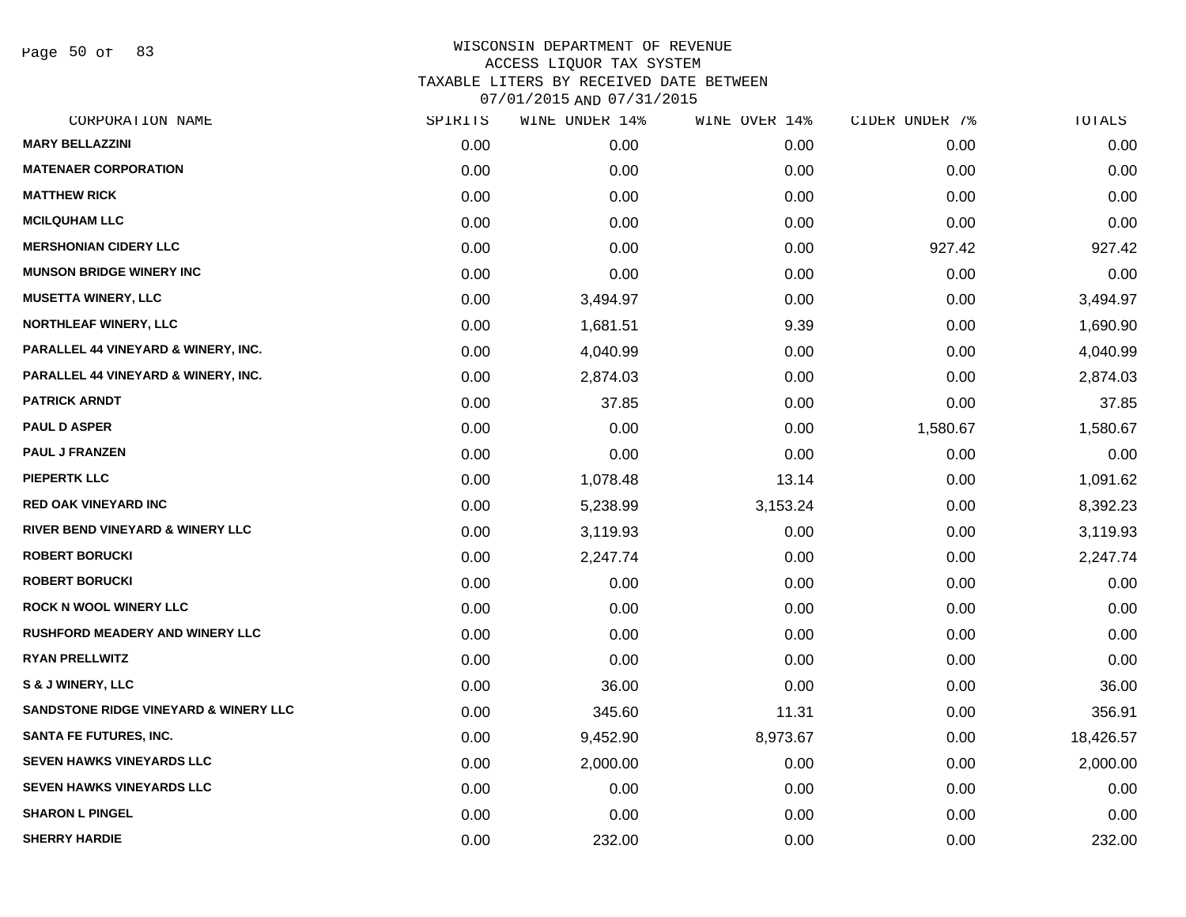WISCONSIN DEPARTMENT OF REVENUE
ACCESS LIQUOR TAX SYSTEM
TAXABLE LITERS BY RECEIVED DATE BETWEEN
07/01/2015 AND 07/31/2015

| CORPORATION NAME | SPIRITS | WINE UNDER 14% | WINE OVER 14% | CIDER UNDER 7% | TOTALS |
|---|---|---|---|---|---|
| MARY BELLAZZINI | 0.00 | 0.00 | 0.00 | 0.00 | 0.00 |
| MATENAER CORPORATION | 0.00 | 0.00 | 0.00 | 0.00 | 0.00 |
| MATTHEW RICK | 0.00 | 0.00 | 0.00 | 0.00 | 0.00 |
| MCILQUHAM LLC | 0.00 | 0.00 | 0.00 | 0.00 | 0.00 |
| MERSHONIAN CIDERY LLC | 0.00 | 0.00 | 0.00 | 927.42 | 927.42 |
| MUNSON BRIDGE WINERY INC | 0.00 | 0.00 | 0.00 | 0.00 | 0.00 |
| MUSETTA WINERY, LLC | 0.00 | 3,494.97 | 0.00 | 0.00 | 3,494.97 |
| NORTHLEAF WINERY, LLC | 0.00 | 1,681.51 | 9.39 | 0.00 | 1,690.90 |
| PARALLEL 44 VINEYARD & WINERY, INC. | 0.00 | 4,040.99 | 0.00 | 0.00 | 4,040.99 |
| PARALLEL 44 VINEYARD & WINERY, INC. | 0.00 | 2,874.03 | 0.00 | 0.00 | 2,874.03 |
| PATRICK ARNDT | 0.00 | 37.85 | 0.00 | 0.00 | 37.85 |
| PAUL D ASPER | 0.00 | 0.00 | 0.00 | 1,580.67 | 1,580.67 |
| PAUL J FRANZEN | 0.00 | 0.00 | 0.00 | 0.00 | 0.00 |
| PIEPERTK LLC | 0.00 | 1,078.48 | 13.14 | 0.00 | 1,091.62 |
| RED OAK VINEYARD INC | 0.00 | 5,238.99 | 3,153.24 | 0.00 | 8,392.23 |
| RIVER BEND VINEYARD & WINERY LLC | 0.00 | 3,119.93 | 0.00 | 0.00 | 3,119.93 |
| ROBERT BORUCKI | 0.00 | 2,247.74 | 0.00 | 0.00 | 2,247.74 |
| ROBERT BORUCKI | 0.00 | 0.00 | 0.00 | 0.00 | 0.00 |
| ROCK N WOOL WINERY LLC | 0.00 | 0.00 | 0.00 | 0.00 | 0.00 |
| RUSHFORD MEADERY AND WINERY LLC | 0.00 | 0.00 | 0.00 | 0.00 | 0.00 |
| RYAN PRELLWITZ | 0.00 | 0.00 | 0.00 | 0.00 | 0.00 |
| S & J WINERY, LLC | 0.00 | 36.00 | 0.00 | 0.00 | 36.00 |
| SANDSTONE RIDGE VINEYARD & WINERY LLC | 0.00 | 345.60 | 11.31 | 0.00 | 356.91 |
| SANTA FE FUTURES, INC. | 0.00 | 9,452.90 | 8,973.67 | 0.00 | 18,426.57 |
| SEVEN HAWKS VINEYARDS LLC | 0.00 | 2,000.00 | 0.00 | 0.00 | 2,000.00 |
| SEVEN HAWKS VINEYARDS LLC | 0.00 | 0.00 | 0.00 | 0.00 | 0.00 |
| SHARON L PINGEL | 0.00 | 0.00 | 0.00 | 0.00 | 0.00 |
| SHERRY HARDIE | 0.00 | 232.00 | 0.00 | 0.00 | 232.00 |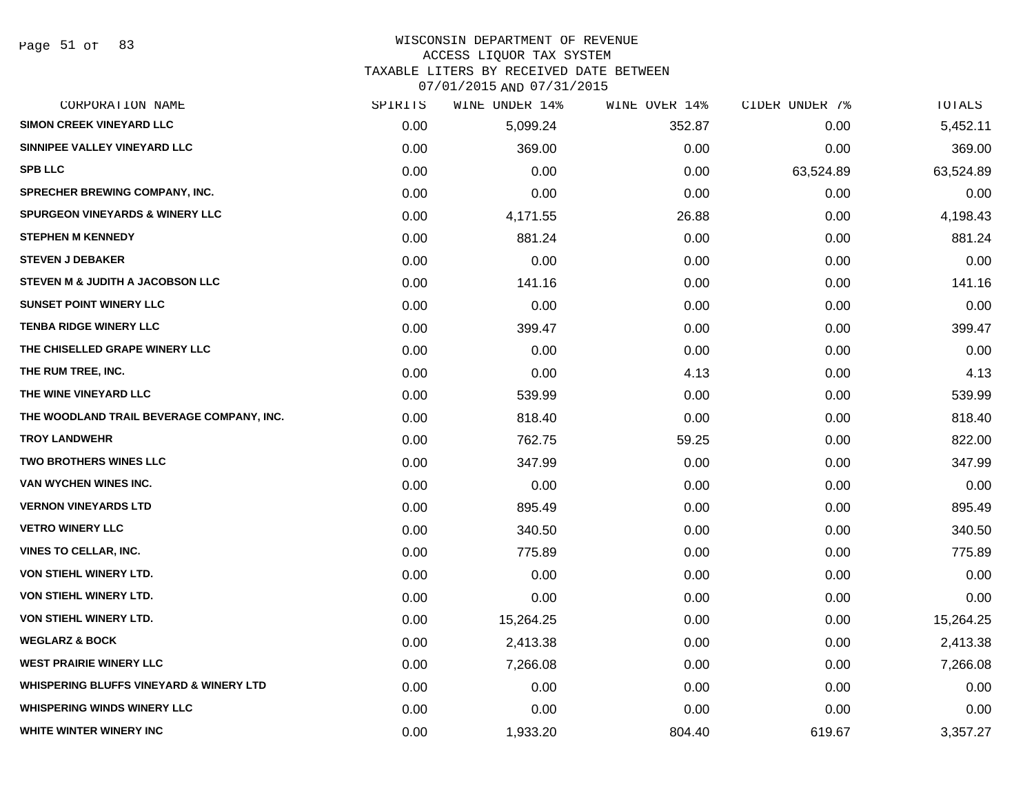# WISCONSIN DEPARTMENT OF REVENUE
## ACCESS LIQUOR TAX SYSTEM
### TAXABLE LITERS BY RECEIVED DATE BETWEEN 07/01/2015 AND 07/31/2015

| CORPORATION NAME | SPIRITS | WINE UNDER 14% | WINE OVER 14% | CIDER UNDER 7% | TOTALS |
|---|---|---|---|---|---|
| SIMON CREEK VINEYARD LLC | 0.00 | 5,099.24 | 352.87 | 0.00 | 5,452.11 |
| SINNIPEE VALLEY VINEYARD LLC | 0.00 | 369.00 | 0.00 | 0.00 | 369.00 |
| SPB LLC | 0.00 | 0.00 | 0.00 | 63,524.89 | 63,524.89 |
| SPRECHER BREWING COMPANY, INC. | 0.00 | 0.00 | 0.00 | 0.00 | 0.00 |
| SPURGEON VINEYARDS & WINERY LLC | 0.00 | 4,171.55 | 26.88 | 0.00 | 4,198.43 |
| STEPHEN M KENNEDY | 0.00 | 881.24 | 0.00 | 0.00 | 881.24 |
| STEVEN J DEBAKER | 0.00 | 0.00 | 0.00 | 0.00 | 0.00 |
| STEVEN M & JUDITH A JACOBSON LLC | 0.00 | 141.16 | 0.00 | 0.00 | 141.16 |
| SUNSET POINT WINERY LLC | 0.00 | 0.00 | 0.00 | 0.00 | 0.00 |
| TENBA RIDGE WINERY LLC | 0.00 | 399.47 | 0.00 | 0.00 | 399.47 |
| THE CHISELLED GRAPE WINERY LLC | 0.00 | 0.00 | 0.00 | 0.00 | 0.00 |
| THE RUM TREE, INC. | 0.00 | 0.00 | 4.13 | 0.00 | 4.13 |
| THE WINE VINEYARD LLC | 0.00 | 539.99 | 0.00 | 0.00 | 539.99 |
| THE WOODLAND TRAIL BEVERAGE COMPANY, INC. | 0.00 | 818.40 | 0.00 | 0.00 | 818.40 |
| TROY LANDWEHR | 0.00 | 762.75 | 59.25 | 0.00 | 822.00 |
| TWO BROTHERS WINES LLC | 0.00 | 347.99 | 0.00 | 0.00 | 347.99 |
| VAN WYCHEN WINES INC. | 0.00 | 0.00 | 0.00 | 0.00 | 0.00 |
| VERNON VINEYARDS LTD | 0.00 | 895.49 | 0.00 | 0.00 | 895.49 |
| VETRO WINERY LLC | 0.00 | 340.50 | 0.00 | 0.00 | 340.50 |
| VINES TO CELLAR, INC. | 0.00 | 775.89 | 0.00 | 0.00 | 775.89 |
| VON STIEHL WINERY LTD. | 0.00 | 0.00 | 0.00 | 0.00 | 0.00 |
| VON STIEHL WINERY LTD. | 0.00 | 0.00 | 0.00 | 0.00 | 0.00 |
| VON STIEHL WINERY LTD. | 0.00 | 15,264.25 | 0.00 | 0.00 | 15,264.25 |
| WEGLARZ & BOCK | 0.00 | 2,413.38 | 0.00 | 0.00 | 2,413.38 |
| WEST PRAIRIE WINERY LLC | 0.00 | 7,266.08 | 0.00 | 0.00 | 7,266.08 |
| WHISPERING BLUFFS VINEYARD & WINERY LTD | 0.00 | 0.00 | 0.00 | 0.00 | 0.00 |
| WHISPERING WINDS WINERY LLC | 0.00 | 0.00 | 0.00 | 0.00 | 0.00 |
| WHITE WINTER WINERY INC | 0.00 | 1,933.20 | 804.40 | 619.67 | 3,357.27 |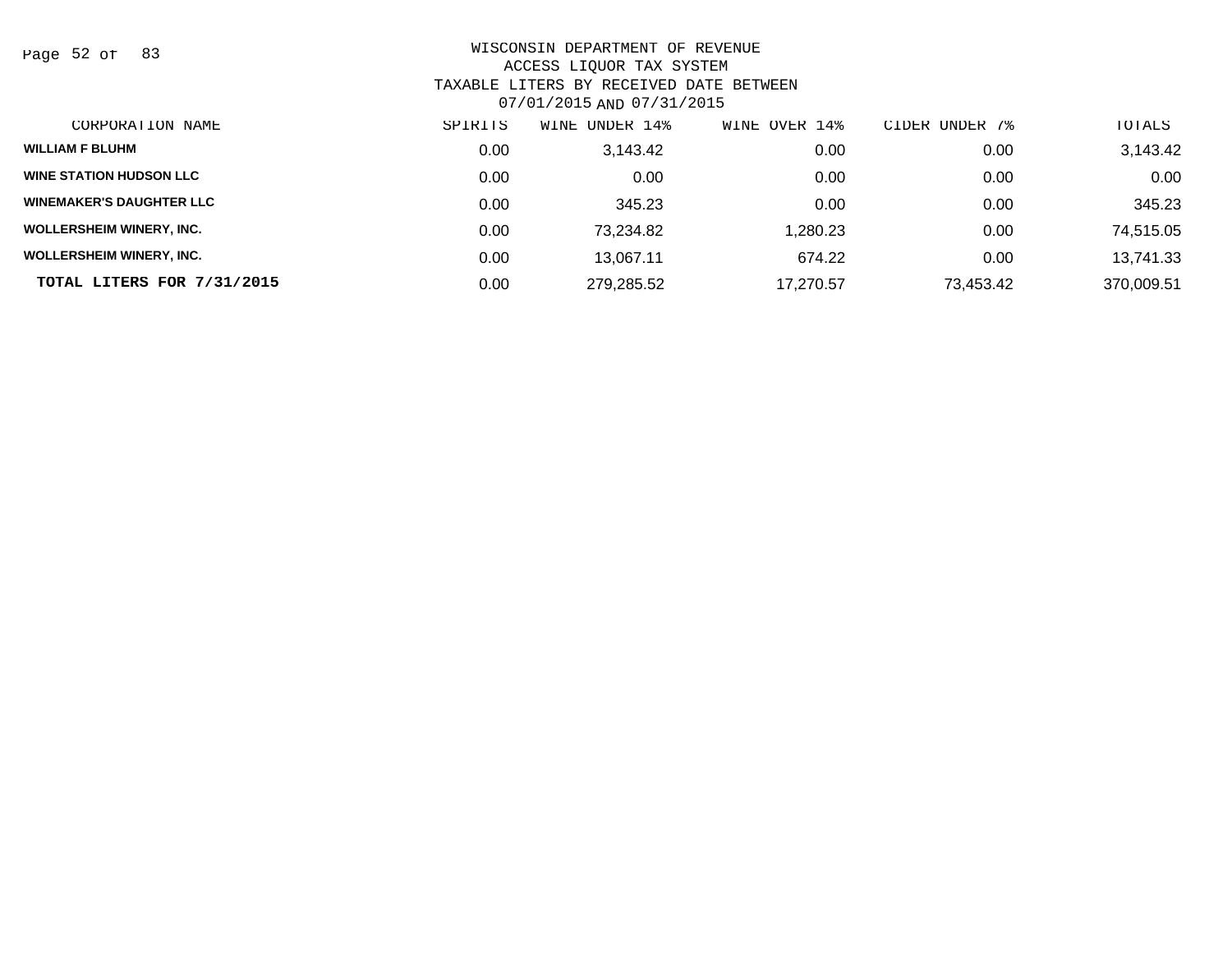WISCONSIN DEPARTMENT OF REVENUE
ACCESS LIQUOR TAX SYSTEM
TAXABLE LITERS BY RECEIVED DATE BETWEEN
07/01/2015 AND 07/31/2015

| CORPORATION NAME | SPIRITS | WINE UNDER 14% | WINE OVER 14% | CIDER UNDER 7% | TOTALS |
|---|---|---|---|---|---|
| **WILLIAM F BLUHM** | 0.00 | 3,143.42 | 0.00 | 0.00 | 3,143.42 |
| **WINE STATION HUDSON LLC** | 0.00 | 0.00 | 0.00 | 0.00 | 0.00 |
| **WINEMAKER'S DAUGHTER LLC** | 0.00 | 345.23 | 0.00 | 0.00 | 345.23 |
| **WOLLERSHEIM WINERY, INC.** | 0.00 | 73,234.82 | 1,280.23 | 0.00 | 74,515.05 |
| **WOLLERSHEIM WINERY, INC.** | 0.00 | 13,067.11 | 674.22 | 0.00 | 13,741.33 |
| **TOTAL LITERS FOR 7/31/2015** | 0.00 | 279,285.52 | 17,270.57 | 73,453.42 | 370,009.51 |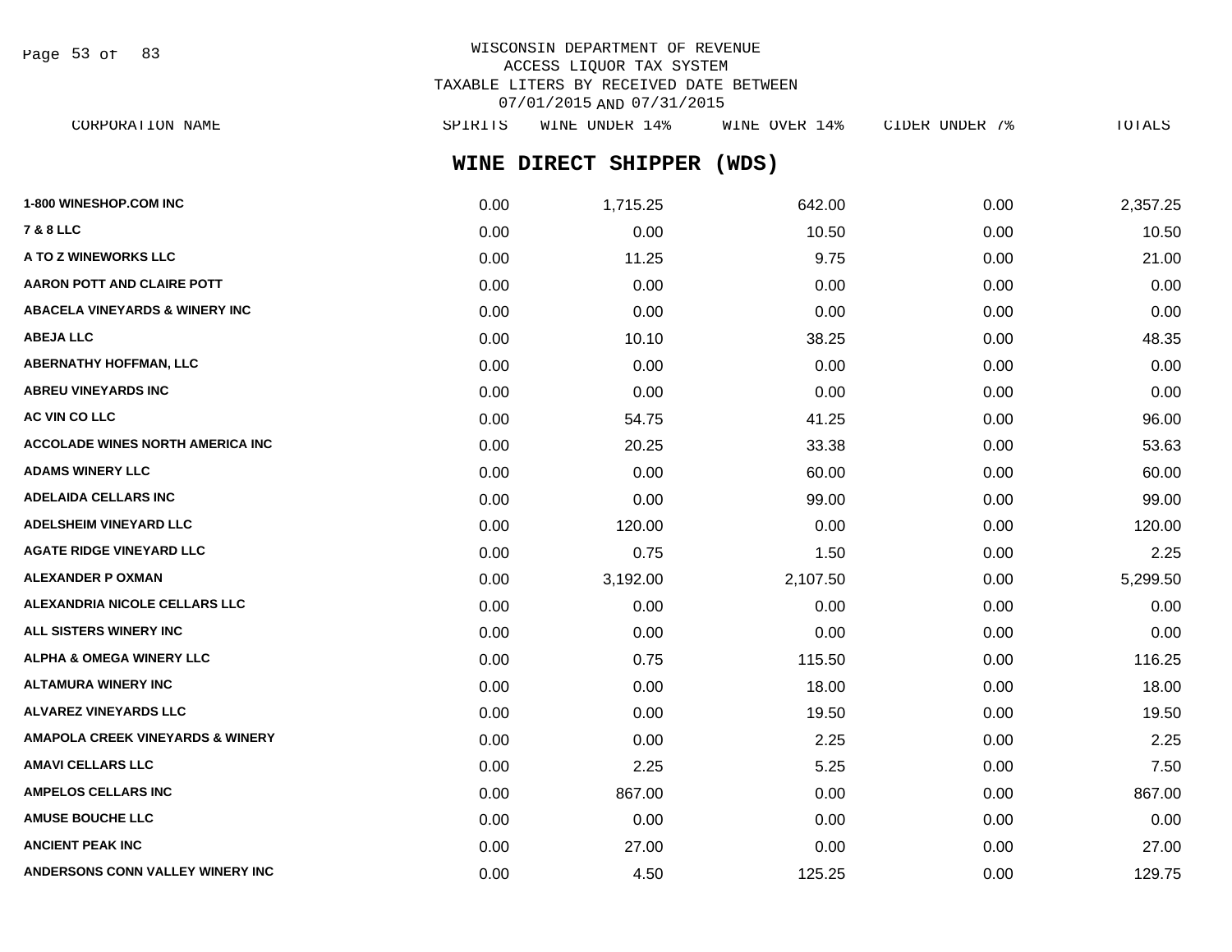WISCONSIN DEPARTMENT OF REVENUE
ACCESS LIQUOR TAX SYSTEM
TAXABLE LITERS BY RECEIVED DATE BETWEEN
07/01/2015 AND 07/31/2015

## WINE DIRECT SHIPPER (WDS)

| CORPORATION NAME | SPIRITS | WINE UNDER 14% | WINE OVER 14% | CIDER UNDER 7% | TOTALS |
|---|---|---|---|---|---|
| 1-800 WINESHOP.COM INC | 0.00 | 1,715.25 | 642.00 | 0.00 | 2,357.25 |
| 7 & 8 LLC | 0.00 | 0.00 | 10.50 | 0.00 | 10.50 |
| A TO Z WINEWORKS LLC | 0.00 | 11.25 | 9.75 | 0.00 | 21.00 |
| AARON POTT AND CLAIRE POTT | 0.00 | 0.00 | 0.00 | 0.00 | 0.00 |
| ABACELA VINEYARDS & WINERY INC | 0.00 | 0.00 | 0.00 | 0.00 | 0.00 |
| ABEJA LLC | 0.00 | 10.10 | 38.25 | 0.00 | 48.35 |
| ABERNATHY HOFFMAN, LLC | 0.00 | 0.00 | 0.00 | 0.00 | 0.00 |
| ABREU VINEYARDS INC | 0.00 | 0.00 | 0.00 | 0.00 | 0.00 |
| AC VIN CO LLC | 0.00 | 54.75 | 41.25 | 0.00 | 96.00 |
| ACCOLADE WINES NORTH AMERICA INC | 0.00 | 20.25 | 33.38 | 0.00 | 53.63 |
| ADAMS WINERY LLC | 0.00 | 0.00 | 60.00 | 0.00 | 60.00 |
| ADELAIDA CELLARS INC | 0.00 | 0.00 | 99.00 | 0.00 | 99.00 |
| ADELSHEIM VINEYARD LLC | 0.00 | 120.00 | 0.00 | 0.00 | 120.00 |
| AGATE RIDGE VINEYARD LLC | 0.00 | 0.75 | 1.50 | 0.00 | 2.25 |
| ALEXANDER P OXMAN | 0.00 | 3,192.00 | 2,107.50 | 0.00 | 5,299.50 |
| ALEXANDRIA NICOLE CELLARS LLC | 0.00 | 0.00 | 0.00 | 0.00 | 0.00 |
| ALL SISTERS WINERY INC | 0.00 | 0.00 | 0.00 | 0.00 | 0.00 |
| ALPHA & OMEGA WINERY LLC | 0.00 | 0.75 | 115.50 | 0.00 | 116.25 |
| ALTAMURA WINERY INC | 0.00 | 0.00 | 18.00 | 0.00 | 18.00 |
| ALVAREZ VINEYARDS LLC | 0.00 | 0.00 | 19.50 | 0.00 | 19.50 |
| AMAPOLA CREEK VINEYARDS & WINERY | 0.00 | 0.00 | 2.25 | 0.00 | 2.25 |
| AMAVI CELLARS LLC | 0.00 | 2.25 | 5.25 | 0.00 | 7.50 |
| AMPELOS CELLARS INC | 0.00 | 867.00 | 0.00 | 0.00 | 867.00 |
| AMUSE BOUCHE LLC | 0.00 | 0.00 | 0.00 | 0.00 | 0.00 |
| ANCIENT PEAK INC | 0.00 | 27.00 | 0.00 | 0.00 | 27.00 |
| ANDERSONS CONN VALLEY WINERY INC | 0.00 | 4.50 | 125.25 | 0.00 | 129.75 |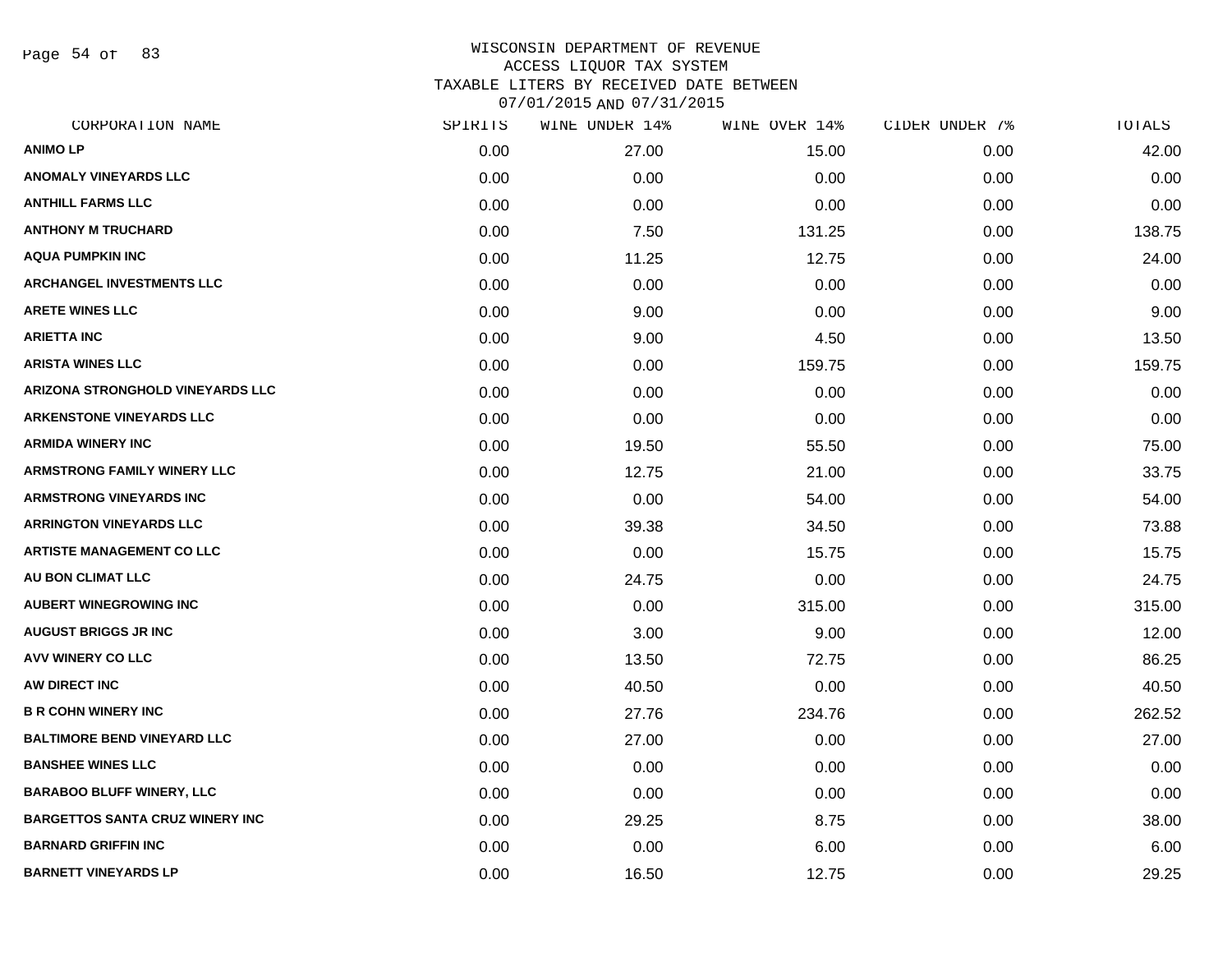# WISCONSIN DEPARTMENT OF REVENUE
## ACCESS LIQUOR TAX SYSTEM
### TAXABLE LITERS BY RECEIVED DATE BETWEEN 07/01/2015 AND 07/31/2015

| CORPORATION NAME | SPIRITS | WINE UNDER 14% | WINE OVER 14% | CIDER UNDER 7% | TOTALS |
|---|---|---|---|---|---|
| ANIMO LP | 0.00 | 27.00 | 15.00 | 0.00 | 42.00 |
| ANOMALY VINEYARDS LLC | 0.00 | 0.00 | 0.00 | 0.00 | 0.00 |
| ANTHILL FARMS LLC | 0.00 | 0.00 | 0.00 | 0.00 | 0.00 |
| ANTHONY M TRUCHARD | 0.00 | 7.50 | 131.25 | 0.00 | 138.75 |
| AQUA PUMPKIN INC | 0.00 | 11.25 | 12.75 | 0.00 | 24.00 |
| ARCHANGEL INVESTMENTS LLC | 0.00 | 0.00 | 0.00 | 0.00 | 0.00 |
| ARETE WINES LLC | 0.00 | 9.00 | 0.00 | 0.00 | 9.00 |
| ARIETTA INC | 0.00 | 9.00 | 4.50 | 0.00 | 13.50 |
| ARISTA WINES LLC | 0.00 | 0.00 | 159.75 | 0.00 | 159.75 |
| ARIZONA STRONGHOLD VINEYARDS LLC | 0.00 | 0.00 | 0.00 | 0.00 | 0.00 |
| ARKENSTONE VINEYARDS LLC | 0.00 | 0.00 | 0.00 | 0.00 | 0.00 |
| ARMIDA WINERY INC | 0.00 | 19.50 | 55.50 | 0.00 | 75.00 |
| ARMSTRONG FAMILY WINERY LLC | 0.00 | 12.75 | 21.00 | 0.00 | 33.75 |
| ARMSTRONG VINEYARDS INC | 0.00 | 0.00 | 54.00 | 0.00 | 54.00 |
| ARRINGTON VINEYARDS LLC | 0.00 | 39.38 | 34.50 | 0.00 | 73.88 |
| ARTISTE MANAGEMENT CO LLC | 0.00 | 0.00 | 15.75 | 0.00 | 15.75 |
| AU BON CLIMAT LLC | 0.00 | 24.75 | 0.00 | 0.00 | 24.75 |
| AUBERT WINEGROWING INC | 0.00 | 0.00 | 315.00 | 0.00 | 315.00 |
| AUGUST BRIGGS JR INC | 0.00 | 3.00 | 9.00 | 0.00 | 12.00 |
| AVV WINERY CO LLC | 0.00 | 13.50 | 72.75 | 0.00 | 86.25 |
| AW DIRECT INC | 0.00 | 40.50 | 0.00 | 0.00 | 40.50 |
| B R COHN WINERY INC | 0.00 | 27.76 | 234.76 | 0.00 | 262.52 |
| BALTIMORE BEND VINEYARD LLC | 0.00 | 27.00 | 0.00 | 0.00 | 27.00 |
| BANSHEE WINES LLC | 0.00 | 0.00 | 0.00 | 0.00 | 0.00 |
| BARABOO BLUFF WINERY, LLC | 0.00 | 0.00 | 0.00 | 0.00 | 0.00 |
| BARGETTOS SANTA CRUZ WINERY INC | 0.00 | 29.25 | 8.75 | 0.00 | 38.00 |
| BARNARD GRIFFIN INC | 0.00 | 0.00 | 6.00 | 0.00 | 6.00 |
| BARNETT VINEYARDS LP | 0.00 | 16.50 | 12.75 | 0.00 | 29.25 |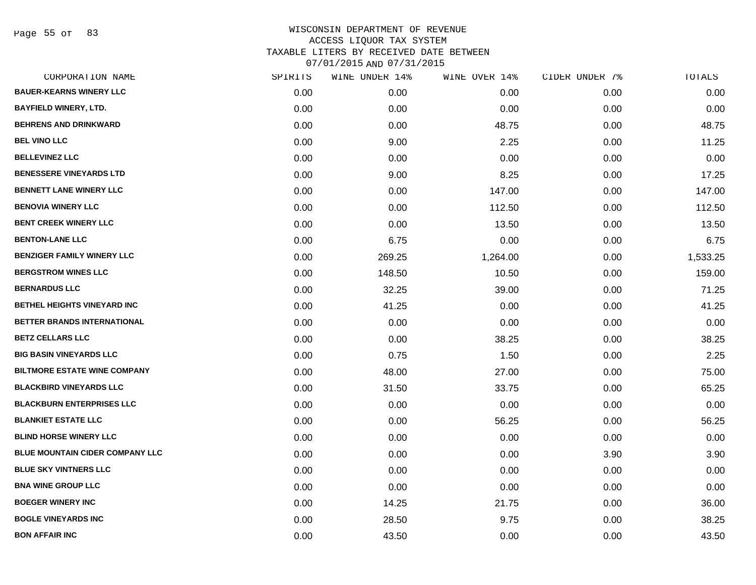WISCONSIN DEPARTMENT OF REVENUE
ACCESS LIQUOR TAX SYSTEM
TAXABLE LITERS BY RECEIVED DATE BETWEEN
07/01/2015 AND 07/31/2015

| CORPORATION NAME | SPIRITS | WINE UNDER 14% | WINE OVER 14% | CIDER UNDER 7% | TOTALS |
|---|---|---|---|---|---|
| BAUER-KEARNS WINERY LLC | 0.00 | 0.00 | 0.00 | 0.00 | 0.00 |
| BAYFIELD WINERY, LTD. | 0.00 | 0.00 | 0.00 | 0.00 | 0.00 |
| BEHRENS AND DRINKWARD | 0.00 | 0.00 | 48.75 | 0.00 | 48.75 |
| BEL VINO LLC | 0.00 | 9.00 | 2.25 | 0.00 | 11.25 |
| BELLEVINEZ LLC | 0.00 | 0.00 | 0.00 | 0.00 | 0.00 |
| BENESSERE VINEYARDS LTD | 0.00 | 9.00 | 8.25 | 0.00 | 17.25 |
| BENNETT LANE WINERY LLC | 0.00 | 0.00 | 147.00 | 0.00 | 147.00 |
| BENOVIA WINERY LLC | 0.00 | 0.00 | 112.50 | 0.00 | 112.50 |
| BENT CREEK WINERY LLC | 0.00 | 0.00 | 13.50 | 0.00 | 13.50 |
| BENTON-LANE LLC | 0.00 | 6.75 | 0.00 | 0.00 | 6.75 |
| BENZIGER FAMILY WINERY LLC | 0.00 | 269.25 | 1,264.00 | 0.00 | 1,533.25 |
| BERGSTROM WINES LLC | 0.00 | 148.50 | 10.50 | 0.00 | 159.00 |
| BERNARDUS LLC | 0.00 | 32.25 | 39.00 | 0.00 | 71.25 |
| BETHEL HEIGHTS VINEYARD INC | 0.00 | 41.25 | 0.00 | 0.00 | 41.25 |
| BETTER BRANDS INTERNATIONAL | 0.00 | 0.00 | 0.00 | 0.00 | 0.00 |
| BETZ CELLARS LLC | 0.00 | 0.00 | 38.25 | 0.00 | 38.25 |
| BIG BASIN VINEYARDS LLC | 0.00 | 0.75 | 1.50 | 0.00 | 2.25 |
| BILTMORE ESTATE WINE COMPANY | 0.00 | 48.00 | 27.00 | 0.00 | 75.00 |
| BLACKBIRD VINEYARDS LLC | 0.00 | 31.50 | 33.75 | 0.00 | 65.25 |
| BLACKBURN ENTERPRISES LLC | 0.00 | 0.00 | 0.00 | 0.00 | 0.00 |
| BLANKIET ESTATE LLC | 0.00 | 0.00 | 56.25 | 0.00 | 56.25 |
| BLIND HORSE WINERY LLC | 0.00 | 0.00 | 0.00 | 0.00 | 0.00 |
| BLUE MOUNTAIN CIDER COMPANY LLC | 0.00 | 0.00 | 0.00 | 3.90 | 3.90 |
| BLUE SKY VINTNERS LLC | 0.00 | 0.00 | 0.00 | 0.00 | 0.00 |
| BNA WINE GROUP LLC | 0.00 | 0.00 | 0.00 | 0.00 | 0.00 |
| BOEGER WINERY INC | 0.00 | 14.25 | 21.75 | 0.00 | 36.00 |
| BOGLE VINEYARDS INC | 0.00 | 28.50 | 9.75 | 0.00 | 38.25 |
| BON AFFAIR INC | 0.00 | 43.50 | 0.00 | 0.00 | 43.50 |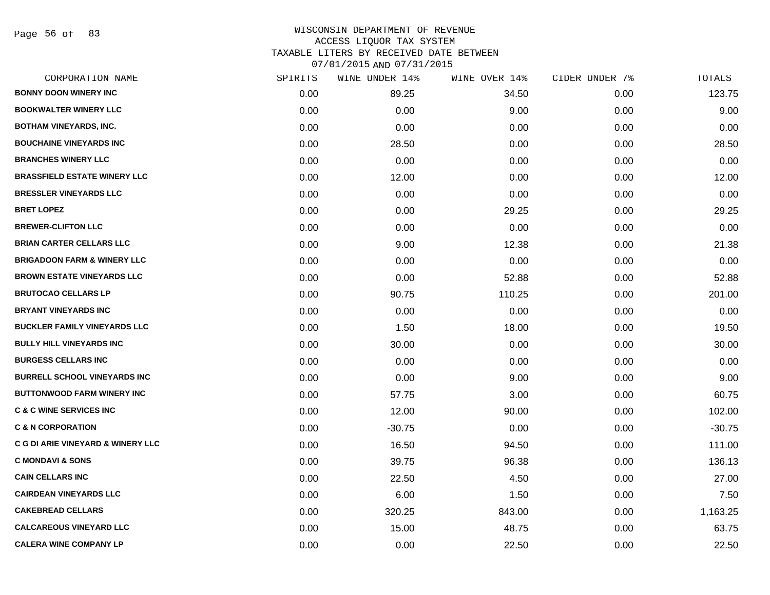# WISCONSIN DEPARTMENT OF REVENUE
## ACCESS LIQUOR TAX SYSTEM
### TAXABLE LITERS BY RECEIVED DATE BETWEEN 07/01/2015 AND 07/31/2015

| CORPORATION NAME | SPIRITS | WINE UNDER 14% | WINE OVER 14% | CIDER UNDER 7% | TOTALS |
|---|---|---|---|---|---|
| BONNY DOON WINERY INC | 0.00 | 89.25 | 34.50 | 0.00 | 123.75 |
| BOOKWALTER WINERY LLC | 0.00 | 0.00 | 9.00 | 0.00 | 9.00 |
| BOTHAM VINEYARDS, INC. | 0.00 | 0.00 | 0.00 | 0.00 | 0.00 |
| BOUCHAINE VINEYARDS INC | 0.00 | 28.50 | 0.00 | 0.00 | 28.50 |
| BRANCHES WINERY LLC | 0.00 | 0.00 | 0.00 | 0.00 | 0.00 |
| BRASSFIELD ESTATE WINERY LLC | 0.00 | 12.00 | 0.00 | 0.00 | 12.00 |
| BRESSLER VINEYARDS LLC | 0.00 | 0.00 | 0.00 | 0.00 | 0.00 |
| BRET LOPEZ | 0.00 | 0.00 | 29.25 | 0.00 | 29.25 |
| BREWER-CLIFTON LLC | 0.00 | 0.00 | 0.00 | 0.00 | 0.00 |
| BRIAN CARTER CELLARS LLC | 0.00 | 9.00 | 12.38 | 0.00 | 21.38 |
| BRIGADOON FARM & WINERY LLC | 0.00 | 0.00 | 0.00 | 0.00 | 0.00 |
| BROWN ESTATE VINEYARDS LLC | 0.00 | 0.00 | 52.88 | 0.00 | 52.88 |
| BRUTOCAO CELLARS LP | 0.00 | 90.75 | 110.25 | 0.00 | 201.00 |
| BRYANT VINEYARDS INC | 0.00 | 0.00 | 0.00 | 0.00 | 0.00 |
| BUCKLER FAMILY VINEYARDS LLC | 0.00 | 1.50 | 18.00 | 0.00 | 19.50 |
| BULLY HILL VINEYARDS INC | 0.00 | 30.00 | 0.00 | 0.00 | 30.00 |
| BURGESS CELLARS INC | 0.00 | 0.00 | 0.00 | 0.00 | 0.00 |
| BURRELL SCHOOL VINEYARDS INC | 0.00 | 0.00 | 9.00 | 0.00 | 9.00 |
| BUTTONWOOD FARM WINERY INC | 0.00 | 57.75 | 3.00 | 0.00 | 60.75 |
| C & C WINE SERVICES INC | 0.00 | 12.00 | 90.00 | 0.00 | 102.00 |
| C & N CORPORATION | 0.00 | -30.75 | 0.00 | 0.00 | -30.75 |
| C G DI ARIE VINEYARD & WINERY LLC | 0.00 | 16.50 | 94.50 | 0.00 | 111.00 |
| C MONDAVI & SONS | 0.00 | 39.75 | 96.38 | 0.00 | 136.13 |
| CAIN CELLARS INC | 0.00 | 22.50 | 4.50 | 0.00 | 27.00 |
| CAIRDEAN VINEYARDS LLC | 0.00 | 6.00 | 1.50 | 0.00 | 7.50 |
| CAKEBREAD CELLARS | 0.00 | 320.25 | 843.00 | 0.00 | 1,163.25 |
| CALCAREOUS VINEYARD LLC | 0.00 | 15.00 | 48.75 | 0.00 | 63.75 |
| CALERA WINE COMPANY LP | 0.00 | 0.00 | 22.50 | 0.00 | 22.50 |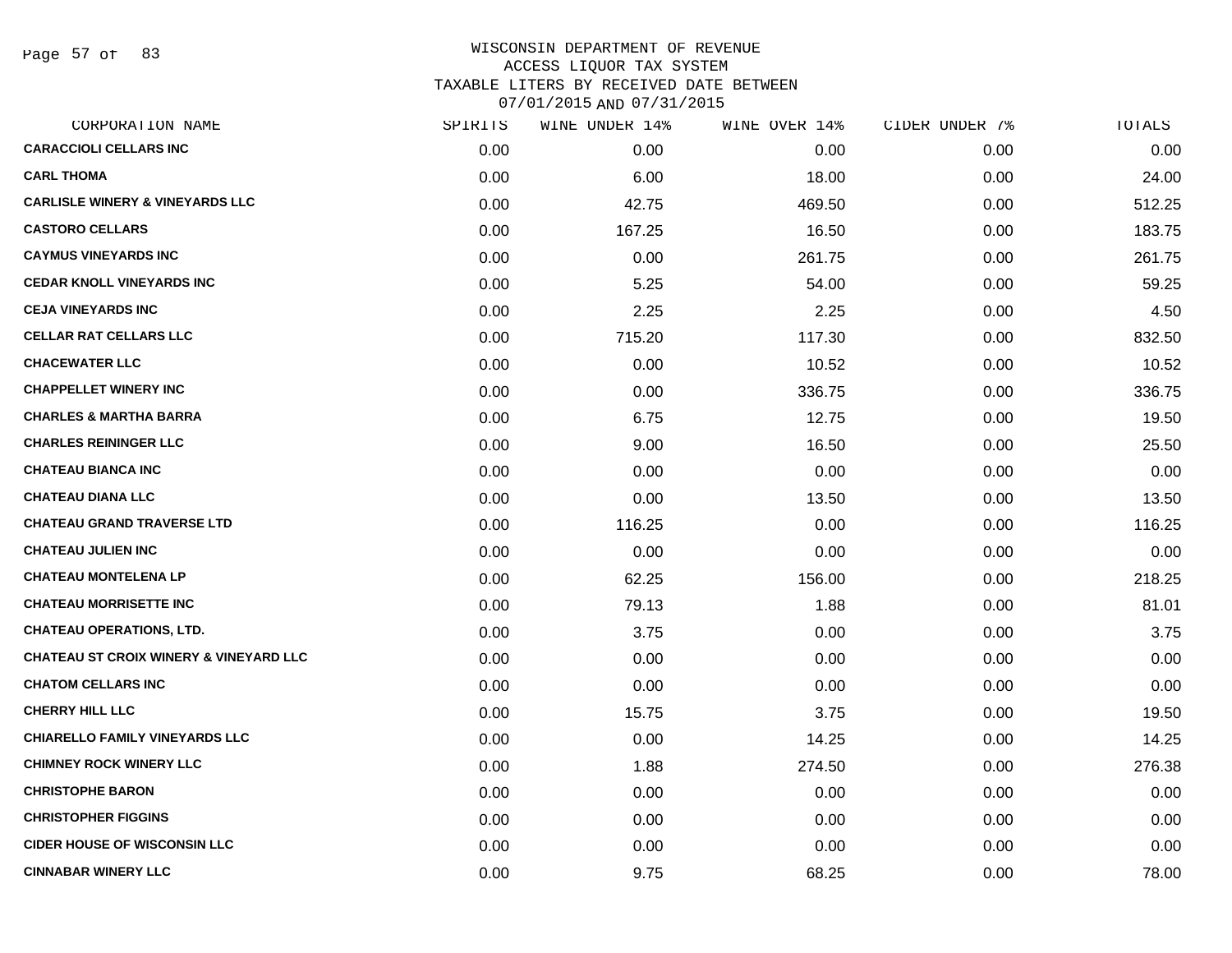# WISCONSIN DEPARTMENT OF REVENUE
## ACCESS LIQUOR TAX SYSTEM
### TAXABLE LITERS BY RECEIVED DATE BETWEEN 07/01/2015 AND 07/31/2015

| CORPORATION NAME | SPIRITS | WINE UNDER 14% | WINE OVER 14% | CIDER UNDER 7% | TOTALS |
|---|---|---|---|---|---|
| CARACCIOLI CELLARS INC | 0.00 | 0.00 | 0.00 | 0.00 | 0.00 |
| CARL THOMA | 0.00 | 6.00 | 18.00 | 0.00 | 24.00 |
| CARLISLE WINERY & VINEYARDS LLC | 0.00 | 42.75 | 469.50 | 0.00 | 512.25 |
| CASTORO CELLARS | 0.00 | 167.25 | 16.50 | 0.00 | 183.75 |
| CAYMUS VINEYARDS INC | 0.00 | 0.00 | 261.75 | 0.00 | 261.75 |
| CEDAR KNOLL VINEYARDS INC | 0.00 | 5.25 | 54.00 | 0.00 | 59.25 |
| CEJA VINEYARDS INC | 0.00 | 2.25 | 2.25 | 0.00 | 4.50 |
| CELLAR RAT CELLARS LLC | 0.00 | 715.20 | 117.30 | 0.00 | 832.50 |
| CHACEWATER LLC | 0.00 | 0.00 | 10.52 | 0.00 | 10.52 |
| CHAPPELLET WINERY INC | 0.00 | 0.00 | 336.75 | 0.00 | 336.75 |
| CHARLES & MARTHA BARRA | 0.00 | 6.75 | 12.75 | 0.00 | 19.50 |
| CHARLES REININGER LLC | 0.00 | 9.00 | 16.50 | 0.00 | 25.50 |
| CHATEAU BIANCA INC | 0.00 | 0.00 | 0.00 | 0.00 | 0.00 |
| CHATEAU DIANA LLC | 0.00 | 0.00 | 13.50 | 0.00 | 13.50 |
| CHATEAU GRAND TRAVERSE LTD | 0.00 | 116.25 | 0.00 | 0.00 | 116.25 |
| CHATEAU JULIEN INC | 0.00 | 0.00 | 0.00 | 0.00 | 0.00 |
| CHATEAU MONTELENA LP | 0.00 | 62.25 | 156.00 | 0.00 | 218.25 |
| CHATEAU MORRISETTE INC | 0.00 | 79.13 | 1.88 | 0.00 | 81.01 |
| CHATEAU OPERATIONS, LTD. | 0.00 | 3.75 | 0.00 | 0.00 | 3.75 |
| CHATEAU ST CROIX WINERY & VINEYARD LLC | 0.00 | 0.00 | 0.00 | 0.00 | 0.00 |
| CHATOM CELLARS INC | 0.00 | 0.00 | 0.00 | 0.00 | 0.00 |
| CHERRY HILL LLC | 0.00 | 15.75 | 3.75 | 0.00 | 19.50 |
| CHIARELLO FAMILY VINEYARDS LLC | 0.00 | 0.00 | 14.25 | 0.00 | 14.25 |
| CHIMNEY ROCK WINERY LLC | 0.00 | 1.88 | 274.50 | 0.00 | 276.38 |
| CHRISTOPHE BARON | 0.00 | 0.00 | 0.00 | 0.00 | 0.00 |
| CHRISTOPHER FIGGINS | 0.00 | 0.00 | 0.00 | 0.00 | 0.00 |
| CIDER HOUSE OF WISCONSIN LLC | 0.00 | 0.00 | 0.00 | 0.00 | 0.00 |
| CINNABAR WINERY LLC | 0.00 | 9.75 | 68.25 | 0.00 | 78.00 |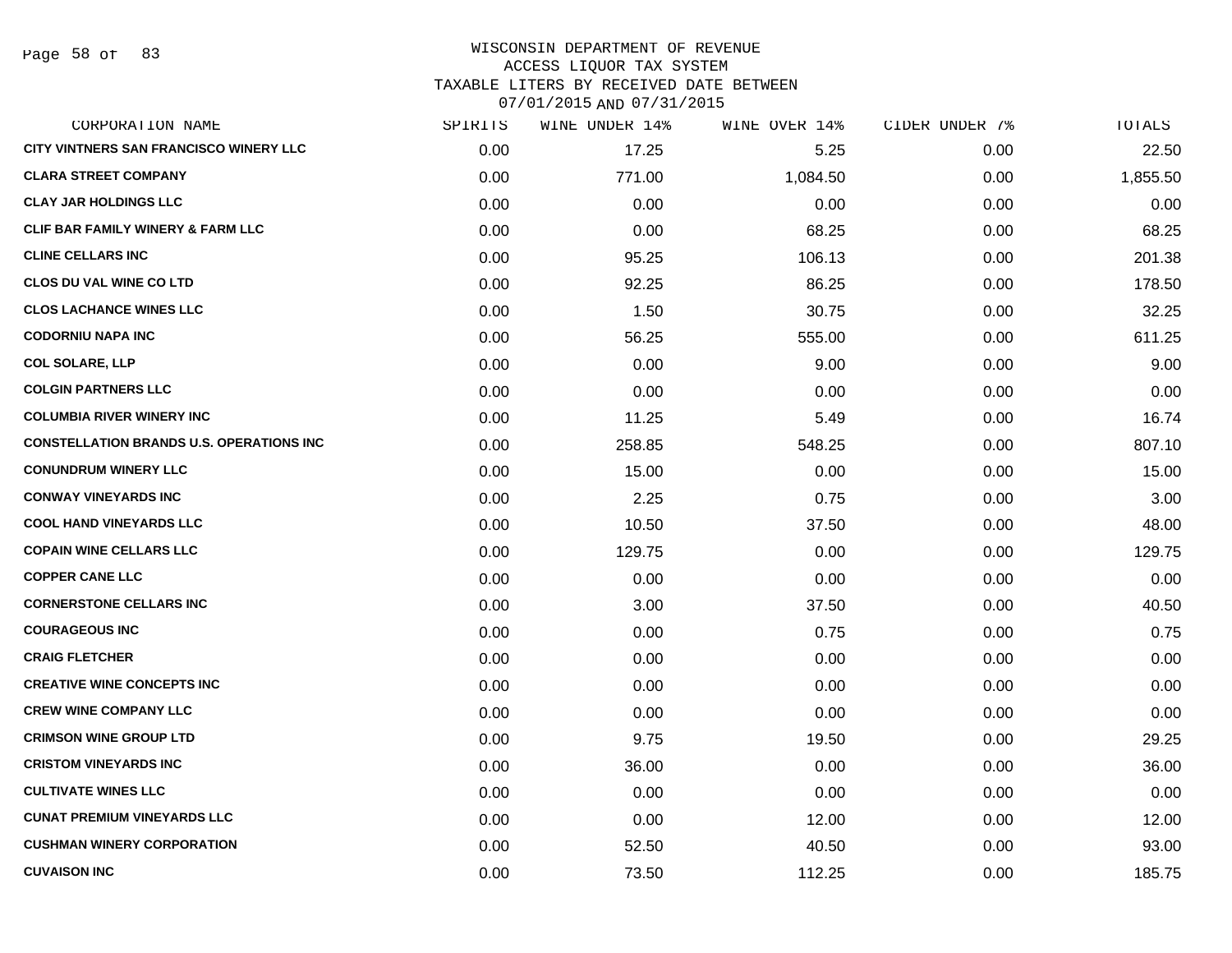WISCONSIN DEPARTMENT OF REVENUE
ACCESS LIQUOR TAX SYSTEM
TAXABLE LITERS BY RECEIVED DATE BETWEEN
07/01/2015 AND 07/31/2015

| CORPORATION NAME | SPIRITS | WINE UNDER 14% | WINE OVER 14% | CIDER UNDER 7% | TOTALS |
|---|---|---|---|---|---|
| CITY VINTNERS SAN FRANCISCO WINERY LLC | 0.00 | 17.25 | 5.25 | 0.00 | 22.50 |
| CLARA STREET COMPANY | 0.00 | 771.00 | 1,084.50 | 0.00 | 1,855.50 |
| CLAY JAR HOLDINGS LLC | 0.00 | 0.00 | 0.00 | 0.00 | 0.00 |
| CLIF BAR FAMILY WINERY & FARM LLC | 0.00 | 0.00 | 68.25 | 0.00 | 68.25 |
| CLINE CELLARS INC | 0.00 | 95.25 | 106.13 | 0.00 | 201.38 |
| CLOS DU VAL WINE CO LTD | 0.00 | 92.25 | 86.25 | 0.00 | 178.50 |
| CLOS LACHANCE WINES LLC | 0.00 | 1.50 | 30.75 | 0.00 | 32.25 |
| CODORNIU NAPA INC | 0.00 | 56.25 | 555.00 | 0.00 | 611.25 |
| COL SOLARE, LLP | 0.00 | 0.00 | 9.00 | 0.00 | 9.00 |
| COLGIN PARTNERS LLC | 0.00 | 0.00 | 0.00 | 0.00 | 0.00 |
| COLUMBIA RIVER WINERY INC | 0.00 | 11.25 | 5.49 | 0.00 | 16.74 |
| CONSTELLATION BRANDS U.S. OPERATIONS INC | 0.00 | 258.85 | 548.25 | 0.00 | 807.10 |
| CONUNDRUM WINERY LLC | 0.00 | 15.00 | 0.00 | 0.00 | 15.00 |
| CONWAY VINEYARDS INC | 0.00 | 2.25 | 0.75 | 0.00 | 3.00 |
| COOL HAND VINEYARDS LLC | 0.00 | 10.50 | 37.50 | 0.00 | 48.00 |
| COPAIN WINE CELLARS LLC | 0.00 | 129.75 | 0.00 | 0.00 | 129.75 |
| COPPER CANE LLC | 0.00 | 0.00 | 0.00 | 0.00 | 0.00 |
| CORNERSTONE CELLARS INC | 0.00 | 3.00 | 37.50 | 0.00 | 40.50 |
| COURAGEOUS INC | 0.00 | 0.00 | 0.75 | 0.00 | 0.75 |
| CRAIG FLETCHER | 0.00 | 0.00 | 0.00 | 0.00 | 0.00 |
| CREATIVE WINE CONCEPTS INC | 0.00 | 0.00 | 0.00 | 0.00 | 0.00 |
| CREW WINE COMPANY LLC | 0.00 | 0.00 | 0.00 | 0.00 | 0.00 |
| CRIMSON WINE GROUP LTD | 0.00 | 9.75 | 19.50 | 0.00 | 29.25 |
| CRISTOM VINEYARDS INC | 0.00 | 36.00 | 0.00 | 0.00 | 36.00 |
| CULTIVATE WINES LLC | 0.00 | 0.00 | 0.00 | 0.00 | 0.00 |
| CUNAT PREMIUM VINEYARDS LLC | 0.00 | 0.00 | 12.00 | 0.00 | 12.00 |
| CUSHMAN WINERY CORPORATION | 0.00 | 52.50 | 40.50 | 0.00 | 93.00 |
| CUVAISON INC | 0.00 | 73.50 | 112.25 | 0.00 | 185.75 |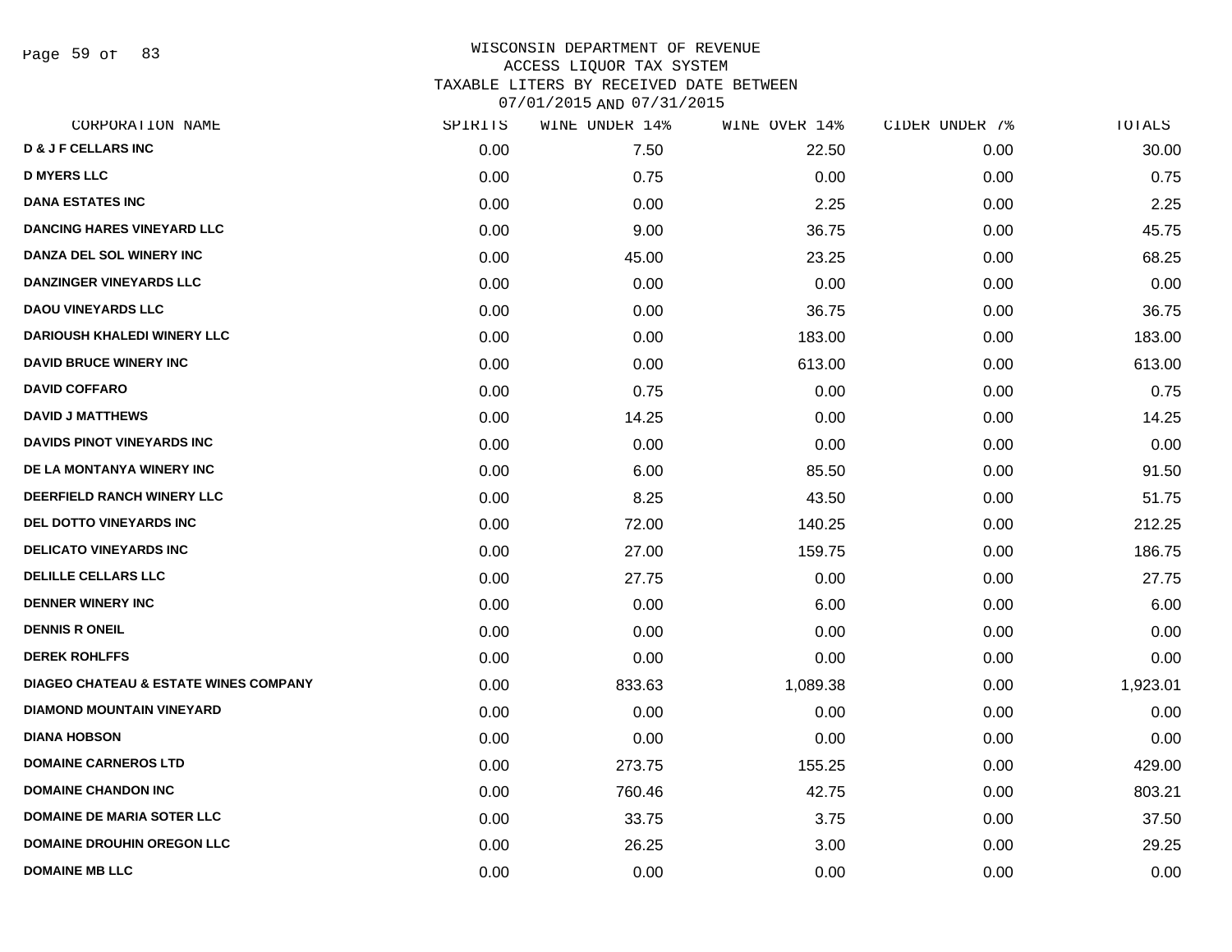# WISCONSIN DEPARTMENT OF REVENUE
## ACCESS LIQUOR TAX SYSTEM
### TAXABLE LITERS BY RECEIVED DATE BETWEEN 07/01/2015 AND 07/31/2015

| CORPORATION NAME | SPIRITS | WINE UNDER 14% | WINE OVER 14% | CIDER UNDER 7% | TOTALS |
|---|---|---|---|---|---|
| D & J F CELLARS INC | 0.00 | 7.50 | 22.50 | 0.00 | 30.00 |
| D MYERS LLC | 0.00 | 0.75 | 0.00 | 0.00 | 0.75 |
| DANA ESTATES INC | 0.00 | 0.00 | 2.25 | 0.00 | 2.25 |
| DANCING HARES VINEYARD LLC | 0.00 | 9.00 | 36.75 | 0.00 | 45.75 |
| DANZA DEL SOL WINERY INC | 0.00 | 45.00 | 23.25 | 0.00 | 68.25 |
| DANZINGER VINEYARDS LLC | 0.00 | 0.00 | 0.00 | 0.00 | 0.00 |
| DAOU VINEYARDS LLC | 0.00 | 0.00 | 36.75 | 0.00 | 36.75 |
| DARIOUSH KHALEDI WINERY LLC | 0.00 | 0.00 | 183.00 | 0.00 | 183.00 |
| DAVID BRUCE WINERY INC | 0.00 | 0.00 | 613.00 | 0.00 | 613.00 |
| DAVID COFFARO | 0.00 | 0.75 | 0.00 | 0.00 | 0.75 |
| DAVID J MATTHEWS | 0.00 | 14.25 | 0.00 | 0.00 | 14.25 |
| DAVIDS PINOT VINEYARDS INC | 0.00 | 0.00 | 0.00 | 0.00 | 0.00 |
| DE LA MONTANYA WINERY INC | 0.00 | 6.00 | 85.50 | 0.00 | 91.50 |
| DEERFIELD RANCH WINERY LLC | 0.00 | 8.25 | 43.50 | 0.00 | 51.75 |
| DEL DOTTO VINEYARDS INC | 0.00 | 72.00 | 140.25 | 0.00 | 212.25 |
| DELICATO VINEYARDS INC | 0.00 | 27.00 | 159.75 | 0.00 | 186.75 |
| DELILLE CELLARS LLC | 0.00 | 27.75 | 0.00 | 0.00 | 27.75 |
| DENNER WINERY INC | 0.00 | 0.00 | 6.00 | 0.00 | 6.00 |
| DENNIS R ONEIL | 0.00 | 0.00 | 0.00 | 0.00 | 0.00 |
| DEREK ROHLFFS | 0.00 | 0.00 | 0.00 | 0.00 | 0.00 |
| DIAGEO CHATEAU & ESTATE WINES COMPANY | 0.00 | 833.63 | 1,089.38 | 0.00 | 1,923.01 |
| DIAMOND MOUNTAIN VINEYARD | 0.00 | 0.00 | 0.00 | 0.00 | 0.00 |
| DIANA HOBSON | 0.00 | 0.00 | 0.00 | 0.00 | 0.00 |
| DOMAINE CARNEROS LTD | 0.00 | 273.75 | 155.25 | 0.00 | 429.00 |
| DOMAINE CHANDON INC | 0.00 | 760.46 | 42.75 | 0.00 | 803.21 |
| DOMAINE DE MARIA SOTER LLC | 0.00 | 33.75 | 3.75 | 0.00 | 37.50 |
| DOMAINE DROUHIN OREGON LLC | 0.00 | 26.25 | 3.00 | 0.00 | 29.25 |
| DOMAINE MB LLC | 0.00 | 0.00 | 0.00 | 0.00 | 0.00 |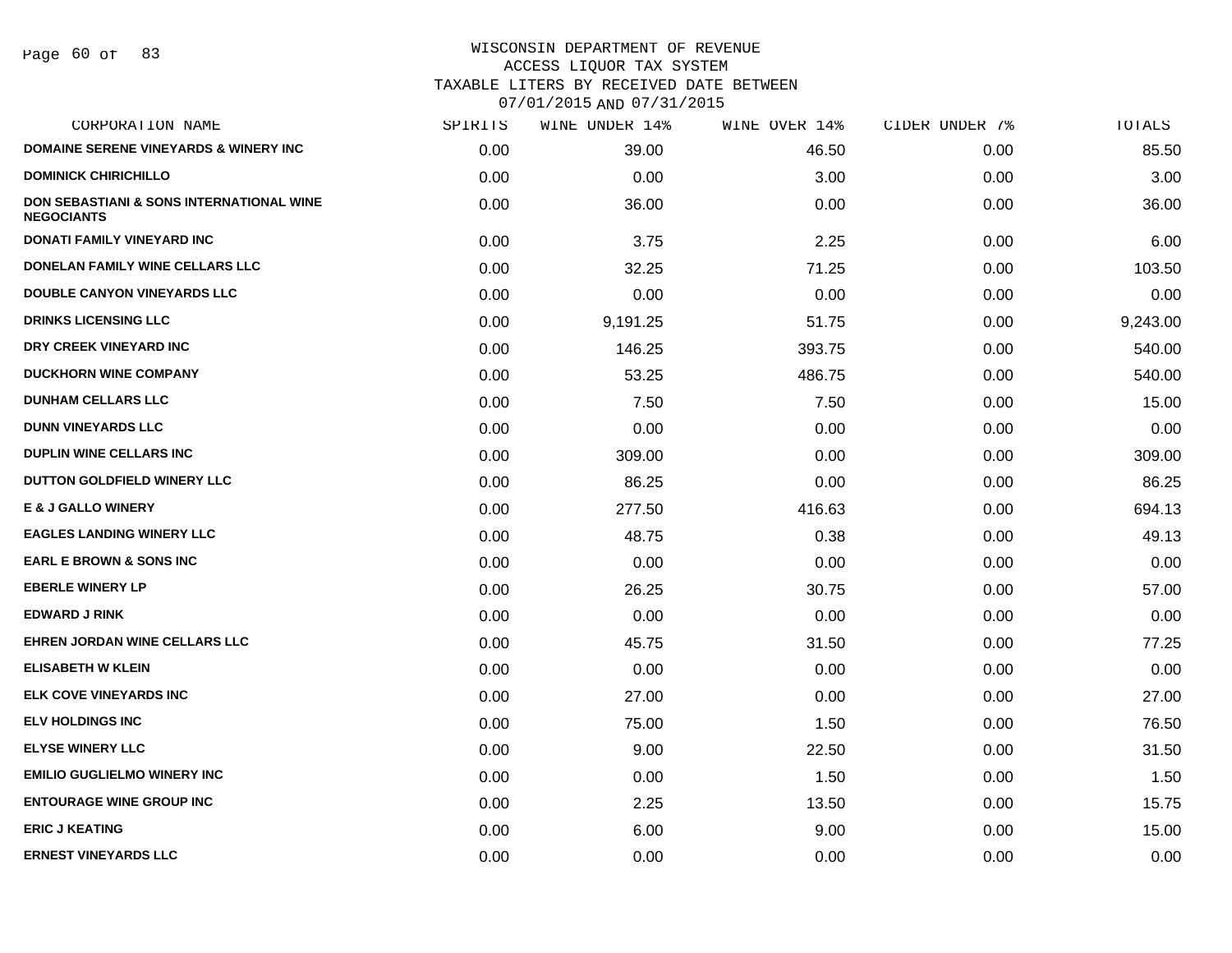WISCONSIN DEPARTMENT OF REVENUE
ACCESS LIQUOR TAX SYSTEM
TAXABLE LITERS BY RECEIVED DATE BETWEEN
07/01/2015 AND 07/31/2015

| CORPORATION NAME | SPIRITS | WINE UNDER 14% | WINE OVER 14% | CIDER UNDER 7% | TOTALS |
|---|---|---|---|---|---|
| DOMAINE SERENE VINEYARDS & WINERY INC | 0.00 | 39.00 | 46.50 | 0.00 | 85.50 |
| DOMINICK CHIRICHILLO | 0.00 | 0.00 | 3.00 | 0.00 | 3.00 |
| DON SEBASTIANI & SONS INTERNATIONAL WINE NEGOCIANTS | 0.00 | 36.00 | 0.00 | 0.00 | 36.00 |
| DONATI FAMILY VINEYARD INC | 0.00 | 3.75 | 2.25 | 0.00 | 6.00 |
| DONELAN FAMILY WINE CELLARS LLC | 0.00 | 32.25 | 71.25 | 0.00 | 103.50 |
| DOUBLE CANYON VINEYARDS LLC | 0.00 | 0.00 | 0.00 | 0.00 | 0.00 |
| DRINKS LICENSING LLC | 0.00 | 9,191.25 | 51.75 | 0.00 | 9,243.00 |
| DRY CREEK VINEYARD INC | 0.00 | 146.25 | 393.75 | 0.00 | 540.00 |
| DUCKHORN WINE COMPANY | 0.00 | 53.25 | 486.75 | 0.00 | 540.00 |
| DUNHAM CELLARS LLC | 0.00 | 7.50 | 7.50 | 0.00 | 15.00 |
| DUNN VINEYARDS LLC | 0.00 | 0.00 | 0.00 | 0.00 | 0.00 |
| DUPLIN WINE CELLARS INC | 0.00 | 309.00 | 0.00 | 0.00 | 309.00 |
| DUTTON GOLDFIELD WINERY LLC | 0.00 | 86.25 | 0.00 | 0.00 | 86.25 |
| E & J GALLO WINERY | 0.00 | 277.50 | 416.63 | 0.00 | 694.13 |
| EAGLES LANDING WINERY LLC | 0.00 | 48.75 | 0.38 | 0.00 | 49.13 |
| EARL E BROWN & SONS INC | 0.00 | 0.00 | 0.00 | 0.00 | 0.00 |
| EBERLE WINERY LP | 0.00 | 26.25 | 30.75 | 0.00 | 57.00 |
| EDWARD J RINK | 0.00 | 0.00 | 0.00 | 0.00 | 0.00 |
| EHREN JORDAN WINE CELLARS LLC | 0.00 | 45.75 | 31.50 | 0.00 | 77.25 |
| ELISABETH W KLEIN | 0.00 | 0.00 | 0.00 | 0.00 | 0.00 |
| ELK COVE VINEYARDS INC | 0.00 | 27.00 | 0.00 | 0.00 | 27.00 |
| ELV HOLDINGS INC | 0.00 | 75.00 | 1.50 | 0.00 | 76.50 |
| ELYSE WINERY LLC | 0.00 | 9.00 | 22.50 | 0.00 | 31.50 |
| EMILIO GUGLIELMO WINERY INC | 0.00 | 0.00 | 1.50 | 0.00 | 1.50 |
| ENTOURAGE WINE GROUP INC | 0.00 | 2.25 | 13.50 | 0.00 | 15.75 |
| ERIC J KEATING | 0.00 | 6.00 | 9.00 | 0.00 | 15.00 |
| ERNEST VINEYARDS LLC | 0.00 | 0.00 | 0.00 | 0.00 | 0.00 |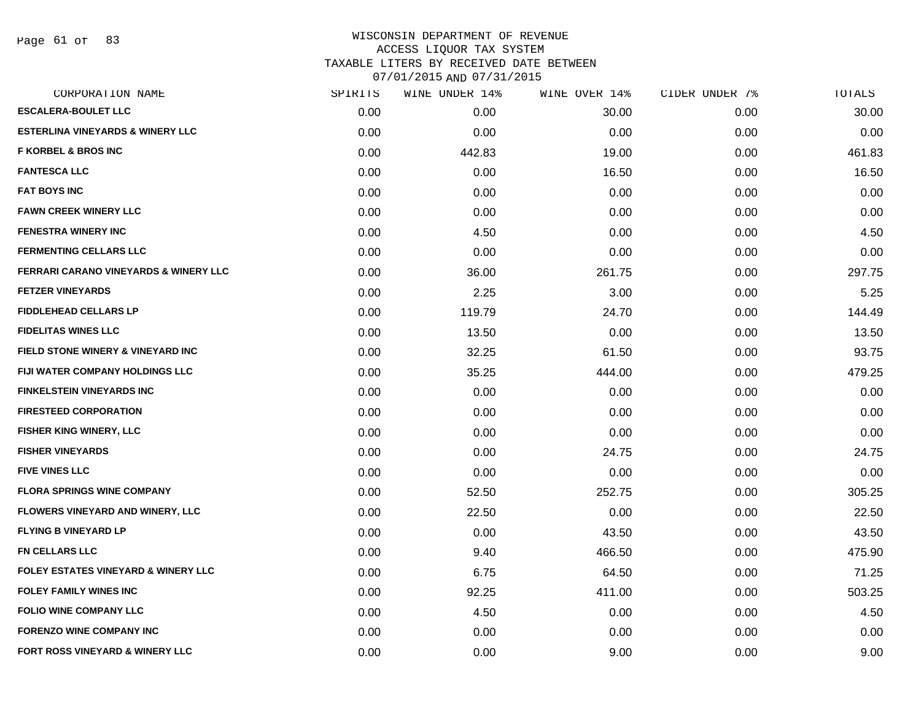WISCONSIN DEPARTMENT OF REVENUE
ACCESS LIQUOR TAX SYSTEM
TAXABLE LITERS BY RECEIVED DATE BETWEEN
07/01/2015 AND 07/31/2015

| CORPORATION NAME | SPIRITS | WINE UNDER 14% | WINE OVER 14% | CIDER UNDER 7% | TOTALS |
|---|---|---|---|---|---|
| ESCALERA-BOULET LLC | 0.00 | 0.00 | 30.00 | 0.00 | 30.00 |
| ESTERLINA VINEYARDS & WINERY LLC | 0.00 | 0.00 | 0.00 | 0.00 | 0.00 |
| F KORBEL & BROS INC | 0.00 | 442.83 | 19.00 | 0.00 | 461.83 |
| FANTESCA LLC | 0.00 | 0.00 | 16.50 | 0.00 | 16.50 |
| FAT BOYS INC | 0.00 | 0.00 | 0.00 | 0.00 | 0.00 |
| FAWN CREEK WINERY LLC | 0.00 | 0.00 | 0.00 | 0.00 | 0.00 |
| FENESTRA WINERY INC | 0.00 | 4.50 | 0.00 | 0.00 | 4.50 |
| FERMENTING CELLARS LLC | 0.00 | 0.00 | 0.00 | 0.00 | 0.00 |
| FERRARI CARANO VINEYARDS & WINERY LLC | 0.00 | 36.00 | 261.75 | 0.00 | 297.75 |
| FETZER VINEYARDS | 0.00 | 2.25 | 3.00 | 0.00 | 5.25 |
| FIDDLEHEAD CELLARS LP | 0.00 | 119.79 | 24.70 | 0.00 | 144.49 |
| FIDELITAS WINES LLC | 0.00 | 13.50 | 0.00 | 0.00 | 13.50 |
| FIELD STONE WINERY & VINEYARD INC | 0.00 | 32.25 | 61.50 | 0.00 | 93.75 |
| FIJI WATER COMPANY HOLDINGS LLC | 0.00 | 35.25 | 444.00 | 0.00 | 479.25 |
| FINKELSTEIN VINEYARDS INC | 0.00 | 0.00 | 0.00 | 0.00 | 0.00 |
| FIRESTEED CORPORATION | 0.00 | 0.00 | 0.00 | 0.00 | 0.00 |
| FISHER KING WINERY, LLC | 0.00 | 0.00 | 0.00 | 0.00 | 0.00 |
| FISHER VINEYARDS | 0.00 | 0.00 | 24.75 | 0.00 | 24.75 |
| FIVE VINES LLC | 0.00 | 0.00 | 0.00 | 0.00 | 0.00 |
| FLORA SPRINGS WINE COMPANY | 0.00 | 52.50 | 252.75 | 0.00 | 305.25 |
| FLOWERS VINEYARD AND WINERY, LLC | 0.00 | 22.50 | 0.00 | 0.00 | 22.50 |
| FLYING B VINEYARD LP | 0.00 | 0.00 | 43.50 | 0.00 | 43.50 |
| FN CELLARS LLC | 0.00 | 9.40 | 466.50 | 0.00 | 475.90 |
| FOLEY ESTATES VINEYARD & WINERY LLC | 0.00 | 6.75 | 64.50 | 0.00 | 71.25 |
| FOLEY FAMILY WINES INC | 0.00 | 92.25 | 411.00 | 0.00 | 503.25 |
| FOLIO WINE COMPANY LLC | 0.00 | 4.50 | 0.00 | 0.00 | 4.50 |
| FORENZO WINE COMPANY INC | 0.00 | 0.00 | 0.00 | 0.00 | 0.00 |
| FORT ROSS VINEYARD & WINERY LLC | 0.00 | 0.00 | 9.00 | 0.00 | 9.00 |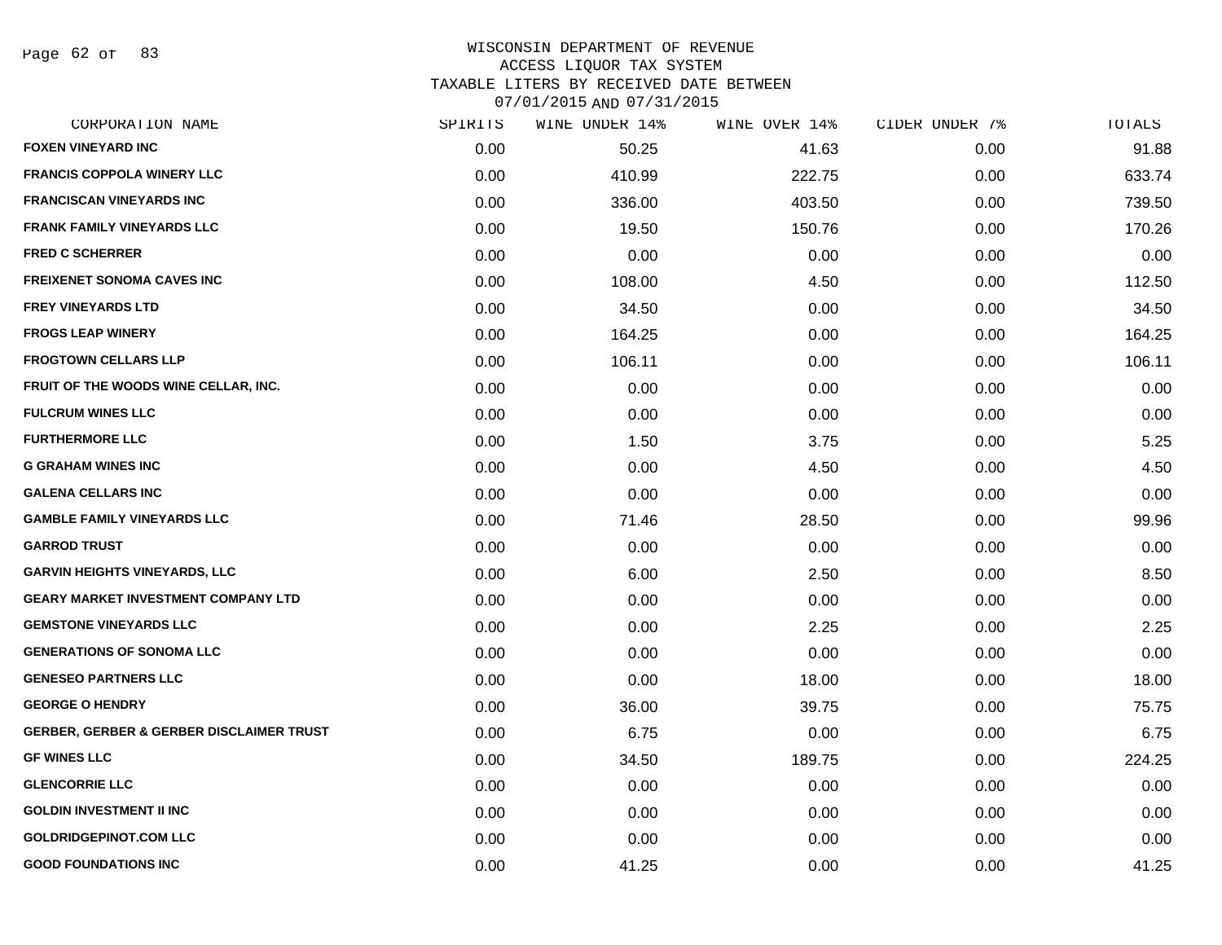# WISCONSIN DEPARTMENT OF REVENUE
## ACCESS LIQUOR TAX SYSTEM
### TAXABLE LITERS BY RECEIVED DATE BETWEEN 07/01/2015 AND 07/31/2015

| CORPORATION NAME | SPIRITS | WINE UNDER 14% | WINE OVER 14% | CIDER UNDER 7% | TOTALS |
|---|---|---|---|---|---|
| FOXEN VINEYARD INC | 0.00 | 50.25 | 41.63 | 0.00 | 91.88 |
| FRANCIS COPPOLA WINERY LLC | 0.00 | 410.99 | 222.75 | 0.00 | 633.74 |
| FRANCISCAN VINEYARDS INC | 0.00 | 336.00 | 403.50 | 0.00 | 739.50 |
| FRANK FAMILY VINEYARDS LLC | 0.00 | 19.50 | 150.76 | 0.00 | 170.26 |
| FRED C SCHERRER | 0.00 | 0.00 | 0.00 | 0.00 | 0.00 |
| FREIXENET SONOMA CAVES INC | 0.00 | 108.00 | 4.50 | 0.00 | 112.50 |
| FREY VINEYARDS LTD | 0.00 | 34.50 | 0.00 | 0.00 | 34.50 |
| FROGS LEAP WINERY | 0.00 | 164.25 | 0.00 | 0.00 | 164.25 |
| FROGTOWN CELLARS LLP | 0.00 | 106.11 | 0.00 | 0.00 | 106.11 |
| FRUIT OF THE WOODS WINE CELLAR, INC. | 0.00 | 0.00 | 0.00 | 0.00 | 0.00 |
| FULCRUM WINES LLC | 0.00 | 0.00 | 0.00 | 0.00 | 0.00 |
| FURTHERMORE LLC | 0.00 | 1.50 | 3.75 | 0.00 | 5.25 |
| G GRAHAM WINES INC | 0.00 | 0.00 | 4.50 | 0.00 | 4.50 |
| GALENA CELLARS INC | 0.00 | 0.00 | 0.00 | 0.00 | 0.00 |
| GAMBLE FAMILY VINEYARDS LLC | 0.00 | 71.46 | 28.50 | 0.00 | 99.96 |
| GARROD TRUST | 0.00 | 0.00 | 0.00 | 0.00 | 0.00 |
| GARVIN HEIGHTS VINEYARDS, LLC | 0.00 | 6.00 | 2.50 | 0.00 | 8.50 |
| GEARY MARKET INVESTMENT COMPANY LTD | 0.00 | 0.00 | 0.00 | 0.00 | 0.00 |
| GEMSTONE VINEYARDS LLC | 0.00 | 0.00 | 2.25 | 0.00 | 2.25 |
| GENERATIONS OF SONOMA LLC | 0.00 | 0.00 | 0.00 | 0.00 | 0.00 |
| GENESEO PARTNERS LLC | 0.00 | 0.00 | 18.00 | 0.00 | 18.00 |
| GEORGE O HENDRY | 0.00 | 36.00 | 39.75 | 0.00 | 75.75 |
| GERBER, GERBER & GERBER DISCLAIMER TRUST | 0.00 | 6.75 | 0.00 | 0.00 | 6.75 |
| GF WINES LLC | 0.00 | 34.50 | 189.75 | 0.00 | 224.25 |
| GLENCORRIE LLC | 0.00 | 0.00 | 0.00 | 0.00 | 0.00 |
| GOLDIN INVESTMENT II INC | 0.00 | 0.00 | 0.00 | 0.00 | 0.00 |
| GOLDRIDGEPINOT.COM LLC | 0.00 | 0.00 | 0.00 | 0.00 | 0.00 |
| GOOD FOUNDATIONS INC | 0.00 | 41.25 | 0.00 | 0.00 | 41.25 |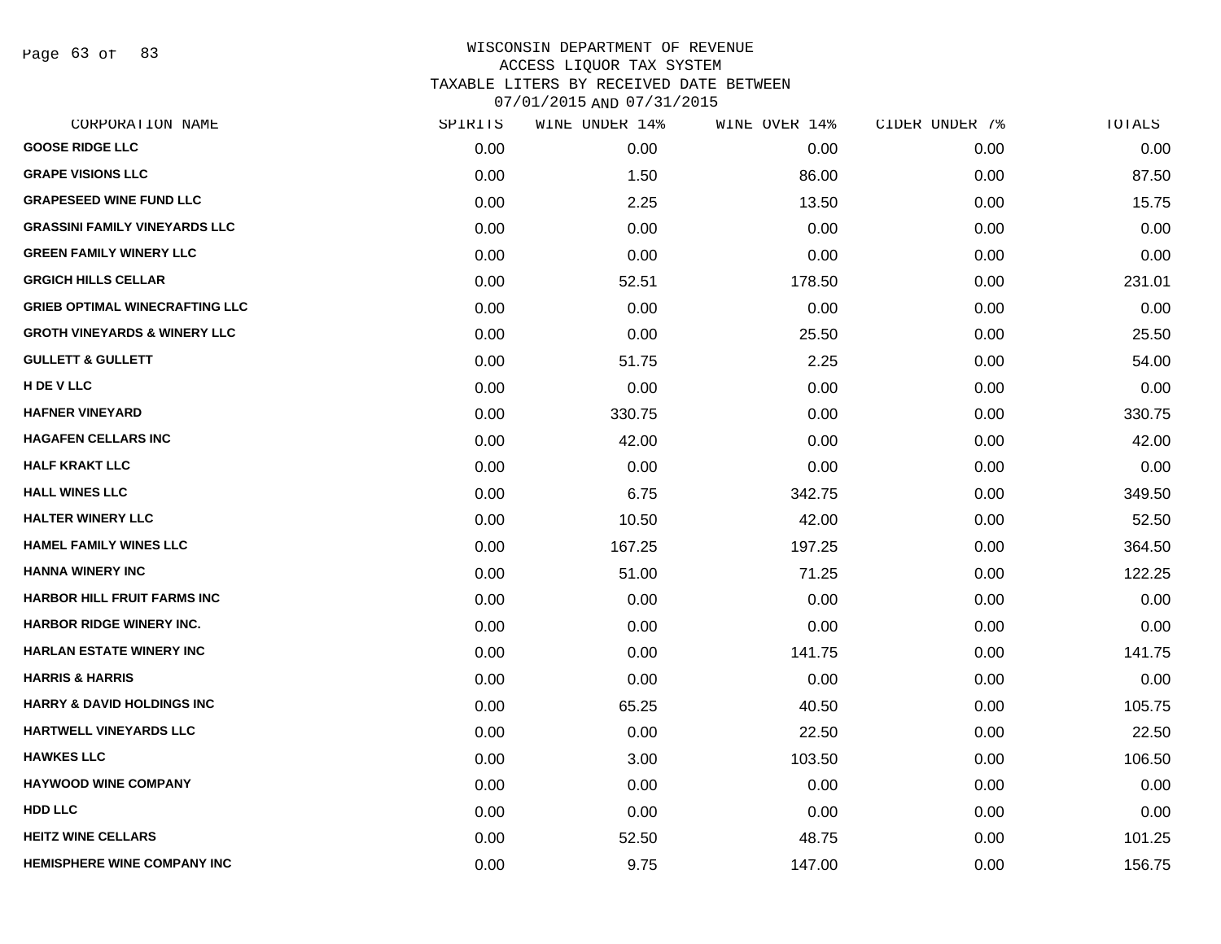WISCONSIN DEPARTMENT OF REVENUE
ACCESS LIQUOR TAX SYSTEM
TAXABLE LITERS BY RECEIVED DATE BETWEEN
07/01/2015 AND 07/31/2015

| CORPORATION NAME | SPIRITS | WINE UNDER 14% | WINE OVER 14% | CIDER UNDER 7% | TOTALS |
|---|---|---|---|---|---|
| GOOSE RIDGE LLC | 0.00 | 0.00 | 0.00 | 0.00 | 0.00 |
| GRAPE VISIONS LLC | 0.00 | 1.50 | 86.00 | 0.00 | 87.50 |
| GRAPESEED WINE FUND LLC | 0.00 | 2.25 | 13.50 | 0.00 | 15.75 |
| GRASSINI FAMILY VINEYARDS LLC | 0.00 | 0.00 | 0.00 | 0.00 | 0.00 |
| GREEN FAMILY WINERY LLC | 0.00 | 0.00 | 0.00 | 0.00 | 0.00 |
| GRGICH HILLS CELLAR | 0.00 | 52.51 | 178.50 | 0.00 | 231.01 |
| GRIEB OPTIMAL WINECRAFTING LLC | 0.00 | 0.00 | 0.00 | 0.00 | 0.00 |
| GROTH VINEYARDS & WINERY LLC | 0.00 | 0.00 | 25.50 | 0.00 | 25.50 |
| GULLETT & GULLETT | 0.00 | 51.75 | 2.25 | 0.00 | 54.00 |
| H DE V LLC | 0.00 | 0.00 | 0.00 | 0.00 | 0.00 |
| HAFNER VINEYARD | 0.00 | 330.75 | 0.00 | 0.00 | 330.75 |
| HAGAFEN CELLARS INC | 0.00 | 42.00 | 0.00 | 0.00 | 42.00 |
| HALF KRAKT LLC | 0.00 | 0.00 | 0.00 | 0.00 | 0.00 |
| HALL WINES LLC | 0.00 | 6.75 | 342.75 | 0.00 | 349.50 |
| HALTER WINERY LLC | 0.00 | 10.50 | 42.00 | 0.00 | 52.50 |
| HAMEL FAMILY WINES LLC | 0.00 | 167.25 | 197.25 | 0.00 | 364.50 |
| HANNA WINERY INC | 0.00 | 51.00 | 71.25 | 0.00 | 122.25 |
| HARBOR HILL FRUIT FARMS INC | 0.00 | 0.00 | 0.00 | 0.00 | 0.00 |
| HARBOR RIDGE WINERY INC. | 0.00 | 0.00 | 0.00 | 0.00 | 0.00 |
| HARLAN ESTATE WINERY INC | 0.00 | 0.00 | 141.75 | 0.00 | 141.75 |
| HARRIS & HARRIS | 0.00 | 0.00 | 0.00 | 0.00 | 0.00 |
| HARRY & DAVID HOLDINGS INC | 0.00 | 65.25 | 40.50 | 0.00 | 105.75 |
| HARTWELL VINEYARDS LLC | 0.00 | 0.00 | 22.50 | 0.00 | 22.50 |
| HAWKES LLC | 0.00 | 3.00 | 103.50 | 0.00 | 106.50 |
| HAYWOOD WINE COMPANY | 0.00 | 0.00 | 0.00 | 0.00 | 0.00 |
| HDD LLC | 0.00 | 0.00 | 0.00 | 0.00 | 0.00 |
| HEITZ WINE CELLARS | 0.00 | 52.50 | 48.75 | 0.00 | 101.25 |
| HEMISPHERE WINE COMPANY INC | 0.00 | 9.75 | 147.00 | 0.00 | 156.75 |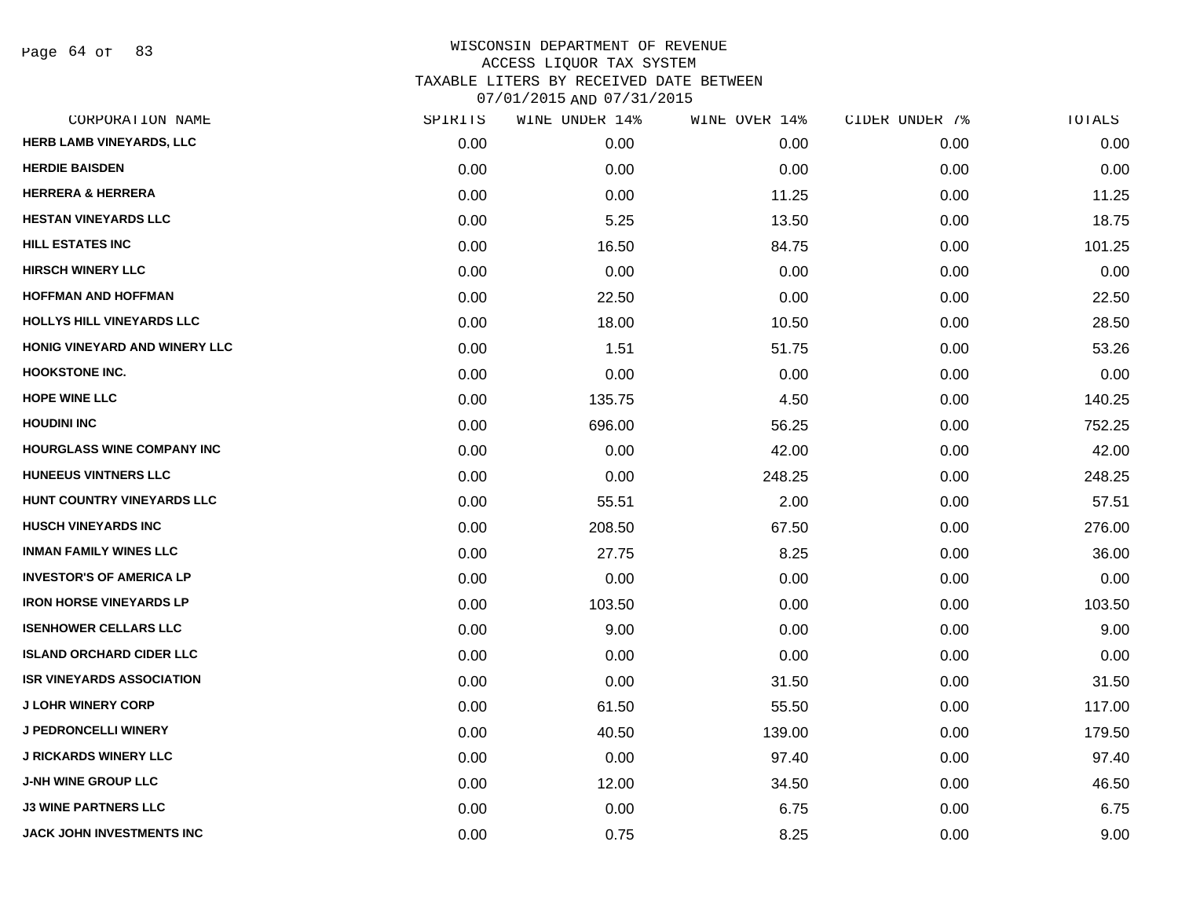WISCONSIN DEPARTMENT OF REVENUE
ACCESS LIQUOR TAX SYSTEM
TAXABLE LITERS BY RECEIVED DATE BETWEEN
07/01/2015 AND 07/31/2015

| CORPORATION NAME | SPIRITS | WINE UNDER 14% | WINE OVER 14% | CIDER UNDER 7% | TOTALS |
|---|---|---|---|---|---|
| HERB LAMB VINEYARDS, LLC | 0.00 | 0.00 | 0.00 | 0.00 | 0.00 |
| HERDIE BAISDEN | 0.00 | 0.00 | 0.00 | 0.00 | 0.00 |
| HERRERA & HERRERA | 0.00 | 0.00 | 11.25 | 0.00 | 11.25 |
| HESTAN VINEYARDS LLC | 0.00 | 5.25 | 13.50 | 0.00 | 18.75 |
| HILL ESTATES INC | 0.00 | 16.50 | 84.75 | 0.00 | 101.25 |
| HIRSCH WINERY LLC | 0.00 | 0.00 | 0.00 | 0.00 | 0.00 |
| HOFFMAN AND HOFFMAN | 0.00 | 22.50 | 0.00 | 0.00 | 22.50 |
| HOLLYS HILL VINEYARDS LLC | 0.00 | 18.00 | 10.50 | 0.00 | 28.50 |
| HONIG VINEYARD AND WINERY LLC | 0.00 | 1.51 | 51.75 | 0.00 | 53.26 |
| HOOKSTONE INC. | 0.00 | 0.00 | 0.00 | 0.00 | 0.00 |
| HOPE WINE LLC | 0.00 | 135.75 | 4.50 | 0.00 | 140.25 |
| HOUDINI INC | 0.00 | 696.00 | 56.25 | 0.00 | 752.25 |
| HOURGLASS WINE COMPANY INC | 0.00 | 0.00 | 42.00 | 0.00 | 42.00 |
| HUNEEUS VINTNERS LLC | 0.00 | 0.00 | 248.25 | 0.00 | 248.25 |
| HUNT COUNTRY VINEYARDS LLC | 0.00 | 55.51 | 2.00 | 0.00 | 57.51 |
| HUSCH VINEYARDS INC | 0.00 | 208.50 | 67.50 | 0.00 | 276.00 |
| INMAN FAMILY WINES LLC | 0.00 | 27.75 | 8.25 | 0.00 | 36.00 |
| INVESTOR'S OF AMERICA LP | 0.00 | 0.00 | 0.00 | 0.00 | 0.00 |
| IRON HORSE VINEYARDS LP | 0.00 | 103.50 | 0.00 | 0.00 | 103.50 |
| ISENHOWER CELLARS LLC | 0.00 | 9.00 | 0.00 | 0.00 | 9.00 |
| ISLAND ORCHARD CIDER LLC | 0.00 | 0.00 | 0.00 | 0.00 | 0.00 |
| ISR VINEYARDS ASSOCIATION | 0.00 | 0.00 | 31.50 | 0.00 | 31.50 |
| J LOHR WINERY CORP | 0.00 | 61.50 | 55.50 | 0.00 | 117.00 |
| J PEDRONCELLI WINERY | 0.00 | 40.50 | 139.00 | 0.00 | 179.50 |
| J RICKARDS WINERY LLC | 0.00 | 0.00 | 97.40 | 0.00 | 97.40 |
| J-NH WINE GROUP LLC | 0.00 | 12.00 | 34.50 | 0.00 | 46.50 |
| J3 WINE PARTNERS LLC | 0.00 | 0.00 | 6.75 | 0.00 | 6.75 |
| JACK JOHN INVESTMENTS INC | 0.00 | 0.75 | 8.25 | 0.00 | 9.00 |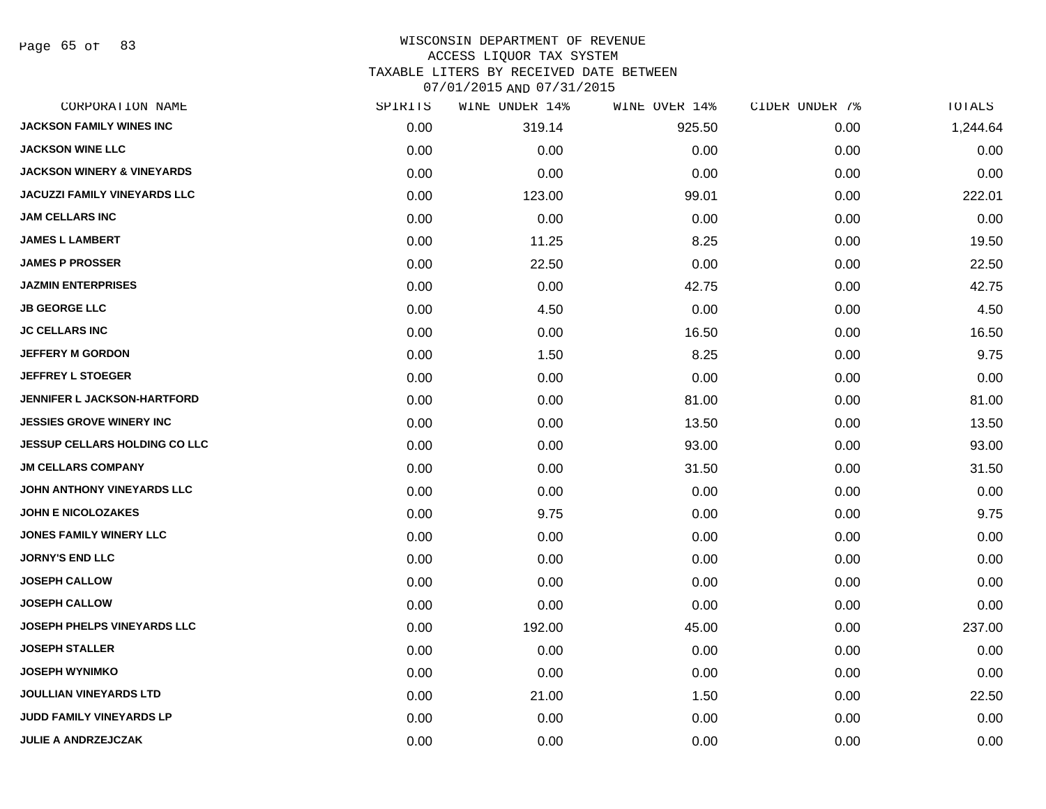# WISCONSIN DEPARTMENT OF REVENUE
## ACCESS LIQUOR TAX SYSTEM
### TAXABLE LITERS BY RECEIVED DATE BETWEEN 07/01/2015 AND 07/31/2015

| CORPORATION NAME | SPIRITS | WINE UNDER 14% | WINE OVER 14% | CIDER UNDER 7% | TOTALS |
|---|---|---|---|---|---|
| JACKSON FAMILY WINES INC | 0.00 | 319.14 | 925.50 | 0.00 | 1,244.64 |
| JACKSON WINE LLC | 0.00 | 0.00 | 0.00 | 0.00 | 0.00 |
| JACKSON WINERY & VINEYARDS | 0.00 | 0.00 | 0.00 | 0.00 | 0.00 |
| JACUZZI FAMILY VINEYARDS LLC | 0.00 | 123.00 | 99.01 | 0.00 | 222.01 |
| JAM CELLARS INC | 0.00 | 0.00 | 0.00 | 0.00 | 0.00 |
| JAMES L LAMBERT | 0.00 | 11.25 | 8.25 | 0.00 | 19.50 |
| JAMES P PROSSER | 0.00 | 22.50 | 0.00 | 0.00 | 22.50 |
| JAZMIN ENTERPRISES | 0.00 | 0.00 | 42.75 | 0.00 | 42.75 |
| JB GEORGE LLC | 0.00 | 4.50 | 0.00 | 0.00 | 4.50 |
| JC CELLARS INC | 0.00 | 0.00 | 16.50 | 0.00 | 16.50 |
| JEFFERY M GORDON | 0.00 | 1.50 | 8.25 | 0.00 | 9.75 |
| JEFFREY L STOEGER | 0.00 | 0.00 | 0.00 | 0.00 | 0.00 |
| JENNIFER L JACKSON-HARTFORD | 0.00 | 0.00 | 81.00 | 0.00 | 81.00 |
| JESSIES GROVE WINERY INC | 0.00 | 0.00 | 13.50 | 0.00 | 13.50 |
| JESSUP CELLARS HOLDING CO LLC | 0.00 | 0.00 | 93.00 | 0.00 | 93.00 |
| JM CELLARS COMPANY | 0.00 | 0.00 | 31.50 | 0.00 | 31.50 |
| JOHN ANTHONY VINEYARDS LLC | 0.00 | 0.00 | 0.00 | 0.00 | 0.00 |
| JOHN E NICOLOZAKES | 0.00 | 9.75 | 0.00 | 0.00 | 9.75 |
| JONES FAMILY WINERY LLC | 0.00 | 0.00 | 0.00 | 0.00 | 0.00 |
| JORNY'S END LLC | 0.00 | 0.00 | 0.00 | 0.00 | 0.00 |
| JOSEPH CALLOW | 0.00 | 0.00 | 0.00 | 0.00 | 0.00 |
| JOSEPH CALLOW | 0.00 | 0.00 | 0.00 | 0.00 | 0.00 |
| JOSEPH PHELPS VINEYARDS LLC | 0.00 | 192.00 | 45.00 | 0.00 | 237.00 |
| JOSEPH STALLER | 0.00 | 0.00 | 0.00 | 0.00 | 0.00 |
| JOSEPH WYNIMKO | 0.00 | 0.00 | 0.00 | 0.00 | 0.00 |
| JOULLIAN VINEYARDS LTD | 0.00 | 21.00 | 1.50 | 0.00 | 22.50 |
| JUDD FAMILY VINEYARDS LP | 0.00 | 0.00 | 0.00 | 0.00 | 0.00 |
| JULIE A ANDRZEJCZAK | 0.00 | 0.00 | 0.00 | 0.00 | 0.00 |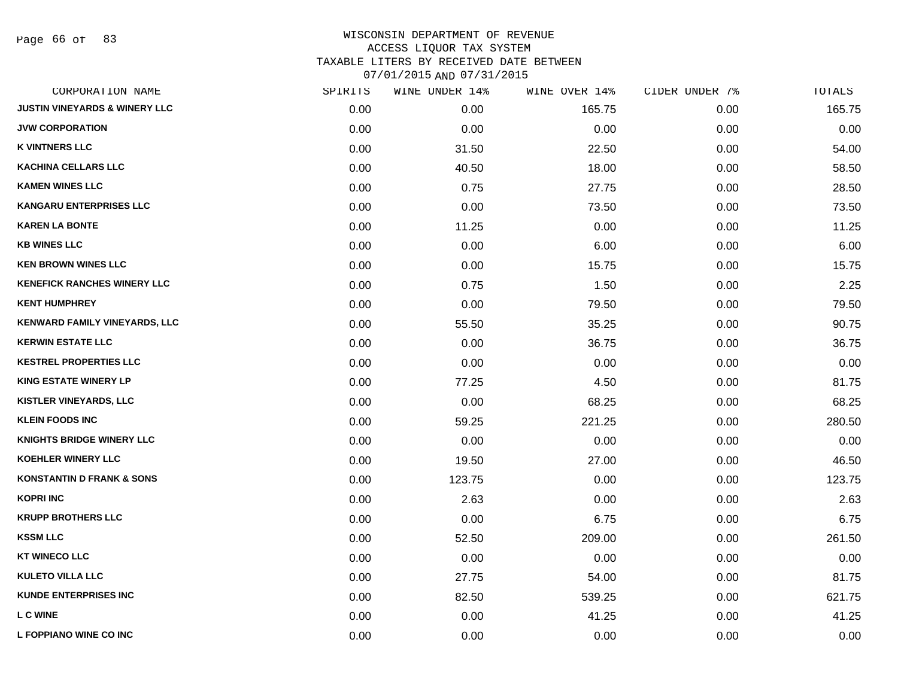# WISCONSIN DEPARTMENT OF REVENUE
## ACCESS LIQUOR TAX SYSTEM
## TAXABLE LITERS BY RECEIVED DATE BETWEEN 07/01/2015 AND 07/31/2015

| CORPORATION NAME | SPIRITS | WINE UNDER 14% | WINE OVER 14% | CIDER UNDER 7% | TOTALS |
|---|---|---|---|---|---|
| JUSTIN VINEYARDS & WINERY LLC | 0.00 | 0.00 | 165.75 | 0.00 | 165.75 |
| JVW CORPORATION | 0.00 | 0.00 | 0.00 | 0.00 | 0.00 |
| K VINTNERS LLC | 0.00 | 31.50 | 22.50 | 0.00 | 54.00 |
| KACHINA CELLARS LLC | 0.00 | 40.50 | 18.00 | 0.00 | 58.50 |
| KAMEN WINES LLC | 0.00 | 0.75 | 27.75 | 0.00 | 28.50 |
| KANGARU ENTERPRISES LLC | 0.00 | 0.00 | 73.50 | 0.00 | 73.50 |
| KAREN LA BONTE | 0.00 | 11.25 | 0.00 | 0.00 | 11.25 |
| KB WINES LLC | 0.00 | 0.00 | 6.00 | 0.00 | 6.00 |
| KEN BROWN WINES LLC | 0.00 | 0.00 | 15.75 | 0.00 | 15.75 |
| KENEFICK RANCHES WINERY LLC | 0.00 | 0.75 | 1.50 | 0.00 | 2.25 |
| KENT HUMPHREY | 0.00 | 0.00 | 79.50 | 0.00 | 79.50 |
| KENWARD FAMILY VINEYARDS, LLC | 0.00 | 55.50 | 35.25 | 0.00 | 90.75 |
| KERWIN ESTATE LLC | 0.00 | 0.00 | 36.75 | 0.00 | 36.75 |
| KESTREL PROPERTIES LLC | 0.00 | 0.00 | 0.00 | 0.00 | 0.00 |
| KING ESTATE WINERY LP | 0.00 | 77.25 | 4.50 | 0.00 | 81.75 |
| KISTLER VINEYARDS, LLC | 0.00 | 0.00 | 68.25 | 0.00 | 68.25 |
| KLEIN FOODS INC | 0.00 | 59.25 | 221.25 | 0.00 | 280.50 |
| KNIGHTS BRIDGE WINERY LLC | 0.00 | 0.00 | 0.00 | 0.00 | 0.00 |
| KOEHLER WINERY LLC | 0.00 | 19.50 | 27.00 | 0.00 | 46.50 |
| KONSTANTIN D FRANK & SONS | 0.00 | 123.75 | 0.00 | 0.00 | 123.75 |
| KOPRI INC | 0.00 | 2.63 | 0.00 | 0.00 | 2.63 |
| KRUPP BROTHERS LLC | 0.00 | 0.00 | 6.75 | 0.00 | 6.75 |
| KSSM LLC | 0.00 | 52.50 | 209.00 | 0.00 | 261.50 |
| KT WINECO LLC | 0.00 | 0.00 | 0.00 | 0.00 | 0.00 |
| KULETO VILLA LLC | 0.00 | 27.75 | 54.00 | 0.00 | 81.75 |
| KUNDE ENTERPRISES INC | 0.00 | 82.50 | 539.25 | 0.00 | 621.75 |
| L C WINE | 0.00 | 0.00 | 41.25 | 0.00 | 41.25 |
| L FOPPIANO WINE CO INC | 0.00 | 0.00 | 0.00 | 0.00 | 0.00 |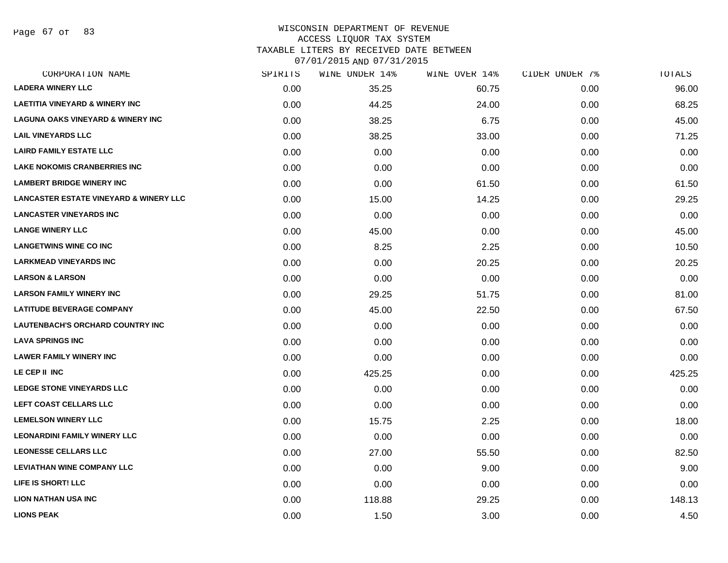# WISCONSIN DEPARTMENT OF REVENUE
## ACCESS LIQUOR TAX SYSTEM
## TAXABLE LITERS BY RECEIVED DATE BETWEEN 07/01/2015 AND 07/31/2015

| CORPORATION NAME | SPIRITS | WINE UNDER 14% | WINE OVER 14% | CIDER UNDER 7% | TOTALS |
|---|---|---|---|---|---|
| LADERA WINERY LLC | 0.00 | 35.25 | 60.75 | 0.00 | 96.00 |
| LAETITIA VINEYARD & WINERY INC | 0.00 | 44.25 | 24.00 | 0.00 | 68.25 |
| LAGUNA OAKS VINEYARD & WINERY INC | 0.00 | 38.25 | 6.75 | 0.00 | 45.00 |
| LAIL VINEYARDS LLC | 0.00 | 38.25 | 33.00 | 0.00 | 71.25 |
| LAIRD FAMILY ESTATE LLC | 0.00 | 0.00 | 0.00 | 0.00 | 0.00 |
| LAKE NOKOMIS CRANBERRIES INC | 0.00 | 0.00 | 0.00 | 0.00 | 0.00 |
| LAMBERT BRIDGE WINERY INC | 0.00 | 0.00 | 61.50 | 0.00 | 61.50 |
| LANCASTER ESTATE VINEYARD & WINERY LLC | 0.00 | 15.00 | 14.25 | 0.00 | 29.25 |
| LANCASTER VINEYARDS INC | 0.00 | 0.00 | 0.00 | 0.00 | 0.00 |
| LANGE WINERY LLC | 0.00 | 45.00 | 0.00 | 0.00 | 45.00 |
| LANGETWINS WINE CO INC | 0.00 | 8.25 | 2.25 | 0.00 | 10.50 |
| LARKMEAD VINEYARDS INC | 0.00 | 0.00 | 20.25 | 0.00 | 20.25 |
| LARSON & LARSON | 0.00 | 0.00 | 0.00 | 0.00 | 0.00 |
| LARSON FAMILY WINERY INC | 0.00 | 29.25 | 51.75 | 0.00 | 81.00 |
| LATITUDE BEVERAGE COMPANY | 0.00 | 45.00 | 22.50 | 0.00 | 67.50 |
| LAUTENBACH'S ORCHARD COUNTRY INC | 0.00 | 0.00 | 0.00 | 0.00 | 0.00 |
| LAVA SPRINGS INC | 0.00 | 0.00 | 0.00 | 0.00 | 0.00 |
| LAWER FAMILY WINERY INC | 0.00 | 0.00 | 0.00 | 0.00 | 0.00 |
| LE CEP II INC | 0.00 | 425.25 | 0.00 | 0.00 | 425.25 |
| LEDGE STONE VINEYARDS LLC | 0.00 | 0.00 | 0.00 | 0.00 | 0.00 |
| LEFT COAST CELLARS LLC | 0.00 | 0.00 | 0.00 | 0.00 | 0.00 |
| LEMELSON WINERY LLC | 0.00 | 15.75 | 2.25 | 0.00 | 18.00 |
| LEONARDINI FAMILY WINERY LLC | 0.00 | 0.00 | 0.00 | 0.00 | 0.00 |
| LEONESSE CELLARS LLC | 0.00 | 27.00 | 55.50 | 0.00 | 82.50 |
| LEVIATHAN WINE COMPANY LLC | 0.00 | 0.00 | 9.00 | 0.00 | 9.00 |
| LIFE IS SHORT! LLC | 0.00 | 0.00 | 0.00 | 0.00 | 0.00 |
| LION NATHAN USA INC | 0.00 | 118.88 | 29.25 | 0.00 | 148.13 |
| LIONS PEAK | 0.00 | 1.50 | 3.00 | 0.00 | 4.50 |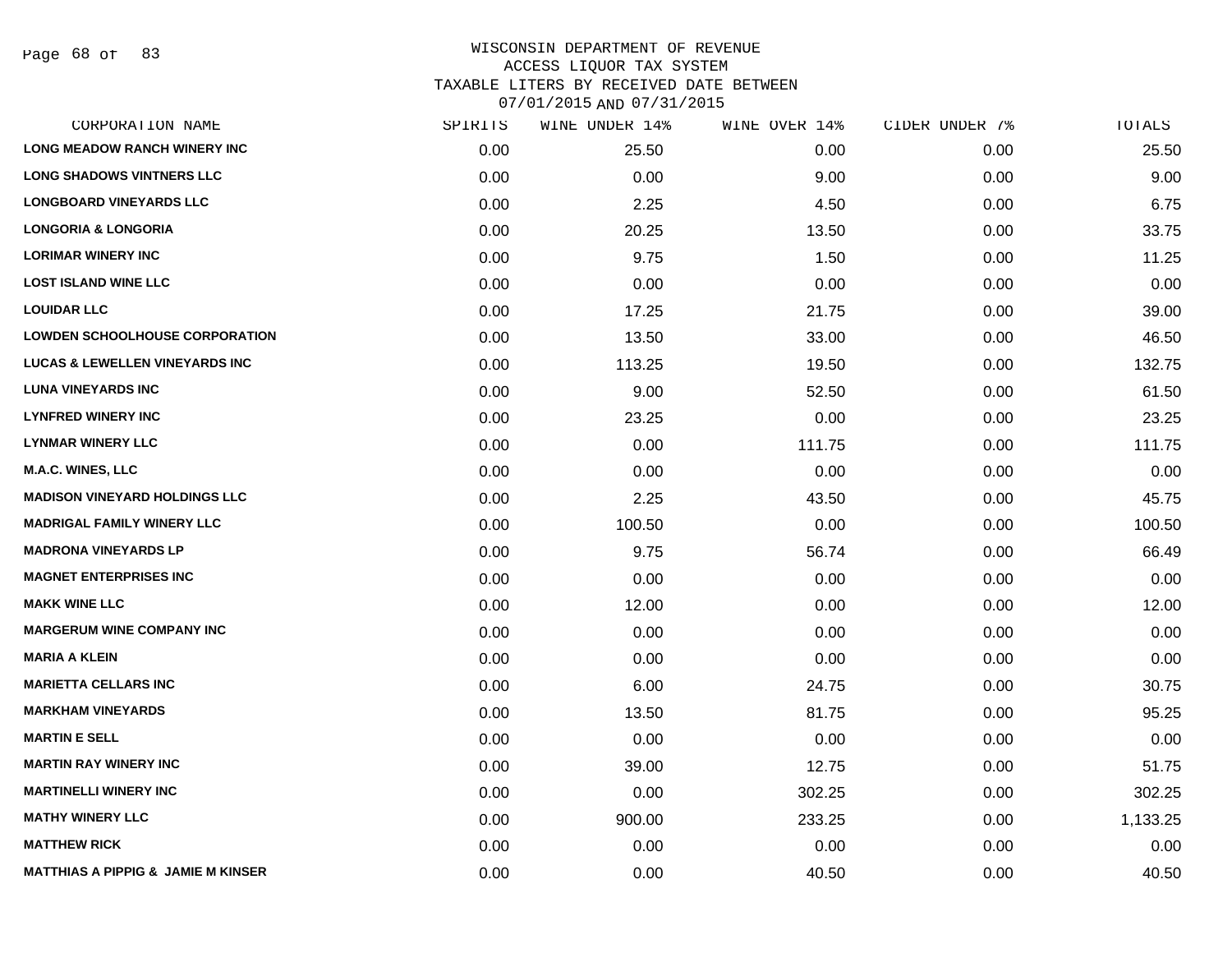# WISCONSIN DEPARTMENT OF REVENUE
## ACCESS LIQUOR TAX SYSTEM
## TAXABLE LITERS BY RECEIVED DATE BETWEEN 07/01/2015 AND 07/31/2015

| CORPORATION NAME | SPIRITS | WINE UNDER 14% | WINE OVER 14% | CIDER UNDER 7% | TOTALS |
|---|---|---|---|---|---|
| LONG MEADOW RANCH WINERY INC | 0.00 | 25.50 | 0.00 | 0.00 | 25.50 |
| LONG SHADOWS VINTNERS LLC | 0.00 | 0.00 | 9.00 | 0.00 | 9.00 |
| LONGBOARD VINEYARDS LLC | 0.00 | 2.25 | 4.50 | 0.00 | 6.75 |
| LONGORIA & LONGORIA | 0.00 | 20.25 | 13.50 | 0.00 | 33.75 |
| LORIMAR WINERY INC | 0.00 | 9.75 | 1.50 | 0.00 | 11.25 |
| LOST ISLAND WINE LLC | 0.00 | 0.00 | 0.00 | 0.00 | 0.00 |
| LOUIDAR LLC | 0.00 | 17.25 | 21.75 | 0.00 | 39.00 |
| LOWDEN SCHOOLHOUSE CORPORATION | 0.00 | 13.50 | 33.00 | 0.00 | 46.50 |
| LUCAS & LEWELLEN VINEYARDS INC | 0.00 | 113.25 | 19.50 | 0.00 | 132.75 |
| LUNA VINEYARDS INC | 0.00 | 9.00 | 52.50 | 0.00 | 61.50 |
| LYNFRED WINERY INC | 0.00 | 23.25 | 0.00 | 0.00 | 23.25 |
| LYNMAR WINERY LLC | 0.00 | 0.00 | 111.75 | 0.00 | 111.75 |
| M.A.C. WINES, LLC | 0.00 | 0.00 | 0.00 | 0.00 | 0.00 |
| MADISON VINEYARD HOLDINGS LLC | 0.00 | 2.25 | 43.50 | 0.00 | 45.75 |
| MADRIGAL FAMILY WINERY LLC | 0.00 | 100.50 | 0.00 | 0.00 | 100.50 |
| MADRONA VINEYARDS LP | 0.00 | 9.75 | 56.74 | 0.00 | 66.49 |
| MAGNET ENTERPRISES INC | 0.00 | 0.00 | 0.00 | 0.00 | 0.00 |
| MAKK WINE LLC | 0.00 | 12.00 | 0.00 | 0.00 | 12.00 |
| MARGERUM WINE COMPANY INC | 0.00 | 0.00 | 0.00 | 0.00 | 0.00 |
| MARIA A KLEIN | 0.00 | 0.00 | 0.00 | 0.00 | 0.00 |
| MARIETTA CELLARS INC | 0.00 | 6.00 | 24.75 | 0.00 | 30.75 |
| MARKHAM VINEYARDS | 0.00 | 13.50 | 81.75 | 0.00 | 95.25 |
| MARTIN E SELL | 0.00 | 0.00 | 0.00 | 0.00 | 0.00 |
| MARTIN RAY WINERY INC | 0.00 | 39.00 | 12.75 | 0.00 | 51.75 |
| MARTINELLI WINERY INC | 0.00 | 0.00 | 302.25 | 0.00 | 302.25 |
| MATHY WINERY LLC | 0.00 | 900.00 | 233.25 | 0.00 | 1,133.25 |
| MATTHEW RICK | 0.00 | 0.00 | 0.00 | 0.00 | 0.00 |
| MATTHIAS A PIPPIG & JAMIE M KINSER | 0.00 | 0.00 | 40.50 | 0.00 | 40.50 |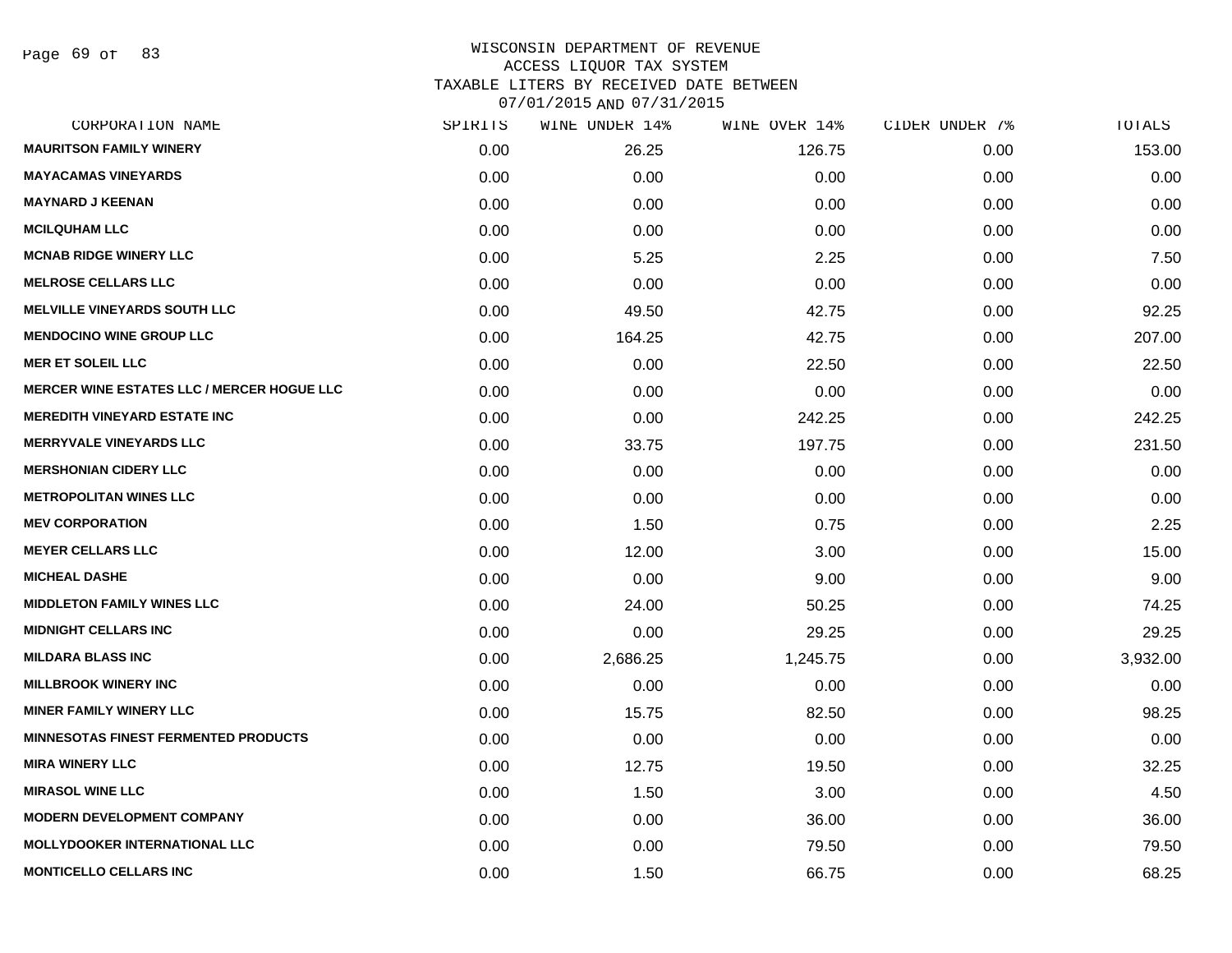WISCONSIN DEPARTMENT OF REVENUE
ACCESS LIQUOR TAX SYSTEM
TAXABLE LITERS BY RECEIVED DATE BETWEEN
07/01/2015 AND 07/31/2015

| CORPORATION NAME | SPIRITS | WINE UNDER 14% | WINE OVER 14% | CIDER UNDER 7% | TOTALS |
|---|---|---|---|---|---|
| **MAURITSON FAMILY WINERY** | 0.00 | 26.25 | 126.75 | 0.00 | 153.00 |
| **MAYACAMAS VINEYARDS** | 0.00 | 0.00 | 0.00 | 0.00 | 0.00 |
| **MAYNARD J KEENAN** | 0.00 | 0.00 | 0.00 | 0.00 | 0.00 |
| **MCILQUHAM LLC** | 0.00 | 0.00 | 0.00 | 0.00 | 0.00 |
| **MCNAB RIDGE WINERY LLC** | 0.00 | 5.25 | 2.25 | 0.00 | 7.50 |
| **MELROSE CELLARS LLC** | 0.00 | 0.00 | 0.00 | 0.00 | 0.00 |
| **MELVILLE VINEYARDS SOUTH LLC** | 0.00 | 49.50 | 42.75 | 0.00 | 92.25 |
| **MENDOCINO WINE GROUP LLC** | 0.00 | 164.25 | 42.75 | 0.00 | 207.00 |
| **MER ET SOLEIL LLC** | 0.00 | 0.00 | 22.50 | 0.00 | 22.50 |
| **MERCER WINE ESTATES LLC / MERCER HOGUE LLC** | 0.00 | 0.00 | 0.00 | 0.00 | 0.00 |
| **MEREDITH VINEYARD ESTATE INC** | 0.00 | 0.00 | 242.25 | 0.00 | 242.25 |
| **MERRYVALE VINEYARDS LLC** | 0.00 | 33.75 | 197.75 | 0.00 | 231.50 |
| **MERSHONIAN CIDERY LLC** | 0.00 | 0.00 | 0.00 | 0.00 | 0.00 |
| **METROPOLITAN WINES LLC** | 0.00 | 0.00 | 0.00 | 0.00 | 0.00 |
| **MEV CORPORATION** | 0.00 | 1.50 | 0.75 | 0.00 | 2.25 |
| **MEYER CELLARS LLC** | 0.00 | 12.00 | 3.00 | 0.00 | 15.00 |
| **MICHEAL DASHE** | 0.00 | 0.00 | 9.00 | 0.00 | 9.00 |
| **MIDDLETON FAMILY WINES LLC** | 0.00 | 24.00 | 50.25 | 0.00 | 74.25 |
| **MIDNIGHT CELLARS INC** | 0.00 | 0.00 | 29.25 | 0.00 | 29.25 |
| **MILDARA BLASS INC** | 0.00 | 2,686.25 | 1,245.75 | 0.00 | 3,932.00 |
| **MILLBROOK WINERY INC** | 0.00 | 0.00 | 0.00 | 0.00 | 0.00 |
| **MINER FAMILY WINERY LLC** | 0.00 | 15.75 | 82.50 | 0.00 | 98.25 |
| **MINNESOTAS FINEST FERMENTED PRODUCTS** | 0.00 | 0.00 | 0.00 | 0.00 | 0.00 |
| **MIRA WINERY LLC** | 0.00 | 12.75 | 19.50 | 0.00 | 32.25 |
| **MIRASOL WINE LLC** | 0.00 | 1.50 | 3.00 | 0.00 | 4.50 |
| **MODERN DEVELOPMENT COMPANY** | 0.00 | 0.00 | 36.00 | 0.00 | 36.00 |
| **MOLLYDOOKER INTERNATIONAL LLC** | 0.00 | 0.00 | 79.50 | 0.00 | 79.50 |
| **MONTICELLO CELLARS INC** | 0.00 | 1.50 | 66.75 | 0.00 | 68.25 |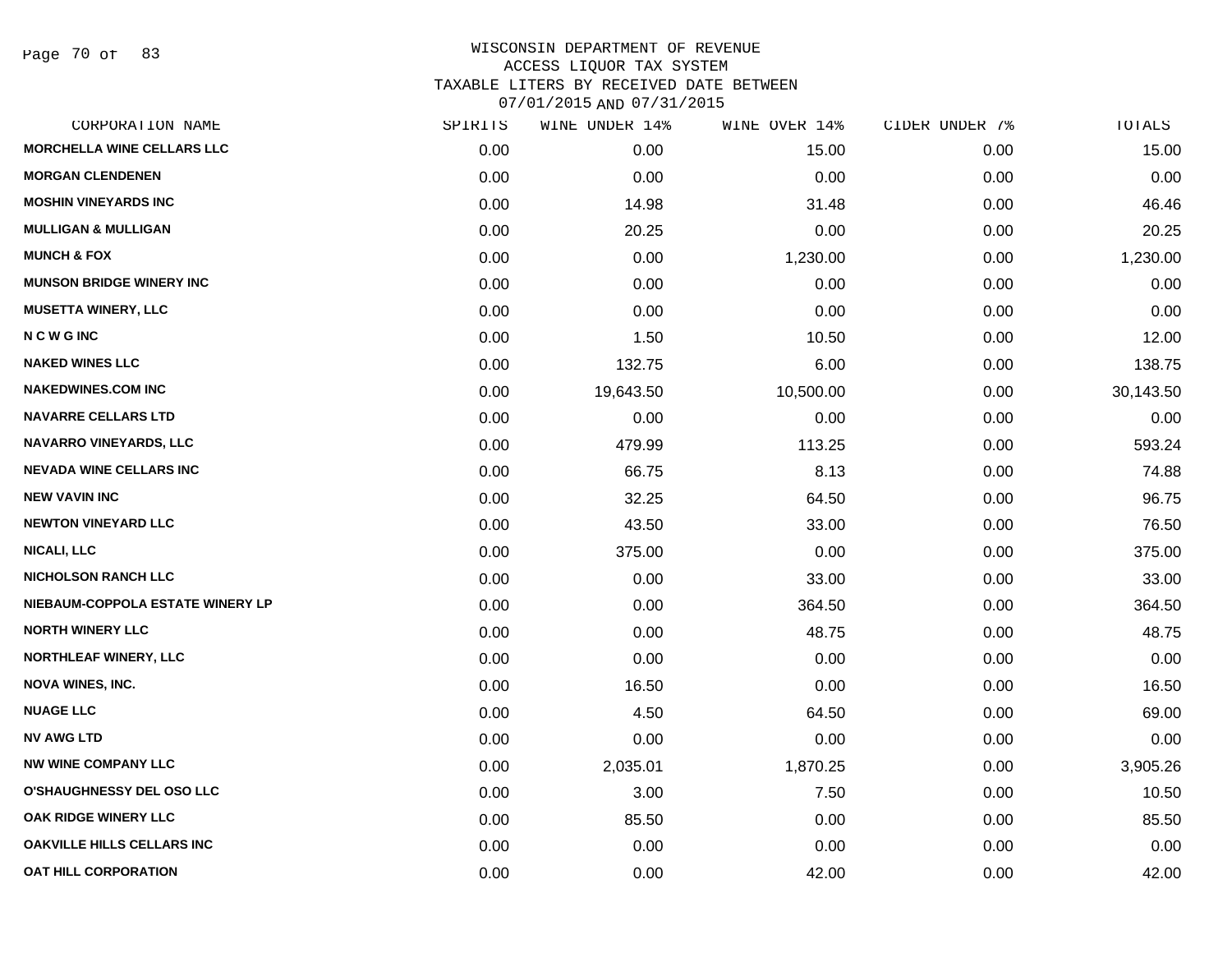WISCONSIN DEPARTMENT OF REVENUE
ACCESS LIQUOR TAX SYSTEM
TAXABLE LITERS BY RECEIVED DATE BETWEEN
07/01/2015 AND 07/31/2015

| CORPORATION NAME | SPIRITS | WINE UNDER 14% | WINE OVER 14% | CIDER UNDER 7% | TOTALS |
|---|---|---|---|---|---|
| MORCHELLA WINE CELLARS LLC | 0.00 | 0.00 | 15.00 | 0.00 | 15.00 |
| MORGAN CLENDENEN | 0.00 | 0.00 | 0.00 | 0.00 | 0.00 |
| MOSHIN VINEYARDS INC | 0.00 | 14.98 | 31.48 | 0.00 | 46.46 |
| MULLIGAN & MULLIGAN | 0.00 | 20.25 | 0.00 | 0.00 | 20.25 |
| MUNCH & FOX | 0.00 | 0.00 | 1,230.00 | 0.00 | 1,230.00 |
| MUNSON BRIDGE WINERY INC | 0.00 | 0.00 | 0.00 | 0.00 | 0.00 |
| MUSETTA WINERY, LLC | 0.00 | 0.00 | 0.00 | 0.00 | 0.00 |
| N C W G INC | 0.00 | 1.50 | 10.50 | 0.00 | 12.00 |
| NAKED WINES LLC | 0.00 | 132.75 | 6.00 | 0.00 | 138.75 |
| NAKEDWINES.COM INC | 0.00 | 19,643.50 | 10,500.00 | 0.00 | 30,143.50 |
| NAVARRE CELLARS LTD | 0.00 | 0.00 | 0.00 | 0.00 | 0.00 |
| NAVARRO VINEYARDS, LLC | 0.00 | 479.99 | 113.25 | 0.00 | 593.24 |
| NEVADA WINE CELLARS INC | 0.00 | 66.75 | 8.13 | 0.00 | 74.88 |
| NEW VAVIN INC | 0.00 | 32.25 | 64.50 | 0.00 | 96.75 |
| NEWTON VINEYARD LLC | 0.00 | 43.50 | 33.00 | 0.00 | 76.50 |
| NICALI, LLC | 0.00 | 375.00 | 0.00 | 0.00 | 375.00 |
| NICHOLSON RANCH LLC | 0.00 | 0.00 | 33.00 | 0.00 | 33.00 |
| NIEBAUM-COPPOLA ESTATE WINERY LP | 0.00 | 0.00 | 364.50 | 0.00 | 364.50 |
| NORTH WINERY LLC | 0.00 | 0.00 | 48.75 | 0.00 | 48.75 |
| NORTHLEAF WINERY, LLC | 0.00 | 0.00 | 0.00 | 0.00 | 0.00 |
| NOVA WINES, INC. | 0.00 | 16.50 | 0.00 | 0.00 | 16.50 |
| NUAGE LLC | 0.00 | 4.50 | 64.50 | 0.00 | 69.00 |
| NV AWG LTD | 0.00 | 0.00 | 0.00 | 0.00 | 0.00 |
| NW WINE COMPANY LLC | 0.00 | 2,035.01 | 1,870.25 | 0.00 | 3,905.26 |
| O'SHAUGHNESSY DEL OSO LLC | 0.00 | 3.00 | 7.50 | 0.00 | 10.50 |
| OAK RIDGE WINERY LLC | 0.00 | 85.50 | 0.00 | 0.00 | 85.50 |
| OAKVILLE HILLS CELLARS INC | 0.00 | 0.00 | 0.00 | 0.00 | 0.00 |
| OAT HILL CORPORATION | 0.00 | 0.00 | 42.00 | 0.00 | 42.00 |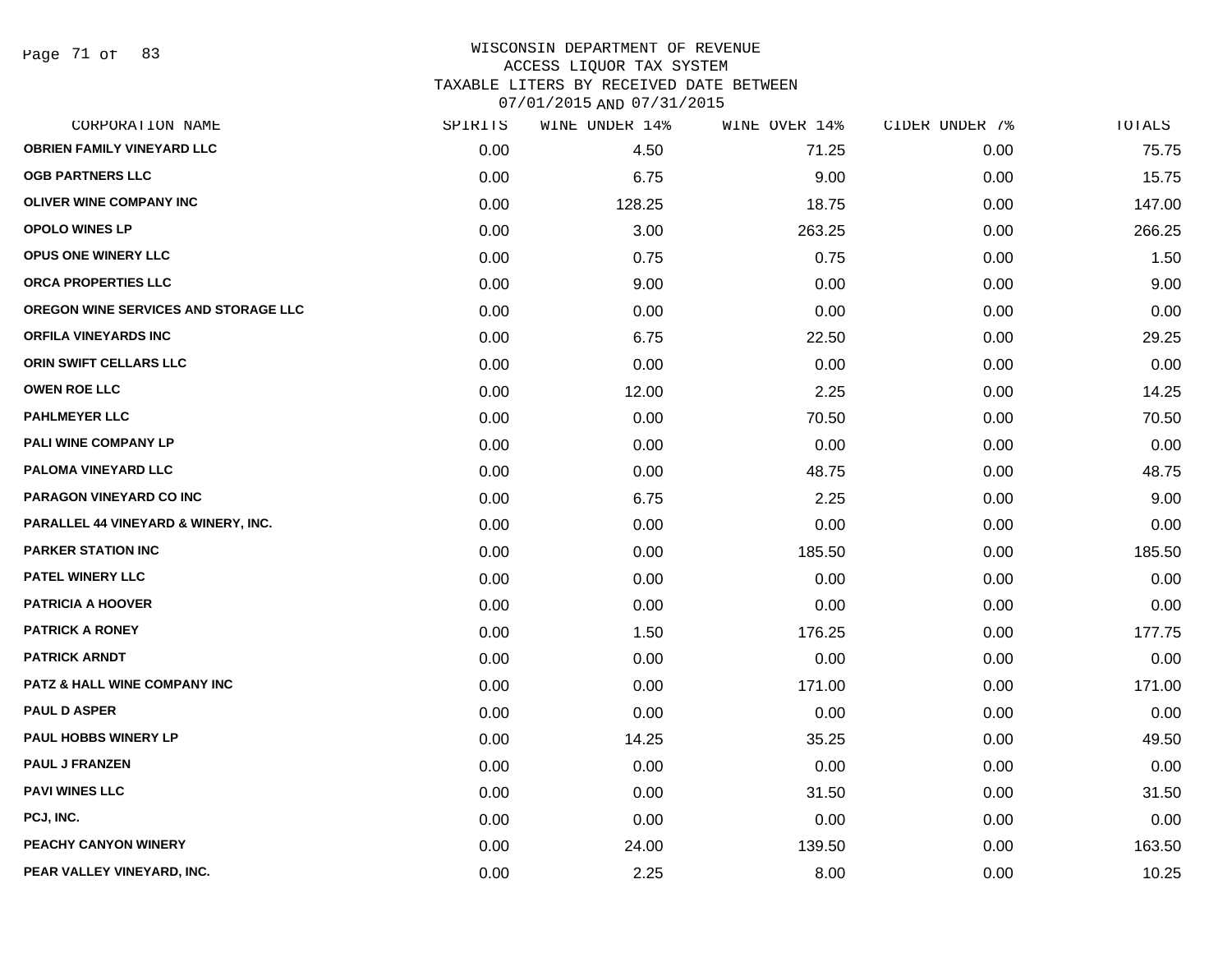# WISCONSIN DEPARTMENT OF REVENUE
## ACCESS LIQUOR TAX SYSTEM
## TAXABLE LITERS BY RECEIVED DATE BETWEEN 07/01/2015 AND 07/31/2015

| CORPORATION NAME | SPIRITS | WINE UNDER 14% | WINE OVER 14% | CIDER UNDER 7% | TOTALS |
|---|---|---|---|---|---|
| OBRIEN FAMILY VINEYARD LLC | 0.00 | 4.50 | 71.25 | 0.00 | 75.75 |
| OGB PARTNERS LLC | 0.00 | 6.75 | 9.00 | 0.00 | 15.75 |
| OLIVER WINE COMPANY INC | 0.00 | 128.25 | 18.75 | 0.00 | 147.00 |
| OPOLO WINES LP | 0.00 | 3.00 | 263.25 | 0.00 | 266.25 |
| OPUS ONE WINERY LLC | 0.00 | 0.75 | 0.75 | 0.00 | 1.50 |
| ORCA PROPERTIES LLC | 0.00 | 9.00 | 0.00 | 0.00 | 9.00 |
| OREGON WINE SERVICES AND STORAGE LLC | 0.00 | 0.00 | 0.00 | 0.00 | 0.00 |
| ORFILA VINEYARDS INC | 0.00 | 6.75 | 22.50 | 0.00 | 29.25 |
| ORIN SWIFT CELLARS LLC | 0.00 | 0.00 | 0.00 | 0.00 | 0.00 |
| OWEN ROE LLC | 0.00 | 12.00 | 2.25 | 0.00 | 14.25 |
| PAHLMEYER LLC | 0.00 | 0.00 | 70.50 | 0.00 | 70.50 |
| PALI WINE COMPANY LP | 0.00 | 0.00 | 0.00 | 0.00 | 0.00 |
| PALOMA VINEYARD LLC | 0.00 | 0.00 | 48.75 | 0.00 | 48.75 |
| PARAGON VINEYARD CO INC | 0.00 | 6.75 | 2.25 | 0.00 | 9.00 |
| PARALLEL 44 VINEYARD & WINERY, INC. | 0.00 | 0.00 | 0.00 | 0.00 | 0.00 |
| PARKER STATION INC | 0.00 | 0.00 | 185.50 | 0.00 | 185.50 |
| PATEL WINERY LLC | 0.00 | 0.00 | 0.00 | 0.00 | 0.00 |
| PATRICIA A HOOVER | 0.00 | 0.00 | 0.00 | 0.00 | 0.00 |
| PATRICK A RONEY | 0.00 | 1.50 | 176.25 | 0.00 | 177.75 |
| PATRICK ARNDT | 0.00 | 0.00 | 0.00 | 0.00 | 0.00 |
| PATZ & HALL WINE COMPANY INC | 0.00 | 0.00 | 171.00 | 0.00 | 171.00 |
| PAUL D ASPER | 0.00 | 0.00 | 0.00 | 0.00 | 0.00 |
| PAUL HOBBS WINERY LP | 0.00 | 14.25 | 35.25 | 0.00 | 49.50 |
| PAUL J FRANZEN | 0.00 | 0.00 | 0.00 | 0.00 | 0.00 |
| PAVI WINES LLC | 0.00 | 0.00 | 31.50 | 0.00 | 31.50 |
| PCJ, INC. | 0.00 | 0.00 | 0.00 | 0.00 | 0.00 |
| PEACHY CANYON WINERY | 0.00 | 24.00 | 139.50 | 0.00 | 163.50 |
| PEAR VALLEY VINEYARD, INC. | 0.00 | 2.25 | 8.00 | 0.00 | 10.25 |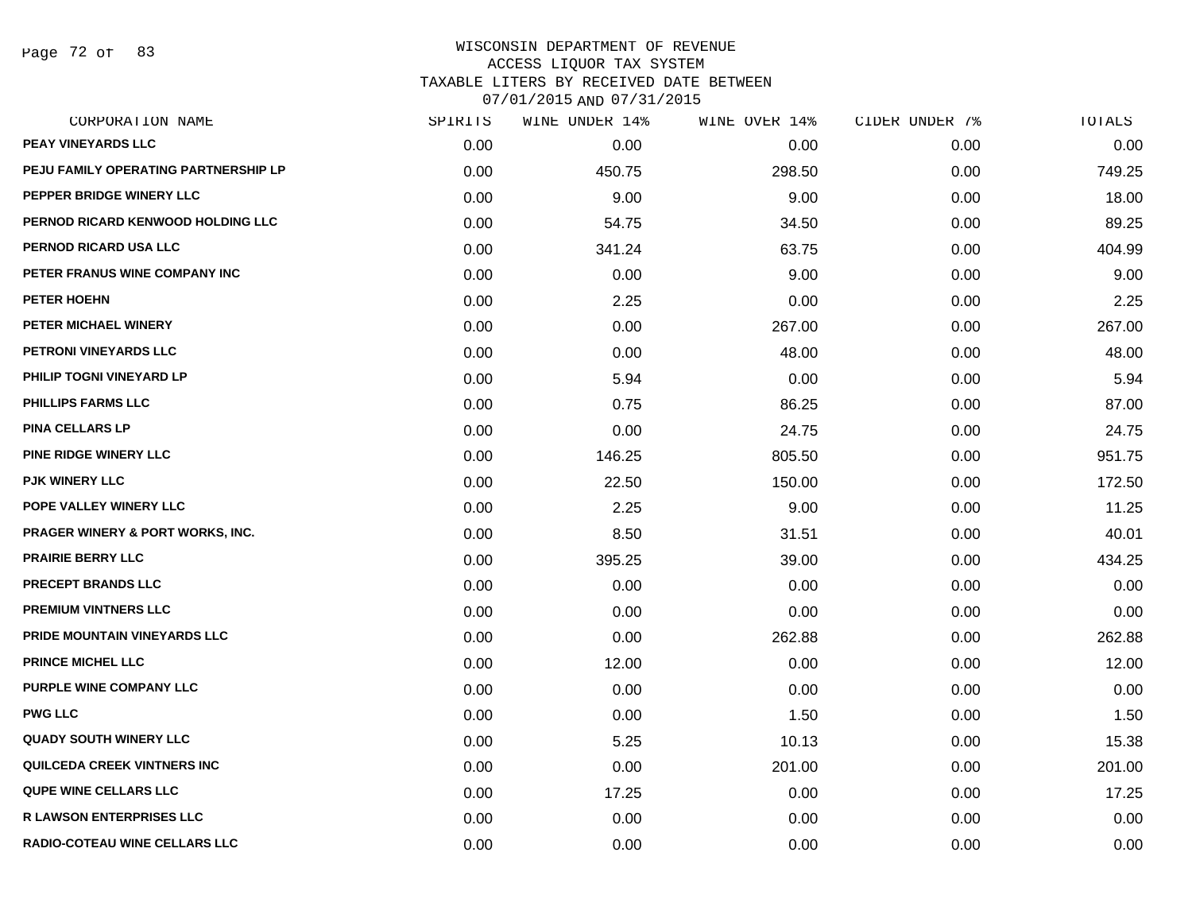WISCONSIN DEPARTMENT OF REVENUE
ACCESS LIQUOR TAX SYSTEM
TAXABLE LITERS BY RECEIVED DATE BETWEEN
07/01/2015 AND 07/31/2015

| CORPORATION NAME | SPIRITS | WINE UNDER 14% | WINE OVER 14% | CIDER UNDER 7% | TOTALS |
|---|---|---|---|---|---|
| PEAY VINEYARDS LLC | 0.00 | 0.00 | 0.00 | 0.00 | 0.00 |
| PEJU FAMILY OPERATING PARTNERSHIP LP | 0.00 | 450.75 | 298.50 | 0.00 | 749.25 |
| PEPPER BRIDGE WINERY LLC | 0.00 | 9.00 | 9.00 | 0.00 | 18.00 |
| PERNOD RICARD KENWOOD HOLDING LLC | 0.00 | 54.75 | 34.50 | 0.00 | 89.25 |
| PERNOD RICARD USA LLC | 0.00 | 341.24 | 63.75 | 0.00 | 404.99 |
| PETER FRANUS WINE COMPANY INC | 0.00 | 0.00 | 9.00 | 0.00 | 9.00 |
| PETER HOEHN | 0.00 | 2.25 | 0.00 | 0.00 | 2.25 |
| PETER MICHAEL WINERY | 0.00 | 0.00 | 267.00 | 0.00 | 267.00 |
| PETRONI VINEYARDS LLC | 0.00 | 0.00 | 48.00 | 0.00 | 48.00 |
| PHILIP TOGNI VINEYARD LP | 0.00 | 5.94 | 0.00 | 0.00 | 5.94 |
| PHILLIPS FARMS LLC | 0.00 | 0.75 | 86.25 | 0.00 | 87.00 |
| PINA CELLARS LP | 0.00 | 0.00 | 24.75 | 0.00 | 24.75 |
| PINE RIDGE WINERY LLC | 0.00 | 146.25 | 805.50 | 0.00 | 951.75 |
| PJK WINERY LLC | 0.00 | 22.50 | 150.00 | 0.00 | 172.50 |
| POPE VALLEY WINERY LLC | 0.00 | 2.25 | 9.00 | 0.00 | 11.25 |
| PRAGER WINERY & PORT WORKS, INC. | 0.00 | 8.50 | 31.51 | 0.00 | 40.01 |
| PRAIRIE BERRY LLC | 0.00 | 395.25 | 39.00 | 0.00 | 434.25 |
| PRECEPT BRANDS LLC | 0.00 | 0.00 | 0.00 | 0.00 | 0.00 |
| PREMIUM VINTNERS LLC | 0.00 | 0.00 | 0.00 | 0.00 | 0.00 |
| PRIDE MOUNTAIN VINEYARDS LLC | 0.00 | 0.00 | 262.88 | 0.00 | 262.88 |
| PRINCE MICHEL LLC | 0.00 | 12.00 | 0.00 | 0.00 | 12.00 |
| PURPLE WINE COMPANY LLC | 0.00 | 0.00 | 0.00 | 0.00 | 0.00 |
| PWG LLC | 0.00 | 0.00 | 1.50 | 0.00 | 1.50 |
| QUADY SOUTH WINERY LLC | 0.00 | 5.25 | 10.13 | 0.00 | 15.38 |
| QUILCEDA CREEK VINTNERS INC | 0.00 | 0.00 | 201.00 | 0.00 | 201.00 |
| QUPE WINE CELLARS LLC | 0.00 | 17.25 | 0.00 | 0.00 | 17.25 |
| R LAWSON ENTERPRISES LLC | 0.00 | 0.00 | 0.00 | 0.00 | 0.00 |
| RADIO-COTEAU WINE CELLARS LLC | 0.00 | 0.00 | 0.00 | 0.00 | 0.00 |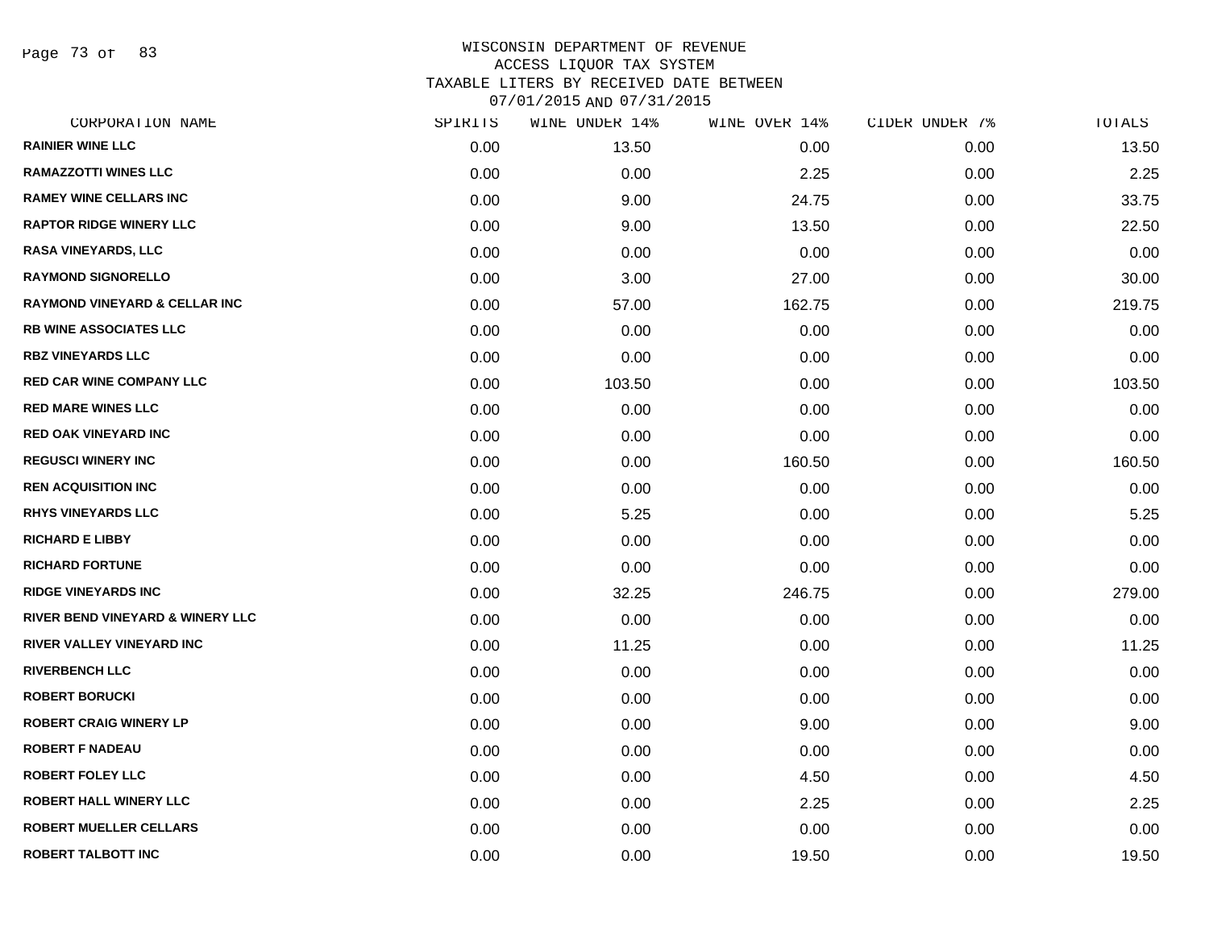# WISCONSIN DEPARTMENT OF REVENUE
## ACCESS LIQUOR TAX SYSTEM
### TAXABLE LITERS BY RECEIVED DATE BETWEEN 07/01/2015 AND 07/31/2015

| CORPORATION NAME | SPIRITS | WINE UNDER 14% | WINE OVER 14% | CIDER UNDER 7% | TOTALS |
|---|---|---|---|---|---|
| RAINIER WINE LLC | 0.00 | 13.50 | 0.00 | 0.00 | 13.50 |
| RAMAZZOTTI WINES LLC | 0.00 | 0.00 | 2.25 | 0.00 | 2.25 |
| RAMEY WINE CELLARS INC | 0.00 | 9.00 | 24.75 | 0.00 | 33.75 |
| RAPTOR RIDGE WINERY LLC | 0.00 | 9.00 | 13.50 | 0.00 | 22.50 |
| RASA VINEYARDS, LLC | 0.00 | 0.00 | 0.00 | 0.00 | 0.00 |
| RAYMOND SIGNORELLO | 0.00 | 3.00 | 27.00 | 0.00 | 30.00 |
| RAYMOND VINEYARD & CELLAR INC | 0.00 | 57.00 | 162.75 | 0.00 | 219.75 |
| RB WINE ASSOCIATES LLC | 0.00 | 0.00 | 0.00 | 0.00 | 0.00 |
| RBZ VINEYARDS LLC | 0.00 | 0.00 | 0.00 | 0.00 | 0.00 |
| RED CAR WINE COMPANY LLC | 0.00 | 103.50 | 0.00 | 0.00 | 103.50 |
| RED MARE WINES LLC | 0.00 | 0.00 | 0.00 | 0.00 | 0.00 |
| RED OAK VINEYARD INC | 0.00 | 0.00 | 0.00 | 0.00 | 0.00 |
| REGUSCI WINERY INC | 0.00 | 0.00 | 160.50 | 0.00 | 160.50 |
| REN ACQUISITION INC | 0.00 | 0.00 | 0.00 | 0.00 | 0.00 |
| RHYS VINEYARDS LLC | 0.00 | 5.25 | 0.00 | 0.00 | 5.25 |
| RICHARD E LIBBY | 0.00 | 0.00 | 0.00 | 0.00 | 0.00 |
| RICHARD FORTUNE | 0.00 | 0.00 | 0.00 | 0.00 | 0.00 |
| RIDGE VINEYARDS INC | 0.00 | 32.25 | 246.75 | 0.00 | 279.00 |
| RIVER BEND VINEYARD & WINERY LLC | 0.00 | 0.00 | 0.00 | 0.00 | 0.00 |
| RIVER VALLEY VINEYARD INC | 0.00 | 11.25 | 0.00 | 0.00 | 11.25 |
| RIVERBENCH LLC | 0.00 | 0.00 | 0.00 | 0.00 | 0.00 |
| ROBERT BORUCKI | 0.00 | 0.00 | 0.00 | 0.00 | 0.00 |
| ROBERT CRAIG WINERY LP | 0.00 | 0.00 | 9.00 | 0.00 | 9.00 |
| ROBERT F NADEAU | 0.00 | 0.00 | 0.00 | 0.00 | 0.00 |
| ROBERT FOLEY LLC | 0.00 | 0.00 | 4.50 | 0.00 | 4.50 |
| ROBERT HALL WINERY LLC | 0.00 | 0.00 | 2.25 | 0.00 | 2.25 |
| ROBERT MUELLER CELLARS | 0.00 | 0.00 | 0.00 | 0.00 | 0.00 |
| ROBERT TALBOTT INC | 0.00 | 0.00 | 19.50 | 0.00 | 19.50 |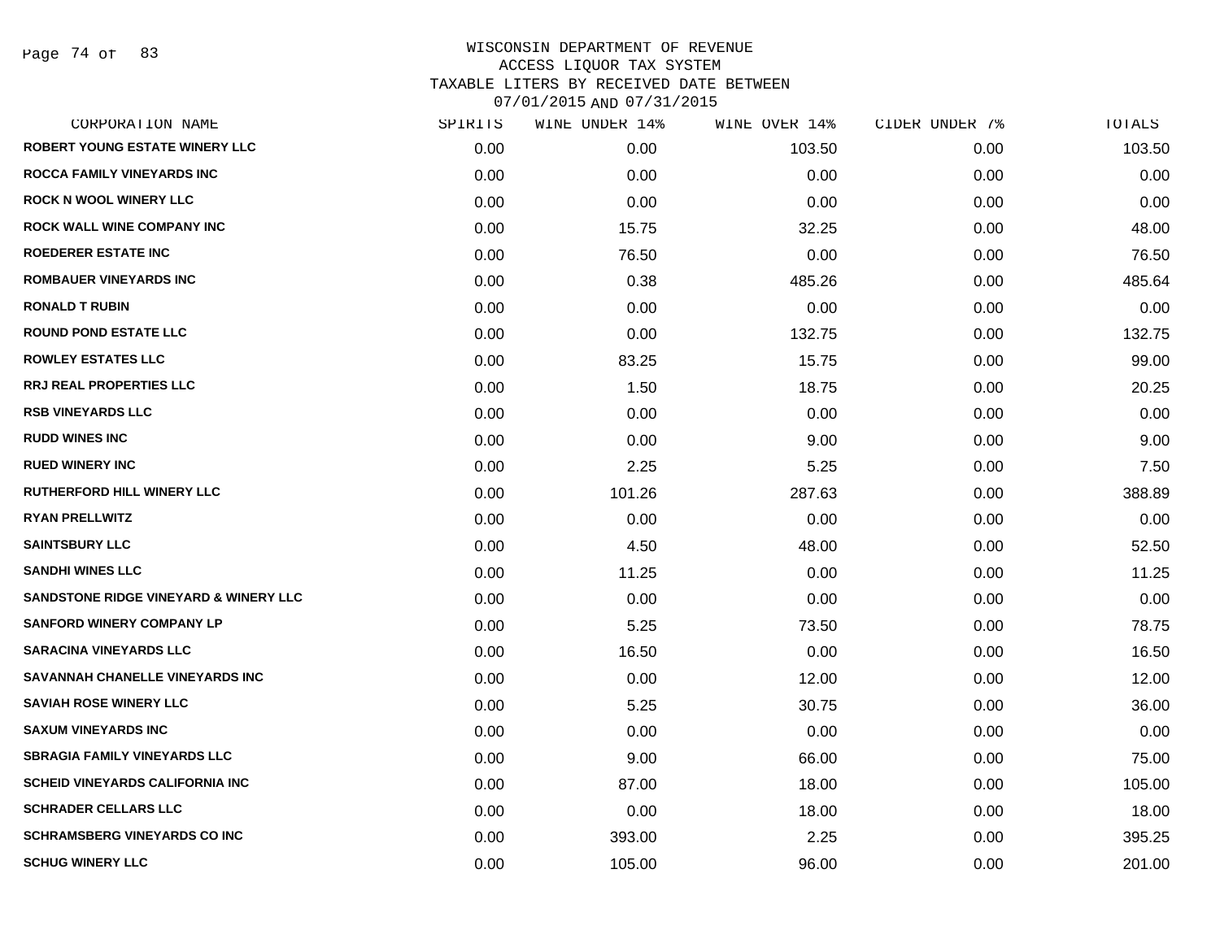# WISCONSIN DEPARTMENT OF REVENUE
## ACCESS LIQUOR TAX SYSTEM
## TAXABLE LITERS BY RECEIVED DATE BETWEEN 07/01/2015 AND 07/31/2015

| CORPORATION NAME | SPIRITS | WINE UNDER 14% | WINE OVER 14% | CIDER UNDER 7% | TOTALS |
|---|---|---|---|---|---|
| ROBERT YOUNG ESTATE WINERY LLC | 0.00 | 0.00 | 103.50 | 0.00 | 103.50 |
| ROCCA FAMILY VINEYARDS INC | 0.00 | 0.00 | 0.00 | 0.00 | 0.00 |
| ROCK N WOOL WINERY LLC | 0.00 | 0.00 | 0.00 | 0.00 | 0.00 |
| ROCK WALL WINE COMPANY INC | 0.00 | 15.75 | 32.25 | 0.00 | 48.00 |
| ROEDERER ESTATE INC | 0.00 | 76.50 | 0.00 | 0.00 | 76.50 |
| ROMBAUER VINEYARDS INC | 0.00 | 0.38 | 485.26 | 0.00 | 485.64 |
| RONALD T RUBIN | 0.00 | 0.00 | 0.00 | 0.00 | 0.00 |
| ROUND POND ESTATE LLC | 0.00 | 0.00 | 132.75 | 0.00 | 132.75 |
| ROWLEY ESTATES LLC | 0.00 | 83.25 | 15.75 | 0.00 | 99.00 |
| RRJ REAL PROPERTIES LLC | 0.00 | 1.50 | 18.75 | 0.00 | 20.25 |
| RSB VINEYARDS LLC | 0.00 | 0.00 | 0.00 | 0.00 | 0.00 |
| RUDD WINES INC | 0.00 | 0.00 | 9.00 | 0.00 | 9.00 |
| RUED WINERY INC | 0.00 | 2.25 | 5.25 | 0.00 | 7.50 |
| RUTHERFORD HILL WINERY LLC | 0.00 | 101.26 | 287.63 | 0.00 | 388.89 |
| RYAN PRELLWITZ | 0.00 | 0.00 | 0.00 | 0.00 | 0.00 |
| SAINTSBURY LLC | 0.00 | 4.50 | 48.00 | 0.00 | 52.50 |
| SANDHI WINES LLC | 0.00 | 11.25 | 0.00 | 0.00 | 11.25 |
| SANDSTONE RIDGE VINEYARD & WINERY LLC | 0.00 | 0.00 | 0.00 | 0.00 | 0.00 |
| SANFORD WINERY COMPANY LP | 0.00 | 5.25 | 73.50 | 0.00 | 78.75 |
| SARACINA VINEYARDS LLC | 0.00 | 16.50 | 0.00 | 0.00 | 16.50 |
| SAVANNAH CHANELLE VINEYARDS INC | 0.00 | 0.00 | 12.00 | 0.00 | 12.00 |
| SAVIAH ROSE WINERY LLC | 0.00 | 5.25 | 30.75 | 0.00 | 36.00 |
| SAXUM VINEYARDS INC | 0.00 | 0.00 | 0.00 | 0.00 | 0.00 |
| SBRAGIA FAMILY VINEYARDS LLC | 0.00 | 9.00 | 66.00 | 0.00 | 75.00 |
| SCHEID VINEYARDS CALIFORNIA INC | 0.00 | 87.00 | 18.00 | 0.00 | 105.00 |
| SCHRADER CELLARS LLC | 0.00 | 0.00 | 18.00 | 0.00 | 18.00 |
| SCHRAMSBERG VINEYARDS CO INC | 0.00 | 393.00 | 2.25 | 0.00 | 395.25 |
| SCHUG WINERY LLC | 0.00 | 105.00 | 96.00 | 0.00 | 201.00 |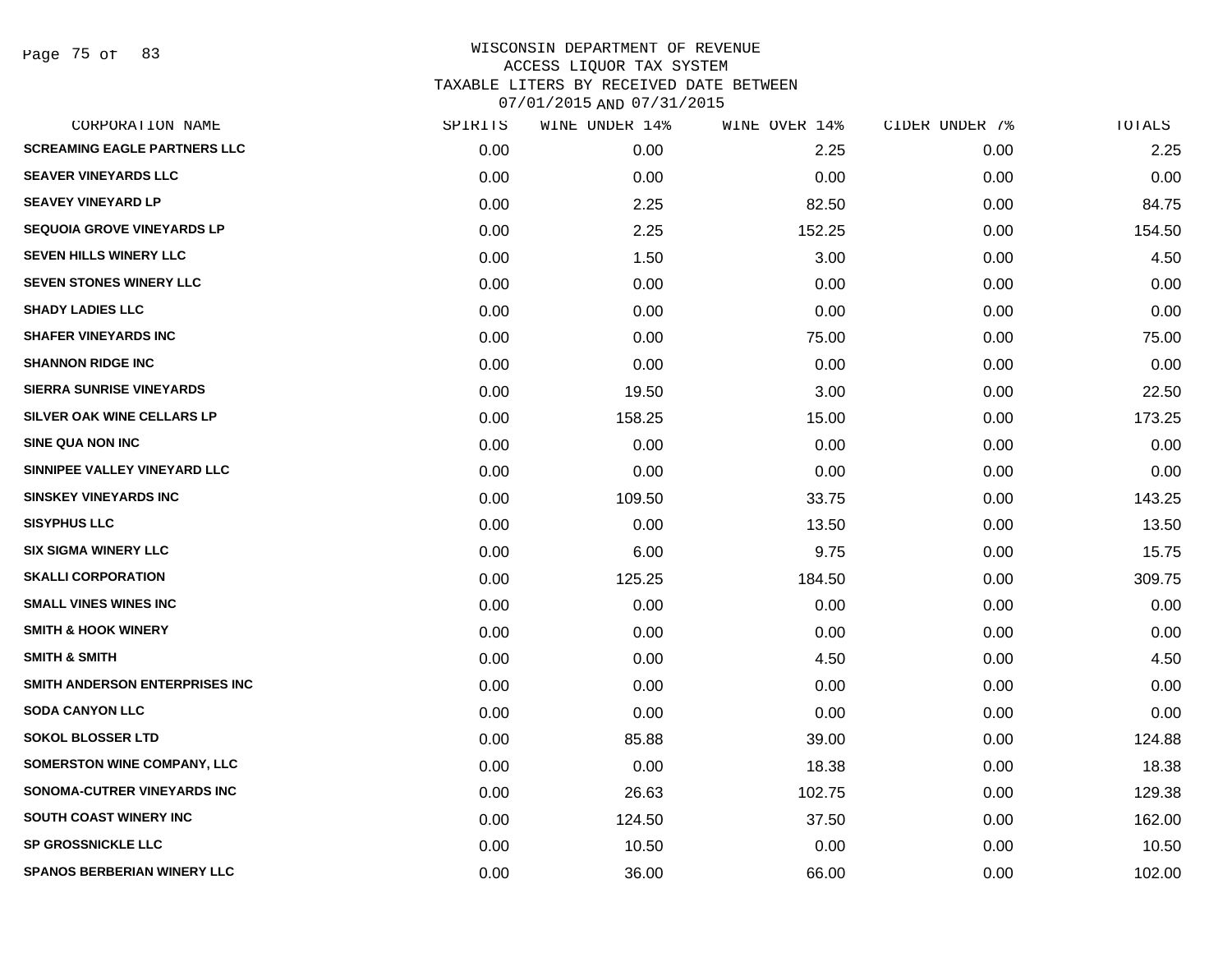# WISCONSIN DEPARTMENT OF REVENUE
## ACCESS LIQUOR TAX SYSTEM
### TAXABLE LITERS BY RECEIVED DATE BETWEEN 07/01/2015 AND 07/31/2015

| CORPORATION NAME | SPIRITS | WINE UNDER 14% | WINE OVER 14% | CIDER UNDER 7% | TOTALS |
|---|---|---|---|---|---|
| SCREAMING EAGLE PARTNERS LLC | 0.00 | 0.00 | 2.25 | 0.00 | 2.25 |
| SEAVER VINEYARDS LLC | 0.00 | 0.00 | 0.00 | 0.00 | 0.00 |
| SEAVEY VINEYARD LP | 0.00 | 2.25 | 82.50 | 0.00 | 84.75 |
| SEQUOIA GROVE VINEYARDS LP | 0.00 | 2.25 | 152.25 | 0.00 | 154.50 |
| SEVEN HILLS WINERY LLC | 0.00 | 1.50 | 3.00 | 0.00 | 4.50 |
| SEVEN STONES WINERY LLC | 0.00 | 0.00 | 0.00 | 0.00 | 0.00 |
| SHADY LADIES LLC | 0.00 | 0.00 | 0.00 | 0.00 | 0.00 |
| SHAFER VINEYARDS INC | 0.00 | 0.00 | 75.00 | 0.00 | 75.00 |
| SHANNON RIDGE INC | 0.00 | 0.00 | 0.00 | 0.00 | 0.00 |
| SIERRA SUNRISE VINEYARDS | 0.00 | 19.50 | 3.00 | 0.00 | 22.50 |
| SILVER OAK WINE CELLARS LP | 0.00 | 158.25 | 15.00 | 0.00 | 173.25 |
| SINE QUA NON INC | 0.00 | 0.00 | 0.00 | 0.00 | 0.00 |
| SINNIPEE VALLEY VINEYARD LLC | 0.00 | 0.00 | 0.00 | 0.00 | 0.00 |
| SINSKEY VINEYARDS INC | 0.00 | 109.50 | 33.75 | 0.00 | 143.25 |
| SISYPHUS LLC | 0.00 | 0.00 | 13.50 | 0.00 | 13.50 |
| SIX SIGMA WINERY LLC | 0.00 | 6.00 | 9.75 | 0.00 | 15.75 |
| SKALLI CORPORATION | 0.00 | 125.25 | 184.50 | 0.00 | 309.75 |
| SMALL VINES WINES INC | 0.00 | 0.00 | 0.00 | 0.00 | 0.00 |
| SMITH & HOOK WINERY | 0.00 | 0.00 | 0.00 | 0.00 | 0.00 |
| SMITH & SMITH | 0.00 | 0.00 | 4.50 | 0.00 | 4.50 |
| SMITH ANDERSON ENTERPRISES INC | 0.00 | 0.00 | 0.00 | 0.00 | 0.00 |
| SODA CANYON LLC | 0.00 | 0.00 | 0.00 | 0.00 | 0.00 |
| SOKOL BLOSSER LTD | 0.00 | 85.88 | 39.00 | 0.00 | 124.88 |
| SOMERSTON WINE COMPANY, LLC | 0.00 | 0.00 | 18.38 | 0.00 | 18.38 |
| SONOMA-CUTRER VINEYARDS INC | 0.00 | 26.63 | 102.75 | 0.00 | 129.38 |
| SOUTH COAST WINERY INC | 0.00 | 124.50 | 37.50 | 0.00 | 162.00 |
| SP GROSSNICKLE LLC | 0.00 | 10.50 | 0.00 | 0.00 | 10.50 |
| SPANOS BERBERIAN WINERY LLC | 0.00 | 36.00 | 66.00 | 0.00 | 102.00 |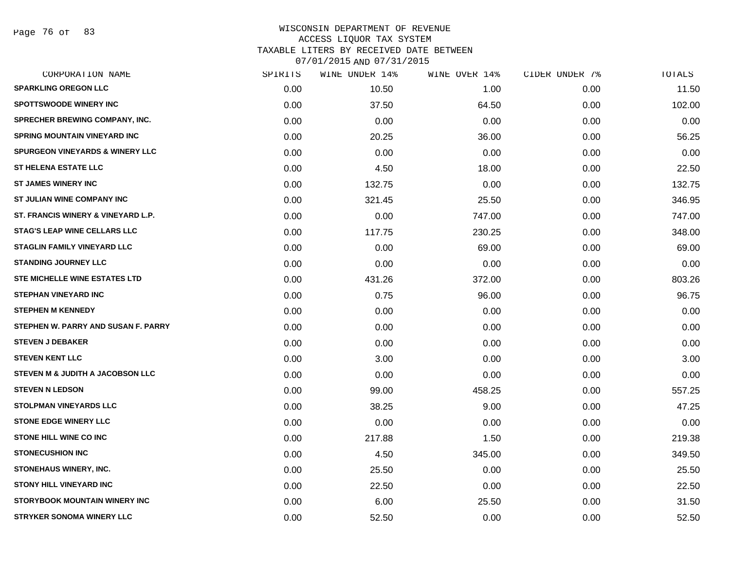# WISCONSIN DEPARTMENT OF REVENUE
## ACCESS LIQUOR TAX SYSTEM
## TAXABLE LITERS BY RECEIVED DATE BETWEEN 07/01/2015 AND 07/31/2015

| CORPORATION NAME | SPIRITS | WINE UNDER 14% | WINE OVER 14% | CIDER UNDER 7% | TOTALS |
|---|---|---|---|---|---|
| SPARKLING OREGON LLC | 0.00 | 10.50 | 1.00 | 0.00 | 11.50 |
| SPOTTSWOODE WINERY INC | 0.00 | 37.50 | 64.50 | 0.00 | 102.00 |
| SPRECHER BREWING COMPANY, INC. | 0.00 | 0.00 | 0.00 | 0.00 | 0.00 |
| SPRING MOUNTAIN VINEYARD INC | 0.00 | 20.25 | 36.00 | 0.00 | 56.25 |
| SPURGEON VINEYARDS & WINERY LLC | 0.00 | 0.00 | 0.00 | 0.00 | 0.00 |
| ST HELENA ESTATE LLC | 0.00 | 4.50 | 18.00 | 0.00 | 22.50 |
| ST JAMES WINERY INC | 0.00 | 132.75 | 0.00 | 0.00 | 132.75 |
| ST JULIAN WINE COMPANY INC | 0.00 | 321.45 | 25.50 | 0.00 | 346.95 |
| ST. FRANCIS WINERY & VINEYARD L.P. | 0.00 | 0.00 | 747.00 | 0.00 | 747.00 |
| STAG'S LEAP WINE CELLARS LLC | 0.00 | 117.75 | 230.25 | 0.00 | 348.00 |
| STAGLIN FAMILY VINEYARD LLC | 0.00 | 0.00 | 69.00 | 0.00 | 69.00 |
| STANDING JOURNEY LLC | 0.00 | 0.00 | 0.00 | 0.00 | 0.00 |
| STE MICHELLE WINE ESTATES LTD | 0.00 | 431.26 | 372.00 | 0.00 | 803.26 |
| STEPHAN VINEYARD INC | 0.00 | 0.75 | 96.00 | 0.00 | 96.75 |
| STEPHEN M KENNEDY | 0.00 | 0.00 | 0.00 | 0.00 | 0.00 |
| STEPHEN W. PARRY AND SUSAN F. PARRY | 0.00 | 0.00 | 0.00 | 0.00 | 0.00 |
| STEVEN J DEBAKER | 0.00 | 0.00 | 0.00 | 0.00 | 0.00 |
| STEVEN KENT LLC | 0.00 | 3.00 | 0.00 | 0.00 | 3.00 |
| STEVEN M & JUDITH A JACOBSON LLC | 0.00 | 0.00 | 0.00 | 0.00 | 0.00 |
| STEVEN N LEDSON | 0.00 | 99.00 | 458.25 | 0.00 | 557.25 |
| STOLPMAN VINEYARDS LLC | 0.00 | 38.25 | 9.00 | 0.00 | 47.25 |
| STONE EDGE WINERY LLC | 0.00 | 0.00 | 0.00 | 0.00 | 0.00 |
| STONE HILL WINE CO INC | 0.00 | 217.88 | 1.50 | 0.00 | 219.38 |
| STONECUSHION INC | 0.00 | 4.50 | 345.00 | 0.00 | 349.50 |
| STONEHAUS WINERY, INC. | 0.00 | 25.50 | 0.00 | 0.00 | 25.50 |
| STONY HILL VINEYARD INC | 0.00 | 22.50 | 0.00 | 0.00 | 22.50 |
| STORYBOOK MOUNTAIN WINERY INC | 0.00 | 6.00 | 25.50 | 0.00 | 31.50 |
| STRYKER SONOMA WINERY LLC | 0.00 | 52.50 | 0.00 | 0.00 | 52.50 |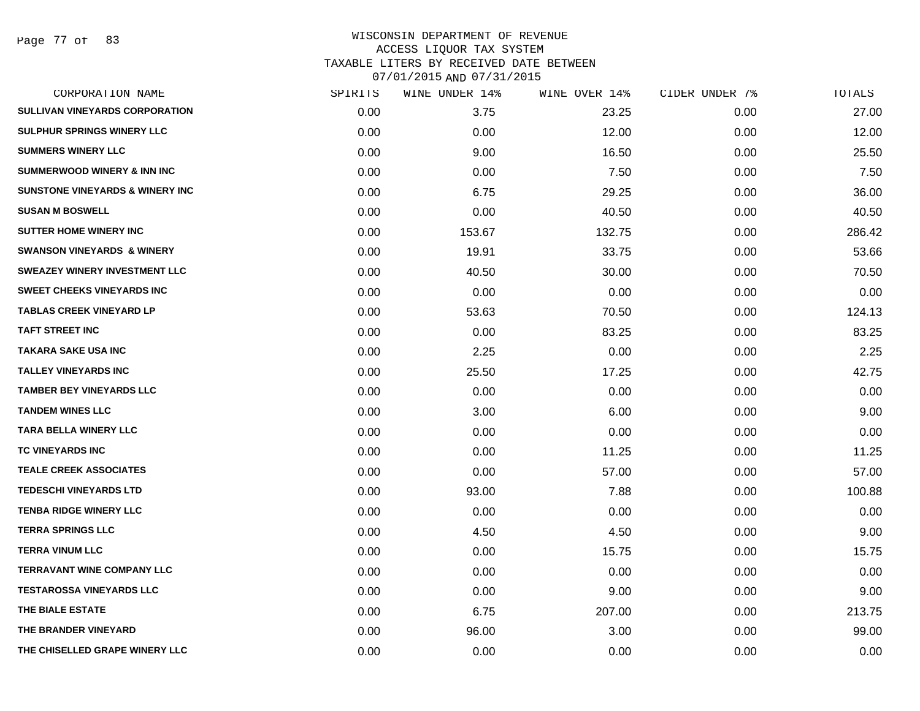# WISCONSIN DEPARTMENT OF REVENUE
## ACCESS LIQUOR TAX SYSTEM
## TAXABLE LITERS BY RECEIVED DATE BETWEEN 07/01/2015 AND 07/31/2015

| CORPORATION NAME | SPIRITS | WINE UNDER 14% | WINE OVER 14% | CIDER UNDER 7% | TOTALS |
|---|---|---|---|---|---|
| SULLIVAN VINEYARDS CORPORATION | 0.00 | 3.75 | 23.25 | 0.00 | 27.00 |
| SULPHUR SPRINGS WINERY LLC | 0.00 | 0.00 | 12.00 | 0.00 | 12.00 |
| SUMMERS WINERY LLC | 0.00 | 9.00 | 16.50 | 0.00 | 25.50 |
| SUMMERWOOD WINERY & INN INC | 0.00 | 0.00 | 7.50 | 0.00 | 7.50 |
| SUNSTONE VINEYARDS & WINERY INC | 0.00 | 6.75 | 29.25 | 0.00 | 36.00 |
| SUSAN M BOSWELL | 0.00 | 0.00 | 40.50 | 0.00 | 40.50 |
| SUTTER HOME WINERY INC | 0.00 | 153.67 | 132.75 | 0.00 | 286.42 |
| SWANSON VINEYARDS & WINERY | 0.00 | 19.91 | 33.75 | 0.00 | 53.66 |
| SWEAZEY WINERY INVESTMENT LLC | 0.00 | 40.50 | 30.00 | 0.00 | 70.50 |
| SWEET CHEEKS VINEYARDS INC | 0.00 | 0.00 | 0.00 | 0.00 | 0.00 |
| TABLAS CREEK VINEYARD LP | 0.00 | 53.63 | 70.50 | 0.00 | 124.13 |
| TAFT STREET INC | 0.00 | 0.00 | 83.25 | 0.00 | 83.25 |
| TAKARA SAKE USA INC | 0.00 | 2.25 | 0.00 | 0.00 | 2.25 |
| TALLEY VINEYARDS INC | 0.00 | 25.50 | 17.25 | 0.00 | 42.75 |
| TAMBER BEY VINEYARDS LLC | 0.00 | 0.00 | 0.00 | 0.00 | 0.00 |
| TANDEM WINES LLC | 0.00 | 3.00 | 6.00 | 0.00 | 9.00 |
| TARA BELLA WINERY LLC | 0.00 | 0.00 | 0.00 | 0.00 | 0.00 |
| TC VINEYARDS INC | 0.00 | 0.00 | 11.25 | 0.00 | 11.25 |
| TEALE CREEK ASSOCIATES | 0.00 | 0.00 | 57.00 | 0.00 | 57.00 |
| TEDESCHI VINEYARDS LTD | 0.00 | 93.00 | 7.88 | 0.00 | 100.88 |
| TENBA RIDGE WINERY LLC | 0.00 | 0.00 | 0.00 | 0.00 | 0.00 |
| TERRA SPRINGS LLC | 0.00 | 4.50 | 4.50 | 0.00 | 9.00 |
| TERRA VINUM LLC | 0.00 | 0.00 | 15.75 | 0.00 | 15.75 |
| TERRAVANT WINE COMPANY LLC | 0.00 | 0.00 | 0.00 | 0.00 | 0.00 |
| TESTAROSSA VINEYARDS LLC | 0.00 | 0.00 | 9.00 | 0.00 | 9.00 |
| THE BIALE ESTATE | 0.00 | 6.75 | 207.00 | 0.00 | 213.75 |
| THE BRANDER VINEYARD | 0.00 | 96.00 | 3.00 | 0.00 | 99.00 |
| THE CHISELLED GRAPE WINERY LLC | 0.00 | 0.00 | 0.00 | 0.00 | 0.00 |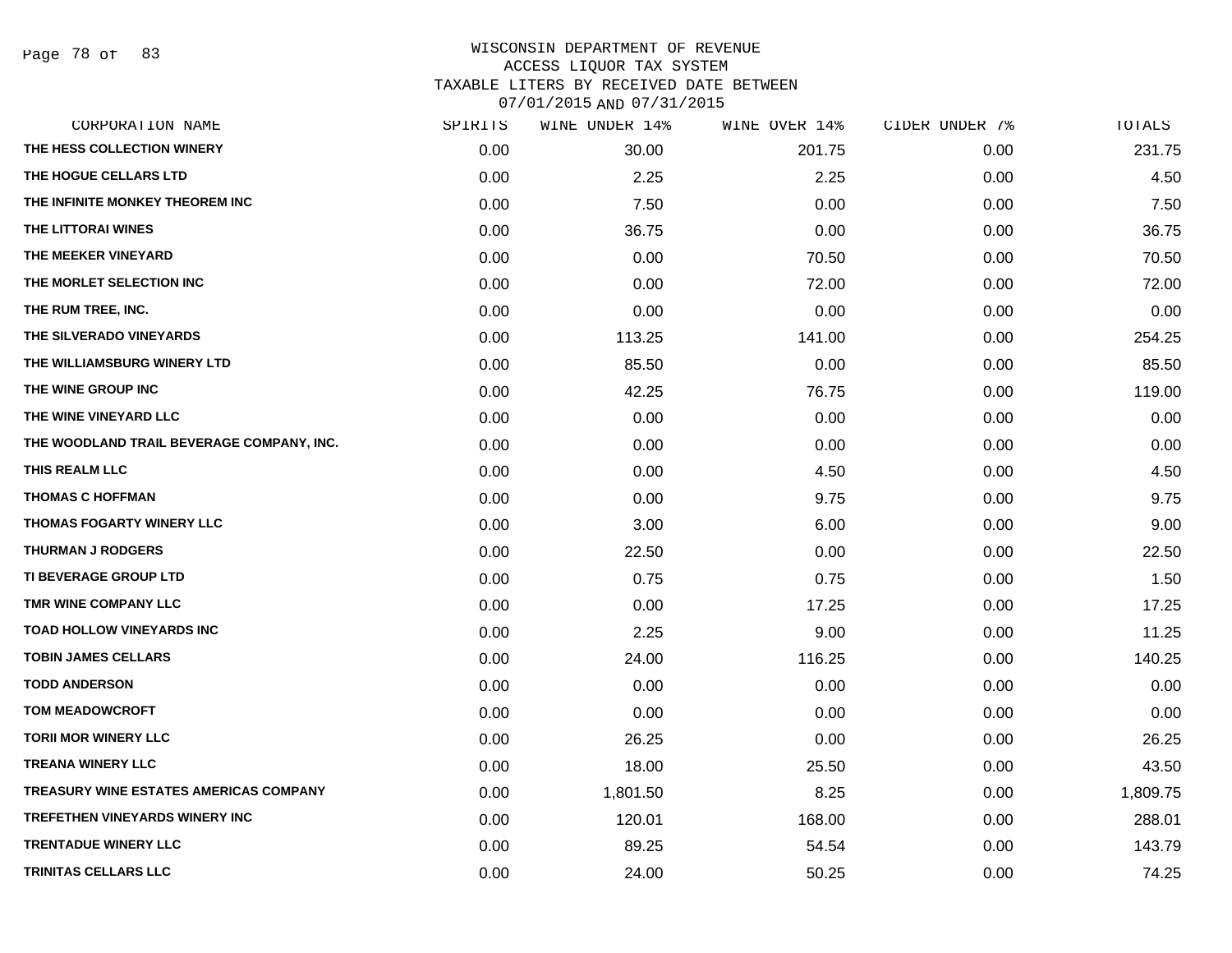WISCONSIN DEPARTMENT OF REVENUE
ACCESS LIQUOR TAX SYSTEM
TAXABLE LITERS BY RECEIVED DATE BETWEEN
07/01/2015 AND 07/31/2015

| CORPORATION NAME | SPIRITS | WINE UNDER 14% | WINE OVER 14% | CIDER UNDER 7% | TOTALS |
|---|---|---|---|---|---|
| THE HESS COLLECTION WINERY | 0.00 | 30.00 | 201.75 | 0.00 | 231.75 |
| THE HOGUE CELLARS LTD | 0.00 | 2.25 | 2.25 | 0.00 | 4.50 |
| THE INFINITE MONKEY THEOREM INC | 0.00 | 7.50 | 0.00 | 0.00 | 7.50 |
| THE LITTORAI WINES | 0.00 | 36.75 | 0.00 | 0.00 | 36.75 |
| THE MEEKER VINEYARD | 0.00 | 0.00 | 70.50 | 0.00 | 70.50 |
| THE MORLET SELECTION INC | 0.00 | 0.00 | 72.00 | 0.00 | 72.00 |
| THE RUM TREE, INC. | 0.00 | 0.00 | 0.00 | 0.00 | 0.00 |
| THE SILVERADO VINEYARDS | 0.00 | 113.25 | 141.00 | 0.00 | 254.25 |
| THE WILLIAMSBURG WINERY LTD | 0.00 | 85.50 | 0.00 | 0.00 | 85.50 |
| THE WINE GROUP INC | 0.00 | 42.25 | 76.75 | 0.00 | 119.00 |
| THE WINE VINEYARD LLC | 0.00 | 0.00 | 0.00 | 0.00 | 0.00 |
| THE WOODLAND TRAIL BEVERAGE COMPANY, INC. | 0.00 | 0.00 | 0.00 | 0.00 | 0.00 |
| THIS REALM LLC | 0.00 | 0.00 | 4.50 | 0.00 | 4.50 |
| THOMAS C HOFFMAN | 0.00 | 0.00 | 9.75 | 0.00 | 9.75 |
| THOMAS FOGARTY WINERY LLC | 0.00 | 3.00 | 6.00 | 0.00 | 9.00 |
| THURMAN J RODGERS | 0.00 | 22.50 | 0.00 | 0.00 | 22.50 |
| TI BEVERAGE GROUP LTD | 0.00 | 0.75 | 0.75 | 0.00 | 1.50 |
| TMR WINE COMPANY LLC | 0.00 | 0.00 | 17.25 | 0.00 | 17.25 |
| TOAD HOLLOW VINEYARDS INC | 0.00 | 2.25 | 9.00 | 0.00 | 11.25 |
| TOBIN JAMES CELLARS | 0.00 | 24.00 | 116.25 | 0.00 | 140.25 |
| TODD ANDERSON | 0.00 | 0.00 | 0.00 | 0.00 | 0.00 |
| TOM MEADOWCROFT | 0.00 | 0.00 | 0.00 | 0.00 | 0.00 |
| TORII MOR WINERY LLC | 0.00 | 26.25 | 0.00 | 0.00 | 26.25 |
| TREANA WINERY LLC | 0.00 | 18.00 | 25.50 | 0.00 | 43.50 |
| TREASURY WINE ESTATES AMERICAS COMPANY | 0.00 | 1,801.50 | 8.25 | 0.00 | 1,809.75 |
| TREFETHEN VINEYARDS WINERY INC | 0.00 | 120.01 | 168.00 | 0.00 | 288.01 |
| TRENTADUE WINERY LLC | 0.00 | 89.25 | 54.54 | 0.00 | 143.79 |
| TRINITAS CELLARS LLC | 0.00 | 24.00 | 50.25 | 0.00 | 74.25 |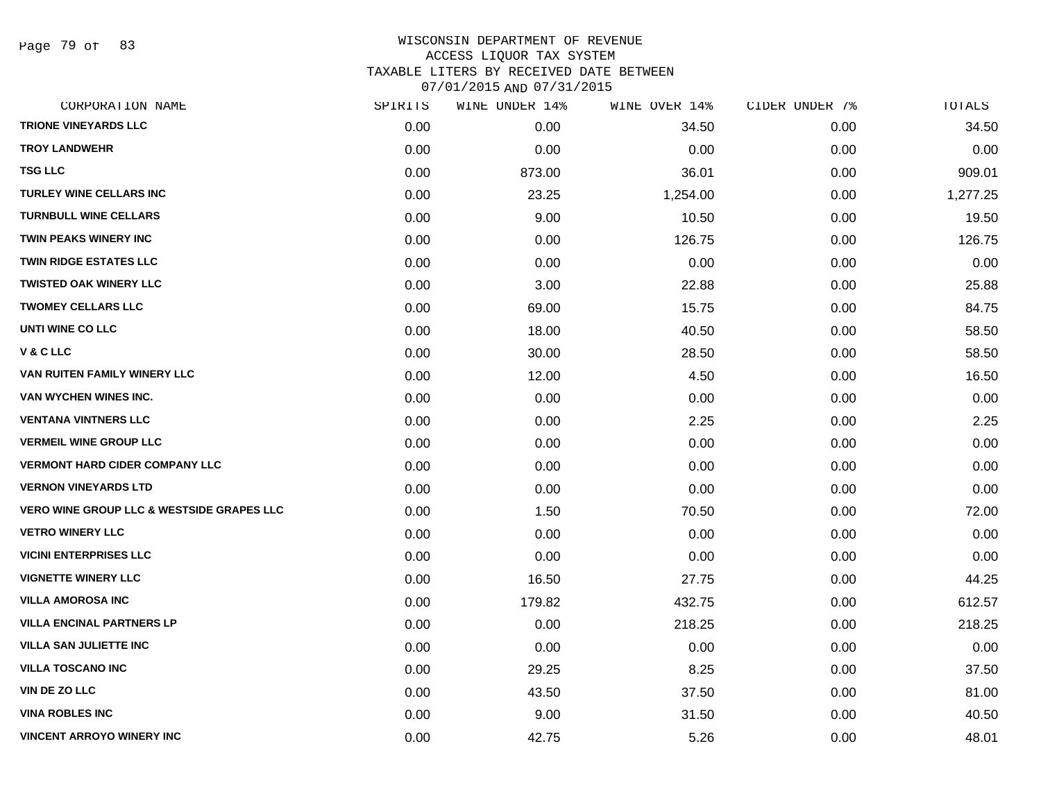# WISCONSIN DEPARTMENT OF REVENUE
## ACCESS LIQUOR TAX SYSTEM
### TAXABLE LITERS BY RECEIVED DATE BETWEEN 07/01/2015 AND 07/31/2015

| CORPORATION NAME | SPIRITS | WINE UNDER 14% | WINE OVER 14% | CIDER UNDER 7% | TOTALS |
|---|---|---|---|---|---|
| TRIONE VINEYARDS LLC | 0.00 | 0.00 | 34.50 | 0.00 | 34.50 |
| TROY LANDWEHR | 0.00 | 0.00 | 0.00 | 0.00 | 0.00 |
| TSG LLC | 0.00 | 873.00 | 36.01 | 0.00 | 909.01 |
| TURLEY WINE CELLARS INC | 0.00 | 23.25 | 1,254.00 | 0.00 | 1,277.25 |
| TURNBULL WINE CELLARS | 0.00 | 9.00 | 10.50 | 0.00 | 19.50 |
| TWIN PEAKS WINERY INC | 0.00 | 0.00 | 126.75 | 0.00 | 126.75 |
| TWIN RIDGE ESTATES LLC | 0.00 | 0.00 | 0.00 | 0.00 | 0.00 |
| TWISTED OAK WINERY LLC | 0.00 | 3.00 | 22.88 | 0.00 | 25.88 |
| TWOMEY CELLARS LLC | 0.00 | 69.00 | 15.75 | 0.00 | 84.75 |
| UNTI WINE CO LLC | 0.00 | 18.00 | 40.50 | 0.00 | 58.50 |
| V & C LLC | 0.00 | 30.00 | 28.50 | 0.00 | 58.50 |
| VAN RUITEN FAMILY WINERY LLC | 0.00 | 12.00 | 4.50 | 0.00 | 16.50 |
| VAN WYCHEN WINES INC. | 0.00 | 0.00 | 0.00 | 0.00 | 0.00 |
| VENTANA VINTNERS LLC | 0.00 | 0.00 | 2.25 | 0.00 | 2.25 |
| VERMEIL WINE GROUP LLC | 0.00 | 0.00 | 0.00 | 0.00 | 0.00 |
| VERMONT HARD CIDER COMPANY LLC | 0.00 | 0.00 | 0.00 | 0.00 | 0.00 |
| VERNON VINEYARDS LTD | 0.00 | 0.00 | 0.00 | 0.00 | 0.00 |
| VERO WINE GROUP LLC & WESTSIDE GRAPES LLC | 0.00 | 1.50 | 70.50 | 0.00 | 72.00 |
| VETRO WINERY LLC | 0.00 | 0.00 | 0.00 | 0.00 | 0.00 |
| VICINI ENTERPRISES LLC | 0.00 | 0.00 | 0.00 | 0.00 | 0.00 |
| VIGNETTE WINERY LLC | 0.00 | 16.50 | 27.75 | 0.00 | 44.25 |
| VILLA AMOROSA INC | 0.00 | 179.82 | 432.75 | 0.00 | 612.57 |
| VILLA ENCINAL PARTNERS LP | 0.00 | 0.00 | 218.25 | 0.00 | 218.25 |
| VILLA SAN JULIETTE INC | 0.00 | 0.00 | 0.00 | 0.00 | 0.00 |
| VILLA TOSCANO INC | 0.00 | 29.25 | 8.25 | 0.00 | 37.50 |
| VIN DE ZO LLC | 0.00 | 43.50 | 37.50 | 0.00 | 81.00 |
| VINA ROBLES INC | 0.00 | 9.00 | 31.50 | 0.00 | 40.50 |
| VINCENT ARROYO WINERY INC | 0.00 | 42.75 | 5.26 | 0.00 | 48.01 |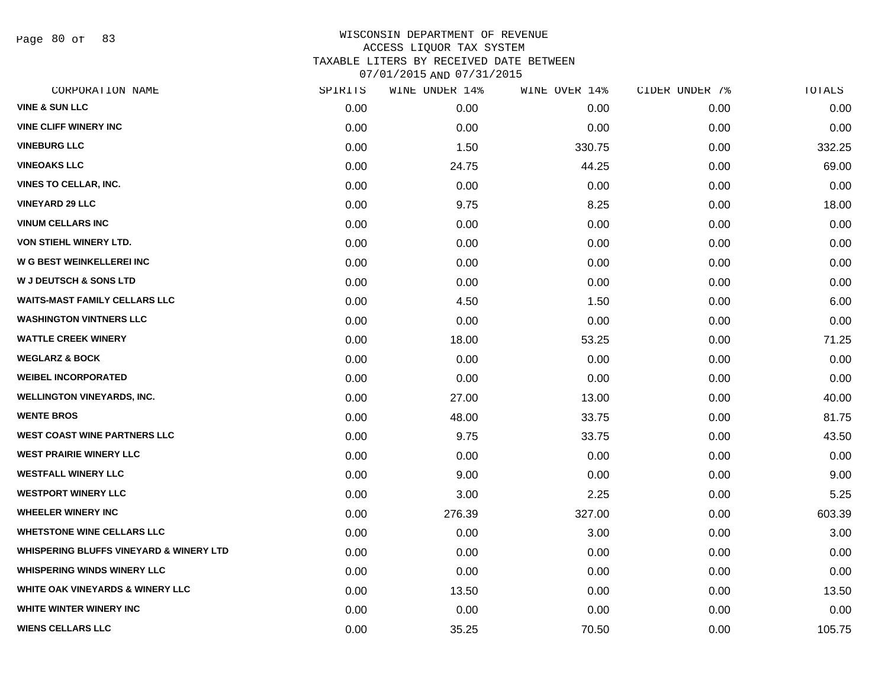# WISCONSIN DEPARTMENT OF REVENUE
## ACCESS LIQUOR TAX SYSTEM
## TAXABLE LITERS BY RECEIVED DATE BETWEEN 07/01/2015 AND 07/31/2015

| CORPORATION NAME | SPIRITS | WINE UNDER 14% | WINE OVER 14% | CIDER UNDER 7% | TOTALS |
|---|---|---|---|---|---|
| VINE & SUN LLC | 0.00 | 0.00 | 0.00 | 0.00 | 0.00 |
| VINE CLIFF WINERY INC | 0.00 | 0.00 | 0.00 | 0.00 | 0.00 |
| VINEBURG LLC | 0.00 | 1.50 | 330.75 | 0.00 | 332.25 |
| VINEOAKS LLC | 0.00 | 24.75 | 44.25 | 0.00 | 69.00 |
| VINES TO CELLAR, INC. | 0.00 | 0.00 | 0.00 | 0.00 | 0.00 |
| VINEYARD 29 LLC | 0.00 | 9.75 | 8.25 | 0.00 | 18.00 |
| VINUM CELLARS INC | 0.00 | 0.00 | 0.00 | 0.00 | 0.00 |
| VON STIEHL WINERY LTD. | 0.00 | 0.00 | 0.00 | 0.00 | 0.00 |
| W G BEST WEINKELLEREI INC | 0.00 | 0.00 | 0.00 | 0.00 | 0.00 |
| W J DEUTSCH & SONS LTD | 0.00 | 0.00 | 0.00 | 0.00 | 0.00 |
| WAITS-MAST FAMILY CELLARS LLC | 0.00 | 4.50 | 1.50 | 0.00 | 6.00 |
| WASHINGTON VINTNERS LLC | 0.00 | 0.00 | 0.00 | 0.00 | 0.00 |
| WATTLE CREEK WINERY | 0.00 | 18.00 | 53.25 | 0.00 | 71.25 |
| WEGLARZ & BOCK | 0.00 | 0.00 | 0.00 | 0.00 | 0.00 |
| WEIBEL INCORPORATED | 0.00 | 0.00 | 0.00 | 0.00 | 0.00 |
| WELLINGTON VINEYARDS, INC. | 0.00 | 27.00 | 13.00 | 0.00 | 40.00 |
| WENTE BROS | 0.00 | 48.00 | 33.75 | 0.00 | 81.75 |
| WEST COAST WINE PARTNERS LLC | 0.00 | 9.75 | 33.75 | 0.00 | 43.50 |
| WEST PRAIRIE WINERY LLC | 0.00 | 0.00 | 0.00 | 0.00 | 0.00 |
| WESTFALL WINERY LLC | 0.00 | 9.00 | 0.00 | 0.00 | 9.00 |
| WESTPORT WINERY LLC | 0.00 | 3.00 | 2.25 | 0.00 | 5.25 |
| WHEELER WINERY INC | 0.00 | 276.39 | 327.00 | 0.00 | 603.39 |
| WHETSTONE WINE CELLARS LLC | 0.00 | 0.00 | 3.00 | 0.00 | 3.00 |
| WHISPERING BLUFFS VINEYARD & WINERY LTD | 0.00 | 0.00 | 0.00 | 0.00 | 0.00 |
| WHISPERING WINDS WINERY LLC | 0.00 | 0.00 | 0.00 | 0.00 | 0.00 |
| WHITE OAK VINEYARDS & WINERY LLC | 0.00 | 13.50 | 0.00 | 0.00 | 13.50 |
| WHITE WINTER WINERY INC | 0.00 | 0.00 | 0.00 | 0.00 | 0.00 |
| WIENS CELLARS LLC | 0.00 | 35.25 | 70.50 | 0.00 | 105.75 |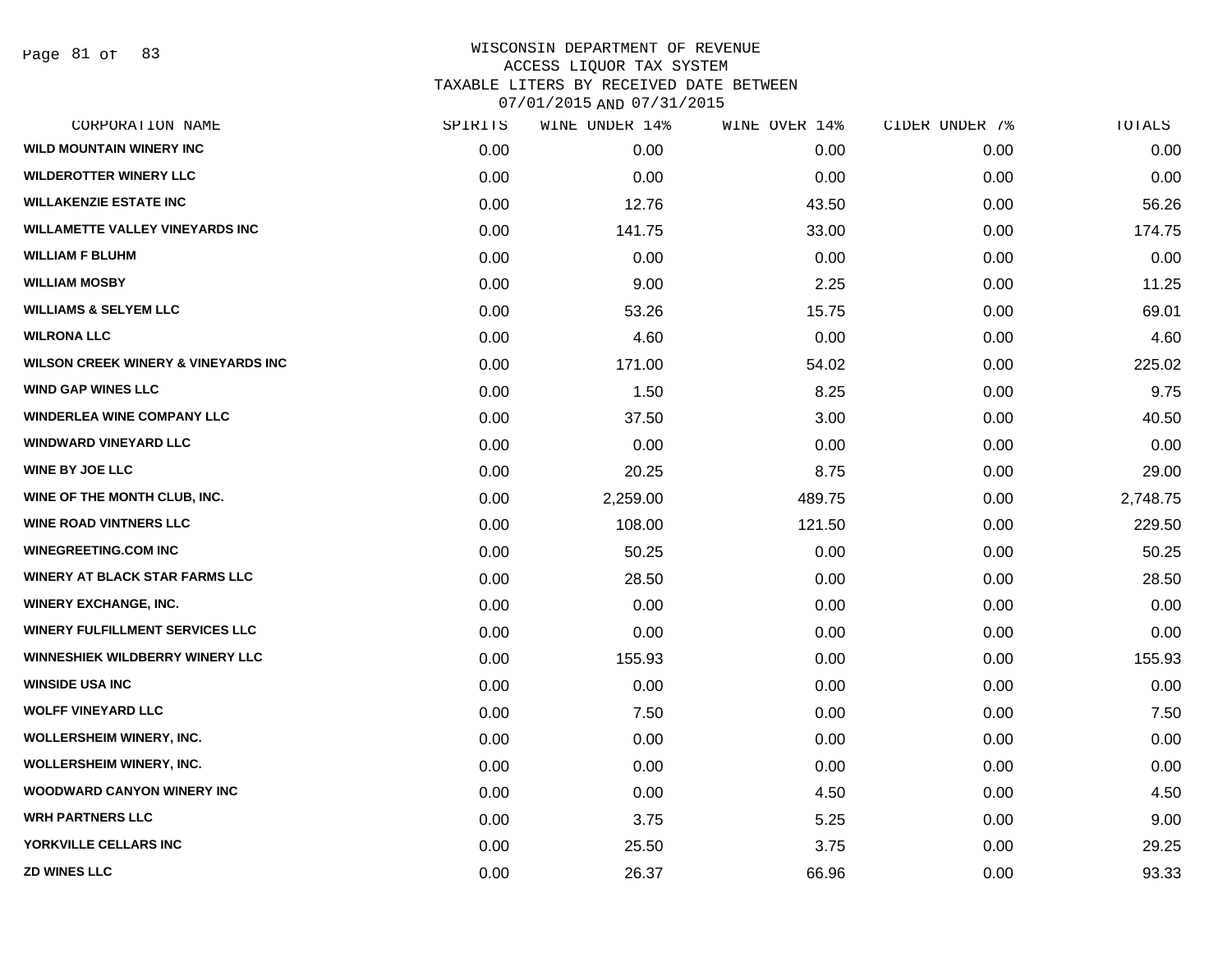WISCONSIN DEPARTMENT OF REVENUE
ACCESS LIQUOR TAX SYSTEM
TAXABLE LITERS BY RECEIVED DATE BETWEEN
07/01/2015 AND 07/31/2015

| CORPORATION NAME | SPIRITS | WINE UNDER 14% | WINE OVER 14% | CIDER UNDER 7% | TOTALS |
|---|---|---|---|---|---|
| WILD MOUNTAIN WINERY INC | 0.00 | 0.00 | 0.00 | 0.00 | 0.00 |
| WILDEROTTER WINERY LLC | 0.00 | 0.00 | 0.00 | 0.00 | 0.00 |
| WILLAKENZIE ESTATE INC | 0.00 | 12.76 | 43.50 | 0.00 | 56.26 |
| WILLAMETTE VALLEY VINEYARDS INC | 0.00 | 141.75 | 33.00 | 0.00 | 174.75 |
| WILLIAM F BLUHM | 0.00 | 0.00 | 0.00 | 0.00 | 0.00 |
| WILLIAM MOSBY | 0.00 | 9.00 | 2.25 | 0.00 | 11.25 |
| WILLIAMS & SELYEM LLC | 0.00 | 53.26 | 15.75 | 0.00 | 69.01 |
| WILRONA LLC | 0.00 | 4.60 | 0.00 | 0.00 | 4.60 |
| WILSON CREEK WINERY & VINEYARDS INC | 0.00 | 171.00 | 54.02 | 0.00 | 225.02 |
| WIND GAP WINES LLC | 0.00 | 1.50 | 8.25 | 0.00 | 9.75 |
| WINDERLEA WINE COMPANY LLC | 0.00 | 37.50 | 3.00 | 0.00 | 40.50 |
| WINDWARD VINEYARD LLC | 0.00 | 0.00 | 0.00 | 0.00 | 0.00 |
| WINE BY JOE LLC | 0.00 | 20.25 | 8.75 | 0.00 | 29.00 |
| WINE OF THE MONTH CLUB, INC. | 0.00 | 2,259.00 | 489.75 | 0.00 | 2,748.75 |
| WINE ROAD VINTNERS LLC | 0.00 | 108.00 | 121.50 | 0.00 | 229.50 |
| WINEGREETING.COM INC | 0.00 | 50.25 | 0.00 | 0.00 | 50.25 |
| WINERY AT BLACK STAR FARMS LLC | 0.00 | 28.50 | 0.00 | 0.00 | 28.50 |
| WINERY EXCHANGE, INC. | 0.00 | 0.00 | 0.00 | 0.00 | 0.00 |
| WINERY FULFILLMENT SERVICES LLC | 0.00 | 0.00 | 0.00 | 0.00 | 0.00 |
| WINNESHIEK WILDBERRY WINERY LLC | 0.00 | 155.93 | 0.00 | 0.00 | 155.93 |
| WINSIDE USA INC | 0.00 | 0.00 | 0.00 | 0.00 | 0.00 |
| WOLFF VINEYARD LLC | 0.00 | 7.50 | 0.00 | 0.00 | 7.50 |
| WOLLERSHEIM WINERY, INC. | 0.00 | 0.00 | 0.00 | 0.00 | 0.00 |
| WOLLERSHEIM WINERY, INC. | 0.00 | 0.00 | 0.00 | 0.00 | 0.00 |
| WOODWARD CANYON WINERY INC | 0.00 | 0.00 | 4.50 | 0.00 | 4.50 |
| WRH PARTNERS LLC | 0.00 | 3.75 | 5.25 | 0.00 | 9.00 |
| YORKVILLE CELLARS INC | 0.00 | 25.50 | 3.75 | 0.00 | 29.25 |
| ZD WINES LLC | 0.00 | 26.37 | 66.96 | 0.00 | 93.33 |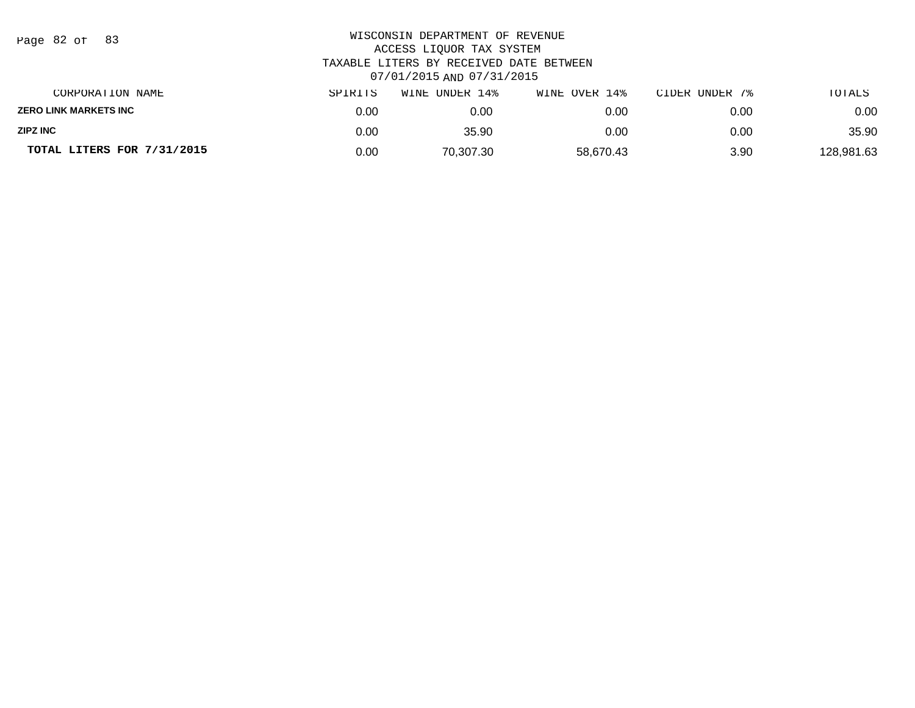WISCONSIN DEPARTMENT OF REVENUE
ACCESS LIQUOR TAX SYSTEM
TAXABLE LITERS BY RECEIVED DATE BETWEEN
07/01/2015 AND 07/31/2015

| CORPORATION NAME | SPIRITS | WINE UNDER 14% | WINE OVER 14% | CIDER UNDER 7% | TOTALS |
|---|---|---|---|---|---|
| ZERO LINK MARKETS INC | 0.00 | 0.00 | 0.00 | 0.00 | 0.00 |
| ZIPZ INC | 0.00 | 35.90 | 0.00 | 0.00 | 35.90 |
| **TOTAL LITERS FOR 7/31/2015** | 0.00 | 70,307.30 | 58,670.43 | 3.90 | 128,981.63 |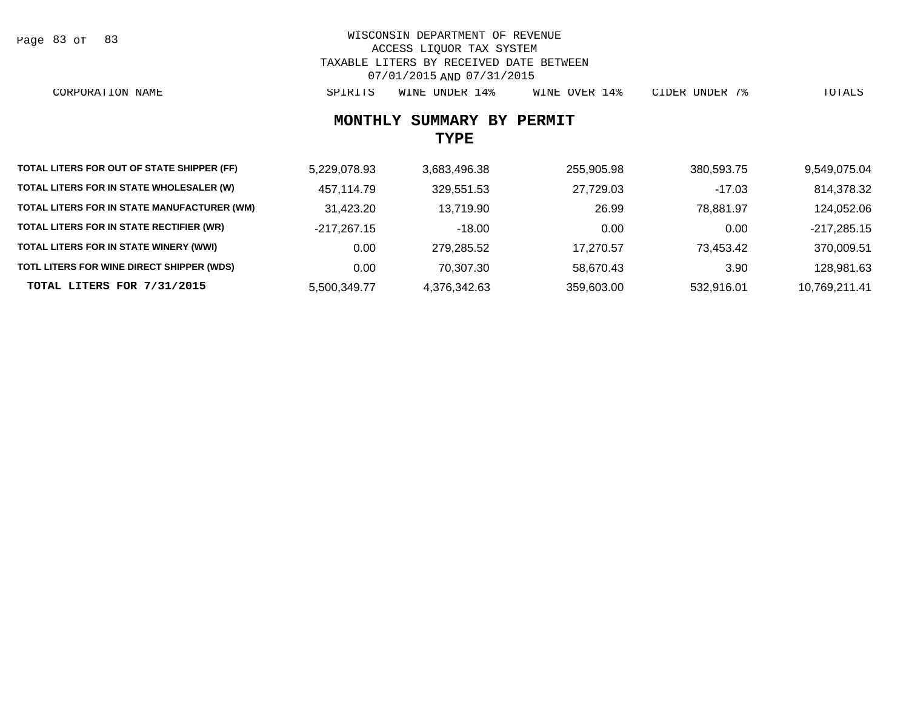WISCONSIN DEPARTMENT OF REVENUE
ACCESS LIQUOR TAX SYSTEM
TAXABLE LITERS BY RECEIVED DATE BETWEEN
07/01/2015 AND 07/31/2015

## MONTHLY SUMMARY BY PERMIT TYPE

| CORPORATION NAME | SPIRITS | WINE UNDER 14% | WINE OVER 14% | CIDER UNDER 7% | TOTALS |
|---|---|---|---|---|---|
| TOTAL LITERS FOR OUT OF STATE SHIPPER (FF) | 5,229,078.93 | 3,683,496.38 | 255,905.98 | 380,593.75 | 9,549,075.04 |
| TOTAL LITERS FOR IN STATE WHOLESALER (W) | 457,114.79 | 329,551.53 | 27,729.03 | -17.03 | 814,378.32 |
| TOTAL LITERS FOR IN STATE MANUFACTURER (WM) | 31,423.20 | 13,719.90 | 26.99 | 78,881.97 | 124,052.06 |
| TOTAL LITERS FOR IN STATE RECTIFIER (WR) | -217,267.15 | -18.00 | 0.00 | 0.00 | -217,285.15 |
| TOTAL LITERS FOR IN STATE WINERY (WWI) | 0.00 | 279,285.52 | 17,270.57 | 73,453.42 | 370,009.51 |
| TOTL LITERS FOR WINE DIRECT SHIPPER (WDS) | 0.00 | 70,307.30 | 58,670.43 | 3.90 | 128,981.63 |
| **TOTAL LITERS FOR 7/31/2015** | 5,500,349.77 | 4,376,342.63 | 359,603.00 | 532,916.01 | 10,769,211.41 |